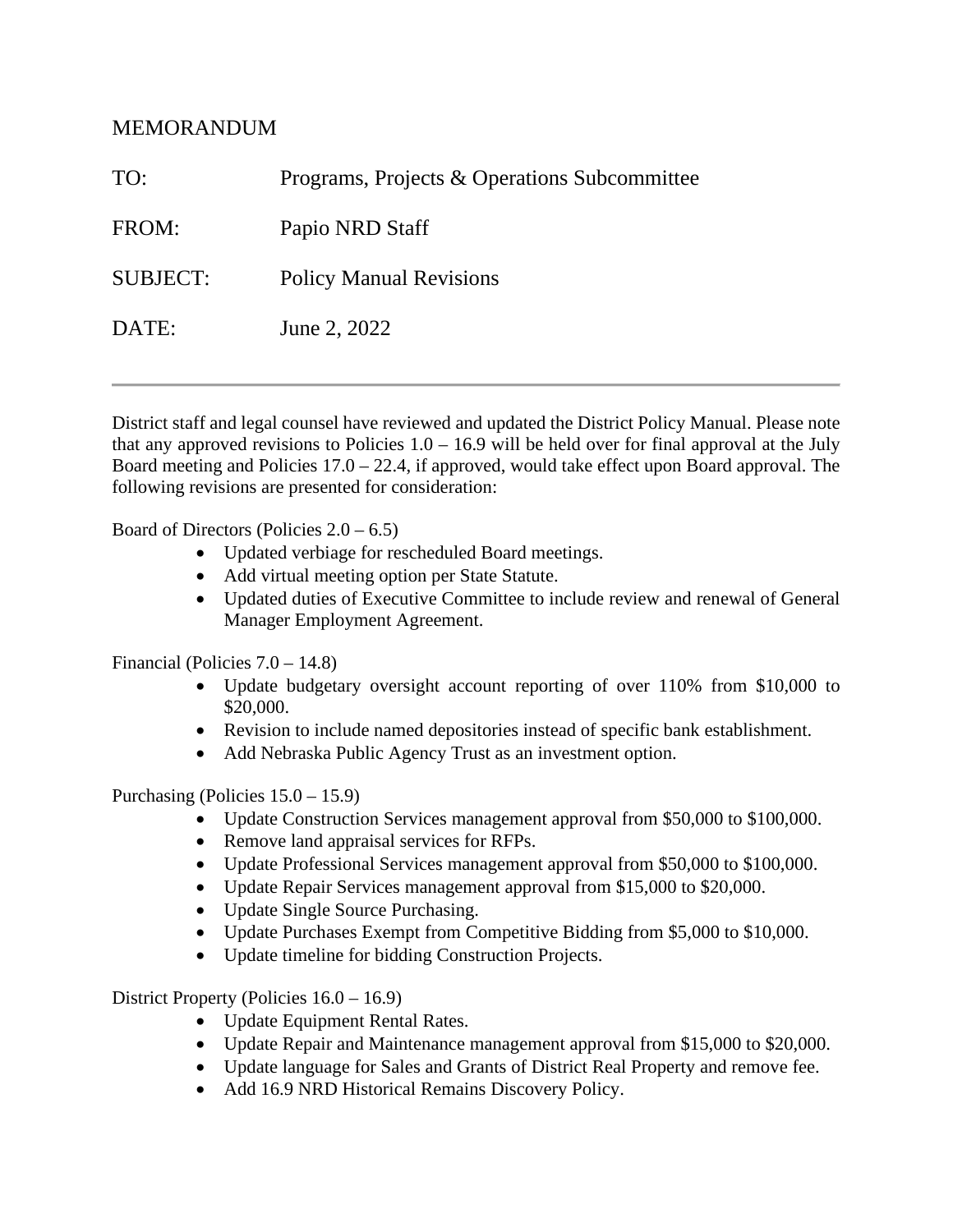# MEMORANDUM

TO: Programs, Projects & Operations Subcommittee

FROM: Papio NRD Staff

SUBJECT: Policy Manual Revisions

DATE: June 2, 2022

---

District staff and legal counsel have reviewed and updated the District Policy Manual. Please note that any approved revisions to Policies 1.0 – 16.9 will be held over for final approval at the July Board meeting and Policies 17.0 – 22.4, if approved, would take effect upon Board approval. The following revisions are presented for consideration:

Board of Directors (Policies 2.0 – 6.5)

- Updated verbiage for rescheduled Board meetings.
- Add virtual meeting option per State Statute.
- Updated duties of Executive Committee to include review and renewal of General Manager Employment Agreement.

Financial (Policies 7.0 – 14.8)

- Update budgetary oversight account reporting of over 110% from $10,000 to $20,000.
- Revision to include named depositories instead of specific bank establishment.
- Add Nebraska Public Agency Trust as an investment option.

Purchasing (Policies 15.0 – 15.9)

- Update Construction Services management approval from $50,000 to $100,000.
- Remove land appraisal services for RFPs.
- Update Professional Services management approval from $50,000 to $100,000.
- Update Repair Services management approval from $15,000 to $20,000.
- Update Single Source Purchasing.
- Update Purchases Exempt from Competitive Bidding from $5,000 to $10,000.
- Update timeline for bidding Construction Projects.

District Property (Policies 16.0 – 16.9)

- Update Equipment Rental Rates.
- Update Repair and Maintenance management approval from $15,000 to $20,000.
- Update language for Sales and Grants of District Real Property and remove fee.
- Add 16.9 NRD Historical Remains Discovery Policy.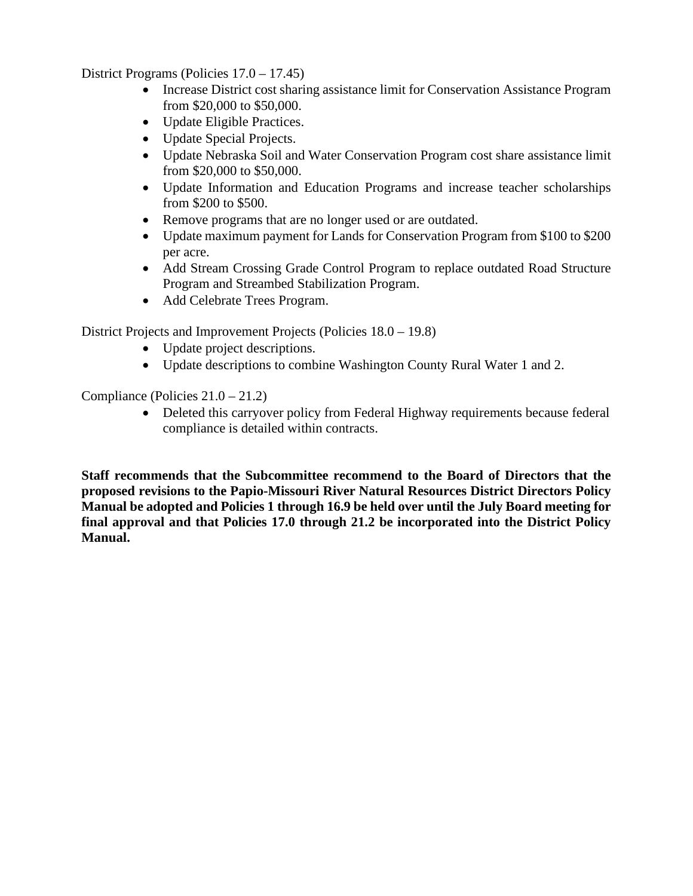District Programs (Policies 17.0 – 17.45)

- Increase District cost sharing assistance limit for Conservation Assistance Program from $20,000 to $50,000.
- Update Eligible Practices.
- Update Special Projects.
- Update Nebraska Soil and Water Conservation Program cost share assistance limit from $20,000 to $50,000.
- Update Information and Education Programs and increase teacher scholarships from $200 to $500.
- Remove programs that are no longer used or are outdated.
- Update maximum payment for Lands for Conservation Program from $100 to $200 per acre.
- Add Stream Crossing Grade Control Program to replace outdated Road Structure Program and Streambed Stabilization Program.
- Add Celebrate Trees Program.

District Projects and Improvement Projects (Policies 18.0 – 19.8)

- Update project descriptions.
- Update descriptions to combine Washington County Rural Water 1 and 2.

Compliance (Policies 21.0 – 21.2)

- Deleted this carryover policy from Federal Highway requirements because federal compliance is detailed within contracts.

**Staff recommends that the Subcommittee recommend to the Board of Directors that the proposed revisions to the Papio-Missouri River Natural Resources District Directors Policy Manual be adopted and Policies 1 through 16.9 be held over until the July Board meeting for final approval and that Policies 17.0 through 21.2 be incorporated into the District Policy Manual.**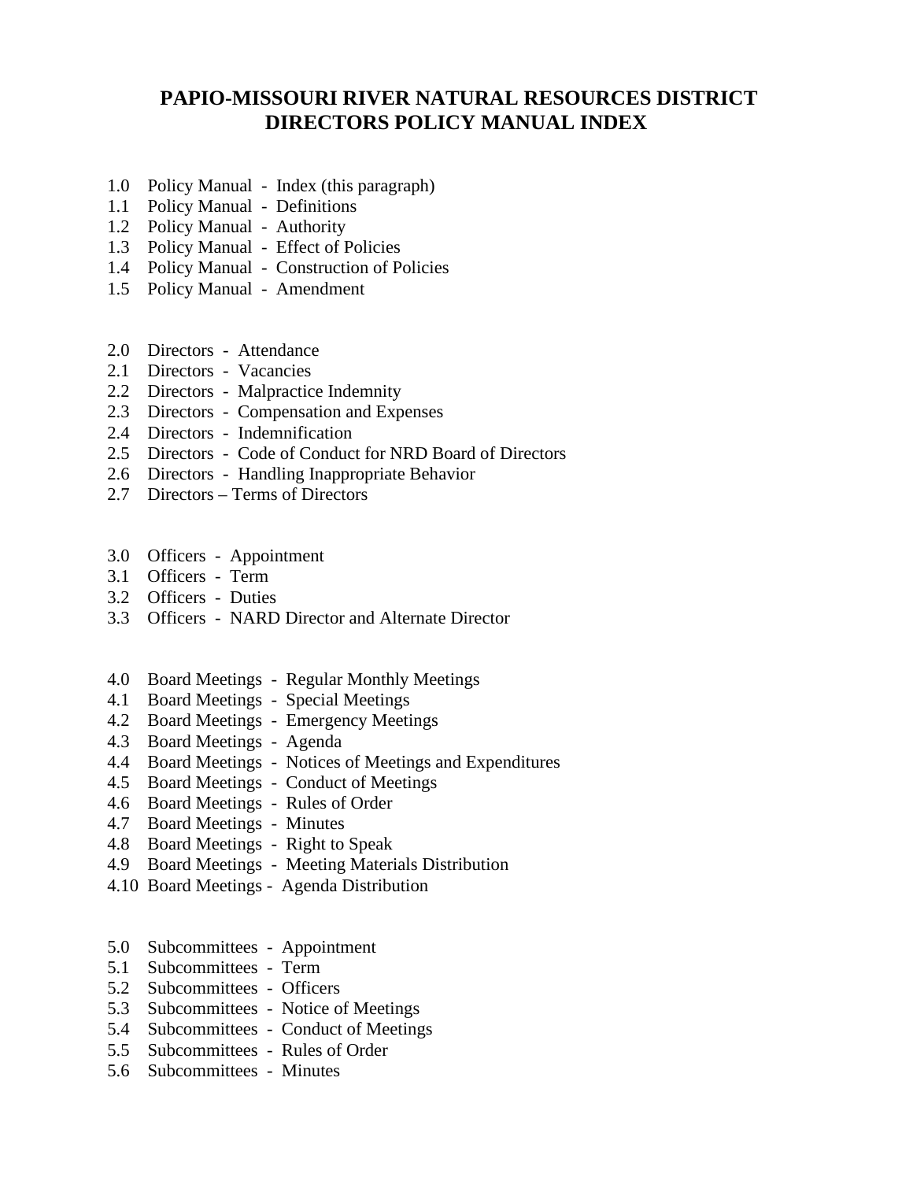# PAPIO-MISSOURI RIVER NATURAL RESOURCES DISTRICT
# DIRECTORS POLICY MANUAL INDEX

1.0 Policy Manual - Index (this paragraph)
1.1 Policy Manual - Definitions
1.2 Policy Manual - Authority
1.3 Policy Manual - Effect of Policies
1.4 Policy Manual - Construction of Policies
1.5 Policy Manual - Amendment

2.0 Directors - Attendance
2.1 Directors - Vacancies
2.2 Directors - Malpractice Indemnity
2.3 Directors - Compensation and Expenses
2.4 Directors - Indemnification
2.5 Directors - Code of Conduct for NRD Board of Directors
2.6 Directors - Handling Inappropriate Behavior
2.7 Directors – Terms of Directors

3.0 Officers - Appointment
3.1 Officers - Term
3.2 Officers - Duties
3.3 Officers - NARD Director and Alternate Director

4.0 Board Meetings - Regular Monthly Meetings
4.1 Board Meetings - Special Meetings
4.2 Board Meetings - Emergency Meetings
4.3 Board Meetings - Agenda
4.4 Board Meetings - Notices of Meetings and Expenditures
4.5 Board Meetings - Conduct of Meetings
4.6 Board Meetings - Rules of Order
4.7 Board Meetings - Minutes
4.8 Board Meetings - Right to Speak
4.9 Board Meetings - Meeting Materials Distribution
4.10 Board Meetings - Agenda Distribution

5.0 Subcommittees - Appointment
5.1 Subcommittees - Term
5.2 Subcommittees - Officers
5.3 Subcommittees - Notice of Meetings
5.4 Subcommittees - Conduct of Meetings
5.5 Subcommittees - Rules of Order
5.6 Subcommittees - Minutes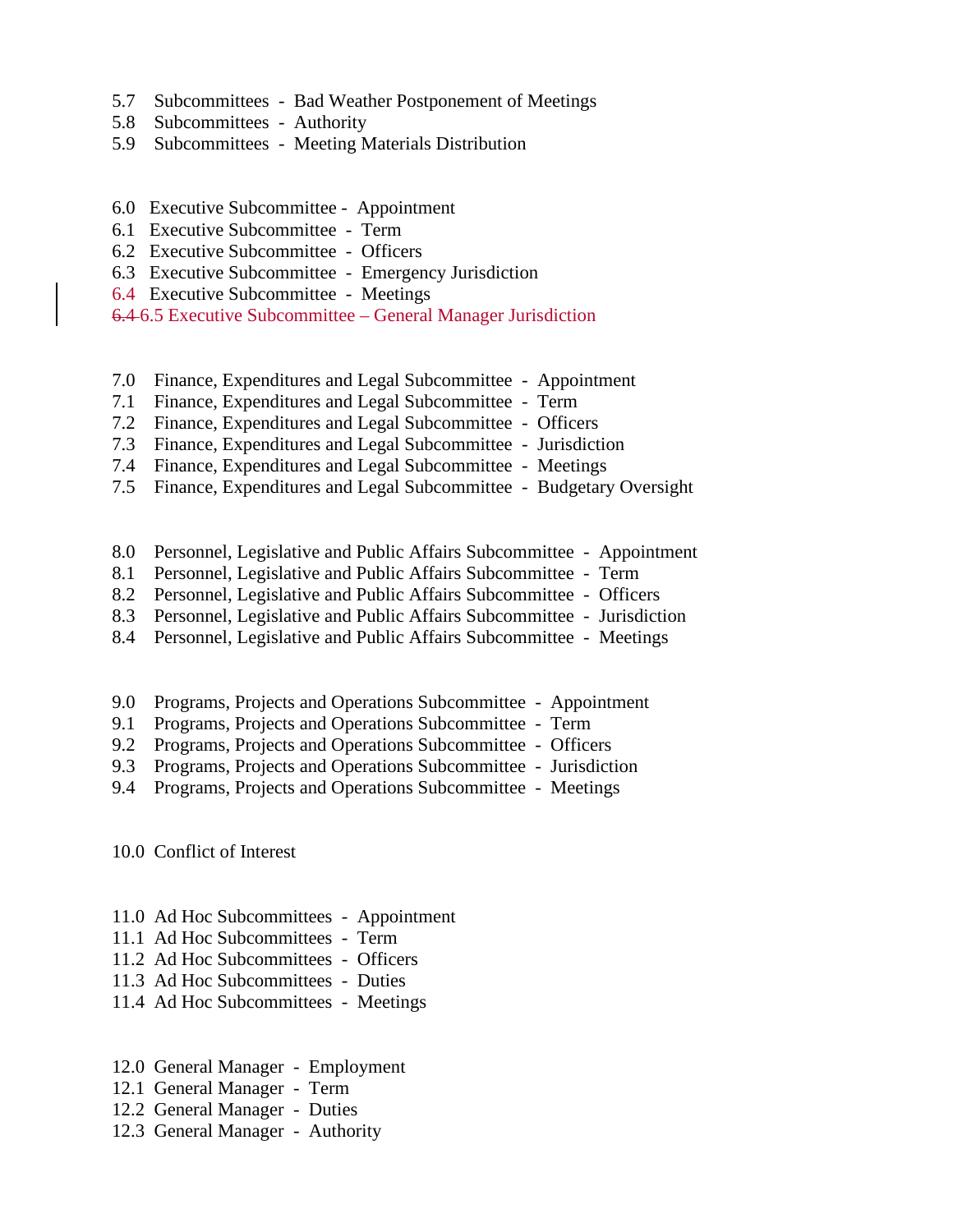5.7 Subcommittees - Bad Weather Postponement of Meetings
5.8 Subcommittees - Authority
5.9 Subcommittees - Meeting Materials Distribution

6.0 Executive Subcommittee - Appointment
6.1 Executive Subcommittee - Term
6.2 Executive Subcommittee - Officers
6.3 Executive Subcommittee - Emergency Jurisdiction
6.4 Executive Subcommittee - Meetings
~~6.4~~ 6.5 Executive Subcommittee – General Manager Jurisdiction

7.0 Finance, Expenditures and Legal Subcommittee - Appointment
7.1 Finance, Expenditures and Legal Subcommittee - Term
7.2 Finance, Expenditures and Legal Subcommittee - Officers
7.3 Finance, Expenditures and Legal Subcommittee - Jurisdiction
7.4 Finance, Expenditures and Legal Subcommittee - Meetings
7.5 Finance, Expenditures and Legal Subcommittee - Budgetary Oversight

8.0 Personnel, Legislative and Public Affairs Subcommittee - Appointment
8.1 Personnel, Legislative and Public Affairs Subcommittee - Term
8.2 Personnel, Legislative and Public Affairs Subcommittee - Officers
8.3 Personnel, Legislative and Public Affairs Subcommittee - Jurisdiction
8.4 Personnel, Legislative and Public Affairs Subcommittee - Meetings

9.0 Programs, Projects and Operations Subcommittee - Appointment
9.1 Programs, Projects and Operations Subcommittee - Term
9.2 Programs, Projects and Operations Subcommittee - Officers
9.3 Programs, Projects and Operations Subcommittee - Jurisdiction
9.4 Programs, Projects and Operations Subcommittee - Meetings

10.0 Conflict of Interest

11.0 Ad Hoc Subcommittees - Appointment
11.1 Ad Hoc Subcommittees - Term
11.2 Ad Hoc Subcommittees - Officers
11.3 Ad Hoc Subcommittees - Duties
11.4 Ad Hoc Subcommittees - Meetings

12.0 General Manager - Employment
12.1 General Manager - Term
12.2 General Manager - Duties
12.3 General Manager - Authority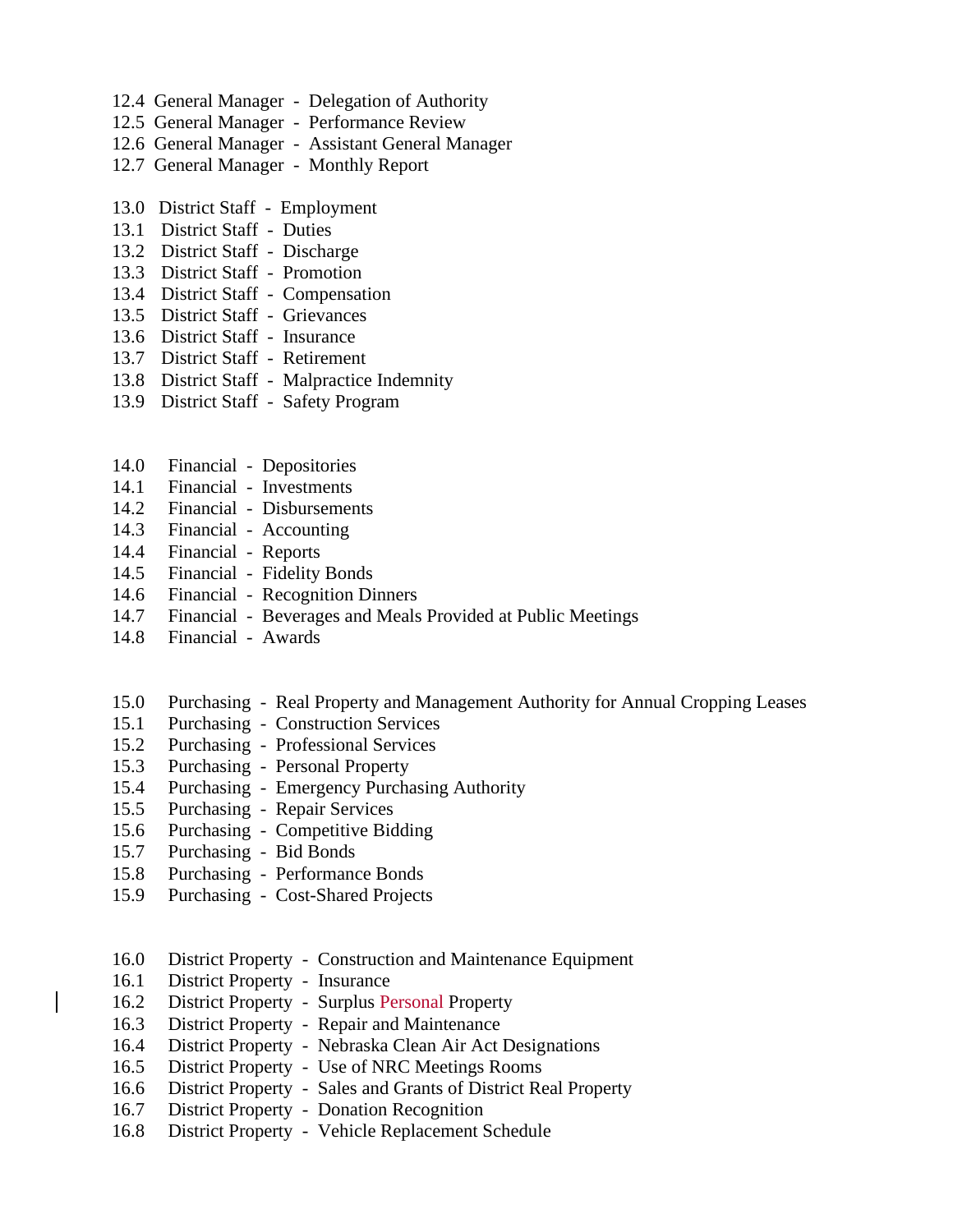12.4 General Manager - Delegation of Authority
12.5 General Manager - Performance Review
12.6 General Manager - Assistant General Manager
12.7 General Manager - Monthly Report

13.0 District Staff - Employment
13.1 District Staff - Duties
13.2 District Staff - Discharge
13.3 District Staff - Promotion
13.4 District Staff - Compensation
13.5 District Staff - Grievances
13.6 District Staff - Insurance
13.7 District Staff - Retirement
13.8 District Staff - Malpractice Indemnity
13.9 District Staff - Safety Program

14.0 Financial - Depositories
14.1 Financial - Investments
14.2 Financial - Disbursements
14.3 Financial - Accounting
14.4 Financial - Reports
14.5 Financial - Fidelity Bonds
14.6 Financial - Recognition Dinners
14.7 Financial - Beverages and Meals Provided at Public Meetings
14.8 Financial - Awards

15.0 Purchasing - Real Property and Management Authority for Annual Cropping Leases
15.1 Purchasing - Construction Services
15.2 Purchasing - Professional Services
15.3 Purchasing - Personal Property
15.4 Purchasing - Emergency Purchasing Authority
15.5 Purchasing - Repair Services
15.6 Purchasing - Competitive Bidding
15.7 Purchasing - Bid Bonds
15.8 Purchasing - Performance Bonds
15.9 Purchasing - Cost-Shared Projects

16.0 District Property - Construction and Maintenance Equipment
16.1 District Property - Insurance
16.2 District Property - Surplus Personal Property
16.3 District Property - Repair and Maintenance
16.4 District Property - Nebraska Clean Air Act Designations
16.5 District Property - Use of NRC Meetings Rooms
16.6 District Property - Sales and Grants of District Real Property
16.7 District Property - Donation Recognition
16.8 District Property - Vehicle Replacement Schedule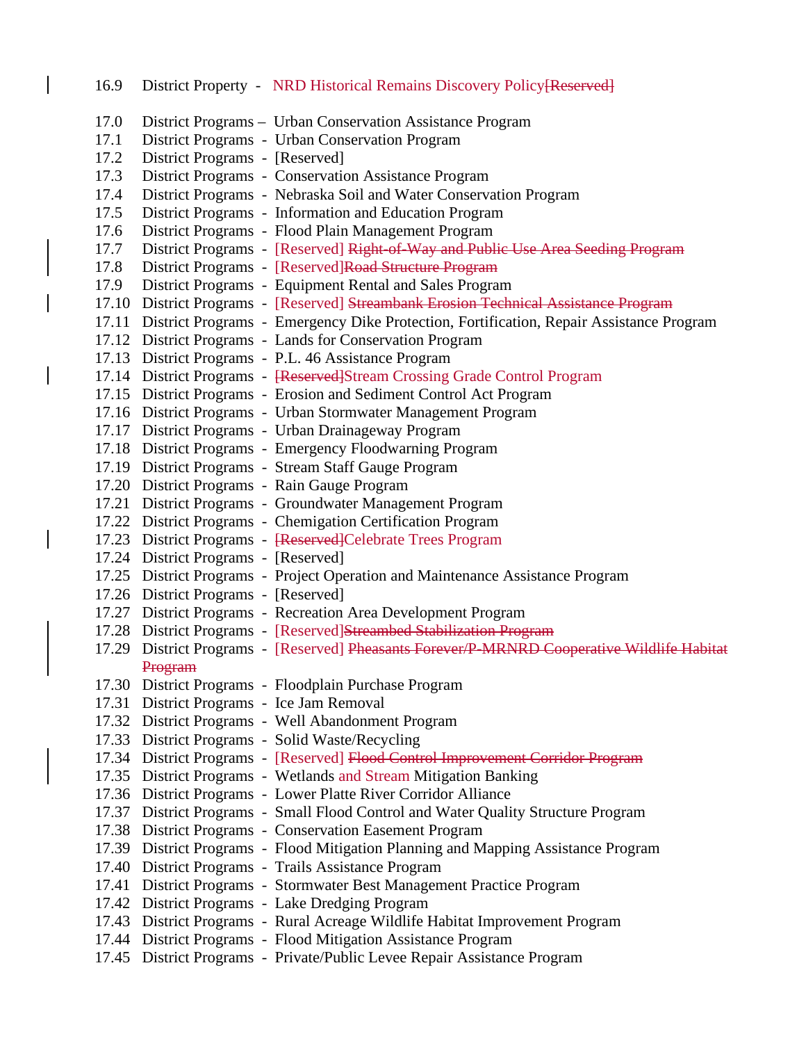16.9 District Property - NRD Historical Remains Discovery Policy~~[Reserved]~~

17.0 District Programs – Urban Conservation Assistance Program

17.1 District Programs - Urban Conservation Program

17.2 District Programs - [Reserved]

17.3 District Programs - Conservation Assistance Program

17.4 District Programs - Nebraska Soil and Water Conservation Program

17.5 District Programs - Information and Education Program

17.6 District Programs - Flood Plain Management Program

17.7 District Programs - [Reserved] ~~Right-of-Way and Public Use Area Seeding Program~~

17.8 District Programs - [Reserved]~~Road Structure Program~~

17.9 District Programs - Equipment Rental and Sales Program

17.10 District Programs - [Reserved] ~~Streambank Erosion Technical Assistance Program~~

17.11 District Programs - Emergency Dike Protection, Fortification, Repair Assistance Program

17.12 District Programs - Lands for Conservation Program

17.13 District Programs - P.L. 46 Assistance Program

17.14 District Programs - ~~[Reserved]~~Stream Crossing Grade Control Program

17.15 District Programs - Erosion and Sediment Control Act Program

17.16 District Programs - Urban Stormwater Management Program

17.17 District Programs - Urban Drainageway Program

17.18 District Programs - Emergency Floodwarning Program

17.19 District Programs - Stream Staff Gauge Program

17.20 District Programs - Rain Gauge Program

17.21 District Programs - Groundwater Management Program

17.22 District Programs - Chemigation Certification Program

17.23 District Programs - ~~[Reserved]~~Celebrate Trees Program

17.24 District Programs - [Reserved]

17.25 District Programs - Project Operation and Maintenance Assistance Program

17.26 District Programs - [Reserved]

17.27 District Programs - Recreation Area Development Program

17.28 District Programs - [Reserved]~~Streambed Stabilization Program~~

17.29 District Programs - [Reserved] ~~Pheasants Forever/P-MRNRD Cooperative Wildlife Habitat Program~~

17.30 District Programs - Floodplain Purchase Program

17.31 District Programs - Ice Jam Removal

17.32 District Programs - Well Abandonment Program

17.33 District Programs - Solid Waste/Recycling

17.34 District Programs - [Reserved] ~~Flood Control Improvement Corridor Program~~

17.35 District Programs - Wetlands and Stream Mitigation Banking

17.36 District Programs - Lower Platte River Corridor Alliance

17.37 District Programs - Small Flood Control and Water Quality Structure Program

17.38 District Programs - Conservation Easement Program

17.39 District Programs - Flood Mitigation Planning and Mapping Assistance Program

17.40 District Programs - Trails Assistance Program

17.41 District Programs - Stormwater Best Management Practice Program

17.42 District Programs - Lake Dredging Program

17.43 District Programs - Rural Acreage Wildlife Habitat Improvement Program

17.44 District Programs - Flood Mitigation Assistance Program

17.45 District Programs - Private/Public Levee Repair Assistance Program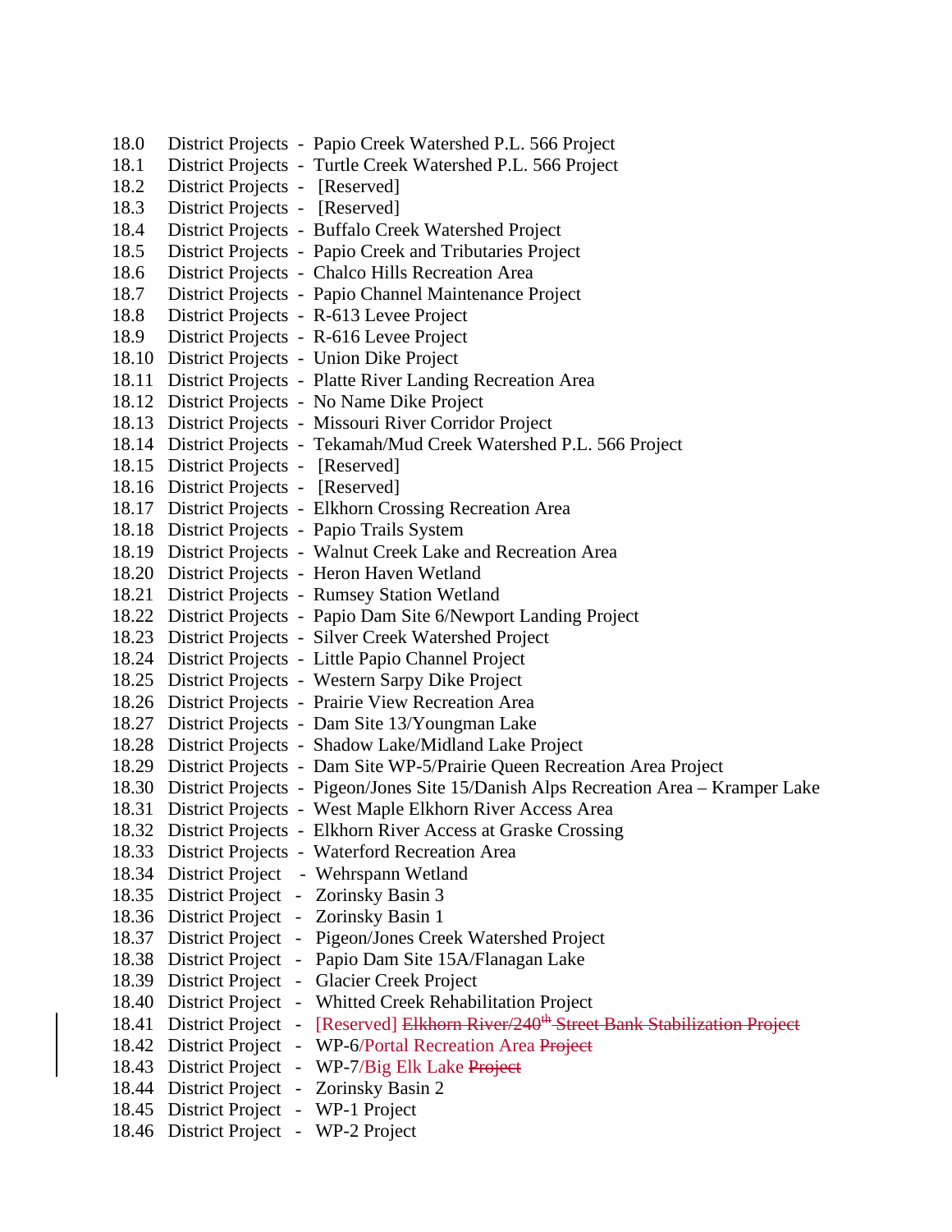18.0 District Projects - Papio Creek Watershed P.L. 566 Project
18.1 District Projects - Turtle Creek Watershed P.L. 566 Project
18.2 District Projects - [Reserved]
18.3 District Projects - [Reserved]
18.4 District Projects - Buffalo Creek Watershed Project
18.5 District Projects - Papio Creek and Tributaries Project
18.6 District Projects - Chalco Hills Recreation Area
18.7 District Projects - Papio Channel Maintenance Project
18.8 District Projects - R-613 Levee Project
18.9 District Projects - R-616 Levee Project
18.10 District Projects - Union Dike Project
18.11 District Projects - Platte River Landing Recreation Area
18.12 District Projects - No Name Dike Project
18.13 District Projects - Missouri River Corridor Project
18.14 District Projects - Tekamah/Mud Creek Watershed P.L. 566 Project
18.15 District Projects - [Reserved]
18.16 District Projects - [Reserved]
18.17 District Projects - Elkhorn Crossing Recreation Area
18.18 District Projects - Papio Trails System
18.19 District Projects - Walnut Creek Lake and Recreation Area
18.20 District Projects - Heron Haven Wetland
18.21 District Projects - Rumsey Station Wetland
18.22 District Projects - Papio Dam Site 6/Newport Landing Project
18.23 District Projects - Silver Creek Watershed Project
18.24 District Projects - Little Papio Channel Project
18.25 District Projects - Western Sarpy Dike Project
18.26 District Projects - Prairie View Recreation Area
18.27 District Projects - Dam Site 13/Youngman Lake
18.28 District Projects - Shadow Lake/Midland Lake Project
18.29 District Projects - Dam Site WP-5/Prairie Queen Recreation Area Project
18.30 District Projects - Pigeon/Jones Site 15/Danish Alps Recreation Area – Kramper Lake
18.31 District Projects - West Maple Elkhorn River Access Area
18.32 District Projects - Elkhorn River Access at Graske Crossing
18.33 District Projects - Waterford Recreation Area
18.34 District Project - Wehrspann Wetland
18.35 District Project - Zorinsky Basin 3
18.36 District Project - Zorinsky Basin 1
18.37 District Project - Pigeon/Jones Creek Watershed Project
18.38 District Project - Papio Dam Site 15A/Flanagan Lake
18.39 District Project - Glacier Creek Project
18.40 District Project - Whitted Creek Rehabilitation Project
18.41 District Project - [Reserved] ~~Elkhorn River/240th Street Bank Stabilization Project~~
18.42 District Project - WP-6/Portal Recreation Area ~~Project~~
18.43 District Project - WP-7/Big Elk Lake ~~Project~~
18.44 District Project - Zorinsky Basin 2
18.45 District Project - WP-1 Project
18.46 District Project - WP-2 Project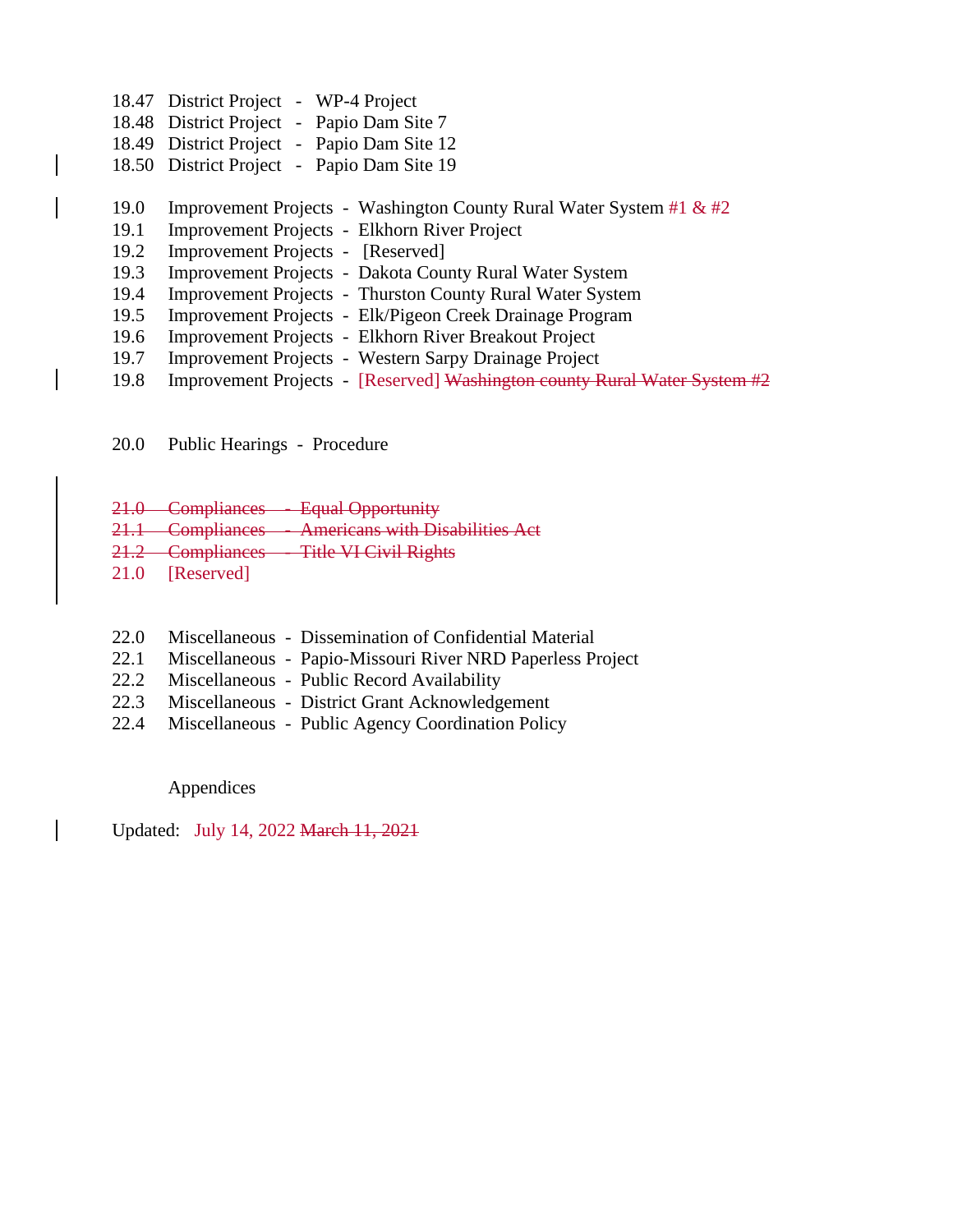18.47 District Project - WP-4 Project
18.48 District Project - Papio Dam Site 7
18.49 District Project - Papio Dam Site 12
18.50 District Project - Papio Dam Site 19

19.0 Improvement Projects - Washington County Rural Water System #1 & #2
19.1 Improvement Projects - Elkhorn River Project
19.2 Improvement Projects - [Reserved]
19.3 Improvement Projects - Dakota County Rural Water System
19.4 Improvement Projects - Thurston County Rural Water System
19.5 Improvement Projects - Elk/Pigeon Creek Drainage Program
19.6 Improvement Projects - Elkhorn River Breakout Project
19.7 Improvement Projects - Western Sarpy Drainage Project
19.8 Improvement Projects - [Reserved] ~~Washington county Rural Water System #2~~

20.0 Public Hearings - Procedure

~~21.0 Compliances - Equal Opportunity~~
~~21.1 Compliances - Americans with Disabilities Act~~
~~21.2 Compliances - Title VI Civil Rights~~
21.0 [Reserved]

22.0 Miscellaneous - Dissemination of Confidential Material
22.1 Miscellaneous - Papio-Missouri River NRD Paperless Project
22.2 Miscellaneous - Public Record Availability
22.3 Miscellaneous - District Grant Acknowledgement
22.4 Miscellaneous - Public Agency Coordination Policy

Appendices

Updated: July 14, 2022 ~~March 11, 2021~~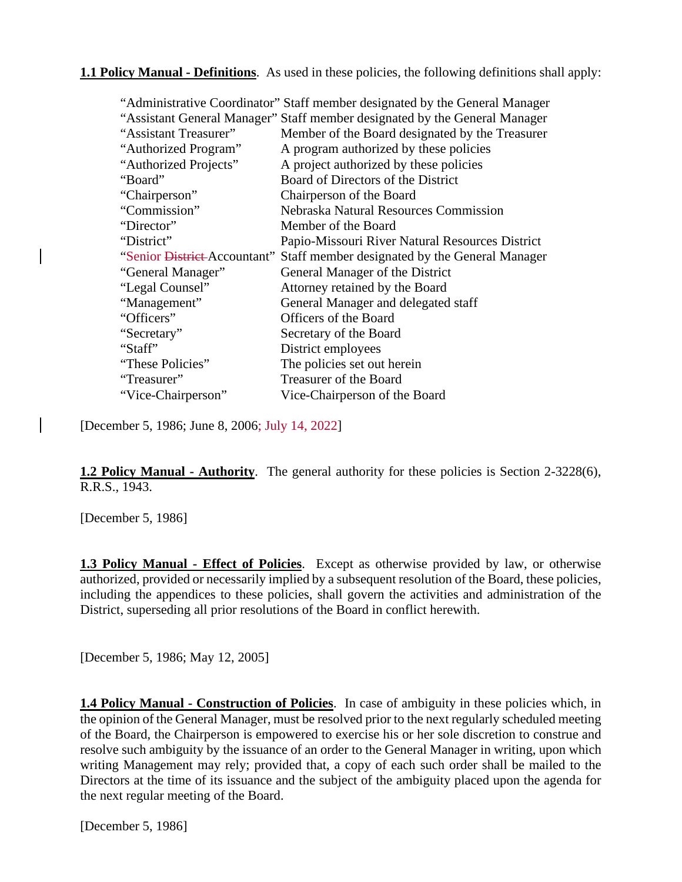**1.1 Policy Manual - Definitions**. As used in these policies, the following definitions shall apply:

| | |
|---|---|
| "Administrative Coordinator" | Staff member designated by the General Manager |
| "Assistant General Manager" | Staff member designated by the General Manager |
| "Assistant Treasurer" | Member of the Board designated by the Treasurer |
| "Authorized Program" | A program authorized by these policies |
| "Authorized Projects" | A project authorized by these policies |
| "Board" | Board of Directors of the District |
| "Chairperson" | Chairperson of the Board |
| "Commission" | Nebraska Natural Resources Commission |
| "Director" | Member of the Board |
| "District" | Papio-Missouri River Natural Resources District |
| "Senior ~~District~~ Accountant" | Staff member designated by the General Manager |
| "General Manager" | General Manager of the District |
| "Legal Counsel" | Attorney retained by the Board |
| "Management" | General Manager and delegated staff |
| "Officers" | Officers of the Board |
| "Secretary" | Secretary of the Board |
| "Staff" | District employees |
| "These Policies" | The policies set out herein |
| "Treasurer" | Treasurer of the Board |
| "Vice-Chairperson" | Vice-Chairperson of the Board |

[December 5, 1986; June 8, 2006; July 14, 2022]

**1.2 Policy Manual - Authority**. The general authority for these policies is Section 2-3228(6), R.R.S., 1943.

[December 5, 1986]

**1.3 Policy Manual - Effect of Policies**. Except as otherwise provided by law, or otherwise authorized, provided or necessarily implied by a subsequent resolution of the Board, these policies, including the appendices to these policies, shall govern the activities and administration of the District, superseding all prior resolutions of the Board in conflict herewith.

[December 5, 1986; May 12, 2005]

**1.4 Policy Manual - Construction of Policies**. In case of ambiguity in these policies which, in the opinion of the General Manager, must be resolved prior to the next regularly scheduled meeting of the Board, the Chairperson is empowered to exercise his or her sole discretion to construe and resolve such ambiguity by the issuance of an order to the General Manager in writing, upon which writing Management may rely; provided that, a copy of each such order shall be mailed to the Directors at the time of its issuance and the subject of the ambiguity placed upon the agenda for the next regular meeting of the Board.

[December 5, 1986]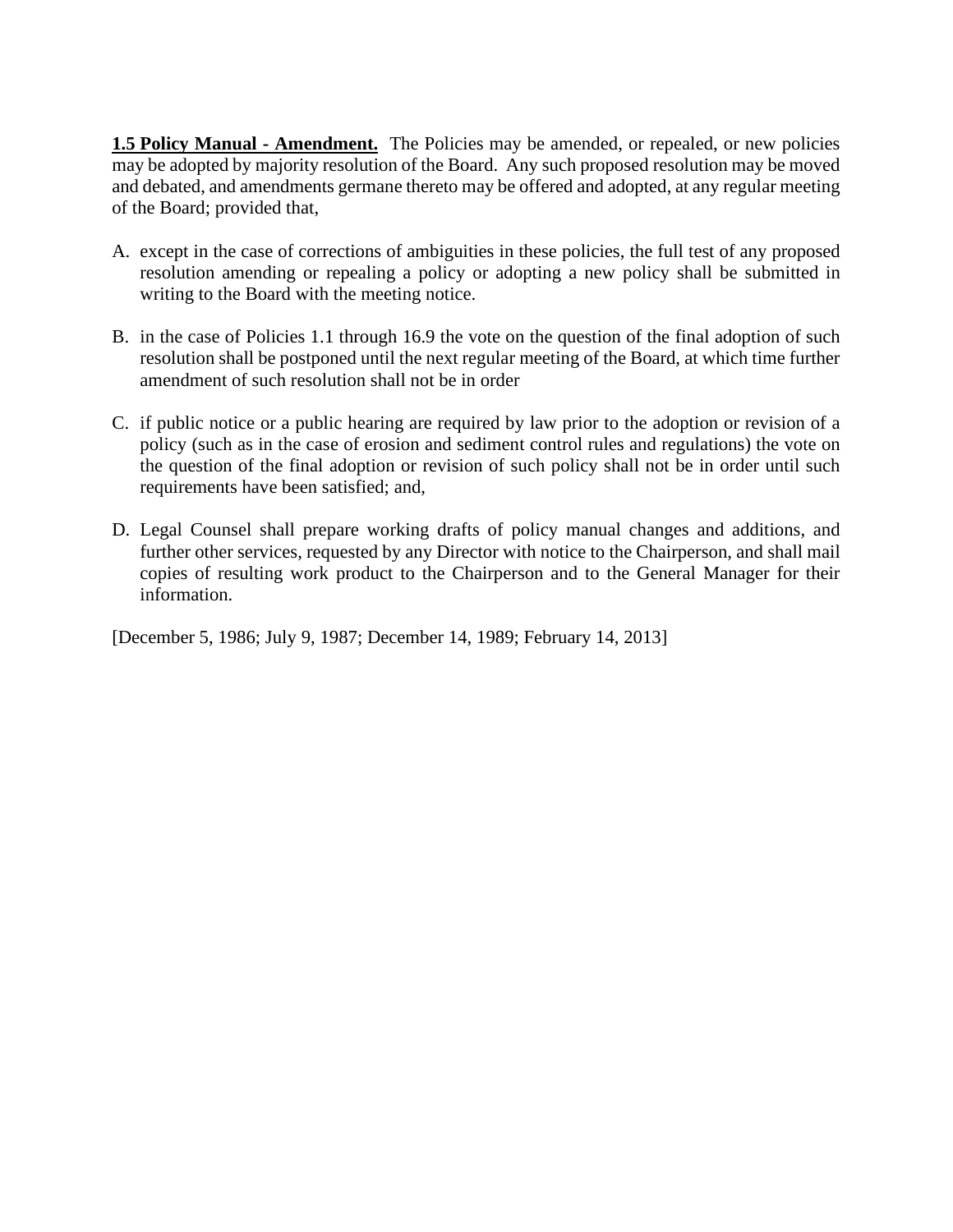**1.5 Policy Manual - Amendment.** The Policies may be amended, or repealed, or new policies may be adopted by majority resolution of the Board. Any such proposed resolution may be moved and debated, and amendments germane thereto may be offered and adopted, at any regular meeting of the Board; provided that,

A. except in the case of corrections of ambiguities in these policies, the full test of any proposed resolution amending or repealing a policy or adopting a new policy shall be submitted in writing to the Board with the meeting notice.

B. in the case of Policies 1.1 through 16.9 the vote on the question of the final adoption of such resolution shall be postponed until the next regular meeting of the Board, at which time further amendment of such resolution shall not be in order

C. if public notice or a public hearing are required by law prior to the adoption or revision of a policy (such as in the case of erosion and sediment control rules and regulations) the vote on the question of the final adoption or revision of such policy shall not be in order until such requirements have been satisfied; and,

D. Legal Counsel shall prepare working drafts of policy manual changes and additions, and further other services, requested by any Director with notice to the Chairperson, and shall mail copies of resulting work product to the Chairperson and to the General Manager for their information.

[December 5, 1986; July 9, 1987; December 14, 1989; February 14, 2013]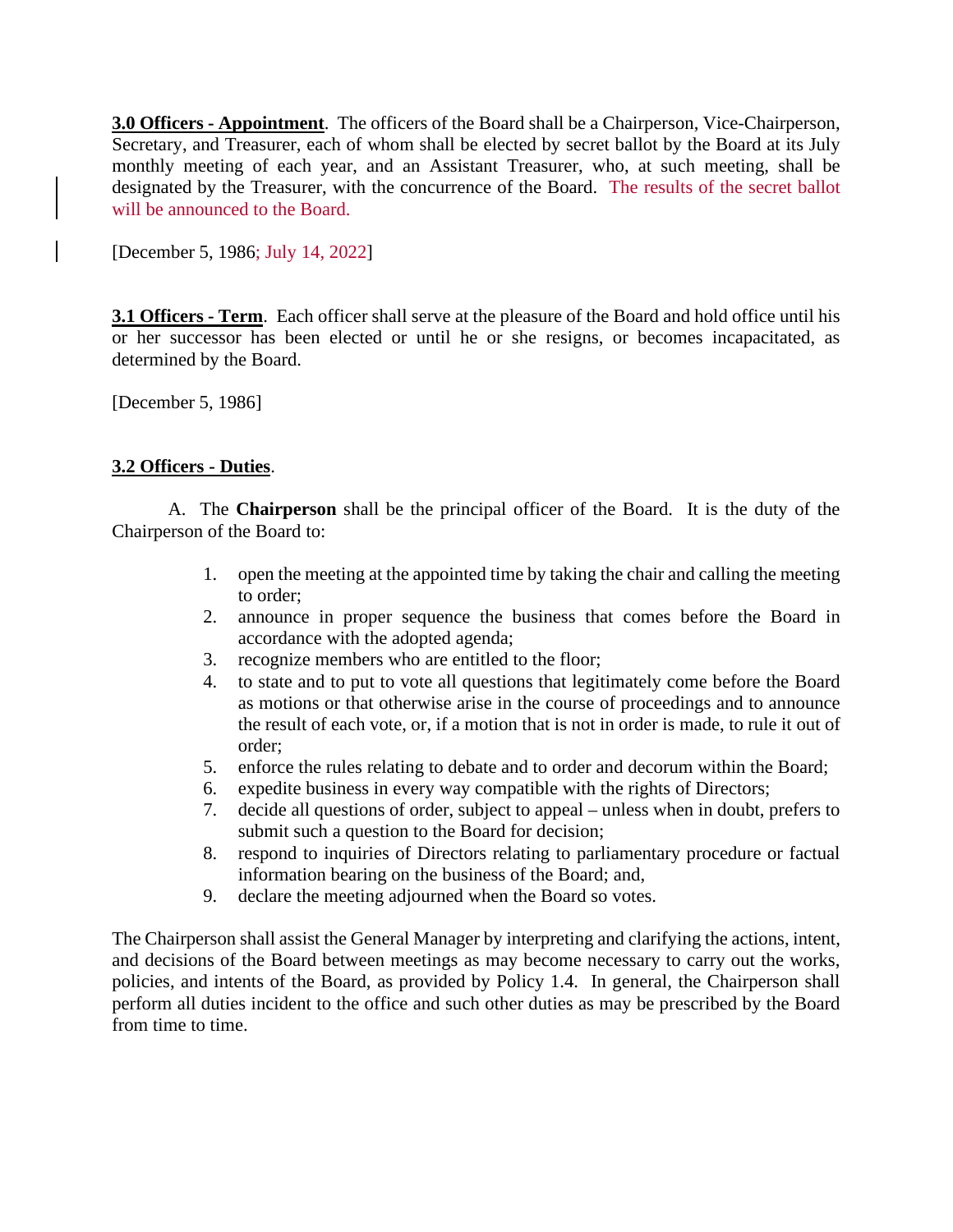**3.0 Officers - Appointment**. The officers of the Board shall be a Chairperson, Vice-Chairperson, Secretary, and Treasurer, each of whom shall be elected by secret ballot by the Board at its July monthly meeting of each year, and an Assistant Treasurer, who, at such meeting, shall be designated by the Treasurer, with the concurrence of the Board. The results of the secret ballot will be announced to the Board.

[December 5, 1986; July 14, 2022]

**3.1 Officers - Term**. Each officer shall serve at the pleasure of the Board and hold office until his or her successor has been elected or until he or she resigns, or becomes incapacitated, as determined by the Board.

[December 5, 1986]

**3.2 Officers - Duties**.

A. The **Chairperson** shall be the principal officer of the Board. It is the duty of the Chairperson of the Board to:

1. open the meeting at the appointed time by taking the chair and calling the meeting to order;
2. announce in proper sequence the business that comes before the Board in accordance with the adopted agenda;
3. recognize members who are entitled to the floor;
4. to state and to put to vote all questions that legitimately come before the Board as motions or that otherwise arise in the course of proceedings and to announce the result of each vote, or, if a motion that is not in order is made, to rule it out of order;
5. enforce the rules relating to debate and to order and decorum within the Board;
6. expedite business in every way compatible with the rights of Directors;
7. decide all questions of order, subject to appeal – unless when in doubt, prefers to submit such a question to the Board for decision;
8. respond to inquiries of Directors relating to parliamentary procedure or factual information bearing on the business of the Board; and,
9. declare the meeting adjourned when the Board so votes.

The Chairperson shall assist the General Manager by interpreting and clarifying the actions, intent, and decisions of the Board between meetings as may become necessary to carry out the works, policies, and intents of the Board, as provided by Policy 1.4. In general, the Chairperson shall perform all duties incident to the office and such other duties as may be prescribed by the Board from time to time.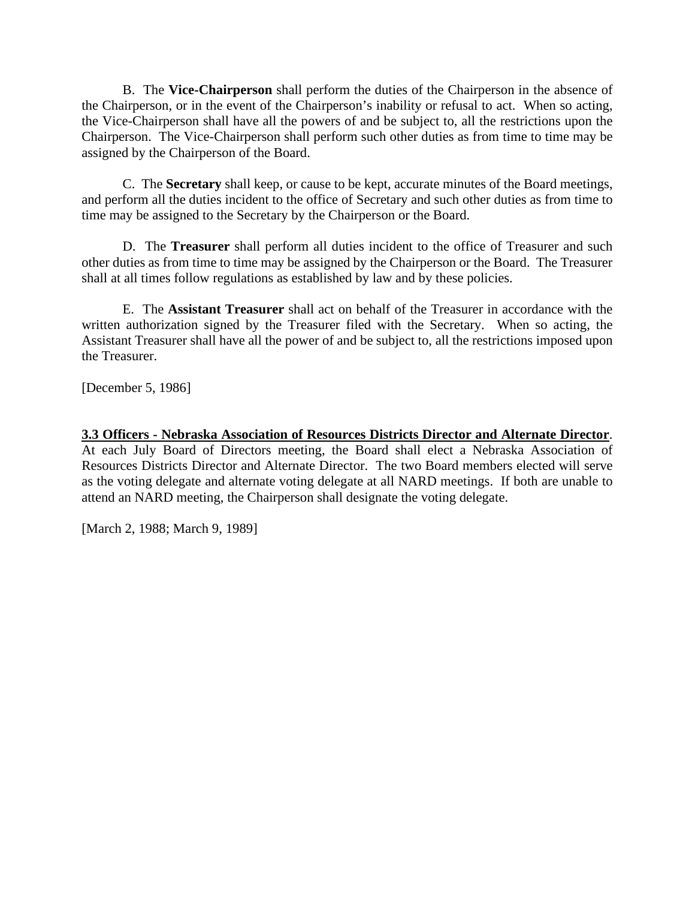B. The **Vice-Chairperson** shall perform the duties of the Chairperson in the absence of the Chairperson, or in the event of the Chairperson's inability or refusal to act. When so acting, the Vice-Chairperson shall have all the powers of and be subject to, all the restrictions upon the Chairperson. The Vice-Chairperson shall perform such other duties as from time to time may be assigned by the Chairperson of the Board.

C. The **Secretary** shall keep, or cause to be kept, accurate minutes of the Board meetings, and perform all the duties incident to the office of Secretary and such other duties as from time to time may be assigned to the Secretary by the Chairperson or the Board.

D. The **Treasurer** shall perform all duties incident to the office of Treasurer and such other duties as from time to time may be assigned by the Chairperson or the Board. The Treasurer shall at all times follow regulations as established by law and by these policies.

E. The **Assistant Treasurer** shall act on behalf of the Treasurer in accordance with the written authorization signed by the Treasurer filed with the Secretary. When so acting, the Assistant Treasurer shall have all the power of and be subject to, all the restrictions imposed upon the Treasurer.

[December 5, 1986]

**3.3 Officers - Nebraska Association of Resources Districts Director and Alternate Director**. At each July Board of Directors meeting, the Board shall elect a Nebraska Association of Resources Districts Director and Alternate Director. The two Board members elected will serve as the voting delegate and alternate voting delegate at all NARD meetings. If both are unable to attend an NARD meeting, the Chairperson shall designate the voting delegate.

[March 2, 1988; March 9, 1989]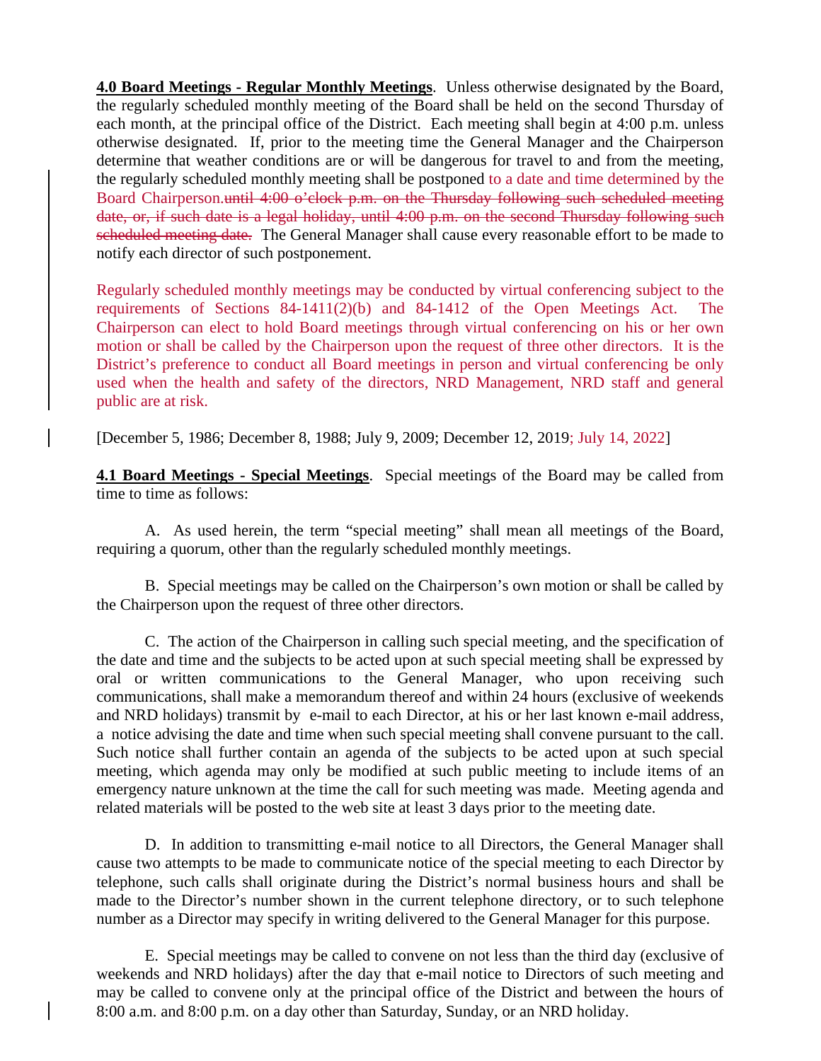**4.0 Board Meetings - Regular Monthly Meetings**. Unless otherwise designated by the Board, the regularly scheduled monthly meeting of the Board shall be held on the second Thursday of each month, at the principal office of the District. Each meeting shall begin at 4:00 p.m. unless otherwise designated. If, prior to the meeting time the General Manager and the Chairperson determine that weather conditions are or will be dangerous for travel to and from the meeting, the regularly scheduled monthly meeting shall be postponed to a date and time determined by the Board Chairperson.~~until 4:00 o'clock p.m. on the Thursday following such scheduled meeting date, or, if such date is a legal holiday, until 4:00 p.m. on the second Thursday following such scheduled meeting date.~~ The General Manager shall cause every reasonable effort to be made to notify each director of such postponement.

Regularly scheduled monthly meetings may be conducted by virtual conferencing subject to the requirements of Sections 84-1411(2)(b) and 84-1412 of the Open Meetings Act. The Chairperson can elect to hold Board meetings through virtual conferencing on his or her own motion or shall be called by the Chairperson upon the request of three other directors. It is the District's preference to conduct all Board meetings in person and virtual conferencing be only used when the health and safety of the directors, NRD Management, NRD staff and general public are at risk.

[December 5, 1986; December 8, 1988; July 9, 2009; December 12, 2019; July 14, 2022]

**4.1 Board Meetings - Special Meetings**. Special meetings of the Board may be called from time to time as follows:

A. As used herein, the term "special meeting" shall mean all meetings of the Board, requiring a quorum, other than the regularly scheduled monthly meetings.

B. Special meetings may be called on the Chairperson's own motion or shall be called by the Chairperson upon the request of three other directors.

C. The action of the Chairperson in calling such special meeting, and the specification of the date and time and the subjects to be acted upon at such special meeting shall be expressed by oral or written communications to the General Manager, who upon receiving such communications, shall make a memorandum thereof and within 24 hours (exclusive of weekends and NRD holidays) transmit by e-mail to each Director, at his or her last known e-mail address, a notice advising the date and time when such special meeting shall convene pursuant to the call. Such notice shall further contain an agenda of the subjects to be acted upon at such special meeting, which agenda may only be modified at such public meeting to include items of an emergency nature unknown at the time the call for such meeting was made. Meeting agenda and related materials will be posted to the web site at least 3 days prior to the meeting date.

D. In addition to transmitting e-mail notice to all Directors, the General Manager shall cause two attempts to be made to communicate notice of the special meeting to each Director by telephone, such calls shall originate during the District's normal business hours and shall be made to the Director's number shown in the current telephone directory, or to such telephone number as a Director may specify in writing delivered to the General Manager for this purpose.

E. Special meetings may be called to convene on not less than the third day (exclusive of weekends and NRD holidays) after the day that e-mail notice to Directors of such meeting and may be called to convene only at the principal office of the District and between the hours of 8:00 a.m. and 8:00 p.m. on a day other than Saturday, Sunday, or an NRD holiday.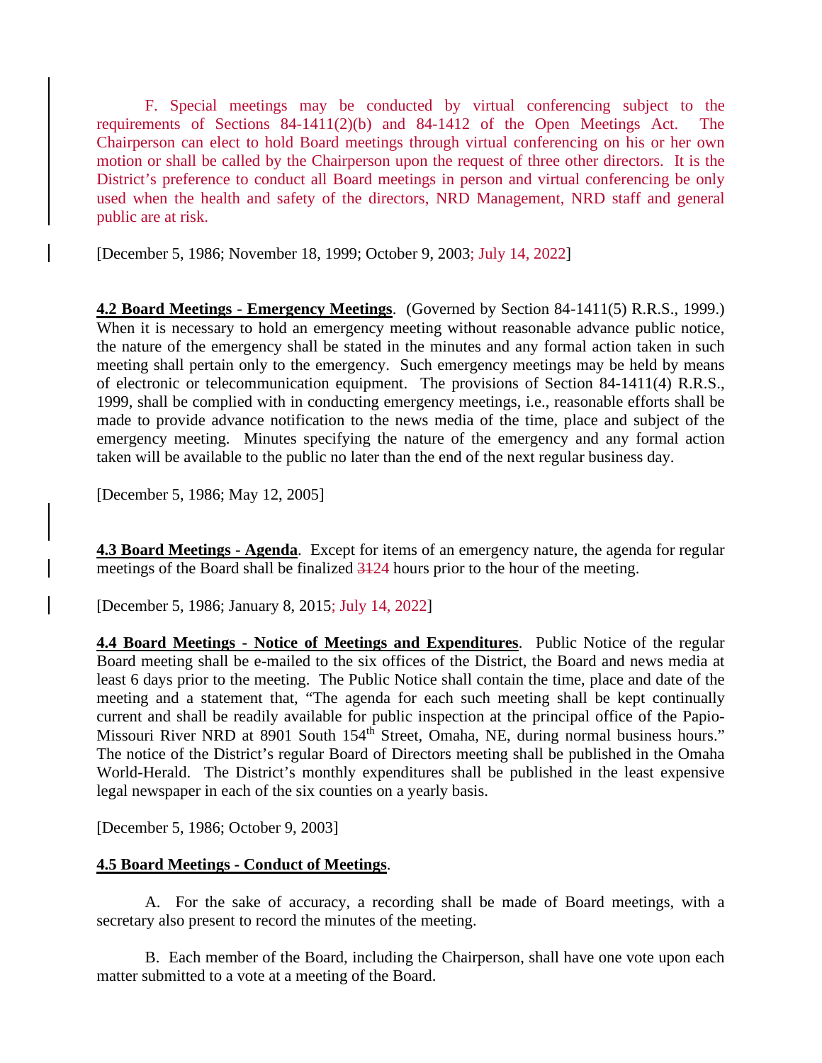F. Special meetings may be conducted by virtual conferencing subject to the requirements of Sections 84-1411(2)(b) and 84-1412 of the Open Meetings Act. The Chairperson can elect to hold Board meetings through virtual conferencing on his or her own motion or shall be called by the Chairperson upon the request of three other directors. It is the District's preference to conduct all Board meetings in person and virtual conferencing be only used when the health and safety of the directors, NRD Management, NRD staff and general public are at risk.

[December 5, 1986; November 18, 1999; October 9, 2003; July 14, 2022]

**4.2 Board Meetings - Emergency Meetings**. (Governed by Section 84-1411(5) R.R.S., 1999.) When it is necessary to hold an emergency meeting without reasonable advance public notice, the nature of the emergency shall be stated in the minutes and any formal action taken in such meeting shall pertain only to the emergency. Such emergency meetings may be held by means of electronic or telecommunication equipment. The provisions of Section 84-1411(4) R.R.S., 1999, shall be complied with in conducting emergency meetings, i.e., reasonable efforts shall be made to provide advance notification to the news media of the time, place and subject of the emergency meeting. Minutes specifying the nature of the emergency and any formal action taken will be available to the public no later than the end of the next regular business day.

[December 5, 1986; May 12, 2005]

**4.3 Board Meetings - Agenda**. Except for items of an emergency nature, the agenda for regular meetings of the Board shall be finalized ~~31~~24 hours prior to the hour of the meeting.

[December 5, 1986; January 8, 2015; July 14, 2022]

**4.4 Board Meetings - Notice of Meetings and Expenditures**. Public Notice of the regular Board meeting shall be e-mailed to the six offices of the District, the Board and news media at least 6 days prior to the meeting. The Public Notice shall contain the time, place and date of the meeting and a statement that, "The agenda for each such meeting shall be kept continually current and shall be readily available for public inspection at the principal office of the Papio-Missouri River NRD at 8901 South 154th Street, Omaha, NE, during normal business hours." The notice of the District's regular Board of Directors meeting shall be published in the Omaha World-Herald. The District's monthly expenditures shall be published in the least expensive legal newspaper in each of the six counties on a yearly basis.

[December 5, 1986; October 9, 2003]

**4.5 Board Meetings - Conduct of Meetings**.

A. For the sake of accuracy, a recording shall be made of Board meetings, with a secretary also present to record the minutes of the meeting.

B. Each member of the Board, including the Chairperson, shall have one vote upon each matter submitted to a vote at a meeting of the Board.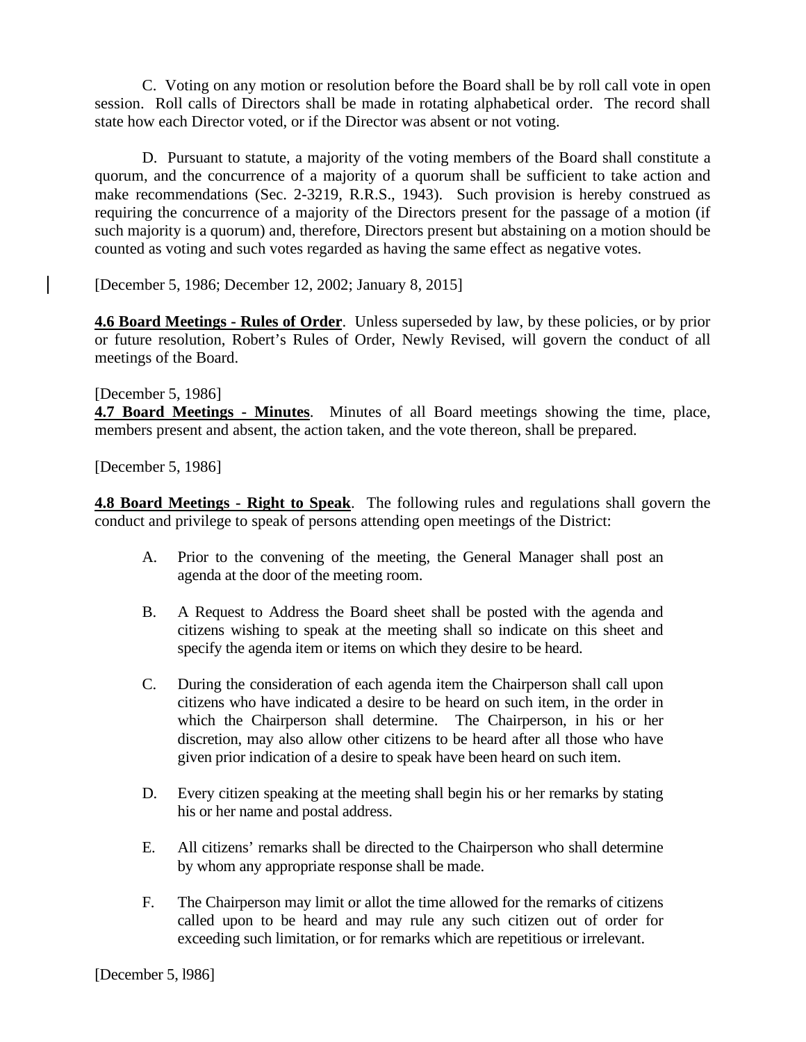C. Voting on any motion or resolution before the Board shall be by roll call vote in open session. Roll calls of Directors shall be made in rotating alphabetical order. The record shall state how each Director voted, or if the Director was absent or not voting.

D. Pursuant to statute, a majority of the voting members of the Board shall constitute a quorum, and the concurrence of a majority of a quorum shall be sufficient to take action and make recommendations (Sec. 2-3219, R.R.S., 1943). Such provision is hereby construed as requiring the concurrence of a majority of the Directors present for the passage of a motion (if such majority is a quorum) and, therefore, Directors present but abstaining on a motion should be counted as voting and such votes regarded as having the same effect as negative votes.

[December 5, 1986; December 12, 2002; January 8, 2015]

**4.6 Board Meetings - Rules of Order**. Unless superseded by law, by these policies, or by prior or future resolution, Robert's Rules of Order, Newly Revised, will govern the conduct of all meetings of the Board.

[December 5, 1986]

**4.7 Board Meetings - Minutes**. Minutes of all Board meetings showing the time, place, members present and absent, the action taken, and the vote thereon, shall be prepared.

[December 5, 1986]

**4.8 Board Meetings - Right to Speak**. The following rules and regulations shall govern the conduct and privilege to speak of persons attending open meetings of the District:

A. Prior to the convening of the meeting, the General Manager shall post an agenda at the door of the meeting room.

B. A Request to Address the Board sheet shall be posted with the agenda and citizens wishing to speak at the meeting shall so indicate on this sheet and specify the agenda item or items on which they desire to be heard.

C. During the consideration of each agenda item the Chairperson shall call upon citizens who have indicated a desire to be heard on such item, in the order in which the Chairperson shall determine. The Chairperson, in his or her discretion, may also allow other citizens to be heard after all those who have given prior indication of a desire to speak have been heard on such item.

D. Every citizen speaking at the meeting shall begin his or her remarks by stating his or her name and postal address.

E. All citizens' remarks shall be directed to the Chairperson who shall determine by whom any appropriate response shall be made.

F. The Chairperson may limit or allot the time allowed for the remarks of citizens called upon to be heard and may rule any such citizen out of order for exceeding such limitation, or for remarks which are repetitious or irrelevant.

[December 5, l986]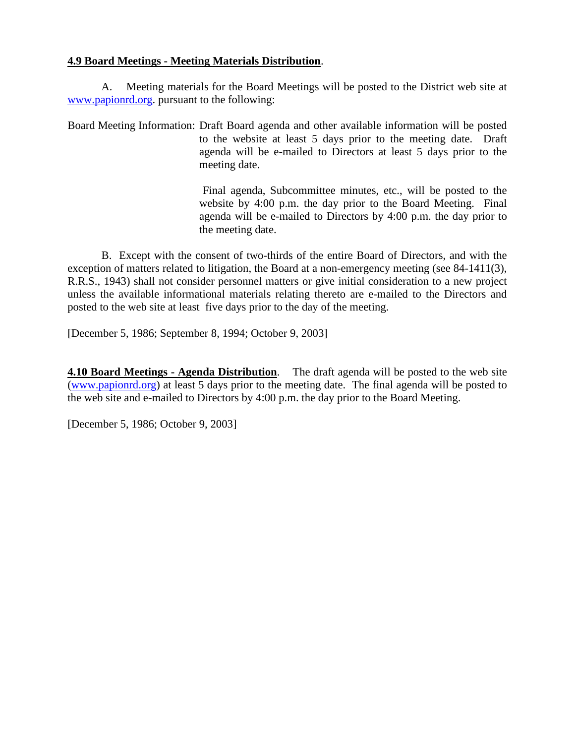**4.9 Board Meetings - Meeting Materials Distribution**.

A. Meeting materials for the Board Meetings will be posted to the District web site at www.papionrd.org. pursuant to the following:

Board Meeting Information: Draft Board agenda and other available information will be posted to the website at least 5 days prior to the meeting date. Draft agenda will be e-mailed to Directors at least 5 days prior to the meeting date.

Final agenda, Subcommittee minutes, etc., will be posted to the website by 4:00 p.m. the day prior to the Board Meeting. Final agenda will be e-mailed to Directors by 4:00 p.m. the day prior to the meeting date.

B. Except with the consent of two-thirds of the entire Board of Directors, and with the exception of matters related to litigation, the Board at a non-emergency meeting (see 84-1411(3), R.R.S., 1943) shall not consider personnel matters or give initial consideration to a new project unless the available informational materials relating thereto are e-mailed to the Directors and posted to the web site at least five days prior to the day of the meeting.

[December 5, 1986; September 8, 1994; October 9, 2003]

**4.10 Board Meetings - Agenda Distribution**. The draft agenda will be posted to the web site (www.papionrd.org) at least 5 days prior to the meeting date. The final agenda will be posted to the web site and e-mailed to Directors by 4:00 p.m. the day prior to the Board Meeting.

[December 5, 1986; October 9, 2003]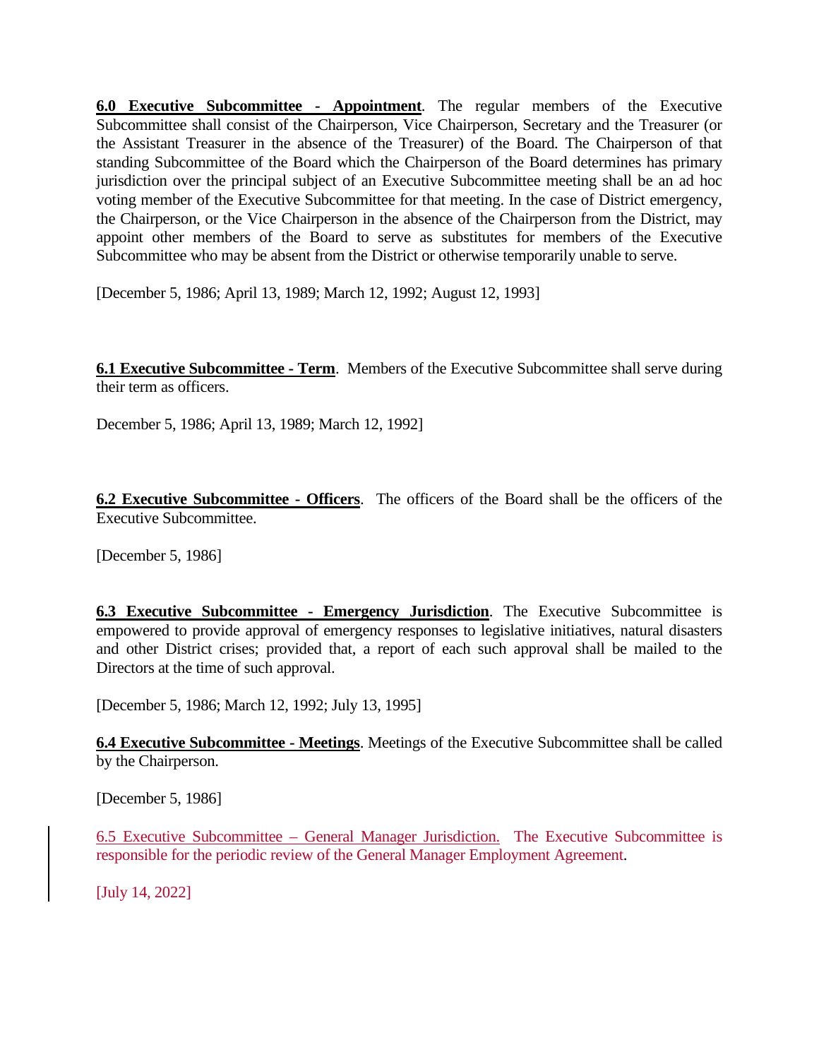**6.0 Executive Subcommittee - Appointment**. The regular members of the Executive Subcommittee shall consist of the Chairperson, Vice Chairperson, Secretary and the Treasurer (or the Assistant Treasurer in the absence of the Treasurer) of the Board. The Chairperson of that standing Subcommittee of the Board which the Chairperson of the Board determines has primary jurisdiction over the principal subject of an Executive Subcommittee meeting shall be an ad hoc voting member of the Executive Subcommittee for that meeting. In the case of District emergency, the Chairperson, or the Vice Chairperson in the absence of the Chairperson from the District, may appoint other members of the Board to serve as substitutes for members of the Executive Subcommittee who may be absent from the District or otherwise temporarily unable to serve.

[December 5, 1986; April 13, 1989; March 12, 1992; August 12, 1993]

**6.1 Executive Subcommittee - Term**. Members of the Executive Subcommittee shall serve during their term as officers.

December 5, 1986; April 13, 1989; March 12, 1992]

**6.2 Executive Subcommittee - Officers**. The officers of the Board shall be the officers of the Executive Subcommittee.

[December 5, 1986]

**6.3 Executive Subcommittee - Emergency Jurisdiction**. The Executive Subcommittee is empowered to provide approval of emergency responses to legislative initiatives, natural disasters and other District crises; provided that, a report of each such approval shall be mailed to the Directors at the time of such approval.

[December 5, 1986; March 12, 1992; July 13, 1995]

**6.4 Executive Subcommittee - Meetings**. Meetings of the Executive Subcommittee shall be called by the Chairperson.

[December 5, 1986]

6.5 Executive Subcommittee – General Manager Jurisdiction. The Executive Subcommittee is responsible for the periodic review of the General Manager Employment Agreement.

[July 14, 2022]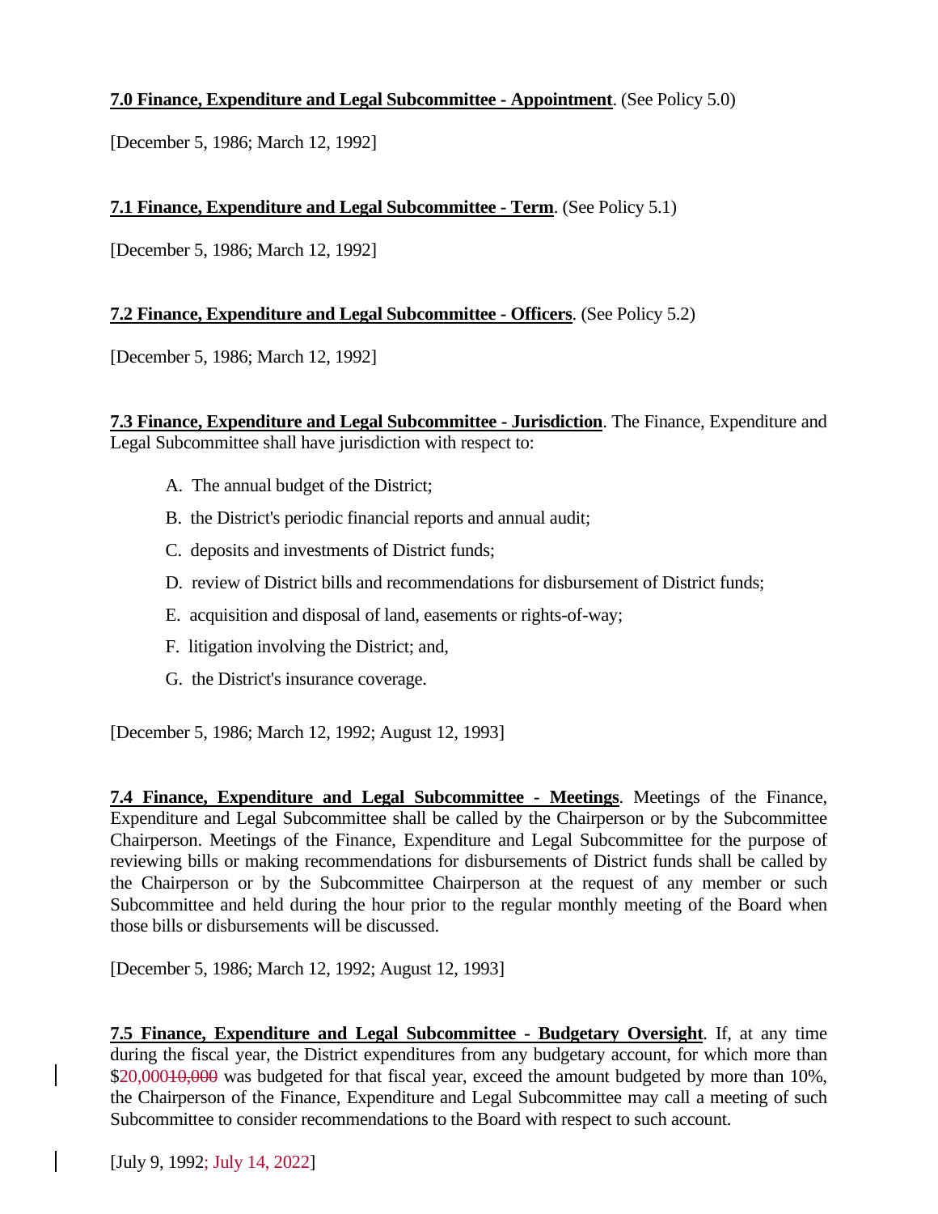**7.0 Finance, Expenditure and Legal Subcommittee - Appointment**. (See Policy 5.0)

[December 5, 1986; March 12, 1992]

**7.1 Finance, Expenditure and Legal Subcommittee - Term**. (See Policy 5.1)

[December 5, 1986; March 12, 1992]

**7.2 Finance, Expenditure and Legal Subcommittee - Officers**. (See Policy 5.2)

[December 5, 1986; March 12, 1992]

**7.3 Finance, Expenditure and Legal Subcommittee - Jurisdiction**. The Finance, Expenditure and Legal Subcommittee shall have jurisdiction with respect to:

A. The annual budget of the District;

B. the District's periodic financial reports and annual audit;

C. deposits and investments of District funds;

D. review of District bills and recommendations for disbursement of District funds;

E. acquisition and disposal of land, easements or rights-of-way;

F. litigation involving the District; and,

G. the District's insurance coverage.

[December 5, 1986; March 12, 1992; August 12, 1993]

**7.4 Finance, Expenditure and Legal Subcommittee - Meetings**. Meetings of the Finance, Expenditure and Legal Subcommittee shall be called by the Chairperson or by the Subcommittee Chairperson. Meetings of the Finance, Expenditure and Legal Subcommittee for the purpose of reviewing bills or making recommendations for disbursements of District funds shall be called by the Chairperson or by the Subcommittee Chairperson at the request of any member or such Subcommittee and held during the hour prior to the regular monthly meeting of the Board when those bills or disbursements will be discussed.

[December 5, 1986; March 12, 1992; August 12, 1993]

**7.5 Finance, Expenditure and Legal Subcommittee - Budgetary Oversight**. If, at any time during the fiscal year, the District expenditures from any budgetary account, for which more than $20,000~~10,000~~ was budgeted for that fiscal year, exceed the amount budgeted by more than 10%, the Chairperson of the Finance, Expenditure and Legal Subcommittee may call a meeting of such Subcommittee to consider recommendations to the Board with respect to such account.

[July 9, 1992; July 14, 2022]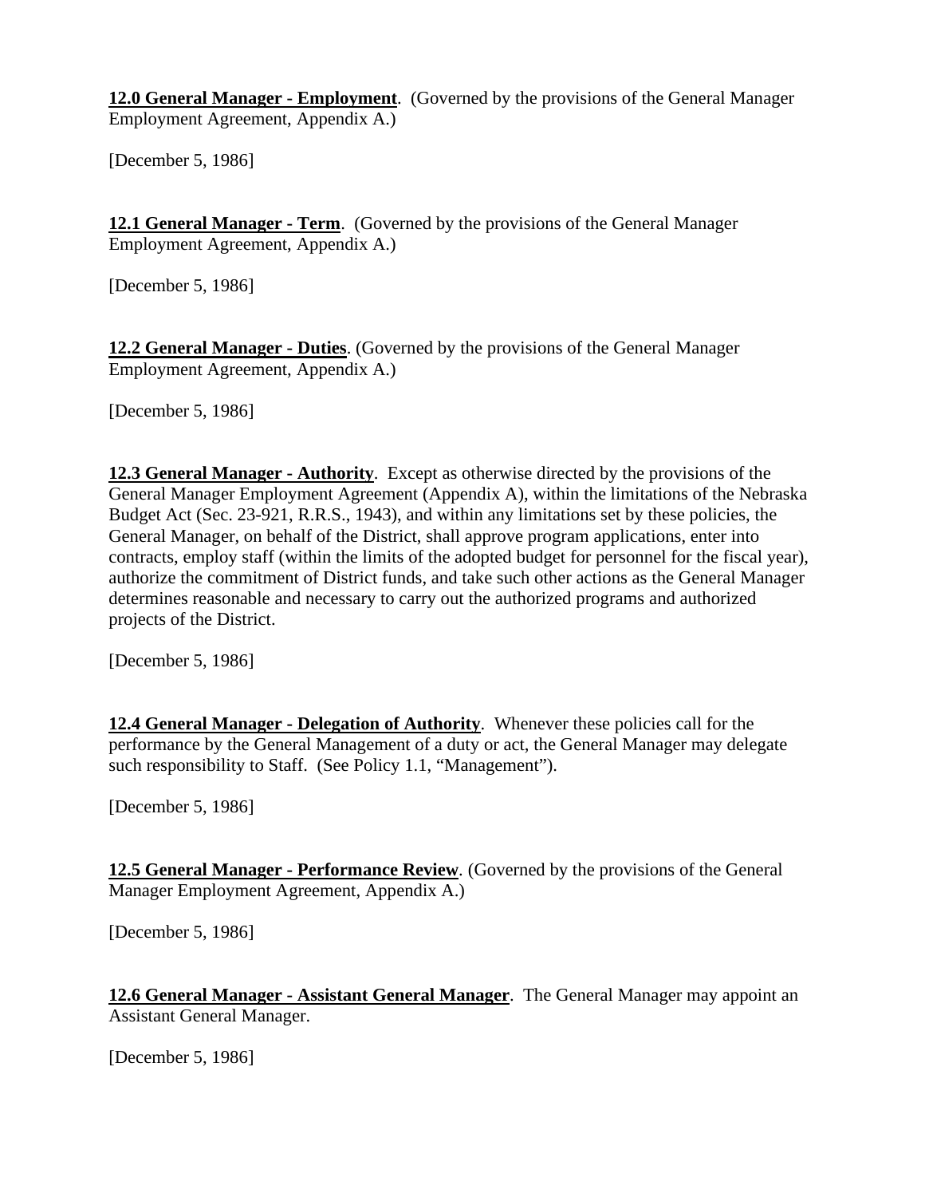**12.0 General Manager - Employment**. (Governed by the provisions of the General Manager Employment Agreement, Appendix A.)

[December 5, 1986]

**12.1 General Manager - Term**. (Governed by the provisions of the General Manager Employment Agreement, Appendix A.)

[December 5, 1986]

**12.2 General Manager - Duties**. (Governed by the provisions of the General Manager Employment Agreement, Appendix A.)

[December 5, 1986]

**12.3 General Manager - Authority**. Except as otherwise directed by the provisions of the General Manager Employment Agreement (Appendix A), within the limitations of the Nebraska Budget Act (Sec. 23-921, R.R.S., 1943), and within any limitations set by these policies, the General Manager, on behalf of the District, shall approve program applications, enter into contracts, employ staff (within the limits of the adopted budget for personnel for the fiscal year), authorize the commitment of District funds, and take such other actions as the General Manager determines reasonable and necessary to carry out the authorized programs and authorized projects of the District.

[December 5, 1986]

**12.4 General Manager - Delegation of Authority**. Whenever these policies call for the performance by the General Management of a duty or act, the General Manager may delegate such responsibility to Staff. (See Policy 1.1, "Management").

[December 5, 1986]

**12.5 General Manager - Performance Review**. (Governed by the provisions of the General Manager Employment Agreement, Appendix A.)

[December 5, 1986]

**12.6 General Manager - Assistant General Manager**. The General Manager may appoint an Assistant General Manager.

[December 5, 1986]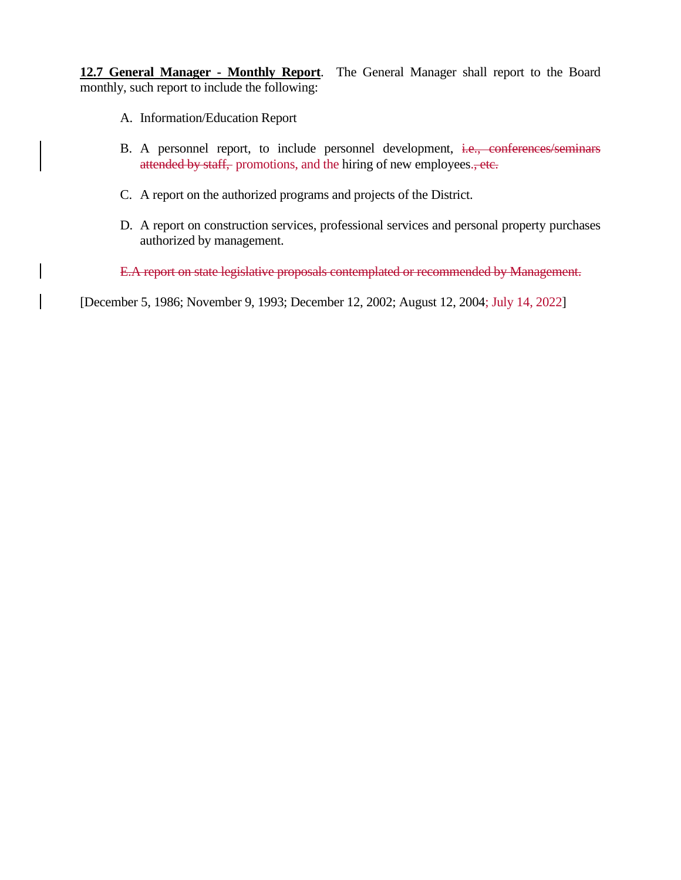**12.7 General Manager - Monthly Report**. The General Manager shall report to the Board monthly, such report to include the following:

A. Information/Education Report

B. A personnel report, to include personnel development, ~~i.e., conferences/seminars attended by staff,~~ promotions, and the hiring of new employees.~~, etc.~~

C. A report on the authorized programs and projects of the District.

D. A report on construction services, professional services and personal property purchases authorized by management.

~~E. A report on state legislative proposals contemplated or recommended by Management.~~

[December 5, 1986; November 9, 1993; December 12, 2002; August 12, 2004; July 14, 2022]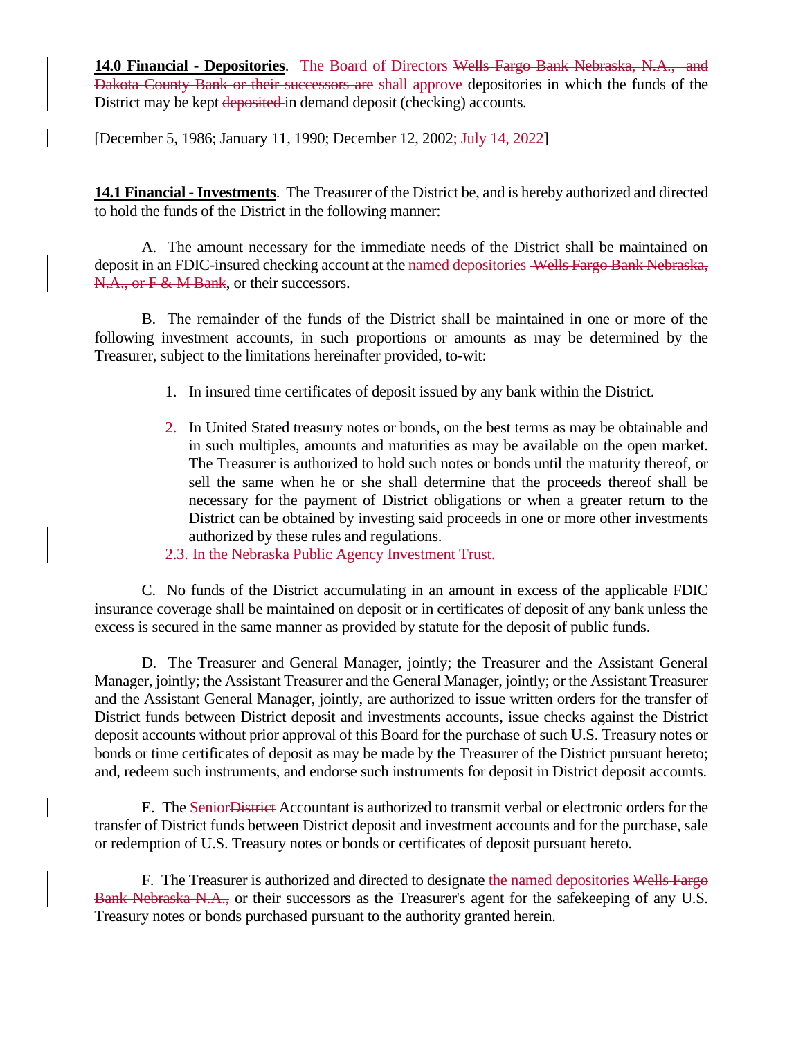**14.0 Financial - Depositories**. The Board of Directors ~~Wells Fargo Bank Nebraska, N.A., and Dakota County Bank or their successors are~~ shall approve depositories in which the funds of the District may be kept ~~deposited~~ in demand deposit (checking) accounts.

[December 5, 1986; January 11, 1990; December 12, 2002; July 14, 2022]

**14.1 Financial - Investments**. The Treasurer of the District be, and is hereby authorized and directed to hold the funds of the District in the following manner:

A. The amount necessary for the immediate needs of the District shall be maintained on deposit in an FDIC-insured checking account at the named depositories ~~Wells Fargo Bank Nebraska, N.A., or F & M Bank~~, or their successors.

B. The remainder of the funds of the District shall be maintained in one or more of the following investment accounts, in such proportions or amounts as may be determined by the Treasurer, subject to the limitations hereinafter provided, to-wit:

1. In insured time certificates of deposit issued by any bank within the District.
2. In United Stated treasury notes or bonds, on the best terms as may be obtainable and in such multiples, amounts and maturities as may be available on the open market. The Treasurer is authorized to hold such notes or bonds until the maturity thereof, or sell the same when he or she shall determine that the proceeds thereof shall be necessary for the payment of District obligations or when a greater return to the District can be obtained by investing said proceeds in one or more other investments authorized by these rules and regulations.
3. ~~2.~~ In the Nebraska Public Agency Investment Trust.

C. No funds of the District accumulating in an amount in excess of the applicable FDIC insurance coverage shall be maintained on deposit or in certificates of deposit of any bank unless the excess is secured in the same manner as provided by statute for the deposit of public funds.

D. The Treasurer and General Manager, jointly; the Treasurer and the Assistant General Manager, jointly; the Assistant Treasurer and the General Manager, jointly; or the Assistant Treasurer and the Assistant General Manager, jointly, are authorized to issue written orders for the transfer of District funds between District deposit and investments accounts, issue checks against the District deposit accounts without prior approval of this Board for the purchase of such U.S. Treasury notes or bonds or time certificates of deposit as may be made by the Treasurer of the District pursuant hereto; and, redeem such instruments, and endorse such instruments for deposit in District deposit accounts.

E. The Senior~~District~~ Accountant is authorized to transmit verbal or electronic orders for the transfer of District funds between District deposit and investment accounts and for the purchase, sale or redemption of U.S. Treasury notes or bonds or certificates of deposit pursuant hereto.

F. The Treasurer is authorized and directed to designate the named depositories ~~Wells Fargo Bank Nebraska N.A.,~~ or their successors as the Treasurer's agent for the safekeeping of any U.S. Treasury notes or bonds purchased pursuant to the authority granted herein.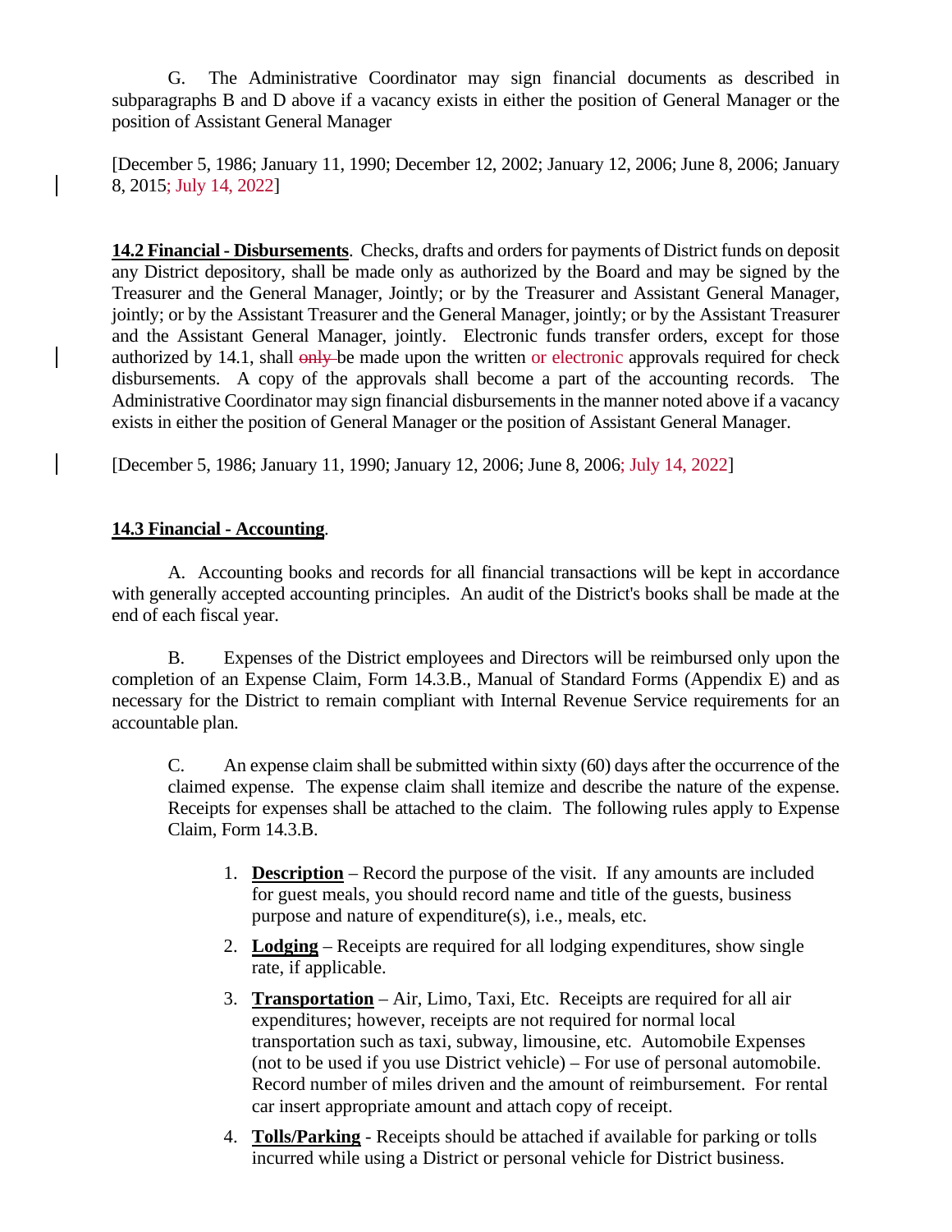G. The Administrative Coordinator may sign financial documents as described in subparagraphs B and D above if a vacancy exists in either the position of General Manager or the position of Assistant General Manager

[December 5, 1986; January 11, 1990; December 12, 2002; January 12, 2006; June 8, 2006; January 8, 2015; July 14, 2022]

**14.2 Financial - Disbursements**. Checks, drafts and orders for payments of District funds on deposit any District depository, shall be made only as authorized by the Board and may be signed by the Treasurer and the General Manager, Jointly; or by the Treasurer and Assistant General Manager, jointly; or by the Assistant Treasurer and the General Manager, jointly; or by the Assistant Treasurer and the Assistant General Manager, jointly. Electronic funds transfer orders, except for those authorized by 14.1, shall ~~only~~ be made upon the written or electronic approvals required for check disbursements. A copy of the approvals shall become a part of the accounting records. The Administrative Coordinator may sign financial disbursements in the manner noted above if a vacancy exists in either the position of General Manager or the position of Assistant General Manager.

[December 5, 1986; January 11, 1990; January 12, 2006; June 8, 2006; July 14, 2022]

**14.3 Financial - Accounting**.

A. Accounting books and records for all financial transactions will be kept in accordance with generally accepted accounting principles. An audit of the District's books shall be made at the end of each fiscal year.

B. Expenses of the District employees and Directors will be reimbursed only upon the completion of an Expense Claim, Form 14.3.B., Manual of Standard Forms (Appendix E) and as necessary for the District to remain compliant with Internal Revenue Service requirements for an accountable plan.

C. An expense claim shall be submitted within sixty (60) days after the occurrence of the claimed expense. The expense claim shall itemize and describe the nature of the expense. Receipts for expenses shall be attached to the claim. The following rules apply to Expense Claim, Form 14.3.B.

1. **Description** – Record the purpose of the visit. If any amounts are included for guest meals, you should record name and title of the guests, business purpose and nature of expenditure(s), i.e., meals, etc.
2. **Lodging** – Receipts are required for all lodging expenditures, show single rate, if applicable.
3. **Transportation** – Air, Limo, Taxi, Etc. Receipts are required for all air expenditures; however, receipts are not required for normal local transportation such as taxi, subway, limousine, etc. Automobile Expenses (not to be used if you use District vehicle) – For use of personal automobile. Record number of miles driven and the amount of reimbursement. For rental car insert appropriate amount and attach copy of receipt.
4. **Tolls/Parking** - Receipts should be attached if available for parking or tolls incurred while using a District or personal vehicle for District business.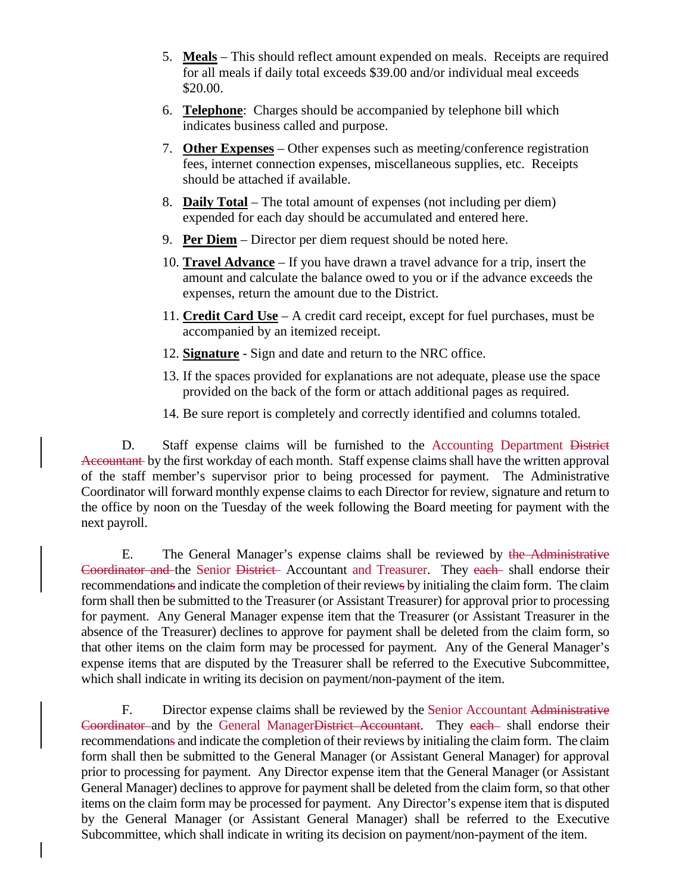5. **Meals** – This should reflect amount expended on meals. Receipts are required for all meals if daily total exceeds $39.00 and/or individual meal exceeds $20.00.

6. **Telephone**: Charges should be accompanied by telephone bill which indicates business called and purpose.

7. **Other Expenses** – Other expenses such as meeting/conference registration fees, internet connection expenses, miscellaneous supplies, etc. Receipts should be attached if available.

8. **Daily Total** – The total amount of expenses (not including per diem) expended for each day should be accumulated and entered here.

9. **Per Diem** – Director per diem request should be noted here.

10. **Travel Advance** – If you have drawn a travel advance for a trip, insert the amount and calculate the balance owed to you or if the advance exceeds the expenses, return the amount due to the District.

11. **Credit Card Use** – A credit card receipt, except for fuel purchases, must be accompanied by an itemized receipt.

12. **Signature** - Sign and date and return to the NRC office.

13. If the spaces provided for explanations are not adequate, please use the space provided on the back of the form or attach additional pages as required.

14. Be sure report is completely and correctly identified and columns totaled.

D. Staff expense claims will be furnished to the Accounting Department ~~District Accountant~~ by the first workday of each month. Staff expense claims shall have the written approval of the staff member's supervisor prior to being processed for payment. The Administrative Coordinator will forward monthly expense claims to each Director for review, signature and return to the office by noon on the Tuesday of the week following the Board meeting for payment with the next payroll.

E. The General Manager's expense claims shall be reviewed by ~~the Administrative Coordinator and~~ the Senior ~~District~~ Accountant and Treasurer. They ~~each~~ shall endorse their recommendation~~s~~ and indicate the completion of their review~~s~~ by initialing the claim form. The claim form shall then be submitted to the Treasurer (or Assistant Treasurer) for approval prior to processing for payment. Any General Manager expense item that the Treasurer (or Assistant Treasurer in the absence of the Treasurer) declines to approve for payment shall be deleted from the claim form, so that other items on the claim form may be processed for payment. Any of the General Manager's expense items that are disputed by the Treasurer shall be referred to the Executive Subcommittee, which shall indicate in writing its decision on payment/non-payment of the item.

F. Director expense claims shall be reviewed by the Senior Accountant ~~Administrative Coordinator~~ and by the General Manager~~District Accountant~~. They ~~each~~ shall endorse their recommendation~~s~~ and indicate the completion of their reviews by initialing the claim form. The claim form shall then be submitted to the General Manager (or Assistant General Manager) for approval prior to processing for payment. Any Director expense item that the General Manager (or Assistant General Manager) declines to approve for payment shall be deleted from the claim form, so that other items on the claim form may be processed for payment. Any Director's expense item that is disputed by the General Manager (or Assistant General Manager) shall be referred to the Executive Subcommittee, which shall indicate in writing its decision on payment/non-payment of the item.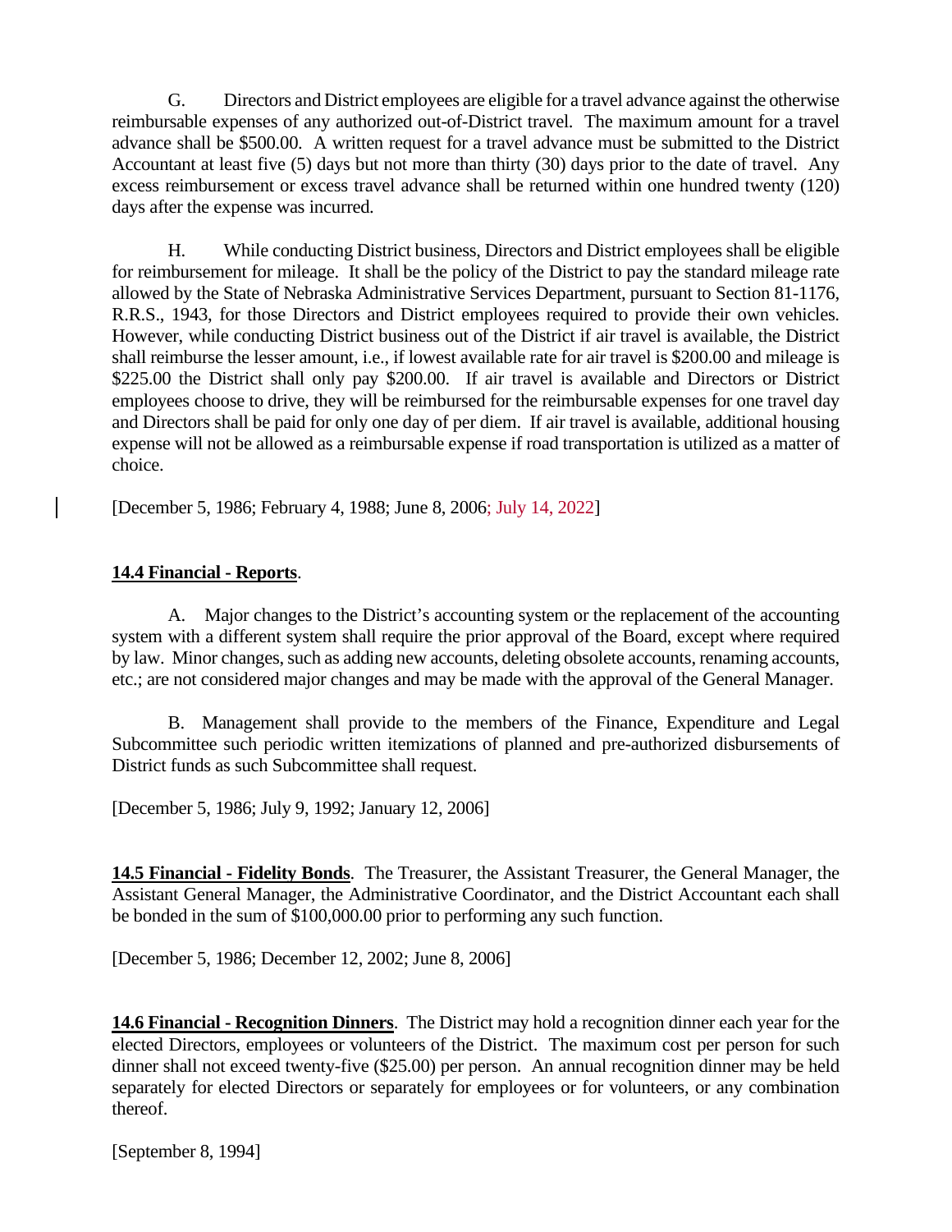G. Directors and District employees are eligible for a travel advance against the otherwise reimbursable expenses of any authorized out-of-District travel. The maximum amount for a travel advance shall be $500.00. A written request for a travel advance must be submitted to the District Accountant at least five (5) days but not more than thirty (30) days prior to the date of travel. Any excess reimbursement or excess travel advance shall be returned within one hundred twenty (120) days after the expense was incurred.

H. While conducting District business, Directors and District employees shall be eligible for reimbursement for mileage. It shall be the policy of the District to pay the standard mileage rate allowed by the State of Nebraska Administrative Services Department, pursuant to Section 81-1176, R.R.S., 1943, for those Directors and District employees required to provide their own vehicles. However, while conducting District business out of the District if air travel is available, the District shall reimburse the lesser amount, i.e., if lowest available rate for air travel is $200.00 and mileage is $225.00 the District shall only pay $200.00. If air travel is available and Directors or District employees choose to drive, they will be reimbursed for the reimbursable expenses for one travel day and Directors shall be paid for only one day of per diem. If air travel is available, additional housing expense will not be allowed as a reimbursable expense if road transportation is utilized as a matter of choice.

[December 5, 1986; February 4, 1988; June 8, 2006; July 14, 2022]

**14.4 Financial - Reports**.

A. Major changes to the District's accounting system or the replacement of the accounting system with a different system shall require the prior approval of the Board, except where required by law. Minor changes, such as adding new accounts, deleting obsolete accounts, renaming accounts, etc.; are not considered major changes and may be made with the approval of the General Manager.

B. Management shall provide to the members of the Finance, Expenditure and Legal Subcommittee such periodic written itemizations of planned and pre-authorized disbursements of District funds as such Subcommittee shall request.

[December 5, 1986; July 9, 1992; January 12, 2006]

**14.5 Financial - Fidelity Bonds**. The Treasurer, the Assistant Treasurer, the General Manager, the Assistant General Manager, the Administrative Coordinator, and the District Accountant each shall be bonded in the sum of $100,000.00 prior to performing any such function.

[December 5, 1986; December 12, 2002; June 8, 2006]

**14.6 Financial - Recognition Dinners**. The District may hold a recognition dinner each year for the elected Directors, employees or volunteers of the District. The maximum cost per person for such dinner shall not exceed twenty-five ($25.00) per person. An annual recognition dinner may be held separately for elected Directors or separately for employees or for volunteers, or any combination thereof.

[September 8, 1994]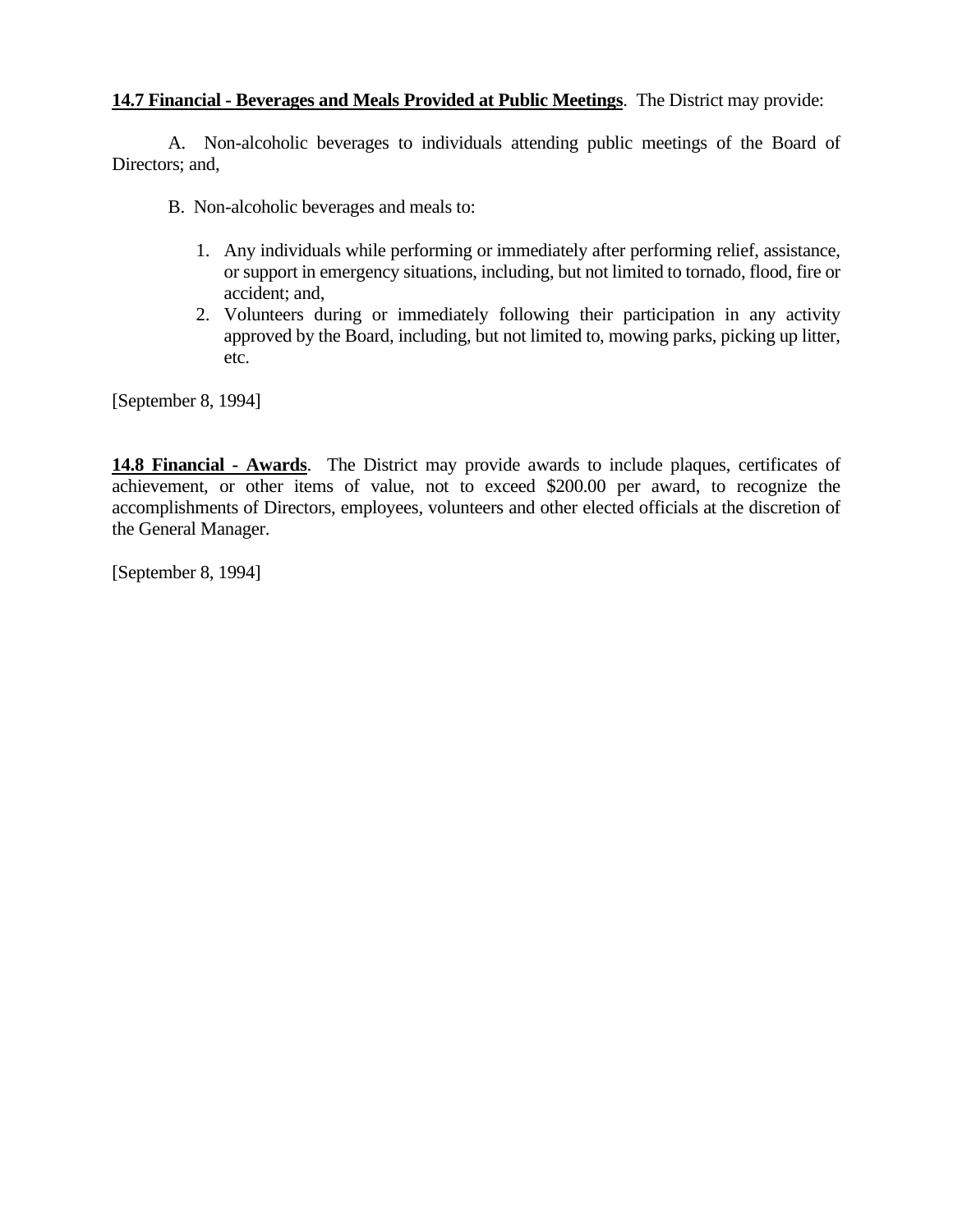**14.7 Financial - Beverages and Meals Provided at Public Meetings**. The District may provide:

A. Non-alcoholic beverages to individuals attending public meetings of the Board of Directors; and,

B. Non-alcoholic beverages and meals to:

1. Any individuals while performing or immediately after performing relief, assistance, or support in emergency situations, including, but not limited to tornado, flood, fire or accident; and,
2. Volunteers during or immediately following their participation in any activity approved by the Board, including, but not limited to, mowing parks, picking up litter, etc.

[September 8, 1994]

**14.8 Financial - Awards**. The District may provide awards to include plaques, certificates of achievement, or other items of value, not to exceed $200.00 per award, to recognize the accomplishments of Directors, employees, volunteers and other elected officials at the discretion of the General Manager.

[September 8, 1994]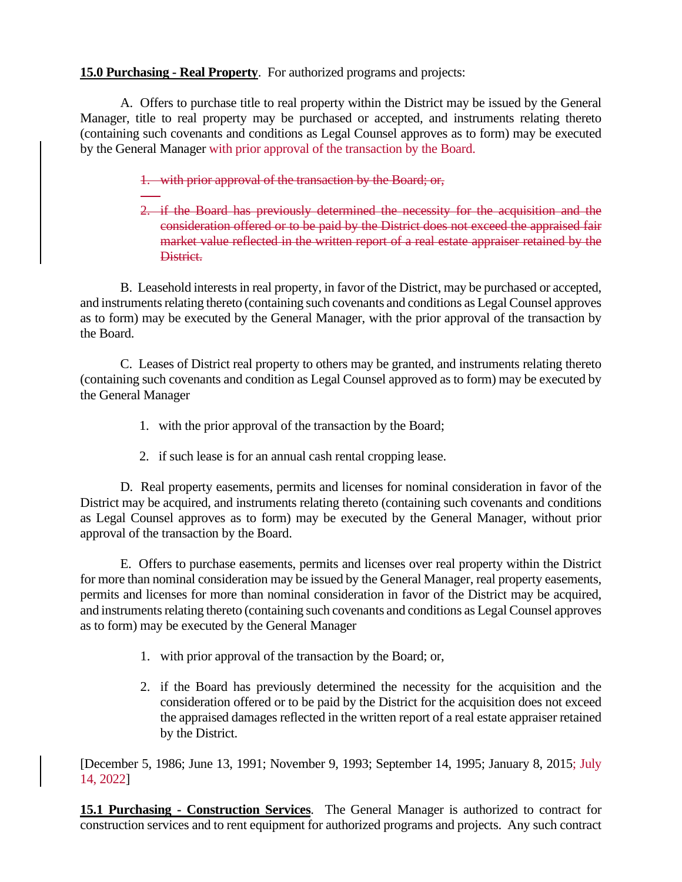**15.0 Purchasing - Real Property**. For authorized programs and projects:

A. Offers to purchase title to real property within the District may be issued by the General Manager, title to real property may be purchased or accepted, and instruments relating thereto (containing such covenants and conditions as Legal Counsel approves as to form) may be executed by the General Manager with prior approval of the transaction by the Board.

1. ~~with prior approval of the transaction by the Board; or,~~

2. ~~if the Board has previously determined the necessity for the acquisition and the consideration offered or to be paid by the District does not exceed the appraised fair market value reflected in the written report of a real estate appraiser retained by the District.~~

B. Leasehold interests in real property, in favor of the District, may be purchased or accepted, and instruments relating thereto (containing such covenants and conditions as Legal Counsel approves as to form) may be executed by the General Manager, with the prior approval of the transaction by the Board.

C. Leases of District real property to others may be granted, and instruments relating thereto (containing such covenants and condition as Legal Counsel approved as to form) may be executed by the General Manager

1. with the prior approval of the transaction by the Board;

2. if such lease is for an annual cash rental cropping lease.

D. Real property easements, permits and licenses for nominal consideration in favor of the District may be acquired, and instruments relating thereto (containing such covenants and conditions as Legal Counsel approves as to form) may be executed by the General Manager, without prior approval of the transaction by the Board.

E. Offers to purchase easements, permits and licenses over real property within the District for more than nominal consideration may be issued by the General Manager, real property easements, permits and licenses for more than nominal consideration in favor of the District may be acquired, and instruments relating thereto (containing such covenants and conditions as Legal Counsel approves as to form) may be executed by the General Manager

1. with prior approval of the transaction by the Board; or,

2. if the Board has previously determined the necessity for the acquisition and the consideration offered or to be paid by the District for the acquisition does not exceed the appraised damages reflected in the written report of a real estate appraiser retained by the District.

[December 5, 1986; June 13, 1991; November 9, 1993; September 14, 1995; January 8, 2015; July 14, 2022]

**15.1 Purchasing - Construction Services**. The General Manager is authorized to contract for construction services and to rent equipment for authorized programs and projects. Any such contract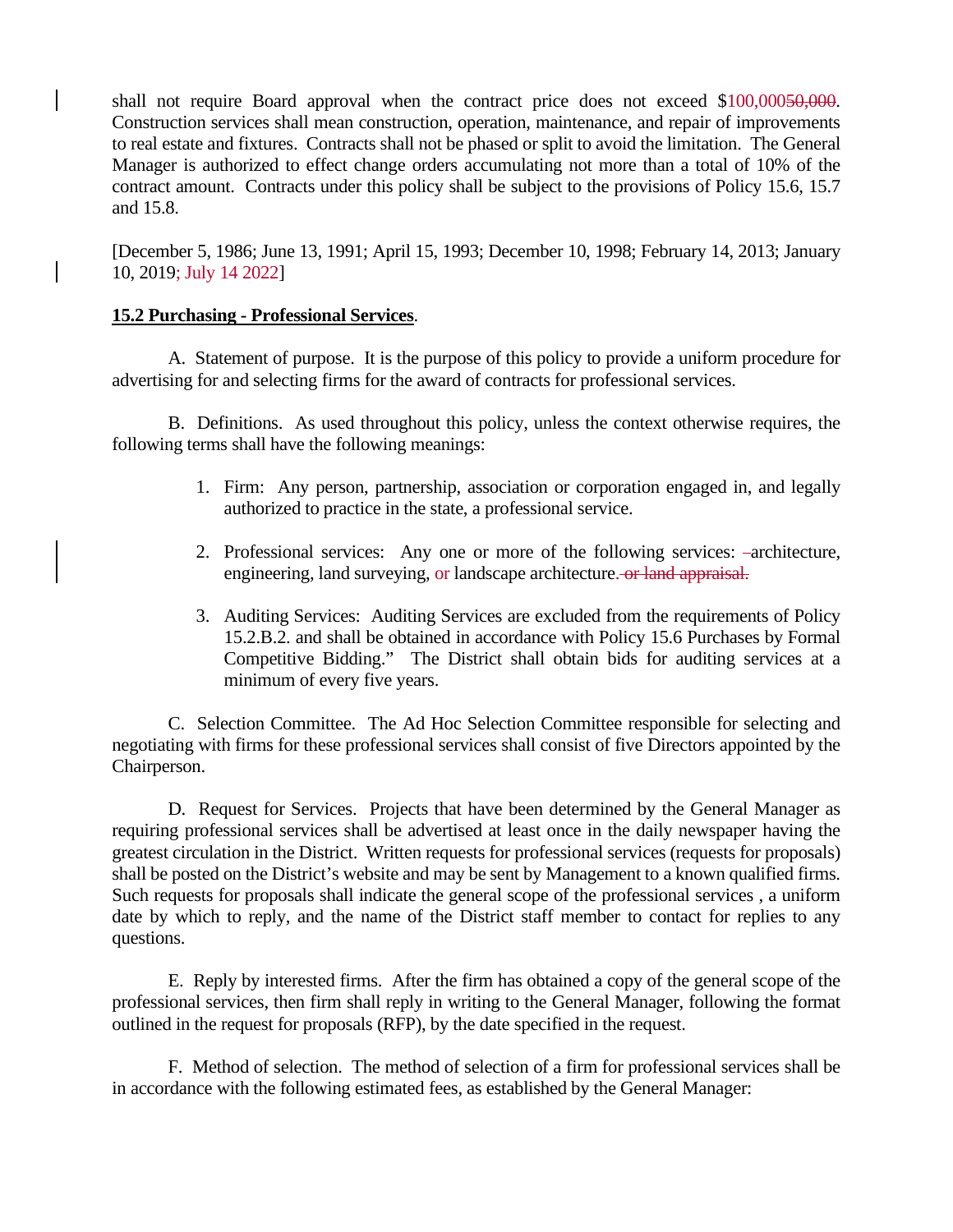shall not require Board approval when the contract price does not exceed $100,000~~50,000~~. Construction services shall mean construction, operation, maintenance, and repair of improvements to real estate and fixtures. Contracts shall not be phased or split to avoid the limitation. The General Manager is authorized to effect change orders accumulating not more than a total of 10% of the contract amount. Contracts under this policy shall be subject to the provisions of Policy 15.6, 15.7 and 15.8.

[December 5, 1986; June 13, 1991; April 15, 1993; December 10, 1998; February 14, 2013; January 10, 2019; July 14 2022]

**15.2 Purchasing - Professional Services**.

A. Statement of purpose. It is the purpose of this policy to provide a uniform procedure for advertising for and selecting firms for the award of contracts for professional services.

B. Definitions. As used throughout this policy, unless the context otherwise requires, the following terms shall have the following meanings:

1. Firm: Any person, partnership, association or corporation engaged in, and legally authorized to practice in the state, a professional service.

2. Professional services: Any one or more of the following services: ~~-~~architecture, engineering, land surveying, or landscape architecture~~. or land appraisal.~~

3. Auditing Services: Auditing Services are excluded from the requirements of Policy 15.2.B.2. and shall be obtained in accordance with Policy 15.6 Purchases by Formal Competitive Bidding." The District shall obtain bids for auditing services at a minimum of every five years.

C. Selection Committee. The Ad Hoc Selection Committee responsible for selecting and negotiating with firms for these professional services shall consist of five Directors appointed by the Chairperson.

D. Request for Services. Projects that have been determined by the General Manager as requiring professional services shall be advertised at least once in the daily newspaper having the greatest circulation in the District. Written requests for professional services (requests for proposals) shall be posted on the District's website and may be sent by Management to a known qualified firms. Such requests for proposals shall indicate the general scope of the professional services , a uniform date by which to reply, and the name of the District staff member to contact for replies to any questions.

E. Reply by interested firms. After the firm has obtained a copy of the general scope of the professional services, then firm shall reply in writing to the General Manager, following the format outlined in the request for proposals (RFP), by the date specified in the request.

F. Method of selection. The method of selection of a firm for professional services shall be in accordance with the following estimated fees, as established by the General Manager: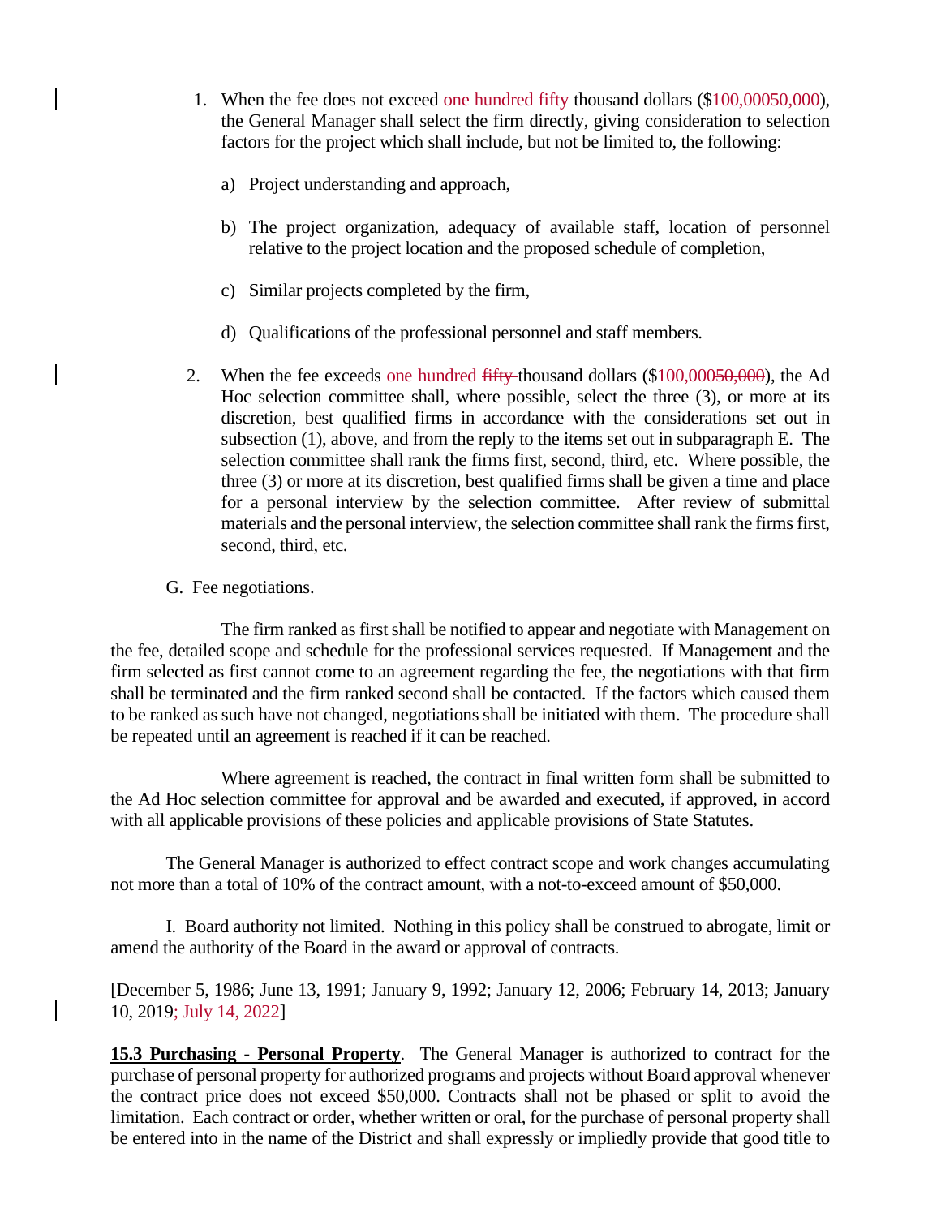1. When the fee does not exceed one hundred ~~fifty~~ thousand dollars ($100,000~~50,000~~), the General Manager shall select the firm directly, giving consideration to selection factors for the project which shall include, but not be limited to, the following:

   a) Project understanding and approach,

   b) The project organization, adequacy of available staff, location of personnel relative to the project location and the proposed schedule of completion,

   c) Similar projects completed by the firm,

   d) Qualifications of the professional personnel and staff members.

2. When the fee exceeds one hundred ~~fifty~~ thousand dollars ($100,000~~50,000~~), the Ad Hoc selection committee shall, where possible, select the three (3), or more at its discretion, best qualified firms in accordance with the considerations set out in subsection (1), above, and from the reply to the items set out in subparagraph E. The selection committee shall rank the firms first, second, third, etc. Where possible, the three (3) or more at its discretion, best qualified firms shall be given a time and place for a personal interview by the selection committee. After review of submittal materials and the personal interview, the selection committee shall rank the firms first, second, third, etc.

G. Fee negotiations.

The firm ranked as first shall be notified to appear and negotiate with Management on the fee, detailed scope and schedule for the professional services requested. If Management and the firm selected as first cannot come to an agreement regarding the fee, the negotiations with that firm shall be terminated and the firm ranked second shall be contacted. If the factors which caused them to be ranked as such have not changed, negotiations shall be initiated with them. The procedure shall be repeated until an agreement is reached if it can be reached.

Where agreement is reached, the contract in final written form shall be submitted to the Ad Hoc selection committee for approval and be awarded and executed, if approved, in accord with all applicable provisions of these policies and applicable provisions of State Statutes.

The General Manager is authorized to effect contract scope and work changes accumulating not more than a total of 10% of the contract amount, with a not-to-exceed amount of $50,000.

I. Board authority not limited. Nothing in this policy shall be construed to abrogate, limit or amend the authority of the Board in the award or approval of contracts.

[December 5, 1986; June 13, 1991; January 9, 1992; January 12, 2006; February 14, 2013; January 10, 2019; July 14, 2022]

**<u>15.3 Purchasing - Personal Property</u>**. The General Manager is authorized to contract for the purchase of personal property for authorized programs and projects without Board approval whenever the contract price does not exceed $50,000. Contracts shall not be phased or split to avoid the limitation. Each contract or order, whether written or oral, for the purchase of personal property shall be entered into in the name of the District and shall expressly or impliedly provide that good title to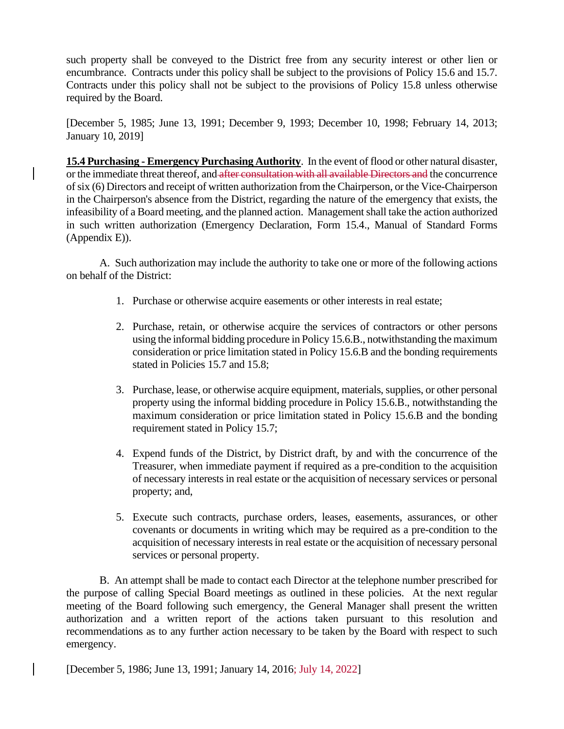such property shall be conveyed to the District free from any security interest or other lien or encumbrance. Contracts under this policy shall be subject to the provisions of Policy 15.6 and 15.7. Contracts under this policy shall not be subject to the provisions of Policy 15.8 unless otherwise required by the Board.

[December 5, 1985; June 13, 1991; December 9, 1993; December 10, 1998; February 14, 2013; January 10, 2019]

**15.4 Purchasing - Emergency Purchasing Authority**. In the event of flood or other natural disaster, or the immediate threat thereof, and ~~after consultation with all available Directors and~~ the concurrence of six (6) Directors and receipt of written authorization from the Chairperson, or the Vice-Chairperson in the Chairperson's absence from the District, regarding the nature of the emergency that exists, the infeasibility of a Board meeting, and the planned action. Management shall take the action authorized in such written authorization (Emergency Declaration, Form 15.4., Manual of Standard Forms (Appendix E)).

A. Such authorization may include the authority to take one or more of the following actions on behalf of the District:

1. Purchase or otherwise acquire easements or other interests in real estate;

2. Purchase, retain, or otherwise acquire the services of contractors or other persons using the informal bidding procedure in Policy 15.6.B., notwithstanding the maximum consideration or price limitation stated in Policy 15.6.B and the bonding requirements stated in Policies 15.7 and 15.8;

3. Purchase, lease, or otherwise acquire equipment, materials, supplies, or other personal property using the informal bidding procedure in Policy 15.6.B., notwithstanding the maximum consideration or price limitation stated in Policy 15.6.B and the bonding requirement stated in Policy 15.7;

4. Expend funds of the District, by District draft, by and with the concurrence of the Treasurer, when immediate payment if required as a pre-condition to the acquisition of necessary interests in real estate or the acquisition of necessary services or personal property; and,

5. Execute such contracts, purchase orders, leases, easements, assurances, or other covenants or documents in writing which may be required as a pre-condition to the acquisition of necessary interests in real estate or the acquisition of necessary personal services or personal property.

B. An attempt shall be made to contact each Director at the telephone number prescribed for the purpose of calling Special Board meetings as outlined in these policies. At the next regular meeting of the Board following such emergency, the General Manager shall present the written authorization and a written report of the actions taken pursuant to this resolution and recommendations as to any further action necessary to be taken by the Board with respect to such emergency.

[December 5, 1986; June 13, 1991; January 14, 2016; July 14, 2022]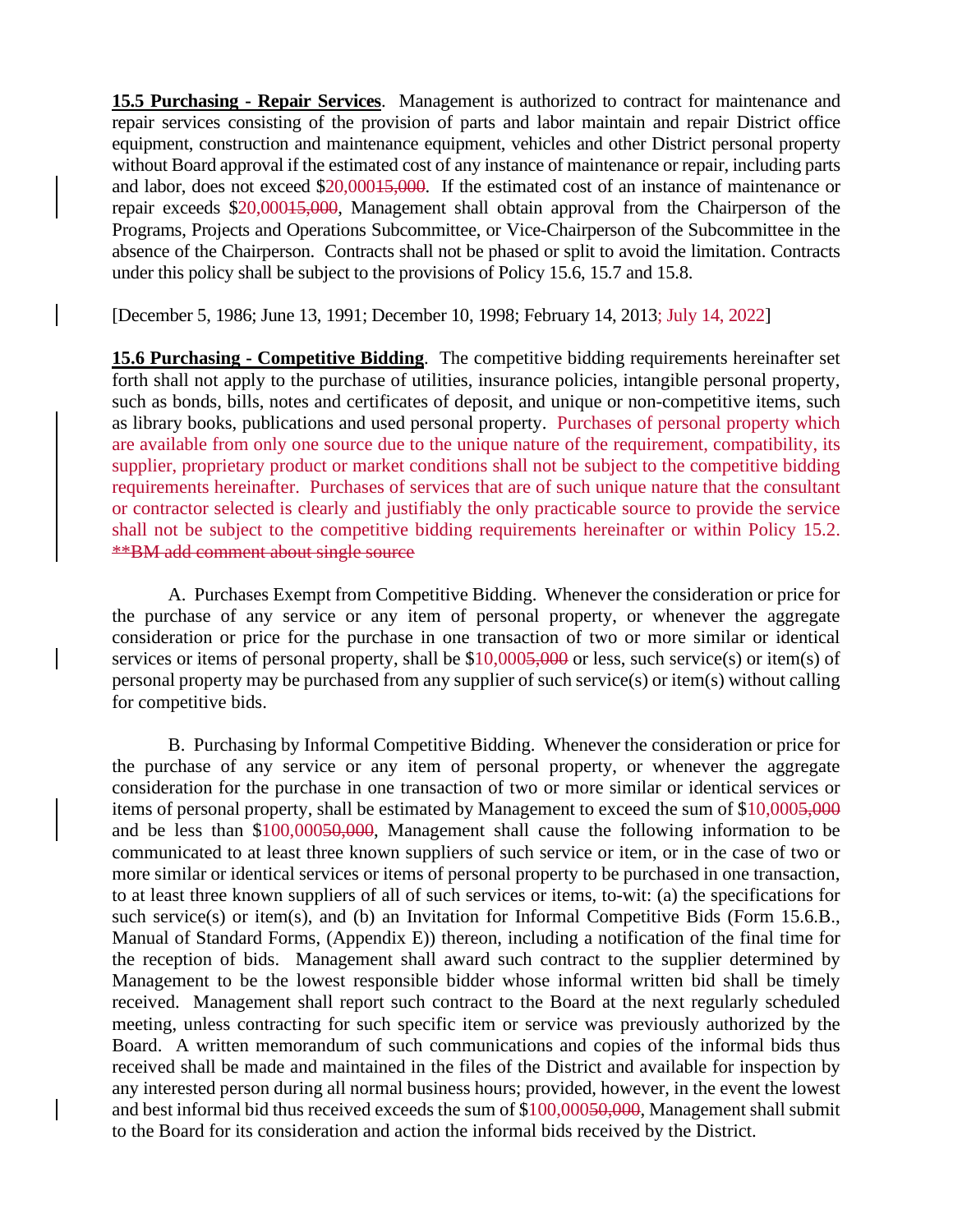**15.5 Purchasing - Repair Services**. Management is authorized to contract for maintenance and repair services consisting of the provision of parts and labor maintain and repair District office equipment, construction and maintenance equipment, vehicles and other District personal property without Board approval if the estimated cost of any instance of maintenance or repair, including parts and labor, does not exceed $20,000~~15,000~~. If the estimated cost of an instance of maintenance or repair exceeds $20,000~~15,000~~, Management shall obtain approval from the Chairperson of the Programs, Projects and Operations Subcommittee, or Vice-Chairperson of the Subcommittee in the absence of the Chairperson. Contracts shall not be phased or split to avoid the limitation. Contracts under this policy shall be subject to the provisions of Policy 15.6, 15.7 and 15.8.

[December 5, 1986; June 13, 1991; December 10, 1998; February 14, 2013; July 14, 2022]

**15.6 Purchasing - Competitive Bidding**. The competitive bidding requirements hereinafter set forth shall not apply to the purchase of utilities, insurance policies, intangible personal property, such as bonds, bills, notes and certificates of deposit, and unique or non-competitive items, such as library books, publications and used personal property. Purchases of personal property which are available from only one source due to the unique nature of the requirement, compatibility, its supplier, proprietary product or market conditions shall not be subject to the competitive bidding requirements hereinafter. Purchases of services that are of such unique nature that the consultant or contractor selected is clearly and justifiably the only practicable source to provide the service shall not be subject to the competitive bidding requirements hereinafter or within Policy 15.2. ~~**BM add comment about single source~~

A. Purchases Exempt from Competitive Bidding. Whenever the consideration or price for the purchase of any service or any item of personal property, or whenever the aggregate consideration or price for the purchase in one transaction of two or more similar or identical services or items of personal property, shall be $10,000~~5,000~~ or less, such service(s) or item(s) of personal property may be purchased from any supplier of such service(s) or item(s) without calling for competitive bids.

B. Purchasing by Informal Competitive Bidding. Whenever the consideration or price for the purchase of any service or any item of personal property, or whenever the aggregate consideration for the purchase in one transaction of two or more similar or identical services or items of personal property, shall be estimated by Management to exceed the sum of $10,000~~5,000~~ and be less than $100,000~~50,000~~, Management shall cause the following information to be communicated to at least three known suppliers of such service or item, or in the case of two or more similar or identical services or items of personal property to be purchased in one transaction, to at least three known suppliers of all of such services or items, to-wit: (a) the specifications for such service(s) or item(s), and (b) an Invitation for Informal Competitive Bids (Form 15.6.B., Manual of Standard Forms, (Appendix E)) thereon, including a notification of the final time for the reception of bids. Management shall award such contract to the supplier determined by Management to be the lowest responsible bidder whose informal written bid shall be timely received. Management shall report such contract to the Board at the next regularly scheduled meeting, unless contracting for such specific item or service was previously authorized by the Board. A written memorandum of such communications and copies of the informal bids thus received shall be made and maintained in the files of the District and available for inspection by any interested person during all normal business hours; provided, however, in the event the lowest and best informal bid thus received exceeds the sum of $100,000~~50,000~~, Management shall submit to the Board for its consideration and action the informal bids received by the District.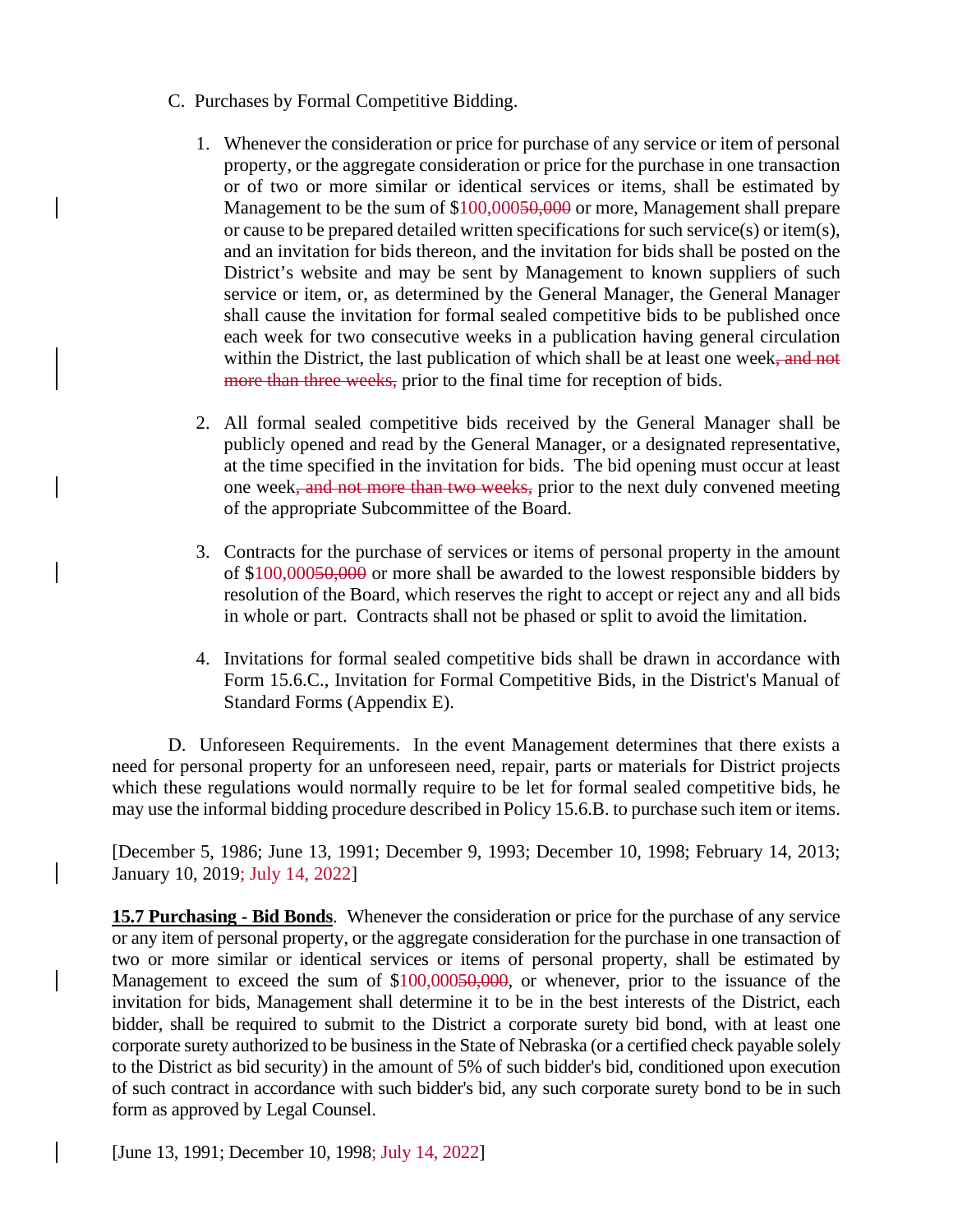C. Purchases by Formal Competitive Bidding.

1. Whenever the consideration or price for purchase of any service or item of personal property, or the aggregate consideration or price for the purchase in one transaction or of two or more similar or identical services or items, shall be estimated by Management to be the sum of $100,000~~50,000~~ or more, Management shall prepare or cause to be prepared detailed written specifications for such service(s) or item(s), and an invitation for bids thereon, and the invitation for bids shall be posted on the District's website and may be sent by Management to known suppliers of such service or item, or, as determined by the General Manager, the General Manager shall cause the invitation for formal sealed competitive bids to be published once each week for two consecutive weeks in a publication having general circulation within the District, the last publication of which shall be at least one week~~, and not more than three weeks,~~ prior to the final time for reception of bids.

2. All formal sealed competitive bids received by the General Manager shall be publicly opened and read by the General Manager, or a designated representative, at the time specified in the invitation for bids. The bid opening must occur at least one week~~, and not more than two weeks,~~ prior to the next duly convened meeting of the appropriate Subcommittee of the Board.

3. Contracts for the purchase of services or items of personal property in the amount of $100,000~~50,000~~ or more shall be awarded to the lowest responsible bidders by resolution of the Board, which reserves the right to accept or reject any and all bids in whole or part. Contracts shall not be phased or split to avoid the limitation.

4. Invitations for formal sealed competitive bids shall be drawn in accordance with Form 15.6.C., Invitation for Formal Competitive Bids, in the District's Manual of Standard Forms (Appendix E).

D. Unforeseen Requirements. In the event Management determines that there exists a need for personal property for an unforeseen need, repair, parts or materials for District projects which these regulations would normally require to be let for formal sealed competitive bids, he may use the informal bidding procedure described in Policy 15.6.B. to purchase such item or items.

[December 5, 1986; June 13, 1991; December 9, 1993; December 10, 1998; February 14, 2013; January 10, 2019; July 14, 2022]

**15.7 Purchasing - Bid Bonds**. Whenever the consideration or price for the purchase of any service or any item of personal property, or the aggregate consideration for the purchase in one transaction of two or more similar or identical services or items of personal property, shall be estimated by Management to exceed the sum of $100,000~~50,000~~, or whenever, prior to the issuance of the invitation for bids, Management shall determine it to be in the best interests of the District, each bidder, shall be required to submit to the District a corporate surety bid bond, with at least one corporate surety authorized to be business in the State of Nebraska (or a certified check payable solely to the District as bid security) in the amount of 5% of such bidder's bid, conditioned upon execution of such contract in accordance with such bidder's bid, any such corporate surety bond to be in such form as approved by Legal Counsel.

[June 13, 1991; December 10, 1998; July 14, 2022]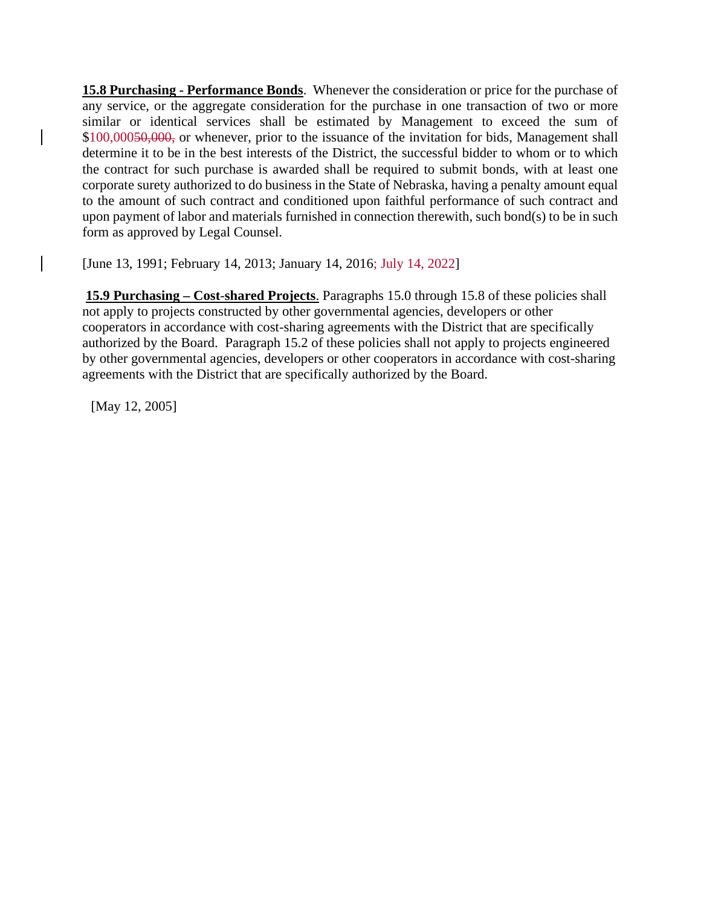**15.8 Purchasing - Performance Bonds**. Whenever the consideration or price for the purchase of any service, or the aggregate consideration for the purchase in one transaction of two or more similar or identical services shall be estimated by Management to exceed the sum of $100,000~~50,000,~~ or whenever, prior to the issuance of the invitation for bids, Management shall determine it to be in the best interests of the District, the successful bidder to whom or to which the contract for such purchase is awarded shall be required to submit bonds, with at least one corporate surety authorized to do business in the State of Nebraska, having a penalty amount equal to the amount of such contract and conditioned upon faithful performance of such contract and upon payment of labor and materials furnished in connection therewith, such bond(s) to be in such form as approved by Legal Counsel.

[June 13, 1991; February 14, 2013; January 14, 2016; July 14, 2022]

**15.9 Purchasing – Cost-shared Projects**. Paragraphs 15.0 through 15.8 of these policies shall not apply to projects constructed by other governmental agencies, developers or other cooperators in accordance with cost-sharing agreements with the District that are specifically authorized by the Board. Paragraph 15.2 of these policies shall not apply to projects engineered by other governmental agencies, developers or other cooperators in accordance with cost-sharing agreements with the District that are specifically authorized by the Board.

[May 12, 2005]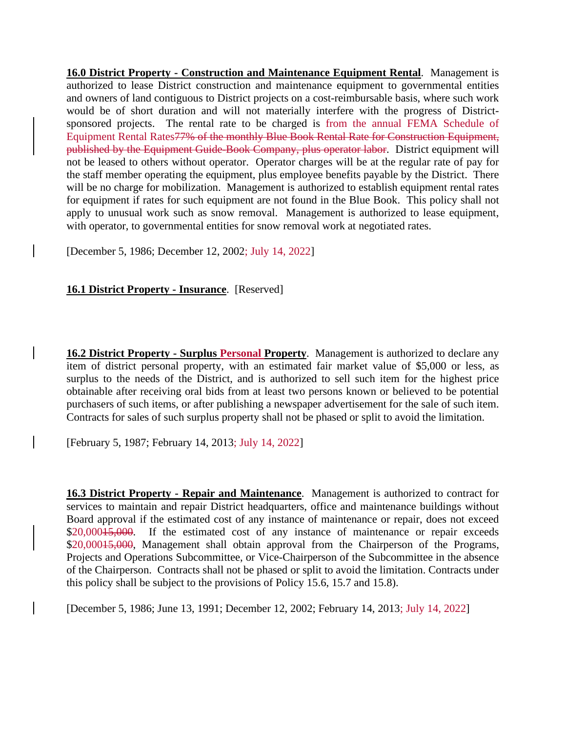**16.0 District Property - Construction and Maintenance Equipment Rental**. Management is authorized to lease District construction and maintenance equipment to governmental entities and owners of land contiguous to District projects on a cost-reimbursable basis, where such work would be of short duration and will not materially interfere with the progress of District-sponsored projects. The rental rate to be charged is from the annual FEMA Schedule of Equipment Rental Rates~~77% of the monthly Blue Book Rental Rate for Construction Equipment, published by the Equipment Guide-Book Company, plus operator labor~~. District equipment will not be leased to others without operator. Operator charges will be at the regular rate of pay for the staff member operating the equipment, plus employee benefits payable by the District. There will be no charge for mobilization. Management is authorized to establish equipment rental rates for equipment if rates for such equipment are not found in the Blue Book. This policy shall not apply to unusual work such as snow removal. Management is authorized to lease equipment, with operator, to governmental entities for snow removal work at negotiated rates.

[December 5, 1986; December 12, 2002; July 14, 2022]

**16.1 District Property - Insurance**. [Reserved]

**16.2 District Property - Surplus Personal Property**. Management is authorized to declare any item of district personal property, with an estimated fair market value of $5,000 or less, as surplus to the needs of the District, and is authorized to sell such item for the highest price obtainable after receiving oral bids from at least two persons known or believed to be potential purchasers of such items, or after publishing a newspaper advertisement for the sale of such item. Contracts for sales of such surplus property shall not be phased or split to avoid the limitation.

[February 5, 1987; February 14, 2013; July 14, 2022]

**16.3 District Property - Repair and Maintenance**. Management is authorized to contract for services to maintain and repair District headquarters, office and maintenance buildings without Board approval if the estimated cost of any instance of maintenance or repair, does not exceed $20,000~~15,000~~. If the estimated cost of any instance of maintenance or repair exceeds $20,000~~15,000~~, Management shall obtain approval from the Chairperson of the Programs, Projects and Operations Subcommittee, or Vice-Chairperson of the Subcommittee in the absence of the Chairperson. Contracts shall not be phased or split to avoid the limitation. Contracts under this policy shall be subject to the provisions of Policy 15.6, 15.7 and 15.8).

[December 5, 1986; June 13, 1991; December 12, 2002; February 14, 2013; July 14, 2022]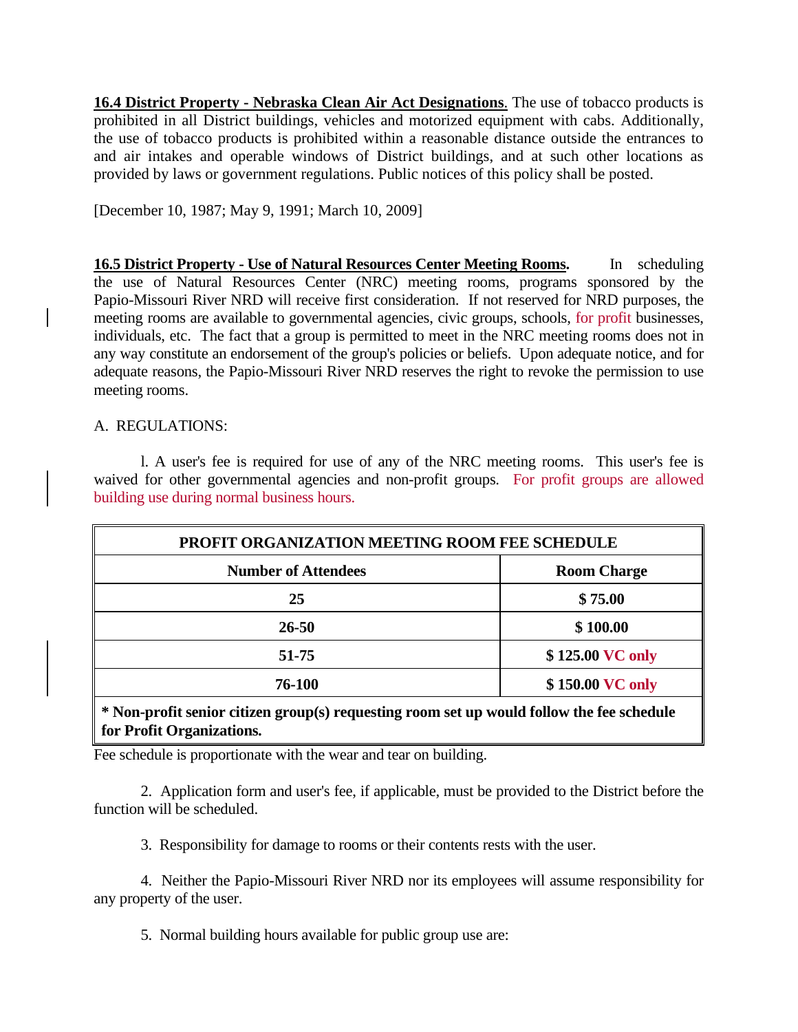**16.4 District Property - Nebraska Clean Air Act Designations**. The use of tobacco products is prohibited in all District buildings, vehicles and motorized equipment with cabs. Additionally, the use of tobacco products is prohibited within a reasonable distance outside the entrances to and air intakes and operable windows of District buildings, and at such other locations as provided by laws or government regulations. Public notices of this policy shall be posted.

[December 10, 1987; May 9, 1991; March 10, 2009]

**16.5 District Property - Use of Natural Resources Center Meeting Rooms.** In scheduling the use of Natural Resources Center (NRC) meeting rooms, programs sponsored by the Papio-Missouri River NRD will receive first consideration. If not reserved for NRD purposes, the meeting rooms are available to governmental agencies, civic groups, schools, for profit businesses, individuals, etc. The fact that a group is permitted to meet in the NRC meeting rooms does not in any way constitute an endorsement of the group's policies or beliefs. Upon adequate notice, and for adequate reasons, the Papio-Missouri River NRD reserves the right to revoke the permission to use meeting rooms.

A. REGULATIONS:

l. A user's fee is required for use of any of the NRC meeting rooms. This user's fee is waived for other governmental agencies and non-profit groups. For profit groups are allowed building use during normal business hours.

| PROFIT ORGANIZATION MEETING ROOM FEE SCHEDULE | |
|---|---|
| **Number of Attendees** | **Room Charge** |
| **25** | **$ 75.00** |
| **26-50** | **$ 100.00** |
| **51-75** | **$ 125.00 VC only** |
| **76-100** | **$ 150.00 VC only** |
| **\* Non-profit senior citizen group(s) requesting room set up would follow the fee schedule for Profit Organizations.** | |

Fee schedule is proportionate with the wear and tear on building.

2. Application form and user's fee, if applicable, must be provided to the District before the function will be scheduled.

3. Responsibility for damage to rooms or their contents rests with the user.

4. Neither the Papio-Missouri River NRD nor its employees will assume responsibility for any property of the user.

5. Normal building hours available for public group use are: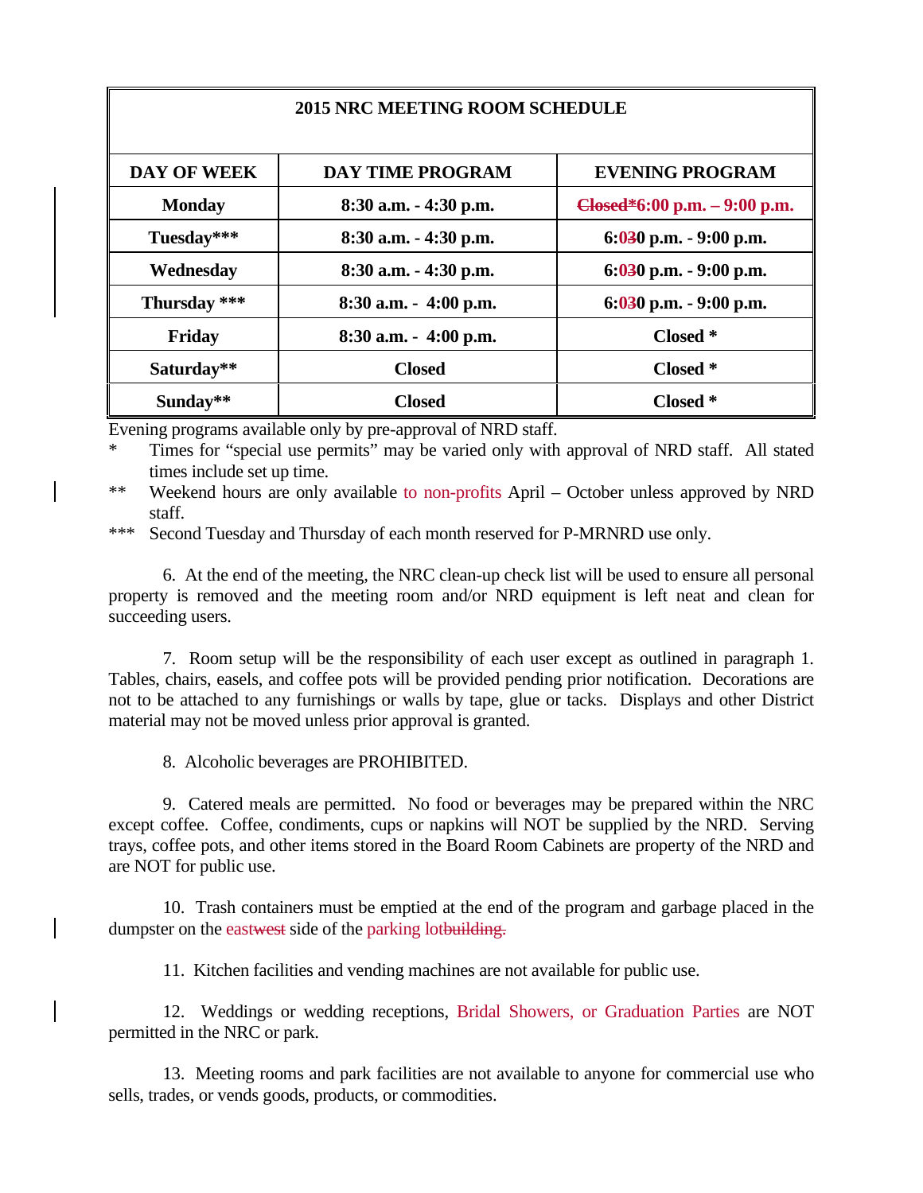| 2015 NRC MEETING ROOM SCHEDULE | | |
|---|---|---|
| **DAY OF WEEK** | **DAY TIME PROGRAM** | **EVENING PROGRAM** |
| **Monday** | **8:30 a.m. - 4:30 p.m.** | **~~Closed*~~6:00 p.m. – 9:00 p.m.** |
| **Tuesday*** ** | **8:30 a.m. - 4:30 p.m.** | **6:0~~3~~0 p.m. - 9:00 p.m.** |
| **Wednesday** | **8:30 a.m. - 4:30 p.m.** | **6:0~~3~~0 p.m. - 9:00 p.m.** |
| **Thursday *** ** | **8:30 a.m. - 4:00 p.m.** | **6:0~~3~~0 p.m. - 9:00 p.m.** |
| **Friday** | **8:30 a.m. - 4:00 p.m.** | **Closed *** |
| **Saturday** ** | **Closed** | **Closed *** |
| **Sunday** ** | **Closed** | **Closed *** |

Evening programs available only by pre-approval of NRD staff.

\* Times for "special use permits" may be varied only with approval of NRD staff. All stated times include set up time.

\*\* Weekend hours are only available to non-profits April – October unless approved by NRD staff.

\*\*\* Second Tuesday and Thursday of each month reserved for P-MRNRD use only.

6. At the end of the meeting, the NRC clean-up check list will be used to ensure all personal property is removed and the meeting room and/or NRD equipment is left neat and clean for succeeding users.

7. Room setup will be the responsibility of each user except as outlined in paragraph 1. Tables, chairs, easels, and coffee pots will be provided pending prior notification. Decorations are not to be attached to any furnishings or walls by tape, glue or tacks. Displays and other District material may not be moved unless prior approval is granted.

8. Alcoholic beverages are PROHIBITED.

9. Catered meals are permitted. No food or beverages may be prepared within the NRC except coffee. Coffee, condiments, cups or napkins will NOT be supplied by the NRD. Serving trays, coffee pots, and other items stored in the Board Room Cabinets are property of the NRD and are NOT for public use.

10. Trash containers must be emptied at the end of the program and garbage placed in the dumpster on the east~~west~~ side of the parking lot~~building.~~

11. Kitchen facilities and vending machines are not available for public use.

12. Weddings or wedding receptions, Bridal Showers, or Graduation Parties are NOT permitted in the NRC or park.

13. Meeting rooms and park facilities are not available to anyone for commercial use who sells, trades, or vends goods, products, or commodities.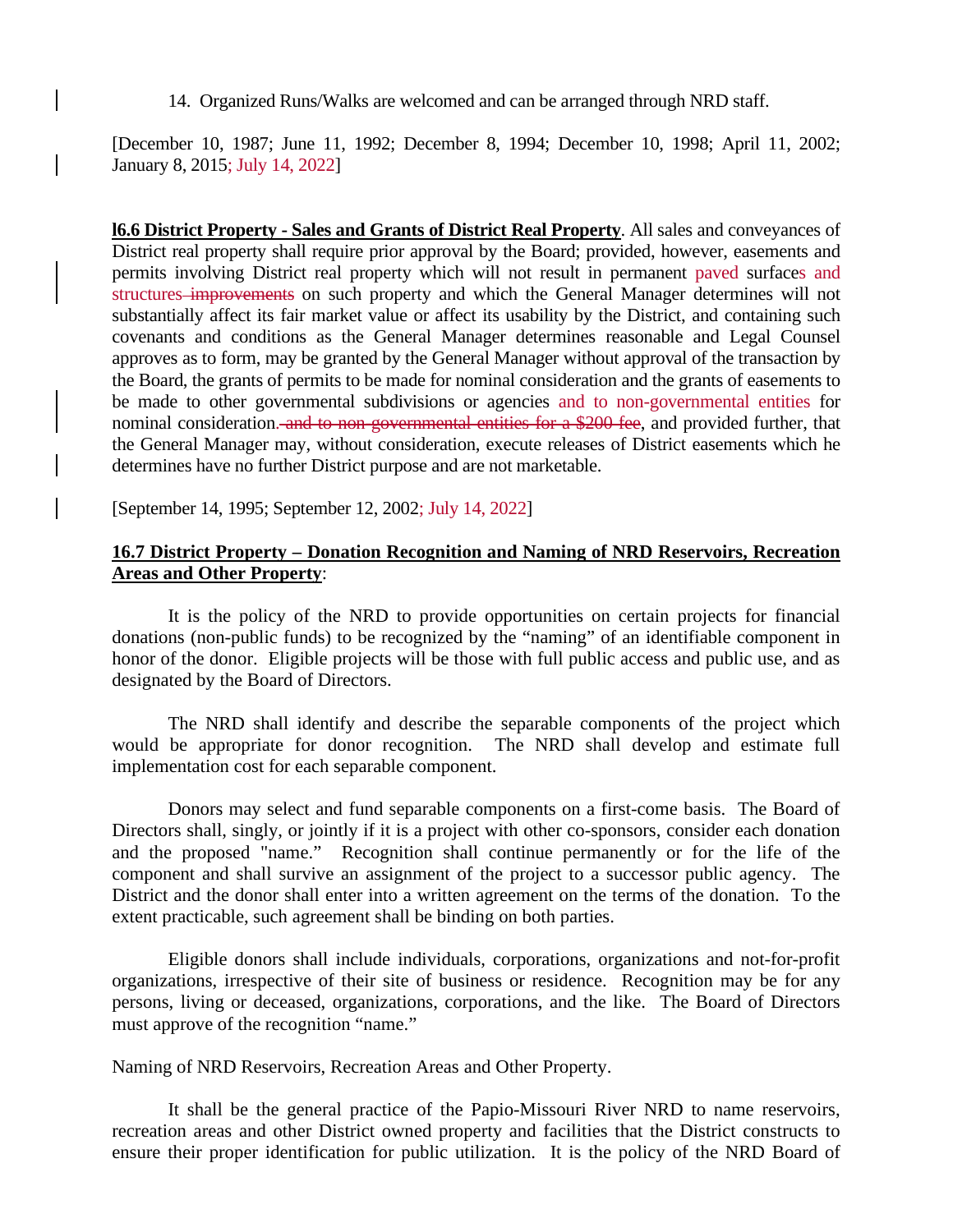14. Organized Runs/Walks are welcomed and can be arranged through NRD staff.

[December 10, 1987; June 11, 1992; December 8, 1994; December 10, 1998; April 11, 2002; January 8, 2015; July 14, 2022]

**l6.6 District Property - Sales and Grants of District Real Property**. All sales and conveyances of District real property shall require prior approval by the Board; provided, however, easements and permits involving District real property which will not result in permanent paved surfaces and structures ~~improvements~~ on such property and which the General Manager determines will not substantially affect its fair market value or affect its usability by the District, and containing such covenants and conditions as the General Manager determines reasonable and Legal Counsel approves as to form, may be granted by the General Manager without approval of the transaction by the Board, the grants of permits to be made for nominal consideration and the grants of easements to be made to other governmental subdivisions or agencies and to non-governmental entities for nominal consideration.~~ and to non-governmental entities for a $200 fee~~, and provided further, that the General Manager may, without consideration, execute releases of District easements which he determines have no further District purpose and are not marketable.

[September 14, 1995; September 12, 2002; July 14, 2022]

**16.7 District Property – Donation Recognition and Naming of NRD Reservoirs, Recreation Areas and Other Property**:

It is the policy of the NRD to provide opportunities on certain projects for financial donations (non-public funds) to be recognized by the "naming" of an identifiable component in honor of the donor. Eligible projects will be those with full public access and public use, and as designated by the Board of Directors.

The NRD shall identify and describe the separable components of the project which would be appropriate for donor recognition. The NRD shall develop and estimate full implementation cost for each separable component.

Donors may select and fund separable components on a first-come basis. The Board of Directors shall, singly, or jointly if it is a project with other co-sponsors, consider each donation and the proposed "name." Recognition shall continue permanently or for the life of the component and shall survive an assignment of the project to a successor public agency. The District and the donor shall enter into a written agreement on the terms of the donation. To the extent practicable, such agreement shall be binding on both parties.

Eligible donors shall include individuals, corporations, organizations and not-for-profit organizations, irrespective of their site of business or residence. Recognition may be for any persons, living or deceased, organizations, corporations, and the like. The Board of Directors must approve of the recognition "name."

Naming of NRD Reservoirs, Recreation Areas and Other Property.

It shall be the general practice of the Papio-Missouri River NRD to name reservoirs, recreation areas and other District owned property and facilities that the District constructs to ensure their proper identification for public utilization. It is the policy of the NRD Board of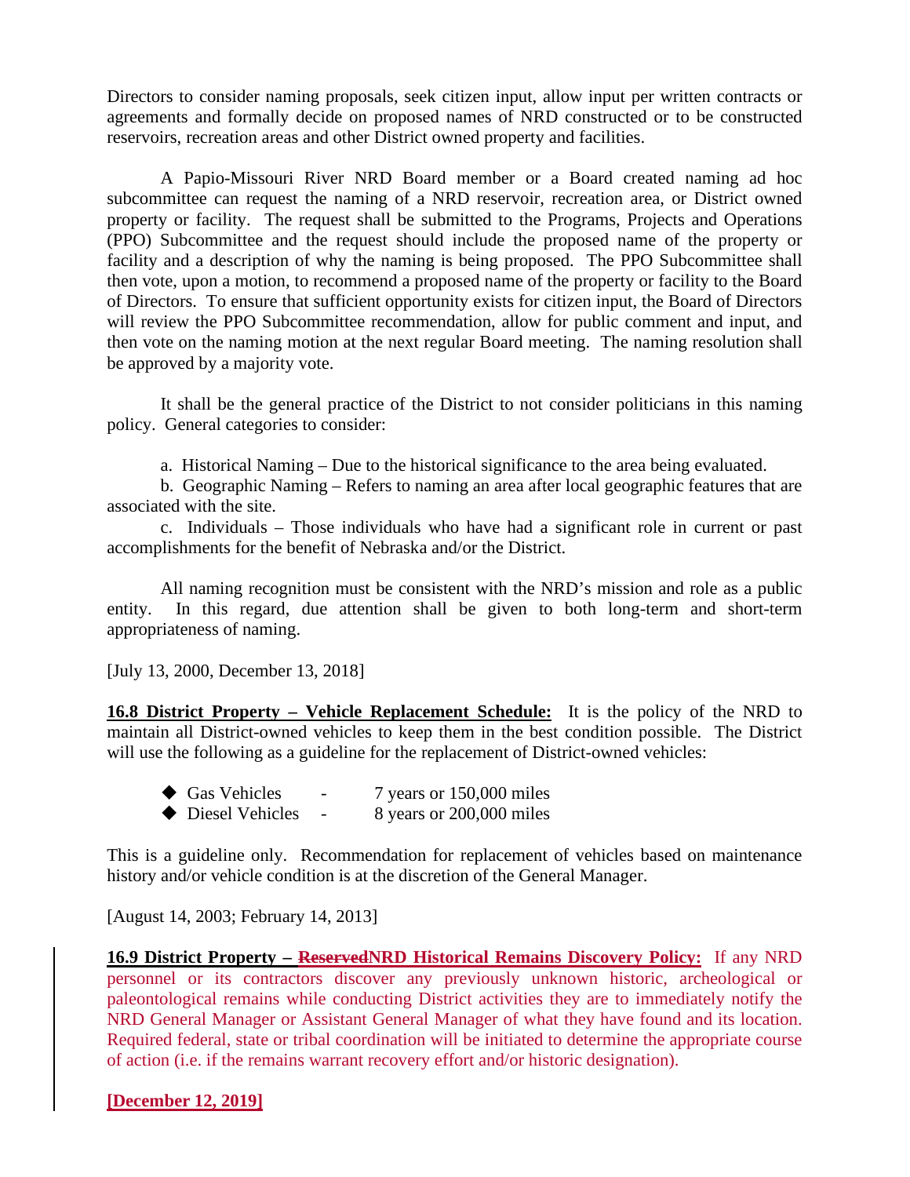Directors to consider naming proposals, seek citizen input, allow input per written contracts or agreements and formally decide on proposed names of NRD constructed or to be constructed reservoirs, recreation areas and other District owned property and facilities.

A Papio-Missouri River NRD Board member or a Board created naming ad hoc subcommittee can request the naming of a NRD reservoir, recreation area, or District owned property or facility. The request shall be submitted to the Programs, Projects and Operations (PPO) Subcommittee and the request should include the proposed name of the property or facility and a description of why the naming is being proposed. The PPO Subcommittee shall then vote, upon a motion, to recommend a proposed name of the property or facility to the Board of Directors. To ensure that sufficient opportunity exists for citizen input, the Board of Directors will review the PPO Subcommittee recommendation, allow for public comment and input, and then vote on the naming motion at the next regular Board meeting. The naming resolution shall be approved by a majority vote.

It shall be the general practice of the District to not consider politicians in this naming policy. General categories to consider:

a. Historical Naming – Due to the historical significance to the area being evaluated.

b. Geographic Naming – Refers to naming an area after local geographic features that are associated with the site.

c. Individuals – Those individuals who have had a significant role in current or past accomplishments for the benefit of Nebraska and/or the District.

All naming recognition must be consistent with the NRD's mission and role as a public entity. In this regard, due attention shall be given to both long-term and short-term appropriateness of naming.

[July 13, 2000, December 13, 2018]

**16.8 District Property – Vehicle Replacement Schedule:** It is the policy of the NRD to maintain all District-owned vehicles to keep them in the best condition possible. The District will use the following as a guideline for the replacement of District-owned vehicles:

- Gas Vehicles - 7 years or 150,000 miles
- Diesel Vehicles - 8 years or 200,000 miles

This is a guideline only. Recommendation for replacement of vehicles based on maintenance history and/or vehicle condition is at the discretion of the General Manager.

[August 14, 2003; February 14, 2013]

**16.9 District Property – ~~Reserved~~NRD Historical Remains Discovery Policy:** If any NRD personnel or its contractors discover any previously unknown historic, archeological or paleontological remains while conducting District activities they are to immediately notify the NRD General Manager or Assistant General Manager of what they have found and its location. Required federal, state or tribal coordination will be initiated to determine the appropriate course of action (i.e. if the remains warrant recovery effort and/or historic designation).

**[December 12, 2019]**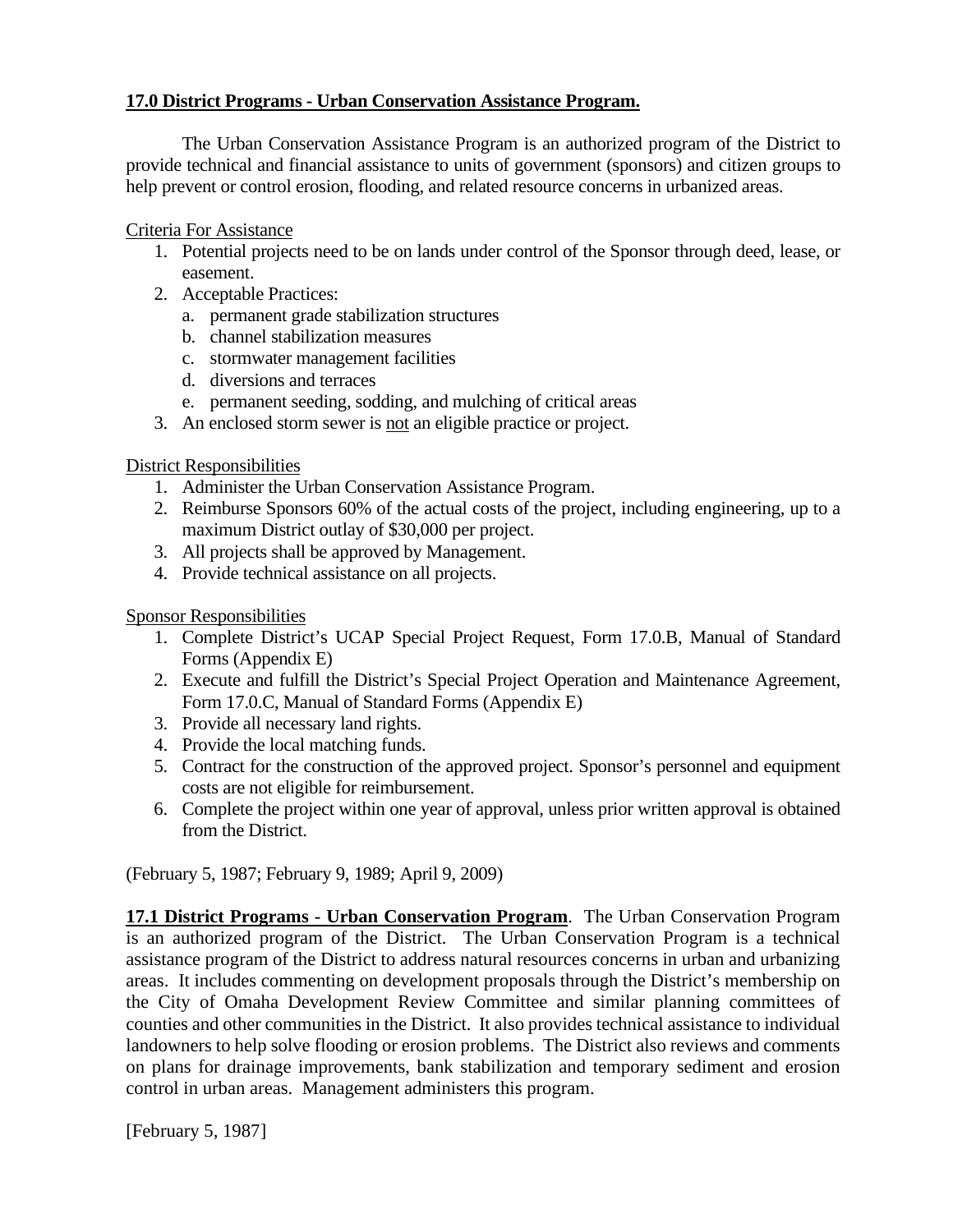**17.0 District Programs - Urban Conservation Assistance Program.**

The Urban Conservation Assistance Program is an authorized program of the District to provide technical and financial assistance to units of government (sponsors) and citizen groups to help prevent or control erosion, flooding, and related resource concerns in urbanized areas.

Criteria For Assistance

1. Potential projects need to be on lands under control of the Sponsor through deed, lease, or easement.
2. Acceptable Practices:
   a. permanent grade stabilization structures
   b. channel stabilization measures
   c. stormwater management facilities
   d. diversions and terraces
   e. permanent seeding, sodding, and mulching of critical areas
3. An enclosed storm sewer is not an eligible practice or project.

District Responsibilities

1. Administer the Urban Conservation Assistance Program.
2. Reimburse Sponsors 60% of the actual costs of the project, including engineering, up to a maximum District outlay of $30,000 per project.
3. All projects shall be approved by Management.
4. Provide technical assistance on all projects.

Sponsor Responsibilities

1. Complete District's UCAP Special Project Request, Form 17.0.B, Manual of Standard Forms (Appendix E)
2. Execute and fulfill the District's Special Project Operation and Maintenance Agreement, Form 17.0.C, Manual of Standard Forms (Appendix E)
3. Provide all necessary land rights.
4. Provide the local matching funds.
5. Contract for the construction of the approved project. Sponsor's personnel and equipment costs are not eligible for reimbursement.
6. Complete the project within one year of approval, unless prior written approval is obtained from the District.

(February 5, 1987; February 9, 1989; April 9, 2009)

**17.1 District Programs - Urban Conservation Program**. The Urban Conservation Program is an authorized program of the District. The Urban Conservation Program is a technical assistance program of the District to address natural resources concerns in urban and urbanizing areas. It includes commenting on development proposals through the District's membership on the City of Omaha Development Review Committee and similar planning committees of counties and other communities in the District. It also provides technical assistance to individual landowners to help solve flooding or erosion problems. The District also reviews and comments on plans for drainage improvements, bank stabilization and temporary sediment and erosion control in urban areas. Management administers this program.

[February 5, 1987]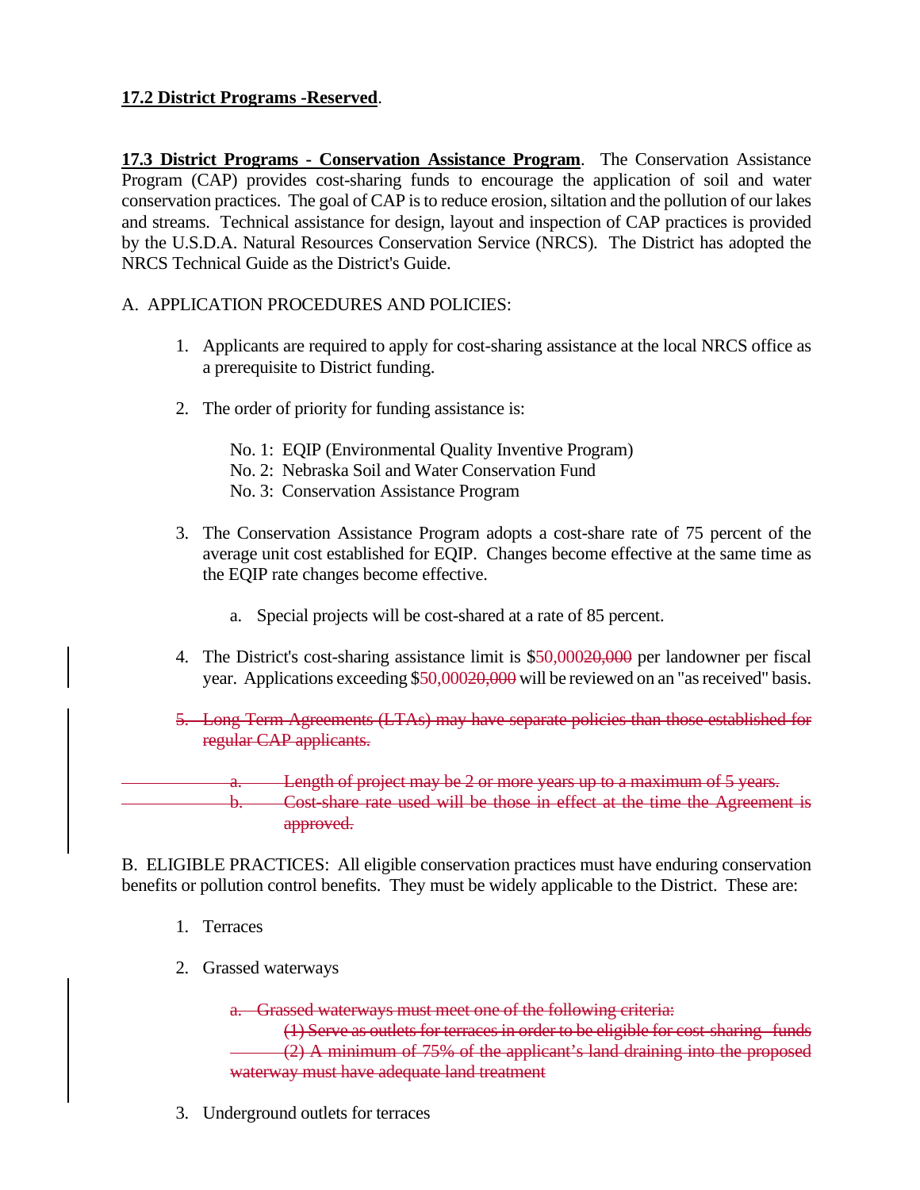**17.2 District Programs -Reserved**.

**17.3 District Programs - Conservation Assistance Program**. The Conservation Assistance Program (CAP) provides cost-sharing funds to encourage the application of soil and water conservation practices. The goal of CAP is to reduce erosion, siltation and the pollution of our lakes and streams. Technical assistance for design, layout and inspection of CAP practices is provided by the U.S.D.A. Natural Resources Conservation Service (NRCS). The District has adopted the NRCS Technical Guide as the District's Guide.

A. APPLICATION PROCEDURES AND POLICIES:

1. Applicants are required to apply for cost-sharing assistance at the local NRCS office as a prerequisite to District funding.

2. The order of priority for funding assistance is:

   No. 1: EQIP (Environmental Quality Inventive Program)
   No. 2: Nebraska Soil and Water Conservation Fund
   No. 3: Conservation Assistance Program

3. The Conservation Assistance Program adopts a cost-share rate of 75 percent of the average unit cost established for EQIP. Changes become effective at the same time as the EQIP rate changes become effective.

   a. Special projects will be cost-shared at a rate of 85 percent.

4. The District's cost-sharing assistance limit is $50,000~~20,000~~ per landowner per fiscal year. Applications exceeding $50,000~~20,000~~ will be reviewed on an "as received" basis.

~~5. Long Term Agreements (LTAs) may have separate policies than those established for regular CAP applicants.~~

   ~~a. Length of project may be 2 or more years up to a maximum of 5 years.~~
   ~~b. Cost-share rate used will be those in effect at the time the Agreement is approved.~~

B. ELIGIBLE PRACTICES: All eligible conservation practices must have enduring conservation benefits or pollution control benefits. They must be widely applicable to the District. These are:

1. Terraces

2. Grassed waterways

   ~~a. Grassed waterways must meet one of the following criteria:~~
   ~~(1) Serve as outlets for terraces in order to be eligible for cost-sharing funds~~
   ~~(2) A minimum of 75% of the applicant's land draining into the proposed waterway must have adequate land treatment~~

3. Underground outlets for terraces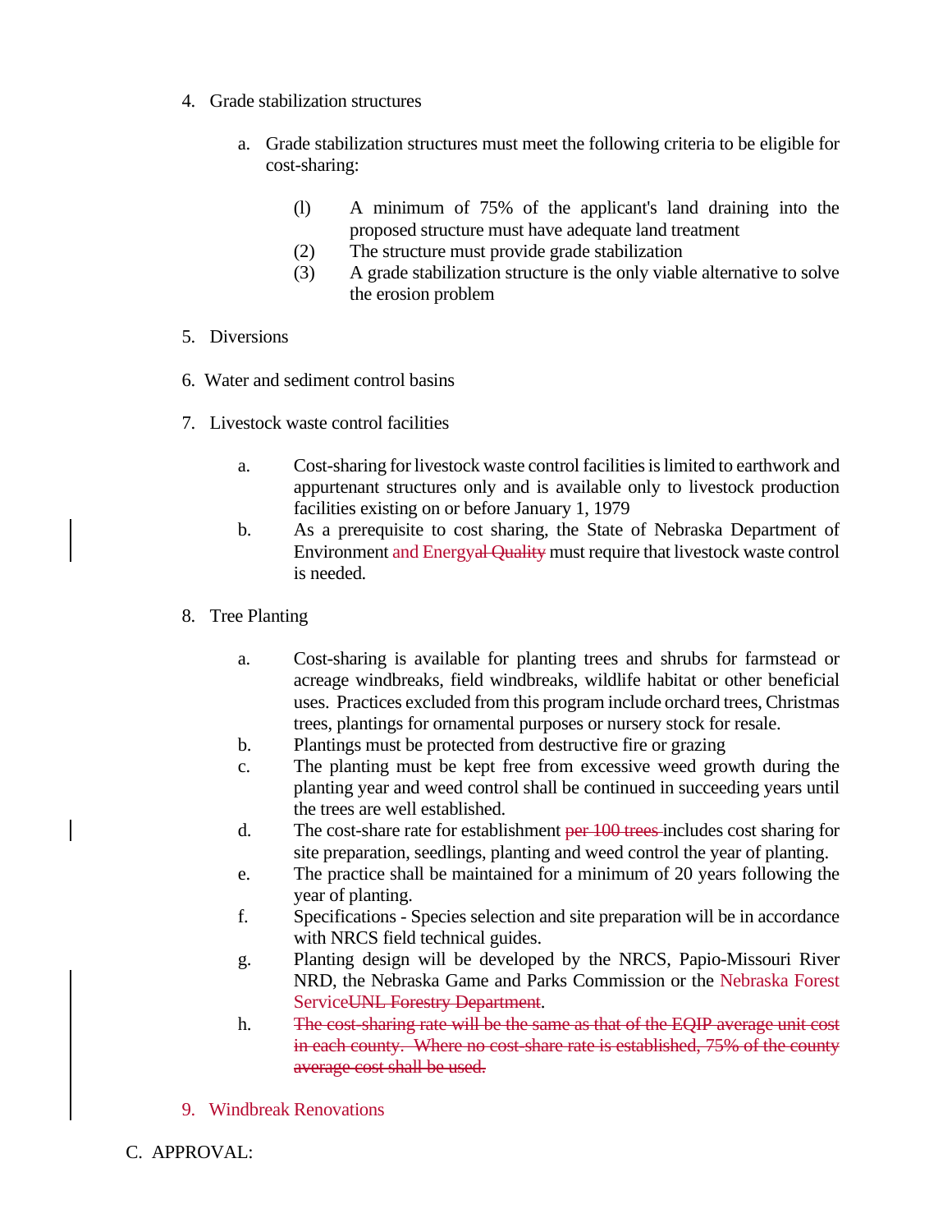4. Grade stabilization structures

   a. Grade stabilization structures must meet the following criteria to be eligible for cost-sharing:

      (l) A minimum of 75% of the applicant's land draining into the proposed structure must have adequate land treatment
      (2) The structure must provide grade stabilization
      (3) A grade stabilization structure is the only viable alternative to solve the erosion problem

5. Diversions

6. Water and sediment control basins

7. Livestock waste control facilities

   a. Cost-sharing for livestock waste control facilities is limited to earthwork and appurtenant structures only and is available only to livestock production facilities existing on or before January 1, 1979
   b. As a prerequisite to cost sharing, the State of Nebraska Department of Environment and Energy~~al Quality~~ must require that livestock waste control is needed.

8. Tree Planting

   a. Cost-sharing is available for planting trees and shrubs for farmstead or acreage windbreaks, field windbreaks, wildlife habitat or other beneficial uses. Practices excluded from this program include orchard trees, Christmas trees, plantings for ornamental purposes or nursery stock for resale.
   b. Plantings must be protected from destructive fire or grazing
   c. The planting must be kept free from excessive weed growth during the planting year and weed control shall be continued in succeeding years until the trees are well established.
   d. The cost-share rate for establishment ~~per 100 trees~~ includes cost sharing for site preparation, seedlings, planting and weed control the year of planting.
   e. The practice shall be maintained for a minimum of 20 years following the year of planting.
   f. Specifications - Species selection and site preparation will be in accordance with NRCS field technical guides.
   g. Planting design will be developed by the NRCS, Papio-Missouri River NRD, the Nebraska Game and Parks Commission or the Nebraska Forest Service~~UNL Forestry Department~~.
   h. ~~The cost-sharing rate will be the same as that of the EQIP average unit cost in each county. Where no cost-share rate is established, 75% of the county average cost shall be used.~~

9. Windbreak Renovations

C. APPROVAL: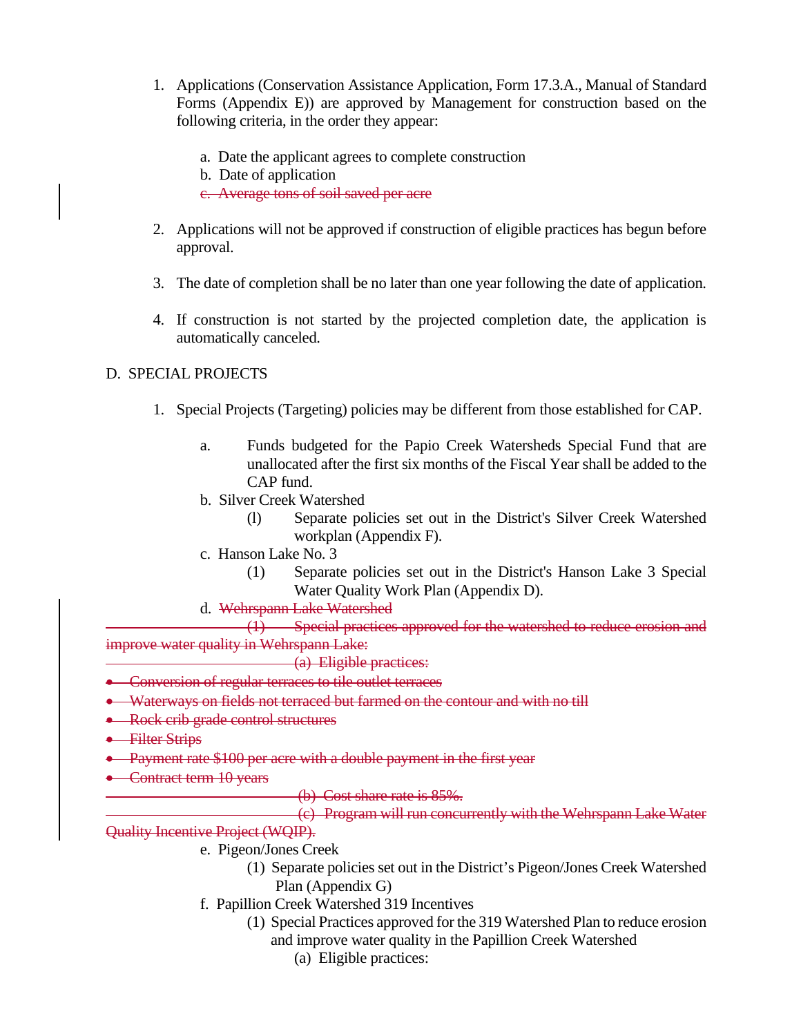1. Applications (Conservation Assistance Application, Form 17.3.A., Manual of Standard Forms (Appendix E)) are approved by Management for construction based on the following criteria, in the order they appear:

   a. Date the applicant agrees to complete construction
   b. Date of application
   ~~c. Average tons of soil saved per acre~~

2. Applications will not be approved if construction of eligible practices has begun before approval.

3. The date of completion shall be no later than one year following the date of application.

4. If construction is not started by the projected completion date, the application is automatically canceled.

D. SPECIAL PROJECTS

1. Special Projects (Targeting) policies may be different from those established for CAP.

   a. Funds budgeted for the Papio Creek Watersheds Special Fund that are unallocated after the first six months of the Fiscal Year shall be added to the CAP fund.
   b. Silver Creek Watershed
      (l) Separate policies set out in the District's Silver Creek Watershed workplan (Appendix F).
   c. Hanson Lake No. 3
      (1) Separate policies set out in the District's Hanson Lake 3 Special Water Quality Work Plan (Appendix D).
   d. ~~Wehrspann Lake Watershed~~
      ~~(1) Special practices approved for the watershed to reduce erosion and improve water quality in Wehrspann Lake:~~
         ~~(a) Eligible practices:~~
   - ~~Conversion of regular terraces to tile outlet terraces~~
   - ~~Waterways on fields not terraced but farmed on the contour and with no till~~
   - ~~Rock crib grade control structures~~
   - ~~Filter Strips~~
   - ~~Payment rate $100 per acre with a double payment in the first year~~
   - ~~Contract term 10 years~~

         ~~(b) Cost share rate is 85%.~~
         ~~(c) Program will run concurrently with the Wehrspann Lake Water Quality Incentive Project (WQIP).~~
   e. Pigeon/Jones Creek
      (1) Separate policies set out in the District's Pigeon/Jones Creek Watershed Plan (Appendix G)
   f. Papillion Creek Watershed 319 Incentives
      (1) Special Practices approved for the 319 Watershed Plan to reduce erosion and improve water quality in the Papillion Creek Watershed
         (a) Eligible practices: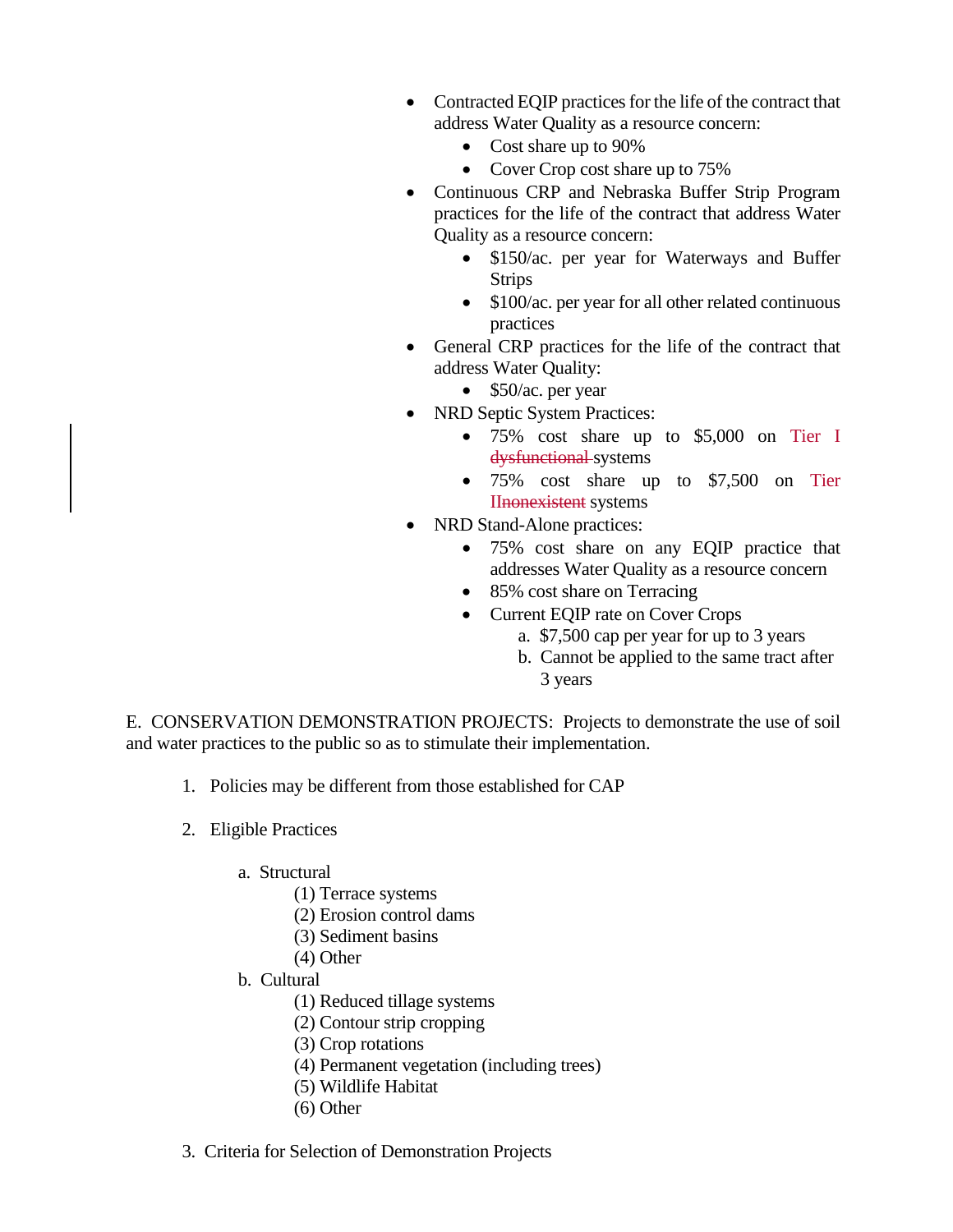- Contracted EQIP practices for the life of the contract that address Water Quality as a resource concern:
  - Cost share up to 90%
  - Cover Crop cost share up to 75%
- Continuous CRP and Nebraska Buffer Strip Program practices for the life of the contract that address Water Quality as a resource concern:
  - $150/ac. per year for Waterways and Buffer Strips
  - $100/ac. per year for all other related continuous practices
- General CRP practices for the life of the contract that address Water Quality:
  - $50/ac. per year
- NRD Septic System Practices:
  - 75% cost share up to $5,000 on Tier I ~~dysfunctional~~ systems
  - 75% cost share up to $7,500 on Tier II~~nonexistent~~ systems
- NRD Stand-Alone practices:
  - 75% cost share on any EQIP practice that addresses Water Quality as a resource concern
  - 85% cost share on Terracing
  - Current EQIP rate on Cover Crops
    a. $7,500 cap per year for up to 3 years
    b. Cannot be applied to the same tract after 3 years

E. CONSERVATION DEMONSTRATION PROJECTS: Projects to demonstrate the use of soil and water practices to the public so as to stimulate their implementation.

1. Policies may be different from those established for CAP

2. Eligible Practices

   a. Structural
      (1) Terrace systems
      (2) Erosion control dams
      (3) Sediment basins
      (4) Other

   b. Cultural
      (1) Reduced tillage systems
      (2) Contour strip cropping
      (3) Crop rotations
      (4) Permanent vegetation (including trees)
      (5) Wildlife Habitat
      (6) Other

3. Criteria for Selection of Demonstration Projects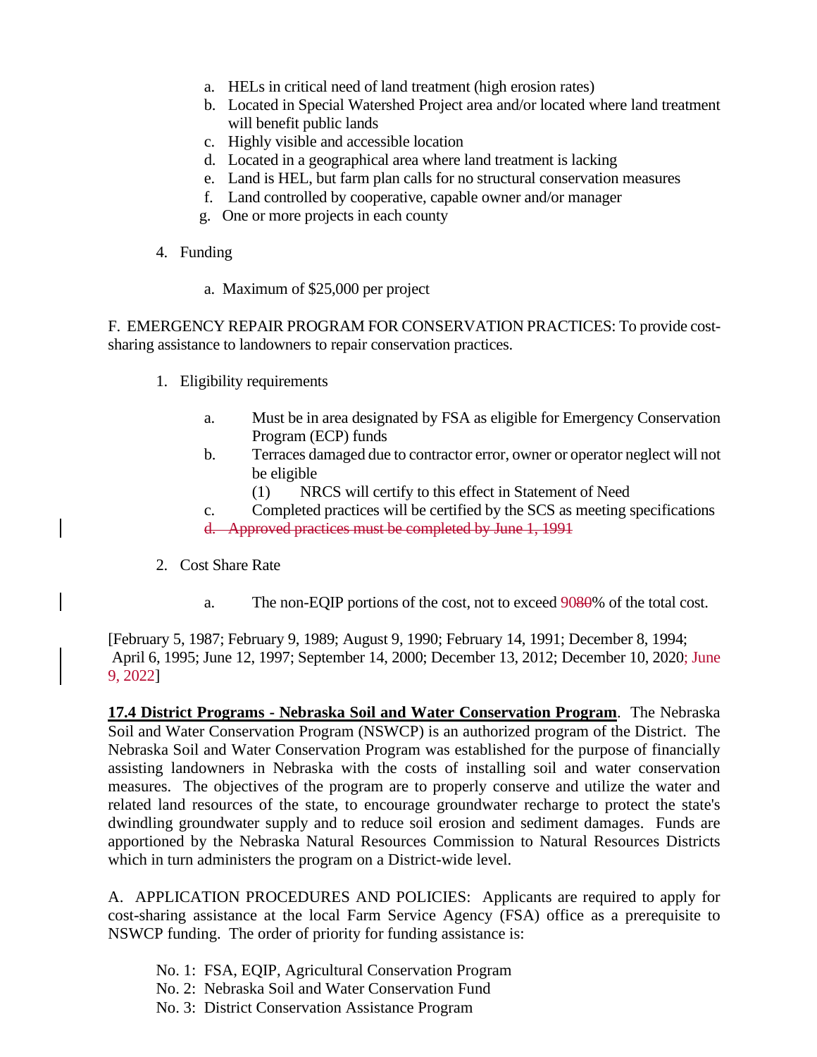a. HELs in critical need of land treatment (high erosion rates)
b. Located in Special Watershed Project area and/or located where land treatment will benefit public lands
c. Highly visible and accessible location
d. Located in a geographical area where land treatment is lacking
e. Land is HEL, but farm plan calls for no structural conservation measures
f. Land controlled by cooperative, capable owner and/or manager
g. One or more projects in each county

4. Funding

   a. Maximum of $25,000 per project

F. EMERGENCY REPAIR PROGRAM FOR CONSERVATION PRACTICES: To provide cost-sharing assistance to landowners to repair conservation practices.

1. Eligibility requirements

   a. Must be in area designated by FSA as eligible for Emergency Conservation Program (ECP) funds
   b. Terraces damaged due to contractor error, owner or operator neglect will not be eligible
      (1) NRCS will certify to this effect in Statement of Need
   c. Completed practices will be certified by the SCS as meeting specifications
   ~~d. Approved practices must be completed by June 1, 1991~~

2. Cost Share Rate

   a. The non-EQIP portions of the cost, not to exceed 90~~80~~% of the total cost.

[February 5, 1987; February 9, 1989; August 9, 1990; February 14, 1991; December 8, 1994; April 6, 1995; June 12, 1997; September 14, 2000; December 13, 2012; December 10, 2020; June 9, 2022]

**17.4 District Programs - Nebraska Soil and Water Conservation Program**. The Nebraska Soil and Water Conservation Program (NSWCP) is an authorized program of the District. The Nebraska Soil and Water Conservation Program was established for the purpose of financially assisting landowners in Nebraska with the costs of installing soil and water conservation measures. The objectives of the program are to properly conserve and utilize the water and related land resources of the state, to encourage groundwater recharge to protect the state's dwindling groundwater supply and to reduce soil erosion and sediment damages. Funds are apportioned by the Nebraska Natural Resources Commission to Natural Resources Districts which in turn administers the program on a District-wide level.

A. APPLICATION PROCEDURES AND POLICIES: Applicants are required to apply for cost-sharing assistance at the local Farm Service Agency (FSA) office as a prerequisite to NSWCP funding. The order of priority for funding assistance is:

No. 1: FSA, EQIP, Agricultural Conservation Program
No. 2: Nebraska Soil and Water Conservation Fund
No. 3: District Conservation Assistance Program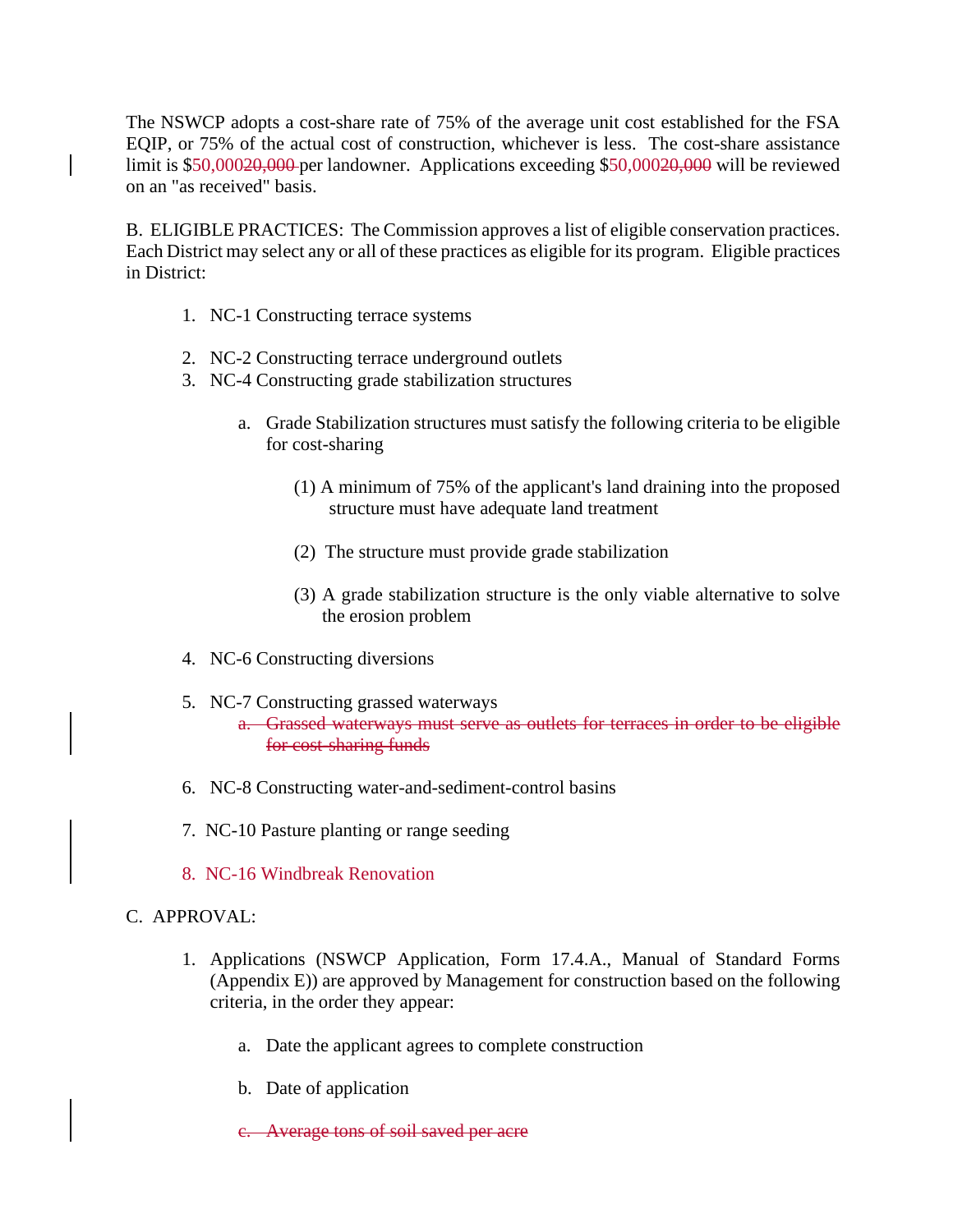The NSWCP adopts a cost-share rate of 75% of the average unit cost established for the FSA EQIP, or 75% of the actual cost of construction, whichever is less. The cost-share assistance limit is $50,000~~20,000~~ per landowner. Applications exceeding $50,000~~20,000~~ will be reviewed on an "as received" basis.

B. ELIGIBLE PRACTICES: The Commission approves a list of eligible conservation practices. Each District may select any or all of these practices as eligible for its program. Eligible practices in District:

1. NC-1 Constructing terrace systems
2. NC-2 Constructing terrace underground outlets
3. NC-4 Constructing grade stabilization structures
    a. Grade Stabilization structures must satisfy the following criteria to be eligible for cost-sharing
        (1) A minimum of 75% of the applicant's land draining into the proposed structure must have adequate land treatment
        (2) The structure must provide grade stabilization
        (3) A grade stabilization structure is the only viable alternative to solve the erosion problem
4. NC-6 Constructing diversions
5. NC-7 Constructing grassed waterways
    ~~a. Grassed waterways must serve as outlets for terraces in order to be eligible for cost-sharing funds~~
6. NC-8 Constructing water-and-sediment-control basins
7. NC-10 Pasture planting or range seeding
8. NC-16 Windbreak Renovation

C. APPROVAL:

1. Applications (NSWCP Application, Form 17.4.A., Manual of Standard Forms (Appendix E)) are approved by Management for construction based on the following criteria, in the order they appear:
    a. Date the applicant agrees to complete construction
    b. Date of application
    ~~c. Average tons of soil saved per acre~~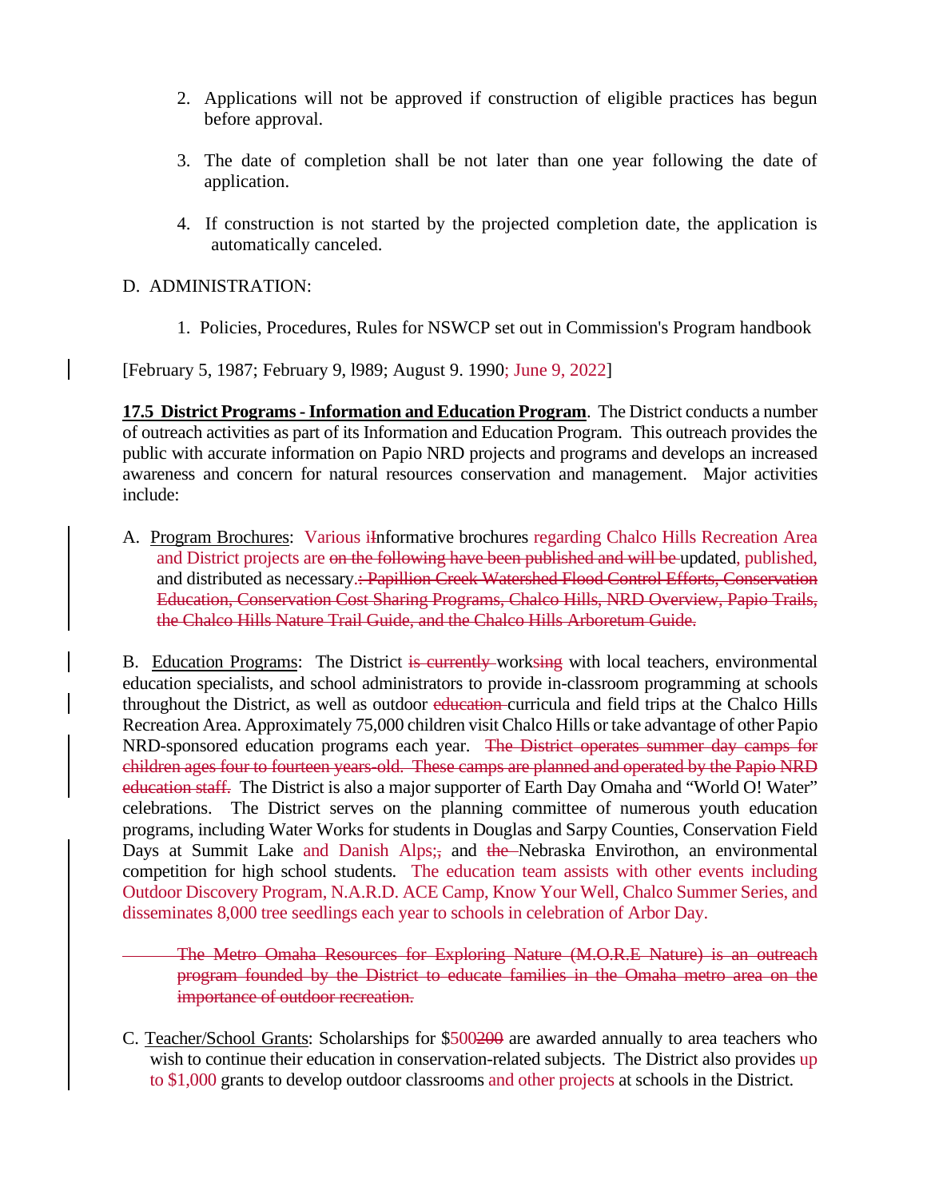2. Applications will not be approved if construction of eligible practices has begun before approval.

3. The date of completion shall be not later than one year following the date of application.

4. If construction is not started by the projected completion date, the application is automatically canceled.

D. ADMINISTRATION:

1. Policies, Procedures, Rules for NSWCP set out in Commission's Program handbook

[February 5, 1987; February 9, l989; August 9. 1990; June 9, 2022]

**17.5 District Programs - Information and Education Program**. The District conducts a number of outreach activities as part of its Information and Education Program. This outreach provides the public with accurate information on Papio NRD projects and programs and develops an increased awareness and concern for natural resources conservation and management. Major activities include:

A. Program Brochures: Various i~~I~~nformative brochures regarding Chalco Hills Recreation Area and District projects are ~~on the following have been published and will be~~ updated, published, and distributed as necessary.~~: Papillion Creek Watershed Flood Control Efforts, Conservation Education, Conservation Cost Sharing Programs, Chalco Hills, NRD Overview, Papio Trails, the Chalco Hills Nature Trail Guide, and the Chalco Hills Arboretum Guide.~~

B. Education Programs: The District ~~is currently~~ works~~ing~~ with local teachers, environmental education specialists, and school administrators to provide in-classroom programming at schools throughout the District, as well as outdoor ~~education~~ curricula and field trips at the Chalco Hills Recreation Area. Approximately 75,000 children visit Chalco Hills or take advantage of other Papio NRD-sponsored education programs each year. ~~The District operates summer day camps for children ages four to fourteen years-old. These camps are planned and operated by the Papio NRD education staff.~~ The District is also a major supporter of Earth Day Omaha and "World O! Water" celebrations. The District serves on the planning committee of numerous youth education programs, including Water Works for students in Douglas and Sarpy Counties, Conservation Field Days at Summit Lake and Danish Alps;~~;~~ and ~~the~~ Nebraska Envirothon, an environmental competition for high school students. The education team assists with other events including Outdoor Discovery Program, N.A.R.D. ACE Camp, Know Your Well, Chalco Summer Series, and disseminates 8,000 tree seedlings each year to schools in celebration of Arbor Day.

~~The Metro Omaha Resources for Exploring Nature (M.O.R.E Nature) is an outreach program founded by the District to educate families in the Omaha metro area on the importance of outdoor recreation.~~

C. Teacher/School Grants: Scholarships for $500~~200~~ are awarded annually to area teachers who wish to continue their education in conservation-related subjects. The District also provides up to $1,000 grants to develop outdoor classrooms and other projects at schools in the District.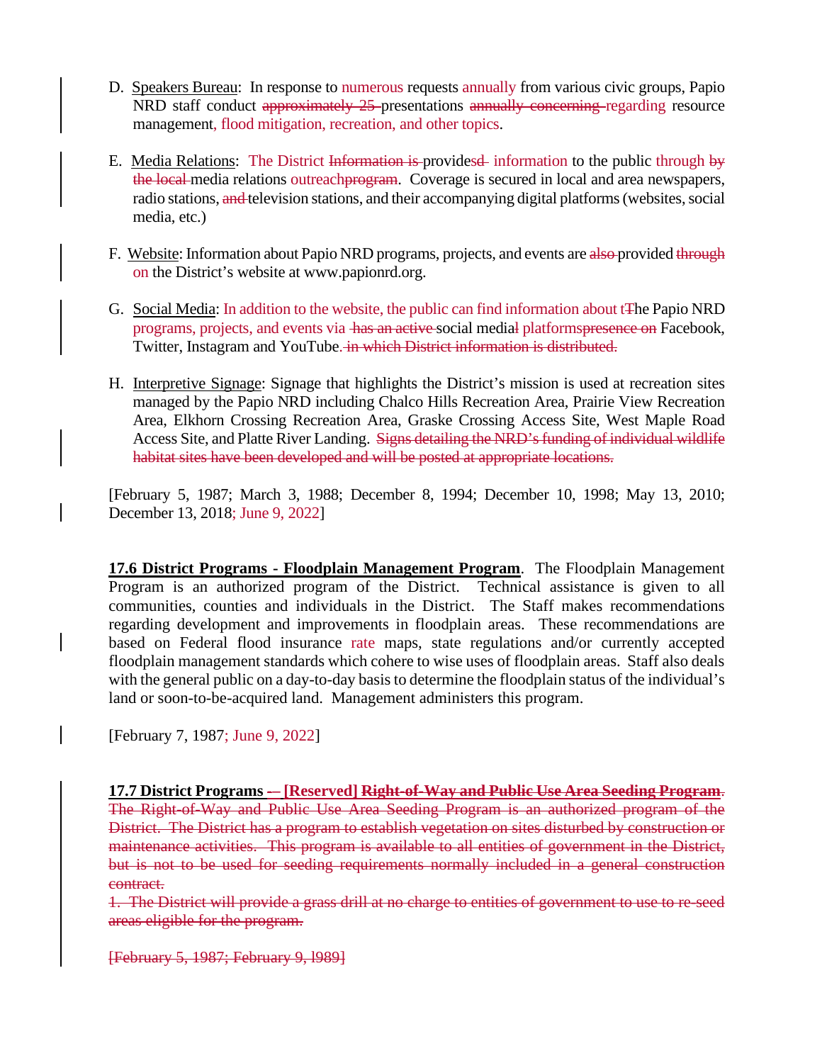D. Speakers Bureau: In response to numerous requests annually from various civic groups, Papio NRD staff conduct ~~approximately 25~~ presentations ~~annually concerning~~ regarding resource management, flood mitigation, recreation, and other topics.

E. Media Relations: The District ~~Information is~~ provides~~d~~ information to the public through ~~by the local~~ media relations outreach~~program~~. Coverage is secured in local and area newspapers, radio stations, ~~and~~ television stations, and their accompanying digital platforms (websites, social media, etc.)

F. Website: Information about Papio NRD programs, projects, and events are ~~also~~ provided ~~through~~ on the District's website at www.papionrd.org.

G. Social Media: In addition to the website, the public can find information about t~~T~~he Papio NRD programs, projects, and events via ~~has an active~~ social media~~l~~ platforms~~presence on~~ Facebook, Twitter, Instagram and YouTube.~~ in which District information is distributed.~~

H. Interpretive Signage: Signage that highlights the District's mission is used at recreation sites managed by the Papio NRD including Chalco Hills Recreation Area, Prairie View Recreation Area, Elkhorn Crossing Recreation Area, Graske Crossing Access Site, West Maple Road Access Site, and Platte River Landing. ~~Signs detailing the NRD's funding of individual wildlife habitat sites have been developed and will be posted at appropriate locations.~~

[February 5, 1987; March 3, 1988; December 8, 1994; December 10, 1998; May 13, 2010; December 13, 2018; June 9, 2022]

**17.6 District Programs - Floodplain Management Program**. The Floodplain Management Program is an authorized program of the District. Technical assistance is given to all communities, counties and individuals in the District. The Staff makes recommendations regarding development and improvements in floodplain areas. These recommendations are based on Federal flood insurance rate maps, state regulations and/or currently accepted floodplain management standards which cohere to wise uses of floodplain areas. Staff also deals with the general public on a day-to-day basis to determine the floodplain status of the individual's land or soon-to-be-acquired land. Management administers this program.

[February 7, 1987; June 9, 2022]

**17.7 District Programs ~~-~~– [Reserved] ~~Right-of-Way and Public Use Area Seeding Program~~**~~.~~ ~~The Right-of-Way and Public Use Area Seeding Program is an authorized program of the District. The District has a program to establish vegetation on sites disturbed by construction or maintenance activities. This program is available to all entities of government in the District, but is not to be used for seeding requirements normally included in a general construction contract.~~

~~1. The District will provide a grass drill at no charge to entities of government to use to re-seed areas eligible for the program.~~

~~[February 5, 1987; February 9, l989]~~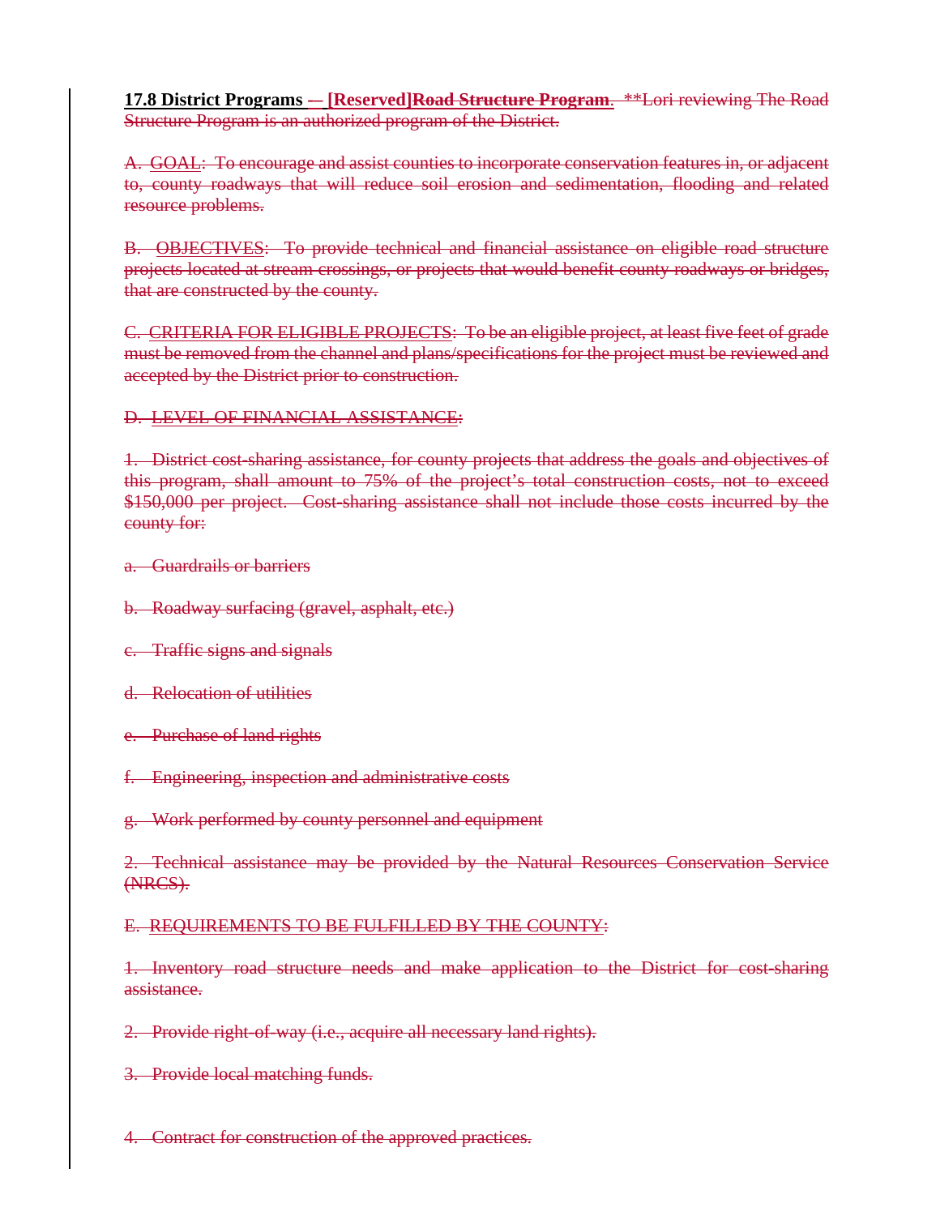**17.8 District Programs -- [Reserved]~~Road Structure Program~~.** ~~**Lori reviewing The Road Structure Program is an authorized program of the District.~~

~~A. GOAL: To encourage and assist counties to incorporate conservation features in, or adjacent to, county roadways that will reduce soil erosion and sedimentation, flooding and related resource problems.~~

~~B. OBJECTIVES: To provide technical and financial assistance on eligible road structure projects located at stream crossings, or projects that would benefit county roadways or bridges, that are constructed by the county.~~

~~C. CRITERIA FOR ELIGIBLE PROJECTS: To be an eligible project, at least five feet of grade must be removed from the channel and plans/specifications for the project must be reviewed and accepted by the District prior to construction.~~

~~D. LEVEL OF FINANCIAL ASSISTANCE:~~

~~1. District cost-sharing assistance, for county projects that address the goals and objectives of this program, shall amount to 75% of the project's total construction costs, not to exceed $150,000 per project. Cost-sharing assistance shall not include those costs incurred by the county for:~~

~~a. Guardrails or barriers~~

~~b. Roadway surfacing (gravel, asphalt, etc.)~~

~~c. Traffic signs and signals~~

~~d. Relocation of utilities~~

~~e. Purchase of land rights~~

~~f. Engineering, inspection and administrative costs~~

~~g. Work performed by county personnel and equipment~~

~~2. Technical assistance may be provided by the Natural Resources Conservation Service (NRCS).~~

~~E. REQUIREMENTS TO BE FULFILLED BY THE COUNTY:~~

~~1. Inventory road structure needs and make application to the District for cost-sharing assistance.~~

~~2. Provide right-of-way (i.e., acquire all necessary land rights).~~

~~3. Provide local matching funds.~~

~~4. Contract for construction of the approved practices.~~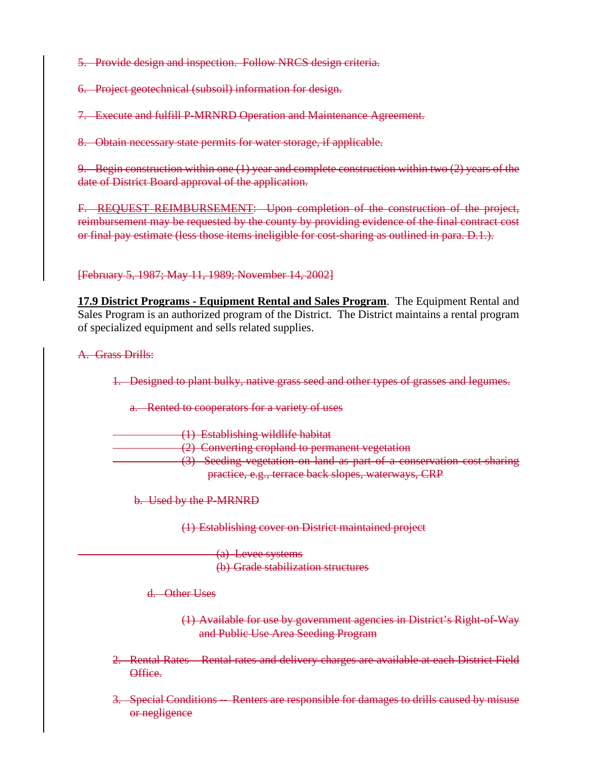~~5. Provide design and inspection. Follow NRCS design criteria.~~

~~6. Project geotechnical (subsoil) information for design.~~

~~7. Execute and fulfill P-MRNRD Operation and Maintenance Agreement.~~

~~8. Obtain necessary state permits for water storage, if applicable.~~

~~9. Begin construction within one (1) year and complete construction within two (2) years of the date of District Board approval of the application.~~

~~F. REQUEST REIMBURSEMENT: Upon completion of the construction of the project, reimbursement may be requested by the county by providing evidence of the final contract cost or final pay estimate (less those items ineligible for cost-sharing as outlined in para. D.1.).~~

~~[February 5, 1987; May 11, 1989; November 14, 2002]~~

**<u>17.9 District Programs - Equipment Rental and Sales Program</u>**. The Equipment Rental and Sales Program is an authorized program of the District. The District maintains a rental program of specialized equipment and sells related supplies.

~~A. Grass Drills:~~

~~1. Designed to plant bulky, native grass seed and other types of grasses and legumes.~~

~~a. Rented to cooperators for a variety of uses~~

~~(1) Establishing wildlife habitat~~
~~(2) Converting cropland to permanent vegetation~~
~~(3) Seeding vegetation on land as part of a conservation cost sharing practice, e.g., terrace back slopes, waterways, CRP~~

~~b. Used by the P-MRNRD~~

~~(1) Establishing cover on District maintained project~~

~~(a) Levee systems~~
~~(b) Grade stabilization structures~~

~~d. Other Uses~~

~~(1) Available for use by government agencies in District's Right-of-Way and Public Use Area Seeding Program~~

~~2. Rental Rates -- Rental rates and delivery charges are available at each District Field Office.~~

~~3. Special Conditions -- Renters are responsible for damages to drills caused by misuse or negligence~~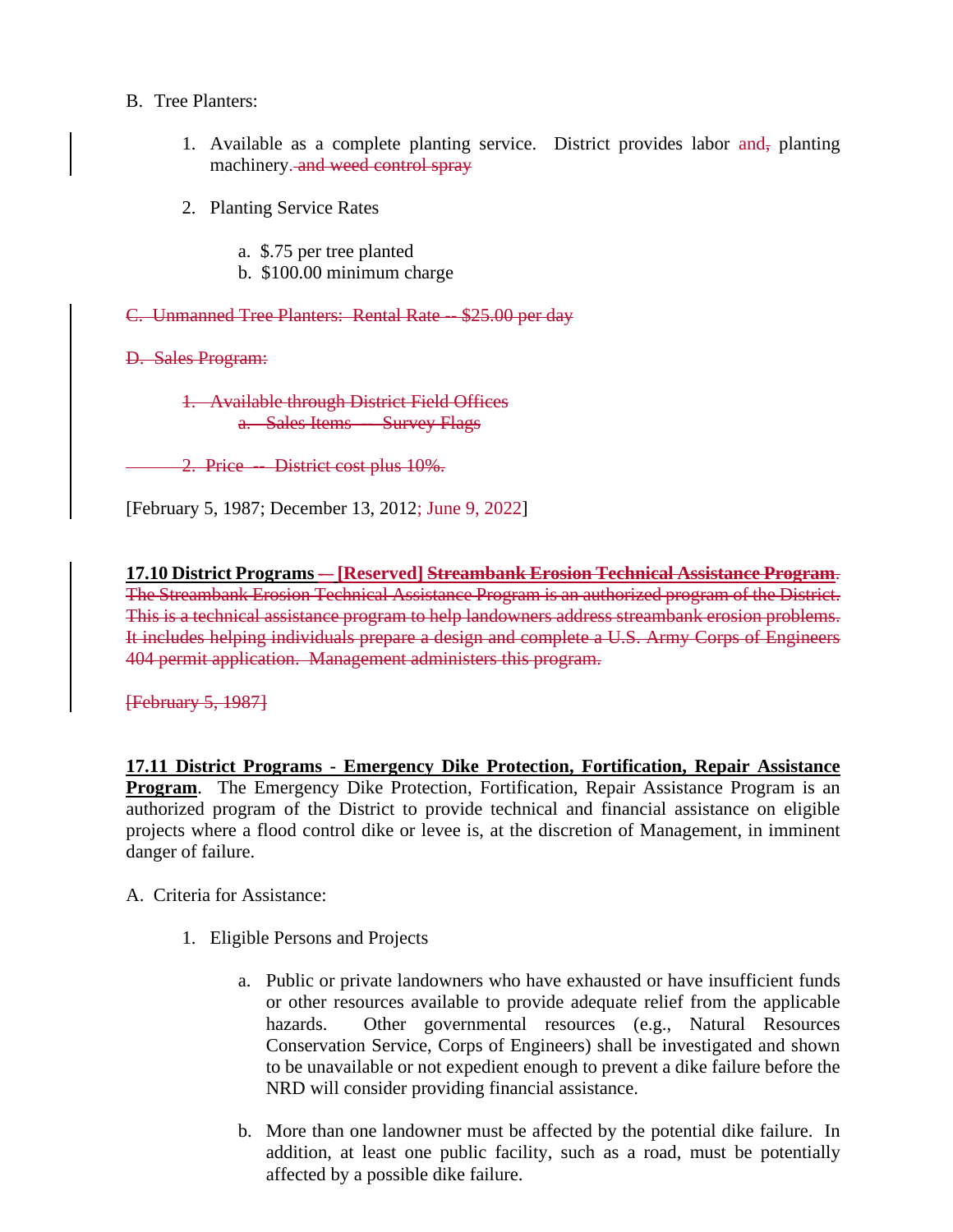B. Tree Planters:

1. Available as a complete planting service. District provides labor and~~,~~ planting machinery~~. and weed control spray~~

2. Planting Service Rates

   a. $.75 per tree planted
   b. $100.00 minimum charge

~~C. Unmanned Tree Planters: Rental Rate -- $25.00 per day~~

~~D. Sales Program:~~

~~1. Available through District Field Offices~~
   ~~a. Sales Items -- Survey Flags~~

~~2. Price -- District cost plus 10%.~~

[February 5, 1987; December 13, 2012; June 9, 2022]

**17.10 District Programs -- [Reserved] ~~Streambank Erosion Technical Assistance Program~~**~~. The Streambank Erosion Technical Assistance Program is an authorized program of the District. This is a technical assistance program to help landowners address streambank erosion problems. It includes helping individuals prepare a design and complete a U.S. Army Corps of Engineers 404 permit application. Management administers this program.~~

~~[February 5, 1987]~~

**17.11 District Programs - Emergency Dike Protection, Fortification, Repair Assistance Program**. The Emergency Dike Protection, Fortification, Repair Assistance Program is an authorized program of the District to provide technical and financial assistance on eligible projects where a flood control dike or levee is, at the discretion of Management, in imminent danger of failure.

A. Criteria for Assistance:

1. Eligible Persons and Projects

   a. Public or private landowners who have exhausted or have insufficient funds or other resources available to provide adequate relief from the applicable hazards. Other governmental resources (e.g., Natural Resources Conservation Service, Corps of Engineers) shall be investigated and shown to be unavailable or not expedient enough to prevent a dike failure before the NRD will consider providing financial assistance.

   b. More than one landowner must be affected by the potential dike failure. In addition, at least one public facility, such as a road, must be potentially affected by a possible dike failure.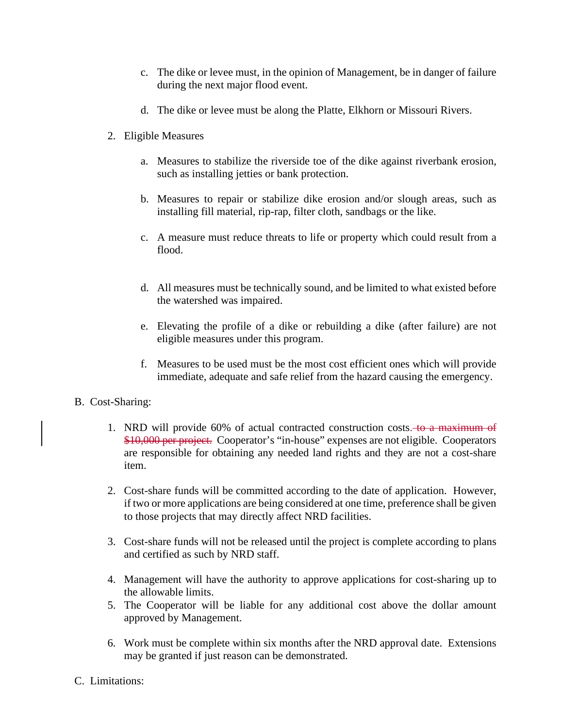c. The dike or levee must, in the opinion of Management, be in danger of failure during the next major flood event.

   d. The dike or levee must be along the Platte, Elkhorn or Missouri Rivers.

2. Eligible Measures

   a. Measures to stabilize the riverside toe of the dike against riverbank erosion, such as installing jetties or bank protection.

   b. Measures to repair or stabilize dike erosion and/or slough areas, such as installing fill material, rip-rap, filter cloth, sandbags or the like.

   c. A measure must reduce threats to life or property which could result from a flood.

   d. All measures must be technically sound, and be limited to what existed before the watershed was impaired.

   e. Elevating the profile of a dike or rebuilding a dike (after failure) are not eligible measures under this program.

   f. Measures to be used must be the most cost efficient ones which will provide immediate, adequate and safe relief from the hazard causing the emergency.

B. Cost-Sharing:

1. NRD will provide 60% of actual contracted construction costs. ~~to a maximum of $10,000 per project.~~ Cooperator's "in-house" expenses are not eligible. Cooperators are responsible for obtaining any needed land rights and they are not a cost-share item.

2. Cost-share funds will be committed according to the date of application. However, if two or more applications are being considered at one time, preference shall be given to those projects that may directly affect NRD facilities.

3. Cost-share funds will not be released until the project is complete according to plans and certified as such by NRD staff.

4. Management will have the authority to approve applications for cost-sharing up to the allowable limits.

5. The Cooperator will be liable for any additional cost above the dollar amount approved by Management.

6. Work must be complete within six months after the NRD approval date. Extensions may be granted if just reason can be demonstrated.

C. Limitations: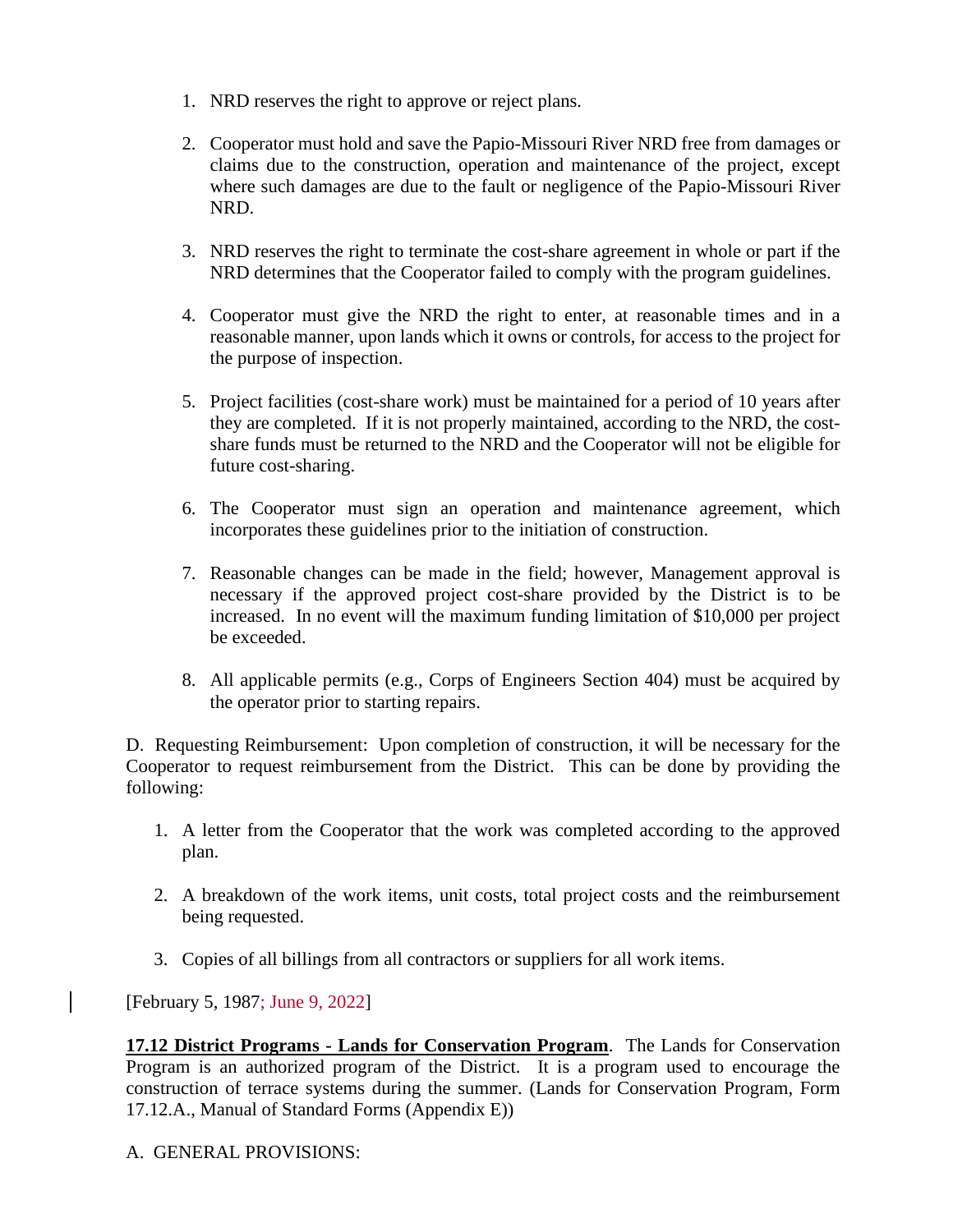1. NRD reserves the right to approve or reject plans.

2. Cooperator must hold and save the Papio-Missouri River NRD free from damages or claims due to the construction, operation and maintenance of the project, except where such damages are due to the fault or negligence of the Papio-Missouri River NRD.

3. NRD reserves the right to terminate the cost-share agreement in whole or part if the NRD determines that the Cooperator failed to comply with the program guidelines.

4. Cooperator must give the NRD the right to enter, at reasonable times and in a reasonable manner, upon lands which it owns or controls, for access to the project for the purpose of inspection.

5. Project facilities (cost-share work) must be maintained for a period of 10 years after they are completed. If it is not properly maintained, according to the NRD, the cost-share funds must be returned to the NRD and the Cooperator will not be eligible for future cost-sharing.

6. The Cooperator must sign an operation and maintenance agreement, which incorporates these guidelines prior to the initiation of construction.

7. Reasonable changes can be made in the field; however, Management approval is necessary if the approved project cost-share provided by the District is to be increased. In no event will the maximum funding limitation of $10,000 per project be exceeded.

8. All applicable permits (e.g., Corps of Engineers Section 404) must be acquired by the operator prior to starting repairs.

D. Requesting Reimbursement: Upon completion of construction, it will be necessary for the Cooperator to request reimbursement from the District. This can be done by providing the following:

1. A letter from the Cooperator that the work was completed according to the approved plan.

2. A breakdown of the work items, unit costs, total project costs and the reimbursement being requested.

3. Copies of all billings from all contractors or suppliers for all work items.

[February 5, 1987; June 9, 2022]

**17.12 District Programs - Lands for Conservation Program**. The Lands for Conservation Program is an authorized program of the District. It is a program used to encourage the construction of terrace systems during the summer. (Lands for Conservation Program, Form 17.12.A., Manual of Standard Forms (Appendix E))

A. GENERAL PROVISIONS: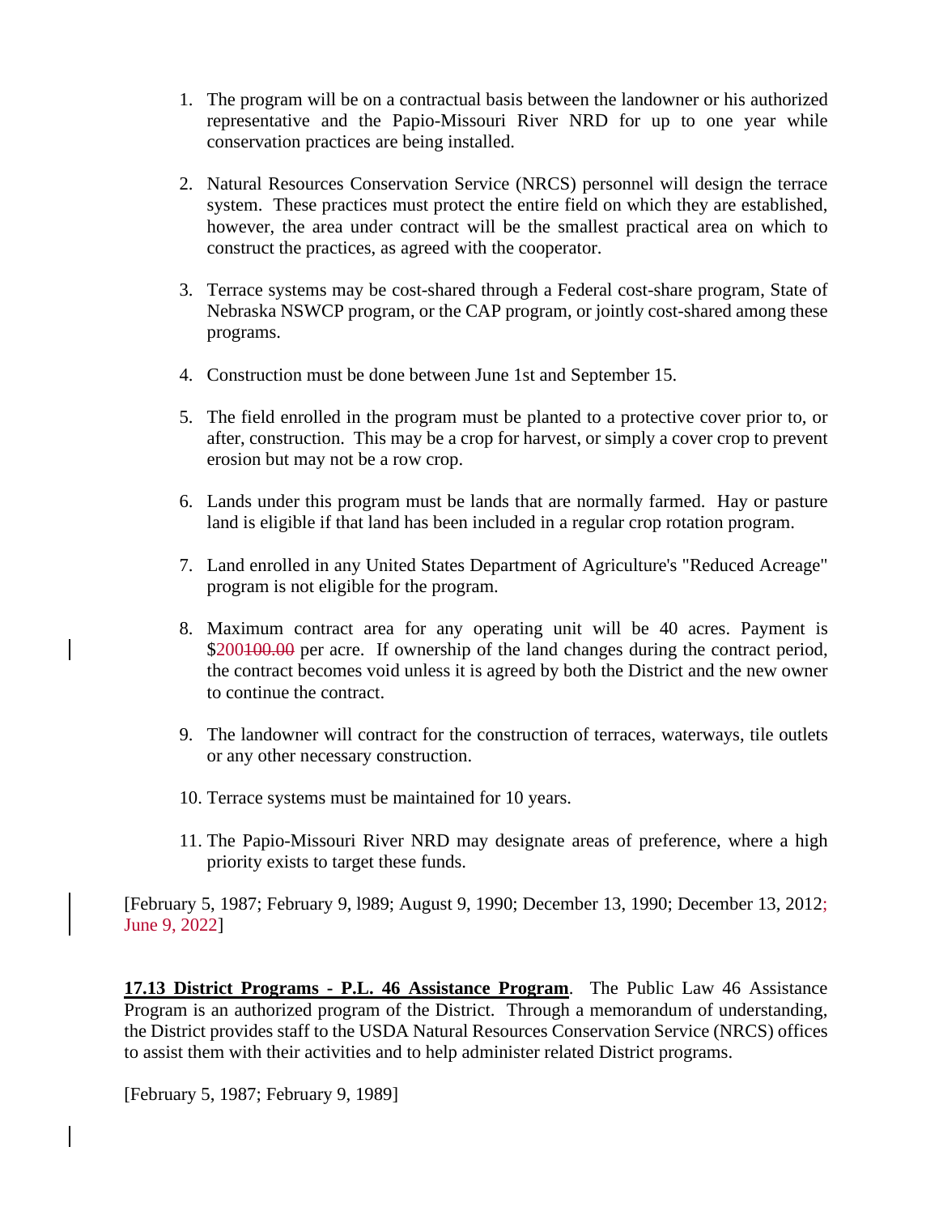1. The program will be on a contractual basis between the landowner or his authorized representative and the Papio-Missouri River NRD for up to one year while conservation practices are being installed.

2. Natural Resources Conservation Service (NRCS) personnel will design the terrace system. These practices must protect the entire field on which they are established, however, the area under contract will be the smallest practical area on which to construct the practices, as agreed with the cooperator.

3. Terrace systems may be cost-shared through a Federal cost-share program, State of Nebraska NSWCP program, or the CAP program, or jointly cost-shared among these programs.

4. Construction must be done between June 1st and September 15.

5. The field enrolled in the program must be planted to a protective cover prior to, or after, construction. This may be a crop for harvest, or simply a cover crop to prevent erosion but may not be a row crop.

6. Lands under this program must be lands that are normally farmed. Hay or pasture land is eligible if that land has been included in a regular crop rotation program.

7. Land enrolled in any United States Department of Agriculture's "Reduced Acreage" program is not eligible for the program.

8. Maximum contract area for any operating unit will be 40 acres. Payment is $200~~100.00~~ per acre. If ownership of the land changes during the contract period, the contract becomes void unless it is agreed by both the District and the new owner to continue the contract.

9. The landowner will contract for the construction of terraces, waterways, tile outlets or any other necessary construction.

10. Terrace systems must be maintained for 10 years.

11. The Papio-Missouri River NRD may designate areas of preference, where a high priority exists to target these funds.

[February 5, 1987; February 9, l989; August 9, 1990; December 13, 1990; December 13, 2012; June 9, 2022]

**17.13 District Programs - P.L. 46 Assistance Program**. The Public Law 46 Assistance Program is an authorized program of the District. Through a memorandum of understanding, the District provides staff to the USDA Natural Resources Conservation Service (NRCS) offices to assist them with their activities and to help administer related District programs.

[February 5, 1987; February 9, 1989]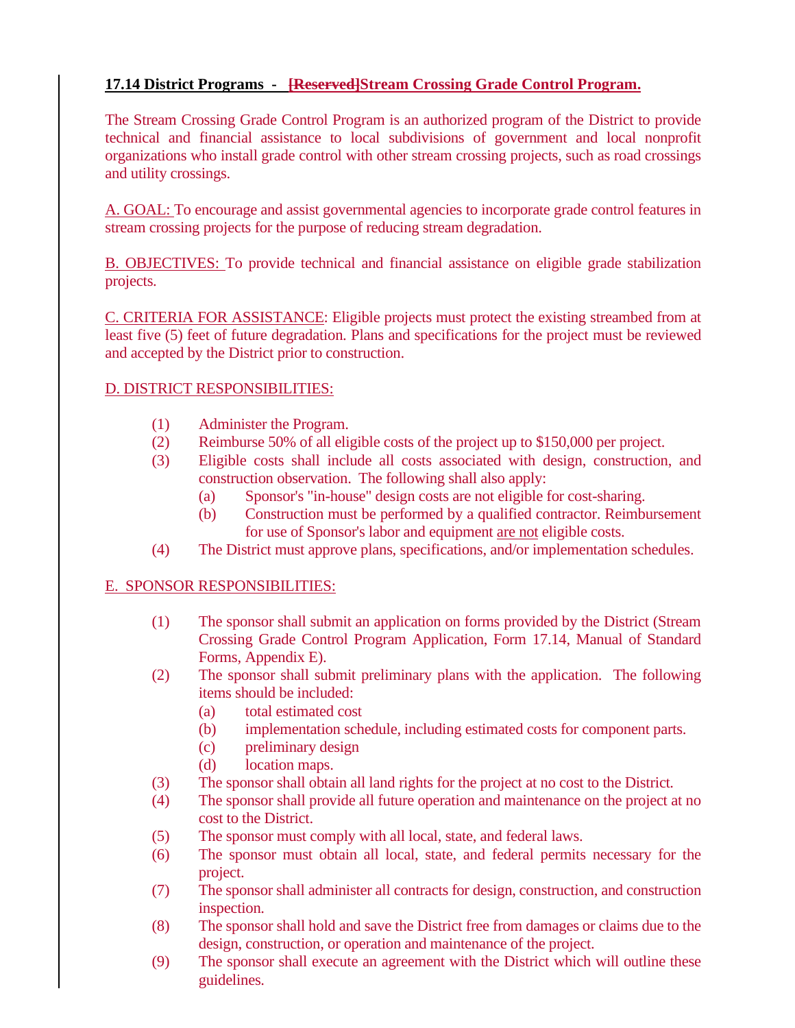**17.14 District Programs - ~~[Reserved]~~Stream Crossing Grade Control Program.**

The Stream Crossing Grade Control Program is an authorized program of the District to provide technical and financial assistance to local subdivisions of government and local nonprofit organizations who install grade control with other stream crossing projects, such as road crossings and utility crossings.

A. GOAL: To encourage and assist governmental agencies to incorporate grade control features in stream crossing projects for the purpose of reducing stream degradation.

B. OBJECTIVES: To provide technical and financial assistance on eligible grade stabilization projects.

C. CRITERIA FOR ASSISTANCE: Eligible projects must protect the existing streambed from at least five (5) feet of future degradation. Plans and specifications for the project must be reviewed and accepted by the District prior to construction.

D. DISTRICT RESPONSIBILITIES:

(1) Administer the Program.
(2) Reimburse 50% of all eligible costs of the project up to $150,000 per project.
(3) Eligible costs shall include all costs associated with design, construction, and construction observation. The following shall also apply:
  (a) Sponsor's "in-house" design costs are not eligible for cost-sharing.
  (b) Construction must be performed by a qualified contractor. Reimbursement for use of Sponsor's labor and equipment are not eligible costs.
(4) The District must approve plans, specifications, and/or implementation schedules.

E. SPONSOR RESPONSIBILITIES:

(1) The sponsor shall submit an application on forms provided by the District (Stream Crossing Grade Control Program Application, Form 17.14, Manual of Standard Forms, Appendix E).
(2) The sponsor shall submit preliminary plans with the application. The following items should be included:
  (a) total estimated cost
  (b) implementation schedule, including estimated costs for component parts.
  (c) preliminary design
  (d) location maps.
(3) The sponsor shall obtain all land rights for the project at no cost to the District.
(4) The sponsor shall provide all future operation and maintenance on the project at no cost to the District.
(5) The sponsor must comply with all local, state, and federal laws.
(6) The sponsor must obtain all local, state, and federal permits necessary for the project.
(7) The sponsor shall administer all contracts for design, construction, and construction inspection.
(8) The sponsor shall hold and save the District free from damages or claims due to the design, construction, or operation and maintenance of the project.
(9) The sponsor shall execute an agreement with the District which will outline these guidelines.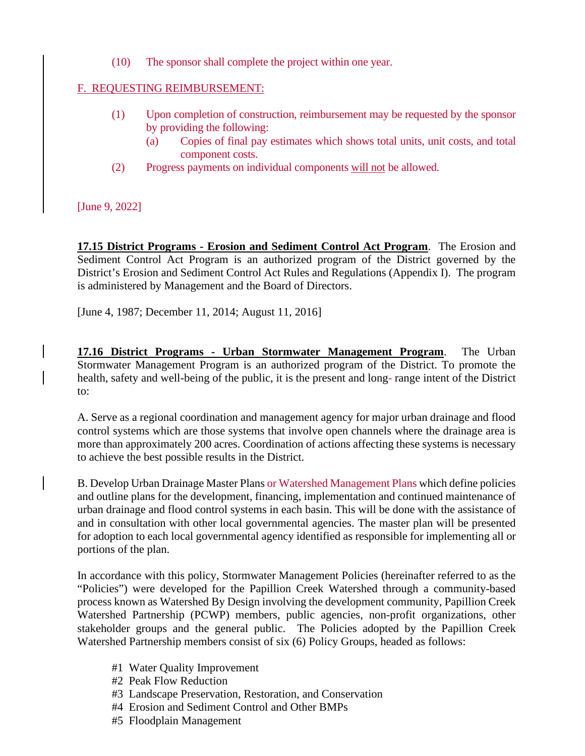(10) The sponsor shall complete the project within one year.

F. REQUESTING REIMBURSEMENT:

(1) Upon completion of construction, reimbursement may be requested by the sponsor by providing the following:
   (a) Copies of final pay estimates which shows total units, unit costs, and total component costs.

(2) Progress payments on individual components will not be allowed.

[June 9, 2022]

**17.15 District Programs - Erosion and Sediment Control Act Program**. The Erosion and Sediment Control Act Program is an authorized program of the District governed by the District's Erosion and Sediment Control Act Rules and Regulations (Appendix I). The program is administered by Management and the Board of Directors.

[June 4, 1987; December 11, 2014; August 11, 2016]

**17.16 District Programs - Urban Stormwater Management Program**. The Urban Stormwater Management Program is an authorized program of the District. To promote the health, safety and well-being of the public, it is the present and long- range intent of the District to:

A. Serve as a regional coordination and management agency for major urban drainage and flood control systems which are those systems that involve open channels where the drainage area is more than approximately 200 acres. Coordination of actions affecting these systems is necessary to achieve the best possible results in the District.

B. Develop Urban Drainage Master Plans or Watershed Management Plans which define policies and outline plans for the development, financing, implementation and continued maintenance of urban drainage and flood control systems in each basin. This will be done with the assistance of and in consultation with other local governmental agencies. The master plan will be presented for adoption to each local governmental agency identified as responsible for implementing all or portions of the plan.

In accordance with this policy, Stormwater Management Policies (hereinafter referred to as the "Policies") were developed for the Papillion Creek Watershed through a community-based process known as Watershed By Design involving the development community, Papillion Creek Watershed Partnership (PCWP) members, public agencies, non-profit organizations, other stakeholder groups and the general public. The Policies adopted by the Papillion Creek Watershed Partnership members consist of six (6) Policy Groups, headed as follows:

#1 Water Quality Improvement
#2 Peak Flow Reduction
#3 Landscape Preservation, Restoration, and Conservation
#4 Erosion and Sediment Control and Other BMPs
#5 Floodplain Management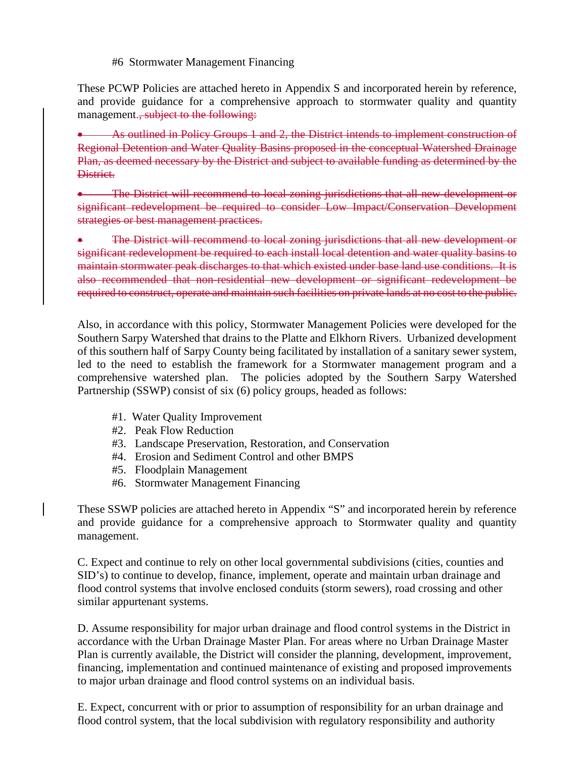#6 Stormwater Management Financing

These PCWP Policies are attached hereto in Appendix S and incorporated herein by reference, and provide guidance for a comprehensive approach to stormwater quality and quantity management.~~, subject to the following:~~

- ~~As outlined in Policy Groups 1 and 2, the District intends to implement construction of Regional Detention and Water Quality Basins proposed in the conceptual Watershed Drainage Plan, as deemed necessary by the District and subject to available funding as determined by the District.~~

- ~~The District will recommend to local zoning jurisdictions that all new development or significant redevelopment be required to consider Low Impact/Conservation Development strategies or best management practices.~~

- ~~The District will recommend to local zoning jurisdictions that all new development or significant redevelopment be required to each install local detention and water quality basins to maintain stormwater peak discharges to that which existed under base land use conditions. It is also recommended that non-residential new development or significant redevelopment be required to construct, operate and maintain such facilities on private lands at no cost to the public.~~

Also, in accordance with this policy, Stormwater Management Policies were developed for the Southern Sarpy Watershed that drains to the Platte and Elkhorn Rivers. Urbanized development of this southern half of Sarpy County being facilitated by installation of a sanitary sewer system, led to the need to establish the framework for a Stormwater management program and a comprehensive watershed plan. The policies adopted by the Southern Sarpy Watershed Partnership (SSWP) consist of six (6) policy groups, headed as follows:

#1. Water Quality Improvement
#2. Peak Flow Reduction
#3. Landscape Preservation, Restoration, and Conservation
#4. Erosion and Sediment Control and other BMPS
#5. Floodplain Management
#6. Stormwater Management Financing

These SSWP policies are attached hereto in Appendix "S" and incorporated herein by reference and provide guidance for a comprehensive approach to Stormwater quality and quantity management.

C. Expect and continue to rely on other local governmental subdivisions (cities, counties and SID's) to continue to develop, finance, implement, operate and maintain urban drainage and flood control systems that involve enclosed conduits (storm sewers), road crossing and other similar appurtenant systems.

D. Assume responsibility for major urban drainage and flood control systems in the District in accordance with the Urban Drainage Master Plan. For areas where no Urban Drainage Master Plan is currently available, the District will consider the planning, development, improvement, financing, implementation and continued maintenance of existing and proposed improvements to major urban drainage and flood control systems on an individual basis.

E. Expect, concurrent with or prior to assumption of responsibility for an urban drainage and flood control system, that the local subdivision with regulatory responsibility and authority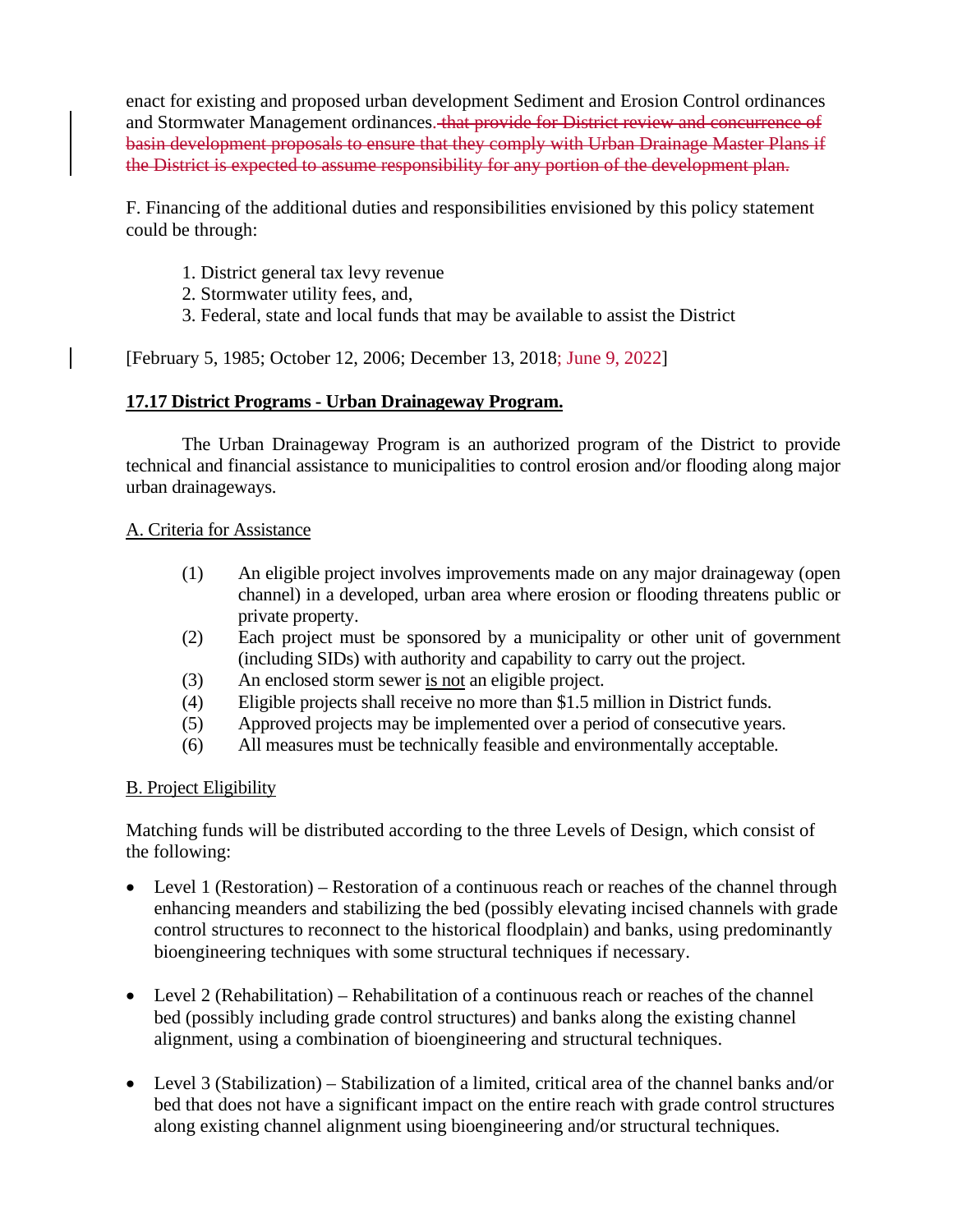enact for existing and proposed urban development Sediment and Erosion Control ordinances and Stormwater Management ordinances~~. that provide for District review and concurrence of basin development proposals to ensure that they comply with Urban Drainage Master Plans if the District is expected to assume responsibility for any portion of the development plan.~~

F. Financing of the additional duties and responsibilities envisioned by this policy statement could be through:

1. District general tax levy revenue
2. Stormwater utility fees, and,
3. Federal, state and local funds that may be available to assist the District

[February 5, 1985; October 12, 2006; December 13, 2018; June 9, 2022]

**17.17 District Programs - Urban Drainageway Program.**

The Urban Drainageway Program is an authorized program of the District to provide technical and financial assistance to municipalities to control erosion and/or flooding along major urban drainageways.

A. Criteria for Assistance

(1) An eligible project involves improvements made on any major drainageway (open channel) in a developed, urban area where erosion or flooding threatens public or private property.

(2) Each project must be sponsored by a municipality or other unit of government (including SIDs) with authority and capability to carry out the project.

(3) An enclosed storm sewer is not an eligible project.

(4) Eligible projects shall receive no more than $1.5 million in District funds.

(5) Approved projects may be implemented over a period of consecutive years.

(6) All measures must be technically feasible and environmentally acceptable.

B. Project Eligibility

Matching funds will be distributed according to the three Levels of Design, which consist of the following:

- Level 1 (Restoration) – Restoration of a continuous reach or reaches of the channel through enhancing meanders and stabilizing the bed (possibly elevating incised channels with grade control structures to reconnect to the historical floodplain) and banks, using predominantly bioengineering techniques with some structural techniques if necessary.

- Level 2 (Rehabilitation) – Rehabilitation of a continuous reach or reaches of the channel bed (possibly including grade control structures) and banks along the existing channel alignment, using a combination of bioengineering and structural techniques.

- Level 3 (Stabilization) – Stabilization of a limited, critical area of the channel banks and/or bed that does not have a significant impact on the entire reach with grade control structures along existing channel alignment using bioengineering and/or structural techniques.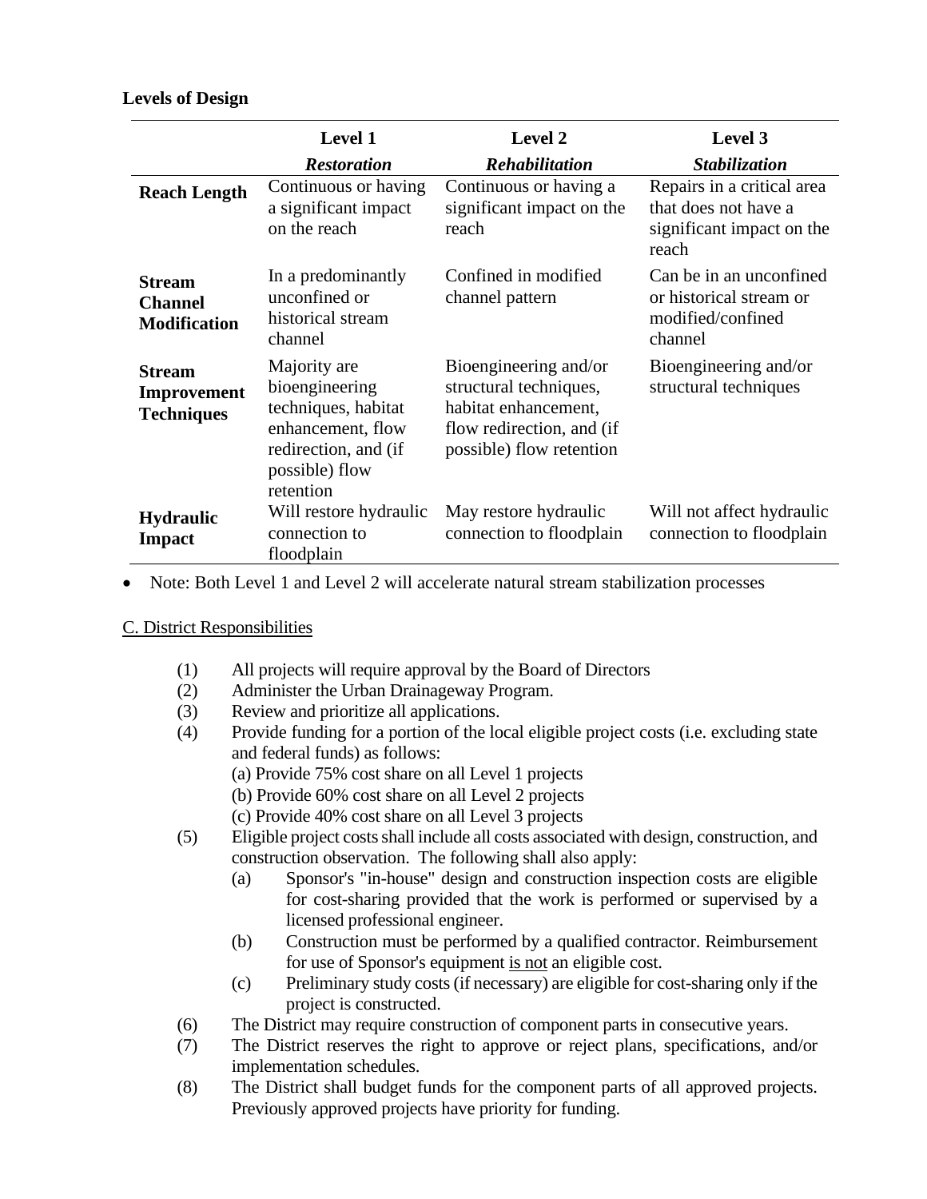**Levels of Design**

| | **Level 1** *Restoration* | **Level 2** *Rehabilitation* | **Level 3** *Stabilization* |
|---|---|---|---|
| **Reach Length** | Continuous or having a significant impact on the reach | Continuous or having a significant impact on the reach | Repairs in a critical area that does not have a significant impact on the reach |
| **Stream Channel Modification** | In a predominantly unconfined or historical stream channel | Confined in modified channel pattern | Can be in an unconfined or historical stream or modified/confined channel |
| **Stream Improvement Techniques** | Majority are bioengineering techniques, habitat enhancement, flow redirection, and (if possible) flow retention | Bioengineering and/or structural techniques, habitat enhancement, flow redirection, and (if possible) flow retention | Bioengineering and/or structural techniques |
| **Hydraulic Impact** | Will restore hydraulic connection to floodplain | May restore hydraulic connection to floodplain | Will not affect hydraulic connection to floodplain |

- Note: Both Level 1 and Level 2 will accelerate natural stream stabilization processes

C. District Responsibilities

(1) All projects will require approval by the Board of Directors

(2) Administer the Urban Drainageway Program.

(3) Review and prioritize all applications.

(4) Provide funding for a portion of the local eligible project costs (i.e. excluding state and federal funds) as follows:
   (a) Provide 75% cost share on all Level 1 projects
   (b) Provide 60% cost share on all Level 2 projects
   (c) Provide 40% cost share on all Level 3 projects

(5) Eligible project costs shall include all costs associated with design, construction, and construction observation. The following shall also apply:
   (a) Sponsor's "in-house" design and construction inspection costs are eligible for cost-sharing provided that the work is performed or supervised by a licensed professional engineer.
   (b) Construction must be performed by a qualified contractor. Reimbursement for use of Sponsor's equipment is not an eligible cost.
   (c) Preliminary study costs (if necessary) are eligible for cost-sharing only if the project is constructed.

(6) The District may require construction of component parts in consecutive years.

(7) The District reserves the right to approve or reject plans, specifications, and/or implementation schedules.

(8) The District shall budget funds for the component parts of all approved projects. Previously approved projects have priority for funding.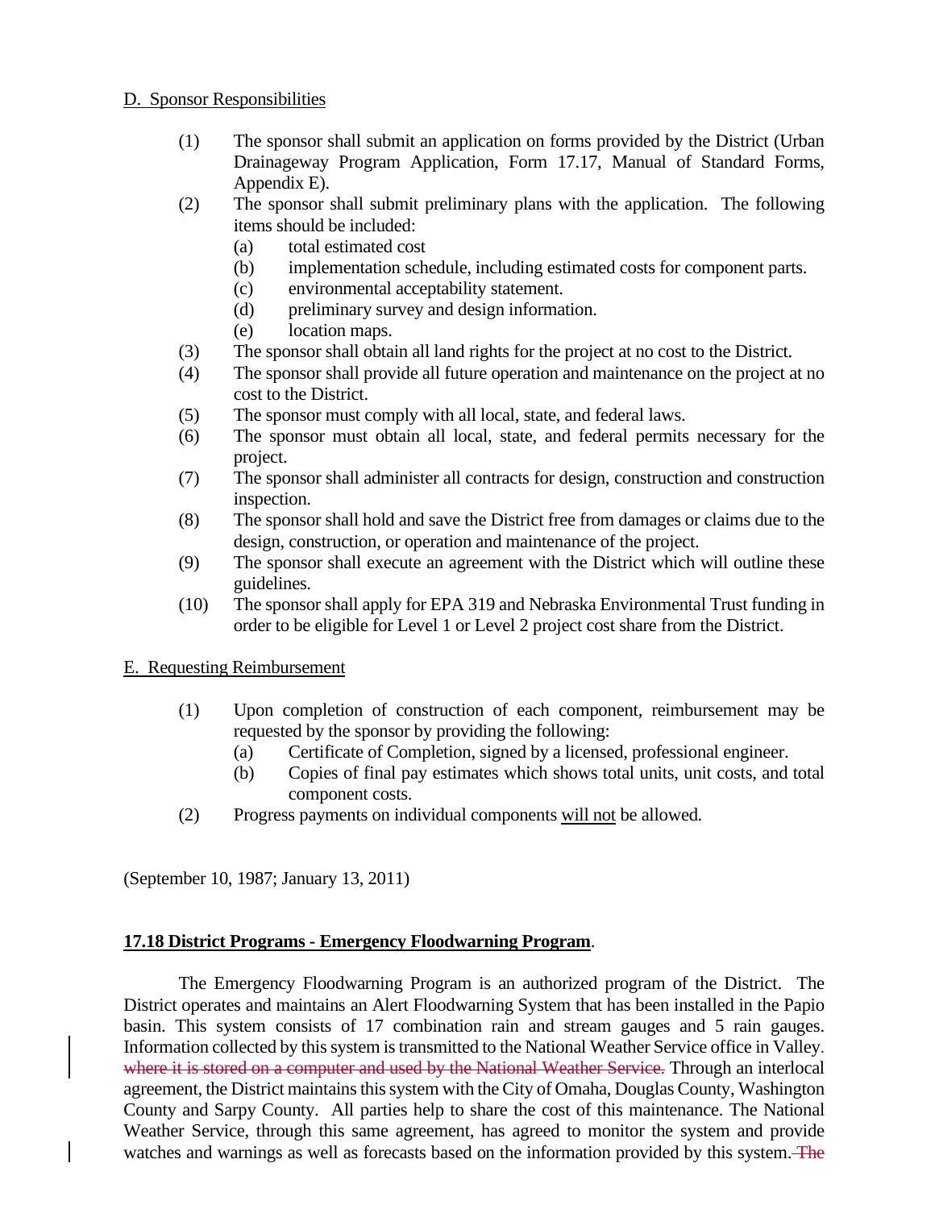D. Sponsor Responsibilities

(1) The sponsor shall submit an application on forms provided by the District (Urban Drainageway Program Application, Form 17.17, Manual of Standard Forms, Appendix E).

(2) The sponsor shall submit preliminary plans with the application. The following items should be included:
   (a) total estimated cost
   (b) implementation schedule, including estimated costs for component parts.
   (c) environmental acceptability statement.
   (d) preliminary survey and design information.
   (e) location maps.

(3) The sponsor shall obtain all land rights for the project at no cost to the District.

(4) The sponsor shall provide all future operation and maintenance on the project at no cost to the District.

(5) The sponsor must comply with all local, state, and federal laws.

(6) The sponsor must obtain all local, state, and federal permits necessary for the project.

(7) The sponsor shall administer all contracts for design, construction and construction inspection.

(8) The sponsor shall hold and save the District free from damages or claims due to the design, construction, or operation and maintenance of the project.

(9) The sponsor shall execute an agreement with the District which will outline these guidelines.

(10) The sponsor shall apply for EPA 319 and Nebraska Environmental Trust funding in order to be eligible for Level 1 or Level 2 project cost share from the District.

E. Requesting Reimbursement

(1) Upon completion of construction of each component, reimbursement may be requested by the sponsor by providing the following:
   (a) Certificate of Completion, signed by a licensed, professional engineer.
   (b) Copies of final pay estimates which shows total units, unit costs, and total component costs.

(2) Progress payments on individual components will not be allowed.

(September 10, 1987; January 13, 2011)

**17.18 District Programs - Emergency Floodwarning Program**.

The Emergency Floodwarning Program is an authorized program of the District. The District operates and maintains an Alert Floodwarning System that has been installed in the Papio basin. This system consists of 17 combination rain and stream gauges and 5 rain gauges. Information collected by this system is transmitted to the National Weather Service office in Valley. ~~where it is stored on a computer and used by the National Weather Service.~~ Through an interlocal agreement, the District maintains this system with the City of Omaha, Douglas County, Washington County and Sarpy County. All parties help to share the cost of this maintenance. The National Weather Service, through this same agreement, has agreed to monitor the system and provide watches and warnings as well as forecasts based on the information provided by this system. ~~The~~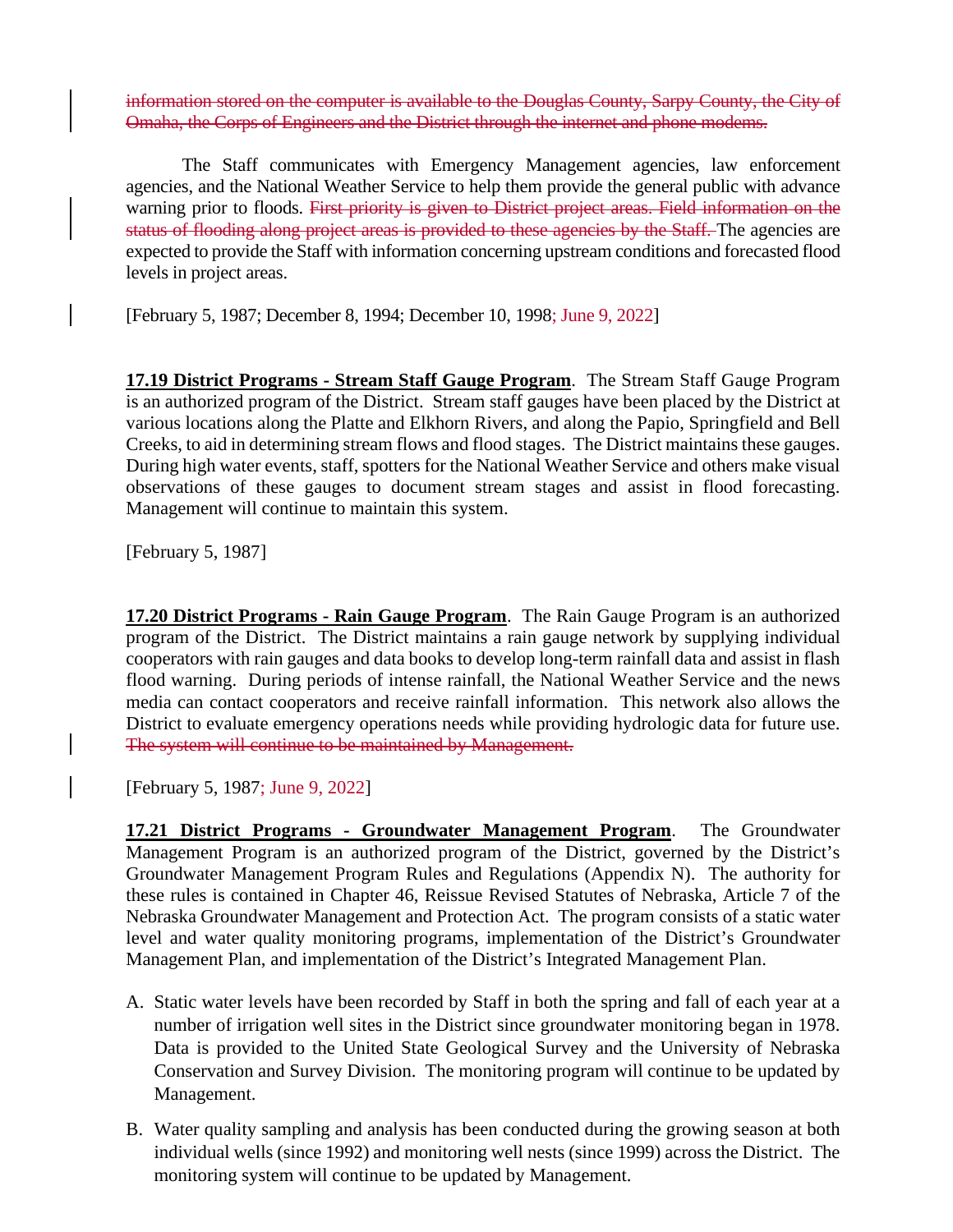~~information stored on the computer is available to the Douglas County, Sarpy County, the City of Omaha, the Corps of Engineers and the District through the internet and phone modems.~~

The Staff communicates with Emergency Management agencies, law enforcement agencies, and the National Weather Service to help them provide the general public with advance warning prior to floods. ~~First priority is given to District project areas. Field information on the status of flooding along project areas is provided to these agencies by the Staff.~~ The agencies are expected to provide the Staff with information concerning upstream conditions and forecasted flood levels in project areas.

[February 5, 1987; December 8, 1994; December 10, 1998; June 9, 2022]

**17.19 District Programs - Stream Staff Gauge Program**. The Stream Staff Gauge Program is an authorized program of the District. Stream staff gauges have been placed by the District at various locations along the Platte and Elkhorn Rivers, and along the Papio, Springfield and Bell Creeks, to aid in determining stream flows and flood stages. The District maintains these gauges. During high water events, staff, spotters for the National Weather Service and others make visual observations of these gauges to document stream stages and assist in flood forecasting. Management will continue to maintain this system.

[February 5, 1987]

**17.20 District Programs - Rain Gauge Program**. The Rain Gauge Program is an authorized program of the District. The District maintains a rain gauge network by supplying individual cooperators with rain gauges and data books to develop long-term rainfall data and assist in flash flood warning. During periods of intense rainfall, the National Weather Service and the news media can contact cooperators and receive rainfall information. This network also allows the District to evaluate emergency operations needs while providing hydrologic data for future use. ~~The system will continue to be maintained by Management.~~

[February 5, 1987; June 9, 2022]

**17.21 District Programs - Groundwater Management Program**. The Groundwater Management Program is an authorized program of the District, governed by the District's Groundwater Management Program Rules and Regulations (Appendix N). The authority for these rules is contained in Chapter 46, Reissue Revised Statutes of Nebraska, Article 7 of the Nebraska Groundwater Management and Protection Act. The program consists of a static water level and water quality monitoring programs, implementation of the District's Groundwater Management Plan, and implementation of the District's Integrated Management Plan.

A. Static water levels have been recorded by Staff in both the spring and fall of each year at a number of irrigation well sites in the District since groundwater monitoring began in 1978. Data is provided to the United State Geological Survey and the University of Nebraska Conservation and Survey Division. The monitoring program will continue to be updated by Management.

B. Water quality sampling and analysis has been conducted during the growing season at both individual wells (since 1992) and monitoring well nests (since 1999) across the District. The monitoring system will continue to be updated by Management.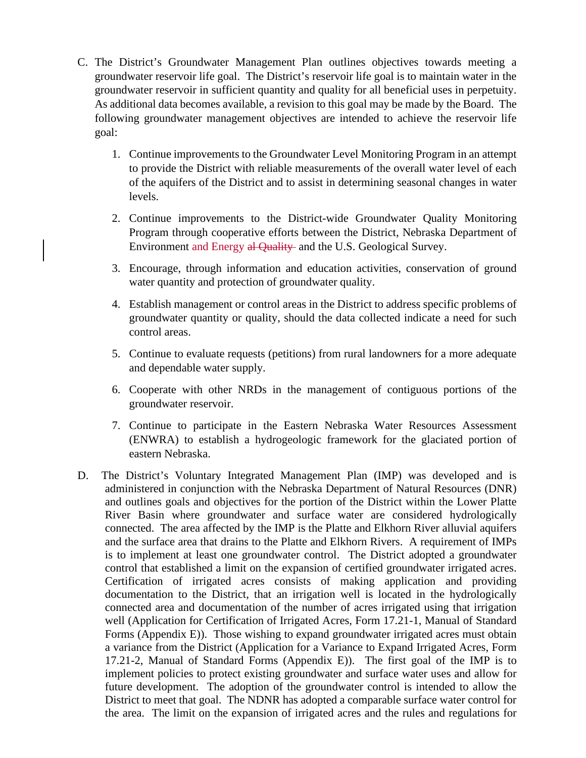C. The District's Groundwater Management Plan outlines objectives towards meeting a groundwater reservoir life goal. The District's reservoir life goal is to maintain water in the groundwater reservoir in sufficient quantity and quality for all beneficial uses in perpetuity. As additional data becomes available, a revision to this goal may be made by the Board. The following groundwater management objectives are intended to achieve the reservoir life goal:

   1. Continue improvements to the Groundwater Level Monitoring Program in an attempt to provide the District with reliable measurements of the overall water level of each of the aquifers of the District and to assist in determining seasonal changes in water levels.

   2. Continue improvements to the District-wide Groundwater Quality Monitoring Program through cooperative efforts between the District, Nebraska Department of Environment and Energy ~~al Quality~~ and the U.S. Geological Survey.

   3. Encourage, through information and education activities, conservation of ground water quantity and protection of groundwater quality.

   4. Establish management or control areas in the District to address specific problems of groundwater quantity or quality, should the data collected indicate a need for such control areas.

   5. Continue to evaluate requests (petitions) from rural landowners for a more adequate and dependable water supply.

   6. Cooperate with other NRDs in the management of contiguous portions of the groundwater reservoir.

   7. Continue to participate in the Eastern Nebraska Water Resources Assessment (ENWRA) to establish a hydrogeologic framework for the glaciated portion of eastern Nebraska.

D. The District's Voluntary Integrated Management Plan (IMP) was developed and is administered in conjunction with the Nebraska Department of Natural Resources (DNR) and outlines goals and objectives for the portion of the District within the Lower Platte River Basin where groundwater and surface water are considered hydrologically connected. The area affected by the IMP is the Platte and Elkhorn River alluvial aquifers and the surface area that drains to the Platte and Elkhorn Rivers. A requirement of IMPs is to implement at least one groundwater control. The District adopted a groundwater control that established a limit on the expansion of certified groundwater irrigated acres. Certification of irrigated acres consists of making application and providing documentation to the District, that an irrigation well is located in the hydrologically connected area and documentation of the number of acres irrigated using that irrigation well (Application for Certification of Irrigated Acres, Form 17.21-1, Manual of Standard Forms (Appendix E)). Those wishing to expand groundwater irrigated acres must obtain a variance from the District (Application for a Variance to Expand Irrigated Acres, Form 17.21-2, Manual of Standard Forms (Appendix E)). The first goal of the IMP is to implement policies to protect existing groundwater and surface water uses and allow for future development. The adoption of the groundwater control is intended to allow the District to meet that goal. The NDNR has adopted a comparable surface water control for the area. The limit on the expansion of irrigated acres and the rules and regulations for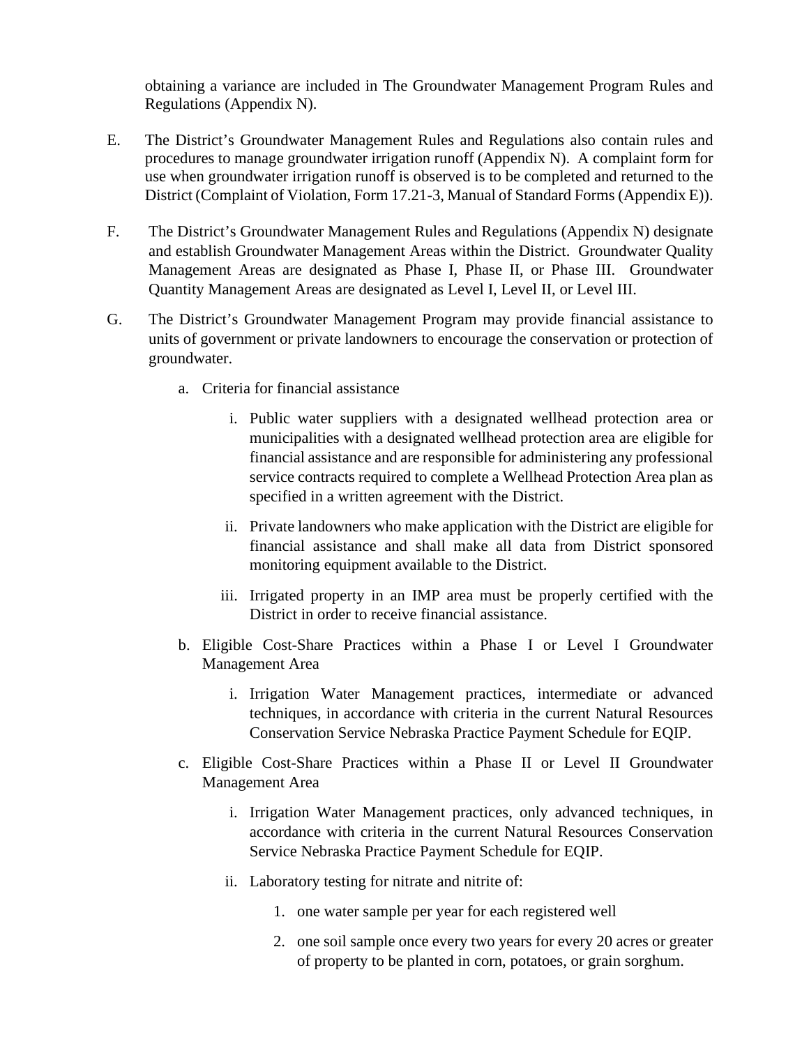obtaining a variance are included in The Groundwater Management Program Rules and Regulations (Appendix N).

E. The District's Groundwater Management Rules and Regulations also contain rules and procedures to manage groundwater irrigation runoff (Appendix N). A complaint form for use when groundwater irrigation runoff is observed is to be completed and returned to the District (Complaint of Violation, Form 17.21-3, Manual of Standard Forms (Appendix E)).

F. The District's Groundwater Management Rules and Regulations (Appendix N) designate and establish Groundwater Management Areas within the District. Groundwater Quality Management Areas are designated as Phase I, Phase II, or Phase III. Groundwater Quantity Management Areas are designated as Level I, Level II, or Level III.

G. The District's Groundwater Management Program may provide financial assistance to units of government or private landowners to encourage the conservation or protection of groundwater.

   a. Criteria for financial assistance

      i. Public water suppliers with a designated wellhead protection area or municipalities with a designated wellhead protection area are eligible for financial assistance and are responsible for administering any professional service contracts required to complete a Wellhead Protection Area plan as specified in a written agreement with the District.

      ii. Private landowners who make application with the District are eligible for financial assistance and shall make all data from District sponsored monitoring equipment available to the District.

      iii. Irrigated property in an IMP area must be properly certified with the District in order to receive financial assistance.

   b. Eligible Cost-Share Practices within a Phase I or Level I Groundwater Management Area

      i. Irrigation Water Management practices, intermediate or advanced techniques, in accordance with criteria in the current Natural Resources Conservation Service Nebraska Practice Payment Schedule for EQIP.

   c. Eligible Cost-Share Practices within a Phase II or Level II Groundwater Management Area

      i. Irrigation Water Management practices, only advanced techniques, in accordance with criteria in the current Natural Resources Conservation Service Nebraska Practice Payment Schedule for EQIP.

      ii. Laboratory testing for nitrate and nitrite of:

         1. one water sample per year for each registered well

         2. one soil sample once every two years for every 20 acres or greater of property to be planted in corn, potatoes, or grain sorghum.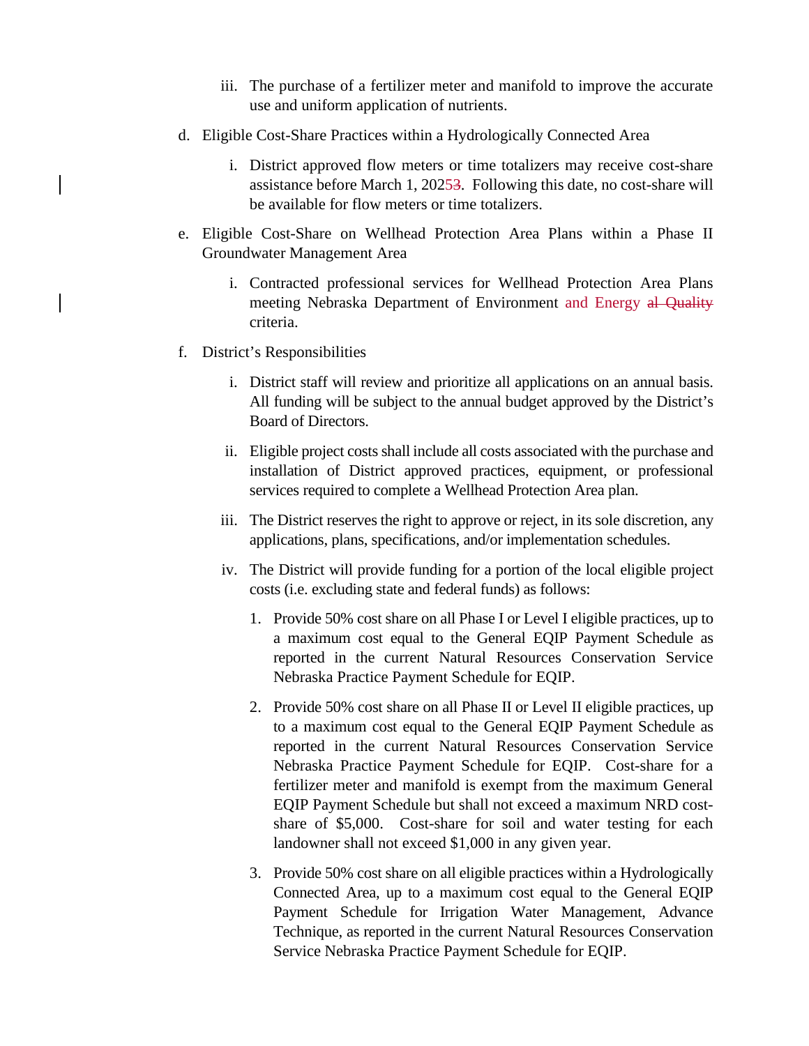iii. The purchase of a fertilizer meter and manifold to improve the accurate use and uniform application of nutrients.

d. Eligible Cost-Share Practices within a Hydrologically Connected Area

   i. District approved flow meters or time totalizers may receive cost-share assistance before March 1, 2025~~3~~. Following this date, no cost-share will be available for flow meters or time totalizers.

e. Eligible Cost-Share on Wellhead Protection Area Plans within a Phase II Groundwater Management Area

   i. Contracted professional services for Wellhead Protection Area Plans meeting Nebraska Department of Environment and Energy ~~al Quality~~ criteria.

f. District's Responsibilities

   i. District staff will review and prioritize all applications on an annual basis. All funding will be subject to the annual budget approved by the District's Board of Directors.

   ii. Eligible project costs shall include all costs associated with the purchase and installation of District approved practices, equipment, or professional services required to complete a Wellhead Protection Area plan.

   iii. The District reserves the right to approve or reject, in its sole discretion, any applications, plans, specifications, and/or implementation schedules.

   iv. The District will provide funding for a portion of the local eligible project costs (i.e. excluding state and federal funds) as follows:

      1. Provide 50% cost share on all Phase I or Level I eligible practices, up to a maximum cost equal to the General EQIP Payment Schedule as reported in the current Natural Resources Conservation Service Nebraska Practice Payment Schedule for EQIP.

      2. Provide 50% cost share on all Phase II or Level II eligible practices, up to a maximum cost equal to the General EQIP Payment Schedule as reported in the current Natural Resources Conservation Service Nebraska Practice Payment Schedule for EQIP. Cost-share for a fertilizer meter and manifold is exempt from the maximum General EQIP Payment Schedule but shall not exceed a maximum NRD cost-share of $5,000. Cost-share for soil and water testing for each landowner shall not exceed $1,000 in any given year.

      3. Provide 50% cost share on all eligible practices within a Hydrologically Connected Area, up to a maximum cost equal to the General EQIP Payment Schedule for Irrigation Water Management, Advance Technique, as reported in the current Natural Resources Conservation Service Nebraska Practice Payment Schedule for EQIP.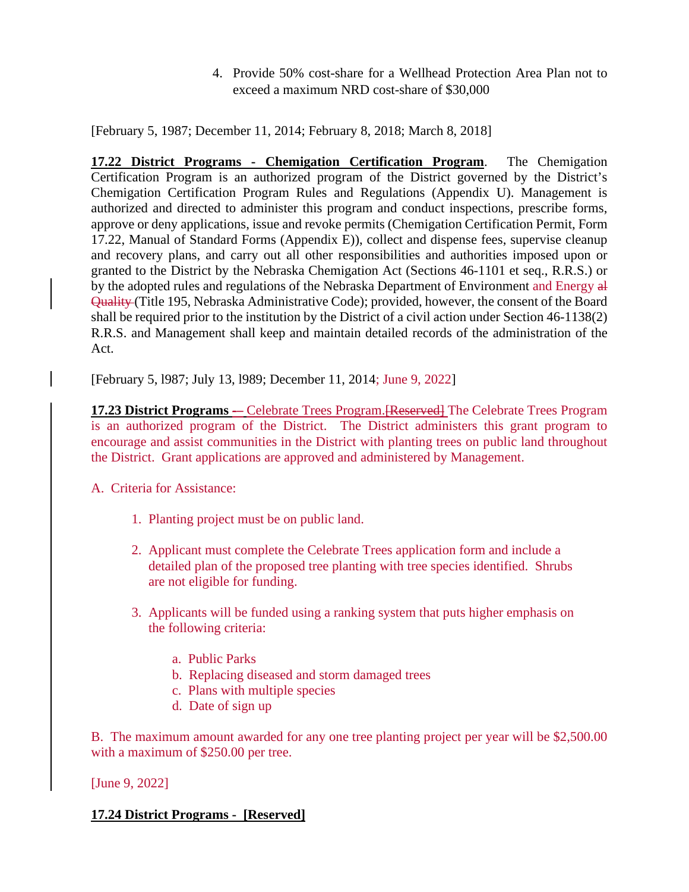4. Provide 50% cost-share for a Wellhead Protection Area Plan not to exceed a maximum NRD cost-share of $30,000

[February 5, 1987; December 11, 2014; February 8, 2018; March 8, 2018]

**17.22 District Programs - Chemigation Certification Program**. The Chemigation Certification Program is an authorized program of the District governed by the District's Chemigation Certification Program Rules and Regulations (Appendix U). Management is authorized and directed to administer this program and conduct inspections, prescribe forms, approve or deny applications, issue and revoke permits (Chemigation Certification Permit, Form 17.22, Manual of Standard Forms (Appendix E)), collect and dispense fees, supervise cleanup and recovery plans, and carry out all other responsibilities and authorities imposed upon or granted to the District by the Nebraska Chemigation Act (Sections 46-1101 et seq., R.R.S.) or by the adopted rules and regulations of the Nebraska Department of Environment and Energy ~~al Quality~~ (Title 195, Nebraska Administrative Code); provided, however, the consent of the Board shall be required prior to the institution by the District of a civil action under Section 46-1138(2) R.R.S. and Management shall keep and maintain detailed records of the administration of the Act.

[February 5, l987; July 13, l989; December 11, 2014; June 9, 2022]

**17.23 District Programs** ~~-~~ – Celebrate Trees Program.~~[Reserved]~~ The Celebrate Trees Program is an authorized program of the District. The District administers this grant program to encourage and assist communities in the District with planting trees on public land throughout the District. Grant applications are approved and administered by Management.

A. Criteria for Assistance:

1. Planting project must be on public land.

2. Applicant must complete the Celebrate Trees application form and include a detailed plan of the proposed tree planting with tree species identified. Shrubs are not eligible for funding.

3. Applicants will be funded using a ranking system that puts higher emphasis on the following criteria:

   a. Public Parks
   b. Replacing diseased and storm damaged trees
   c. Plans with multiple species
   d. Date of sign up

B. The maximum amount awarded for any one tree planting project per year will be $2,500.00 with a maximum of $250.00 per tree.

[June 9, 2022]

**17.24 District Programs - [Reserved]**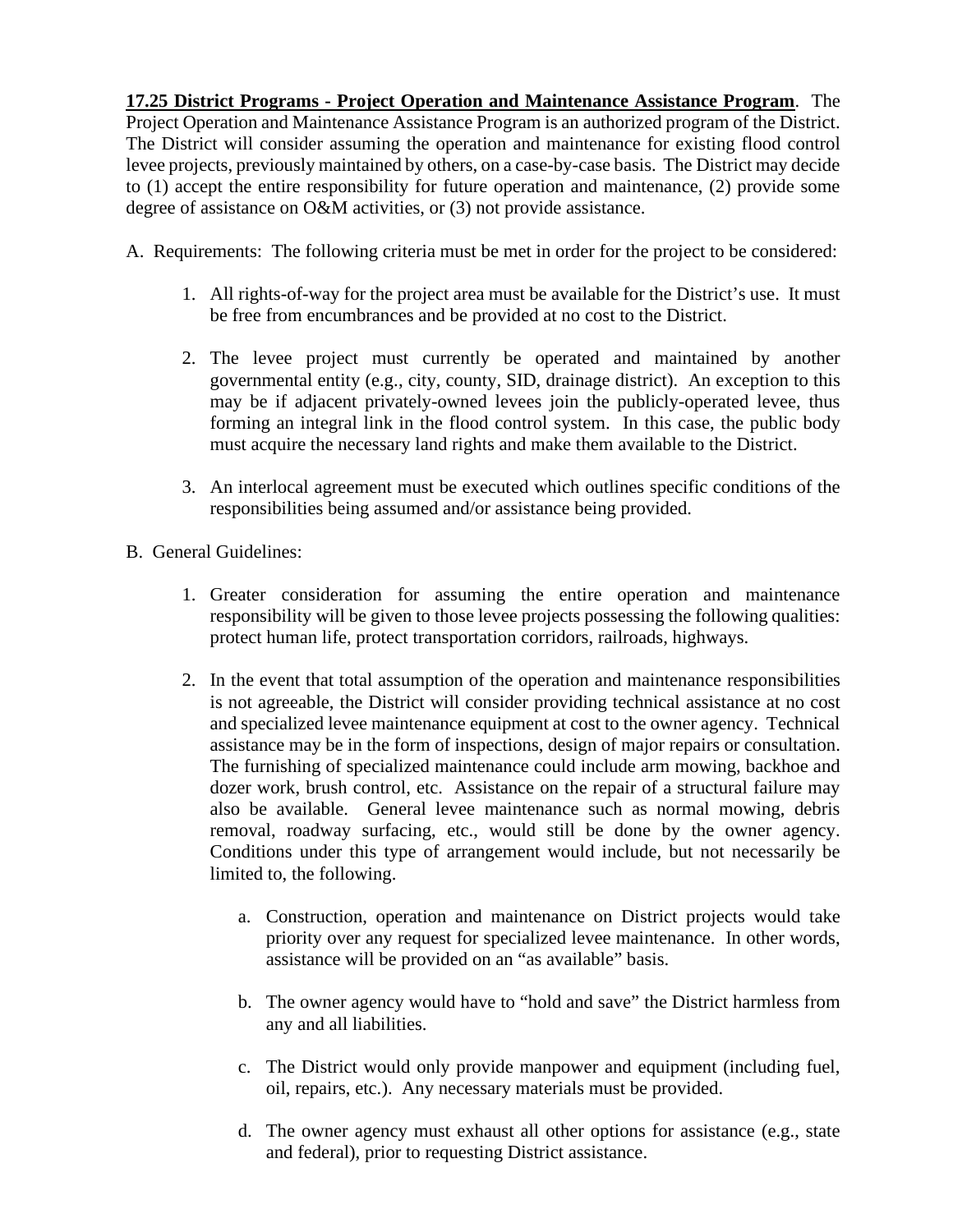**<u>17.25 District Programs - Project Operation and Maintenance Assistance Program</u>**. The Project Operation and Maintenance Assistance Program is an authorized program of the District. The District will consider assuming the operation and maintenance for existing flood control levee projects, previously maintained by others, on a case-by-case basis. The District may decide to (1) accept the entire responsibility for future operation and maintenance, (2) provide some degree of assistance on O&M activities, or (3) not provide assistance.

A. Requirements: The following criteria must be met in order for the project to be considered:

1. All rights-of-way for the project area must be available for the District's use. It must be free from encumbrances and be provided at no cost to the District.

2. The levee project must currently be operated and maintained by another governmental entity (e.g., city, county, SID, drainage district). An exception to this may be if adjacent privately-owned levees join the publicly-operated levee, thus forming an integral link in the flood control system. In this case, the public body must acquire the necessary land rights and make them available to the District.

3. An interlocal agreement must be executed which outlines specific conditions of the responsibilities being assumed and/or assistance being provided.

B. General Guidelines:

1. Greater consideration for assuming the entire operation and maintenance responsibility will be given to those levee projects possessing the following qualities: protect human life, protect transportation corridors, railroads, highways.

2. In the event that total assumption of the operation and maintenance responsibilities is not agreeable, the District will consider providing technical assistance at no cost and specialized levee maintenance equipment at cost to the owner agency. Technical assistance may be in the form of inspections, design of major repairs or consultation. The furnishing of specialized maintenance could include arm mowing, backhoe and dozer work, brush control, etc. Assistance on the repair of a structural failure may also be available. General levee maintenance such as normal mowing, debris removal, roadway surfacing, etc., would still be done by the owner agency. Conditions under this type of arrangement would include, but not necessarily be limited to, the following.

   a. Construction, operation and maintenance on District projects would take priority over any request for specialized levee maintenance. In other words, assistance will be provided on an "as available" basis.

   b. The owner agency would have to "hold and save" the District harmless from any and all liabilities.

   c. The District would only provide manpower and equipment (including fuel, oil, repairs, etc.). Any necessary materials must be provided.

   d. The owner agency must exhaust all other options for assistance (e.g., state and federal), prior to requesting District assistance.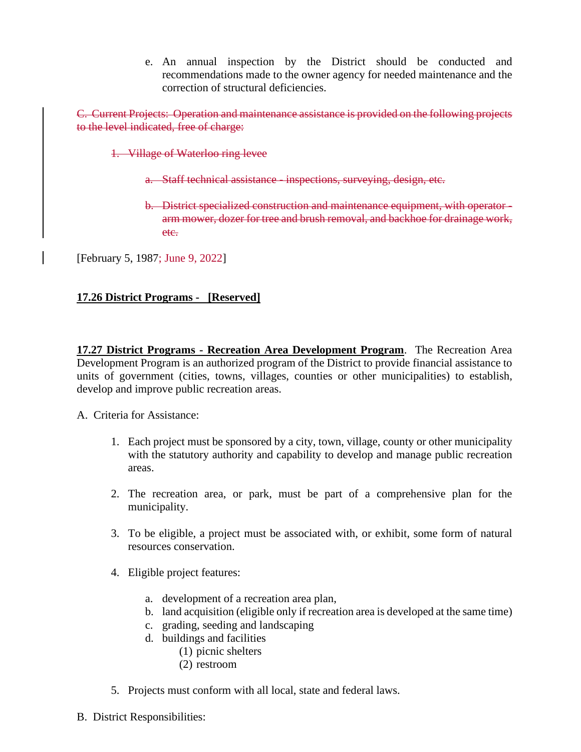e. An annual inspection by the District should be conducted and recommendations made to the owner agency for needed maintenance and the correction of structural deficiencies.

~~C. Current Projects: Operation and maintenance assistance is provided on the following projects to the level indicated, free of charge:~~

~~1. Village of Waterloo ring levee~~

~~a. Staff technical assistance - inspections, surveying, design, etc.~~

~~b. District specialized construction and maintenance equipment, with operator - arm mower, dozer for tree and brush removal, and backhoe for drainage work, etc.~~

[February 5, 1987; June 9, 2022]

**17.26 District Programs - [Reserved]**

**17.27 District Programs - Recreation Area Development Program**. The Recreation Area Development Program is an authorized program of the District to provide financial assistance to units of government (cities, towns, villages, counties or other municipalities) to establish, develop and improve public recreation areas.

A. Criteria for Assistance:

1. Each project must be sponsored by a city, town, village, county or other municipality with the statutory authority and capability to develop and manage public recreation areas.

2. The recreation area, or park, must be part of a comprehensive plan for the municipality.

3. To be eligible, a project must be associated with, or exhibit, some form of natural resources conservation.

4. Eligible project features:

   a. development of a recreation area plan,
   b. land acquisition (eligible only if recreation area is developed at the same time)
   c. grading, seeding and landscaping
   d. buildings and facilities
      (1) picnic shelters
      (2) restroom

5. Projects must conform with all local, state and federal laws.

B. District Responsibilities: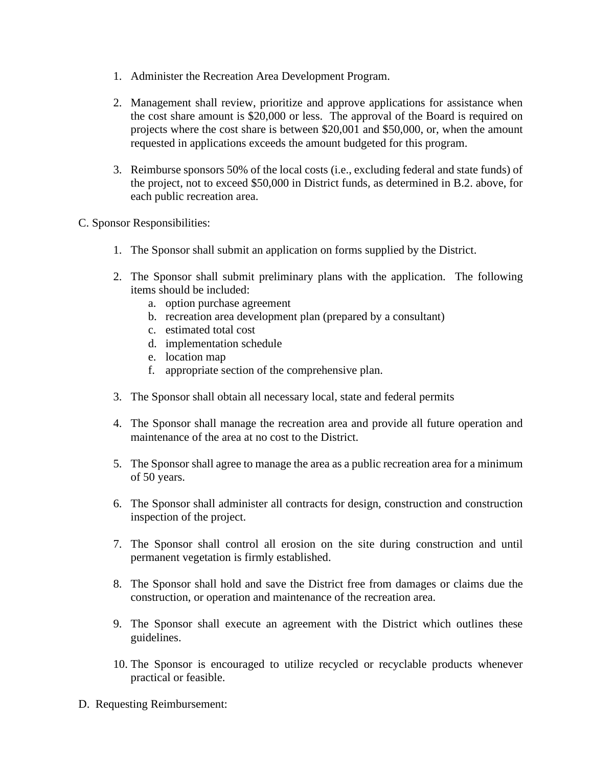1. Administer the Recreation Area Development Program.

2. Management shall review, prioritize and approve applications for assistance when the cost share amount is $20,000 or less. The approval of the Board is required on projects where the cost share is between $20,001 and $50,000, or, when the amount requested in applications exceeds the amount budgeted for this program.

3. Reimburse sponsors 50% of the local costs (i.e., excluding federal and state funds) of the project, not to exceed $50,000 in District funds, as determined in B.2. above, for each public recreation area.

C. Sponsor Responsibilities:

1. The Sponsor shall submit an application on forms supplied by the District.

2. The Sponsor shall submit preliminary plans with the application. The following items should be included:
   a. option purchase agreement
   b. recreation area development plan (prepared by a consultant)
   c. estimated total cost
   d. implementation schedule
   e. location map
   f. appropriate section of the comprehensive plan.

3. The Sponsor shall obtain all necessary local, state and federal permits

4. The Sponsor shall manage the recreation area and provide all future operation and maintenance of the area at no cost to the District.

5. The Sponsor shall agree to manage the area as a public recreation area for a minimum of 50 years.

6. The Sponsor shall administer all contracts for design, construction and construction inspection of the project.

7. The Sponsor shall control all erosion on the site during construction and until permanent vegetation is firmly established.

8. The Sponsor shall hold and save the District free from damages or claims due the construction, or operation and maintenance of the recreation area.

9. The Sponsor shall execute an agreement with the District which outlines these guidelines.

10. The Sponsor is encouraged to utilize recycled or recyclable products whenever practical or feasible.

D. Requesting Reimbursement: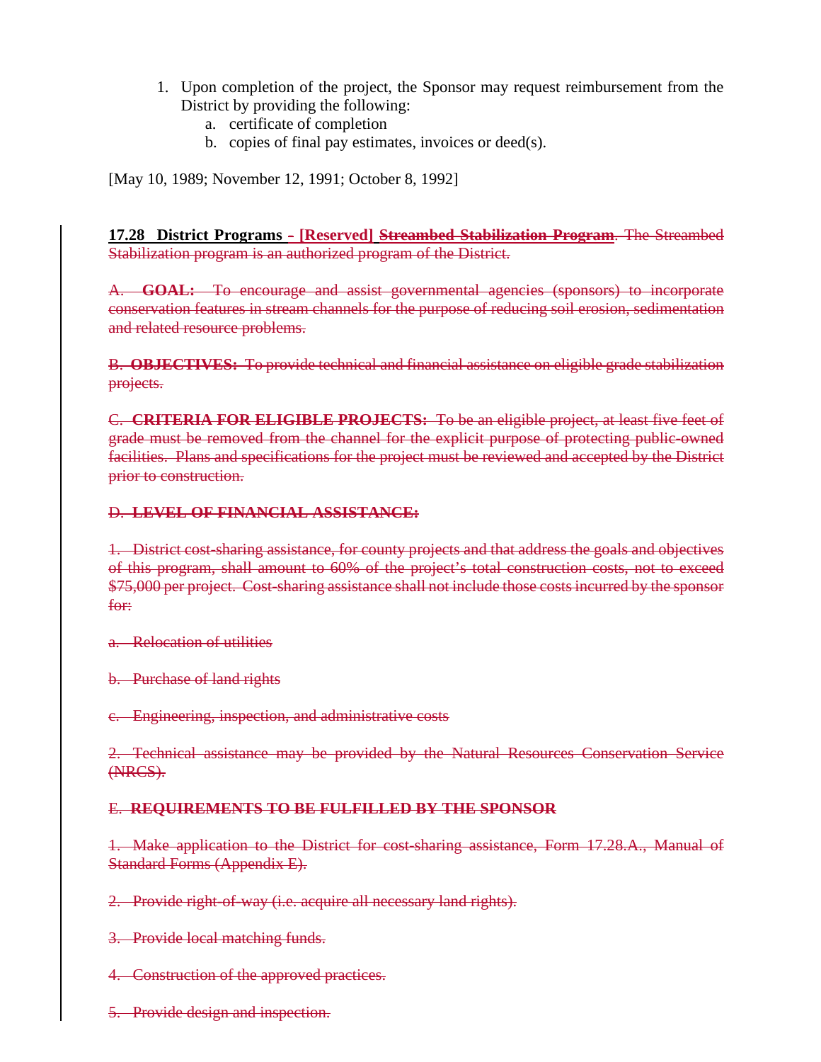1. Upon completion of the project, the Sponsor may request reimbursement from the District by providing the following:
    a. certificate of completion
    b. copies of final pay estimates, invoices or deed(s).

[May 10, 1989; November 12, 1991; October 8, 1992]

**17.28 District Programs - [Reserved] ~~Streambed Stabilization Program~~**. ~~The Streambed Stabilization program is an authorized program of the District.~~

~~A. **GOAL:** To encourage and assist governmental agencies (sponsors) to incorporate conservation features in stream channels for the purpose of reducing soil erosion, sedimentation and related resource problems.~~

~~B. **OBJECTIVES:** To provide technical and financial assistance on eligible grade stabilization projects.~~

~~C. **CRITERIA FOR ELIGIBLE PROJECTS:** To be an eligible project, at least five feet of grade must be removed from the channel for the explicit purpose of protecting public-owned facilities. Plans and specifications for the project must be reviewed and accepted by the District prior to construction.~~

~~D. **LEVEL OF FINANCIAL ASSISTANCE:**~~

~~1. District cost-sharing assistance, for county projects and that address the goals and objectives of this program, shall amount to 60% of the project's total construction costs, not to exceed $75,000 per project. Cost-sharing assistance shall not include those costs incurred by the sponsor for:~~

~~a. Relocation of utilities~~

~~b. Purchase of land rights~~

~~c. Engineering, inspection, and administrative costs~~

~~2. Technical assistance may be provided by the Natural Resources Conservation Service (NRCS).~~

~~E. **REQUIREMENTS TO BE FULFILLED BY THE SPONSOR**~~

~~1. Make application to the District for cost-sharing assistance, Form 17.28.A., Manual of Standard Forms (Appendix E).~~

~~2. Provide right-of-way (i.e. acquire all necessary land rights).~~

~~3. Provide local matching funds.~~

~~4. Construction of the approved practices.~~

~~5. Provide design and inspection.~~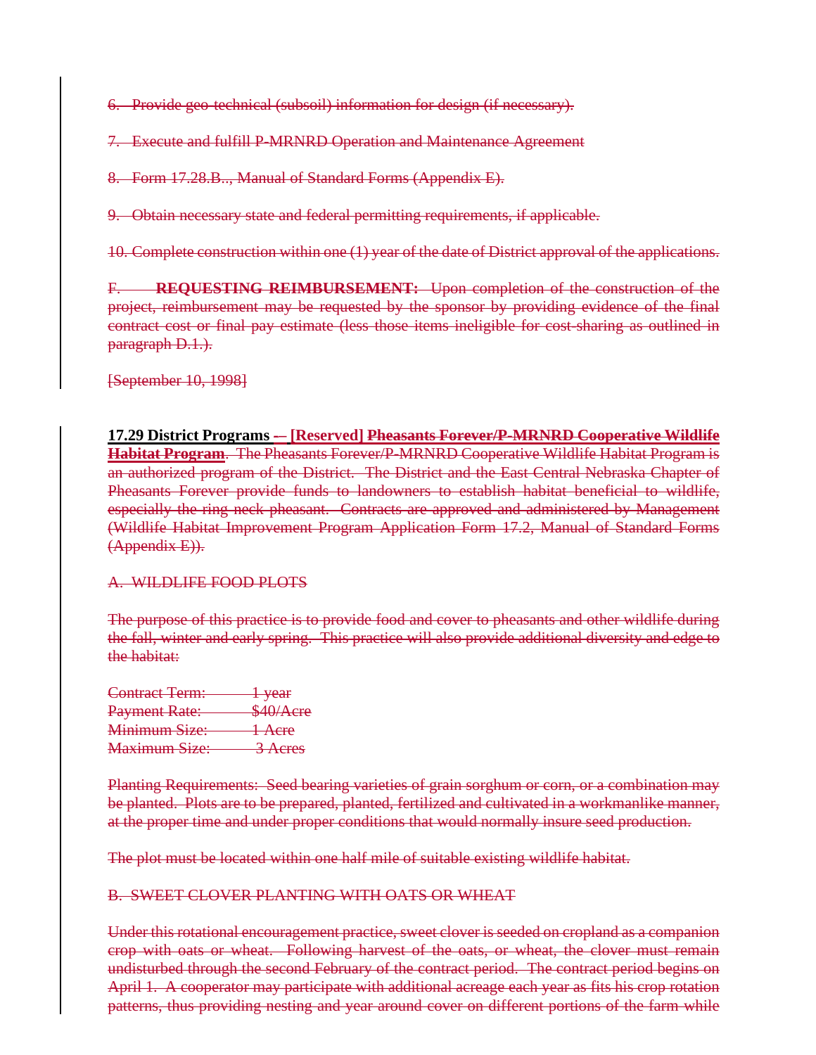~~6. Provide geo-technical (subsoil) information for design (if necessary).~~

~~7. Execute and fulfill P-MRNRD Operation and Maintenance Agreement~~

~~8. Form 17.28.B.., Manual of Standard Forms (Appendix E).~~

~~9. Obtain necessary state and federal permitting requirements, if applicable.~~

~~10. Complete construction within one (1) year of the date of District approval of the applications.~~

~~F. **REQUESTING REIMBURSEMENT:** Upon completion of the construction of the project, reimbursement may be requested by the sponsor by providing evidence of the final contract cost or final pay estimate (less those items ineligible for cost-sharing as outlined in paragraph D.1.).~~

~~[September 10, 1998]~~

**17.29 District Programs** ~~–~~ **[Reserved]** ~~**Pheasants Forever/P-MRNRD Cooperative Wildlife Habitat Program**. The Pheasants Forever/P-MRNRD Cooperative Wildlife Habitat Program is an authorized program of the District. The District and the East Central Nebraska Chapter of Pheasants Forever provide funds to landowners to establish habitat beneficial to wildlife, especially the ring neck pheasant. Contracts are approved and administered by Management (Wildlife Habitat Improvement Program Application Form 17.2, Manual of Standard Forms (Appendix E)).~~

~~A. WILDLIFE FOOD PLOTS~~

~~The purpose of this practice is to provide food and cover to pheasants and other wildlife during the fall, winter and early spring. This practice will also provide additional diversity and edge to the habitat:~~

~~Contract Term: 1 year~~
~~Payment Rate: $40/Acre~~
~~Minimum Size: 1 Acre~~
~~Maximum Size: 3 Acres~~

~~Planting Requirements: Seed bearing varieties of grain sorghum or corn, or a combination may be planted. Plots are to be prepared, planted, fertilized and cultivated in a workmanlike manner, at the proper time and under proper conditions that would normally insure seed production.~~

~~The plot must be located within one half mile of suitable existing wildlife habitat.~~

~~B. SWEET CLOVER PLANTING WITH OATS OR WHEAT~~

~~Under this rotational encouragement practice, sweet clover is seeded on cropland as a companion crop with oats or wheat. Following harvest of the oats, or wheat, the clover must remain undisturbed through the second February of the contract period. The contract period begins on April 1. A cooperator may participate with additional acreage each year as fits his crop rotation patterns, thus providing nesting and year around cover on different portions of the farm while~~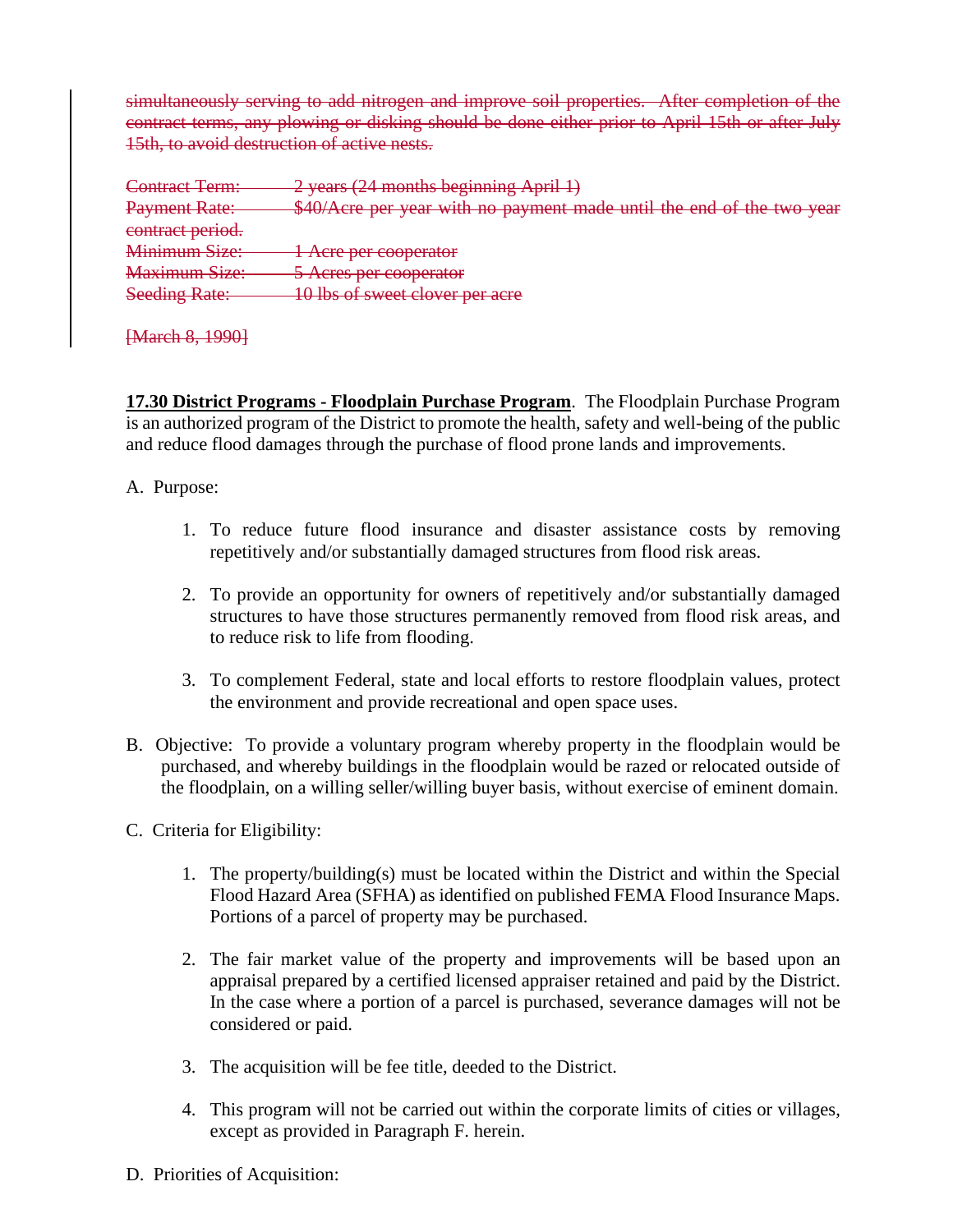~~simultaneously serving to add nitrogen and improve soil properties. After completion of the contract terms, any plowing or disking should be done either prior to April 15th or after July 15th, to avoid destruction of active nests.~~

~~Contract Term: 2 years (24 months beginning April 1)~~
~~Payment Rate: $40/Acre per year with no payment made until the end of the two year contract period.~~
~~Minimum Size: 1 Acre per cooperator~~
~~Maximum Size: 5 Acres per cooperator~~
~~Seeding Rate: 10 lbs of sweet clover per acre~~

~~[March 8, 1990]~~

**17.30 District Programs - Floodplain Purchase Program**. The Floodplain Purchase Program is an authorized program of the District to promote the health, safety and well-being of the public and reduce flood damages through the purchase of flood prone lands and improvements.

A. Purpose:

1. To reduce future flood insurance and disaster assistance costs by removing repetitively and/or substantially damaged structures from flood risk areas.

2. To provide an opportunity for owners of repetitively and/or substantially damaged structures to have those structures permanently removed from flood risk areas, and to reduce risk to life from flooding.

3. To complement Federal, state and local efforts to restore floodplain values, protect the environment and provide recreational and open space uses.

B. Objective: To provide a voluntary program whereby property in the floodplain would be purchased, and whereby buildings in the floodplain would be razed or relocated outside of the floodplain, on a willing seller/willing buyer basis, without exercise of eminent domain.

C. Criteria for Eligibility:

1. The property/building(s) must be located within the District and within the Special Flood Hazard Area (SFHA) as identified on published FEMA Flood Insurance Maps. Portions of a parcel of property may be purchased.

2. The fair market value of the property and improvements will be based upon an appraisal prepared by a certified licensed appraiser retained and paid by the District. In the case where a portion of a parcel is purchased, severance damages will not be considered or paid.

3. The acquisition will be fee title, deeded to the District.

4. This program will not be carried out within the corporate limits of cities or villages, except as provided in Paragraph F. herein.

D. Priorities of Acquisition: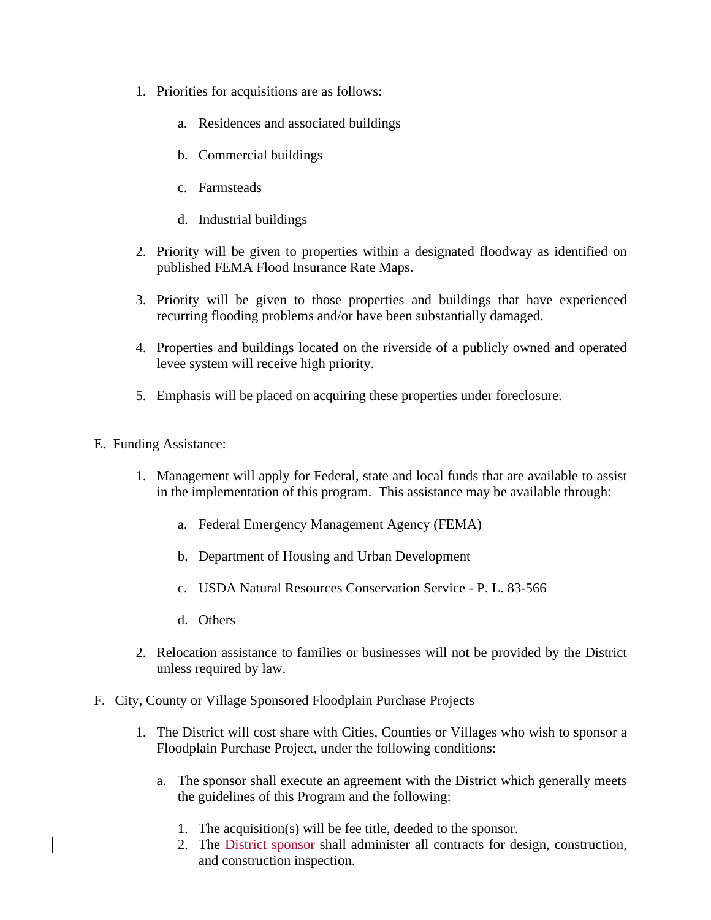1. Priorities for acquisitions are as follows:

    a. Residences and associated buildings

    b. Commercial buildings

    c. Farmsteads

    d. Industrial buildings

2. Priority will be given to properties within a designated floodway as identified on published FEMA Flood Insurance Rate Maps.

3. Priority will be given to those properties and buildings that have experienced recurring flooding problems and/or have been substantially damaged.

4. Properties and buildings located on the riverside of a publicly owned and operated levee system will receive high priority.

5. Emphasis will be placed on acquiring these properties under foreclosure.

E. Funding Assistance:

1. Management will apply for Federal, state and local funds that are available to assist in the implementation of this program. This assistance may be available through:

    a. Federal Emergency Management Agency (FEMA)

    b. Department of Housing and Urban Development

    c. USDA Natural Resources Conservation Service - P. L. 83-566

    d. Others

2. Relocation assistance to families or businesses will not be provided by the District unless required by law.

F. City, County or Village Sponsored Floodplain Purchase Projects

1. The District will cost share with Cities, Counties or Villages who wish to sponsor a Floodplain Purchase Project, under the following conditions:

    a. The sponsor shall execute an agreement with the District which generally meets the guidelines of this Program and the following:

        1. The acquisition(s) will be fee title, deeded to the sponsor.
        2. The District ~~sponsor~~ shall administer all contracts for design, construction, and construction inspection.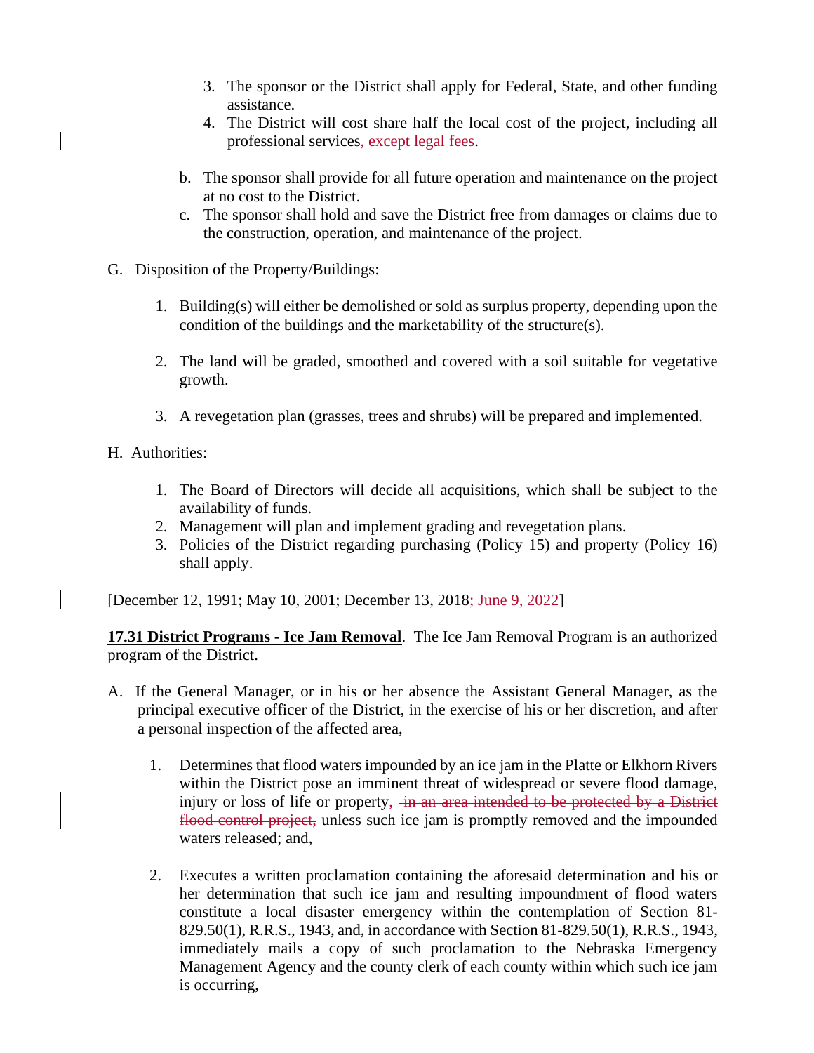3. The sponsor or the District shall apply for Federal, State, and other funding assistance.
4. The District will cost share half the local cost of the project, including all professional services~~, except legal fees~~.

b. The sponsor shall provide for all future operation and maintenance on the project at no cost to the District.
c. The sponsor shall hold and save the District free from damages or claims due to the construction, operation, and maintenance of the project.

G. Disposition of the Property/Buildings:

1. Building(s) will either be demolished or sold as surplus property, depending upon the condition of the buildings and the marketability of the structure(s).

2. The land will be graded, smoothed and covered with a soil suitable for vegetative growth.

3. A revegetation plan (grasses, trees and shrubs) will be prepared and implemented.

H. Authorities:

1. The Board of Directors will decide all acquisitions, which shall be subject to the availability of funds.
2. Management will plan and implement grading and revegetation plans.
3. Policies of the District regarding purchasing (Policy 15) and property (Policy 16) shall apply.

[December 12, 1991; May 10, 2001; December 13, 2018; June 9, 2022]

**17.31 District Programs - Ice Jam Removal**. The Ice Jam Removal Program is an authorized program of the District.

A. If the General Manager, or in his or her absence the Assistant General Manager, as the principal executive officer of the District, in the exercise of his or her discretion, and after a personal inspection of the affected area,

1. Determines that flood waters impounded by an ice jam in the Platte or Elkhorn Rivers within the District pose an imminent threat of widespread or severe flood damage, injury or loss of life or property, ~~in an area intended to be protected by a District flood control project,~~ unless such ice jam is promptly removed and the impounded waters released; and,

2. Executes a written proclamation containing the aforesaid determination and his or her determination that such ice jam and resulting impoundment of flood waters constitute a local disaster emergency within the contemplation of Section 81-829.50(1), R.R.S., 1943, and, in accordance with Section 81-829.50(1), R.R.S., 1943, immediately mails a copy of such proclamation to the Nebraska Emergency Management Agency and the county clerk of each county within which such ice jam is occurring,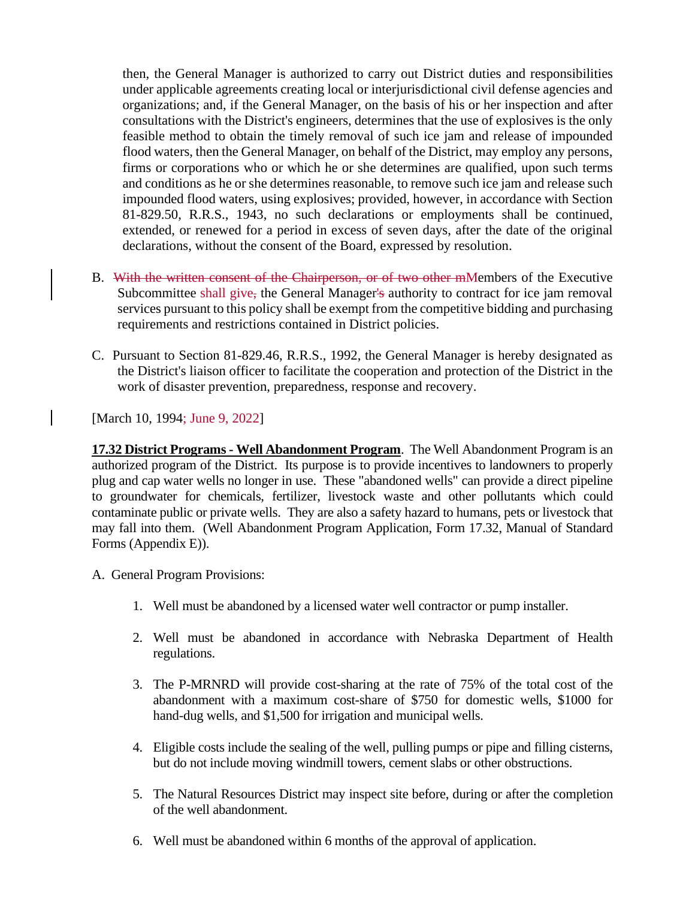then, the General Manager is authorized to carry out District duties and responsibilities under applicable agreements creating local or interjurisdictional civil defense agencies and organizations; and, if the General Manager, on the basis of his or her inspection and after consultations with the District's engineers, determines that the use of explosives is the only feasible method to obtain the timely removal of such ice jam and release of impounded flood waters, then the General Manager, on behalf of the District, may employ any persons, firms or corporations who or which he or she determines are qualified, upon such terms and conditions as he or she determines reasonable, to remove such ice jam and release such impounded flood waters, using explosives; provided, however, in accordance with Section 81-829.50, R.R.S., 1943, no such declarations or employments shall be continued, extended, or renewed for a period in excess of seven days, after the date of the original declarations, without the consent of the Board, expressed by resolution.

B. ~~With the written consent of the Chairperson, or of two other m~~Members of the Executive Subcommittee shall give~~,~~ the General Manager~~'s~~ authority to contract for ice jam removal services pursuant to this policy shall be exempt from the competitive bidding and purchasing requirements and restrictions contained in District policies.

C. Pursuant to Section 81-829.46, R.R.S., 1992, the General Manager is hereby designated as the District's liaison officer to facilitate the cooperation and protection of the District in the work of disaster prevention, preparedness, response and recovery.

[March 10, 1994; June 9, 2022]

**17.32 District Programs - Well Abandonment Program**. The Well Abandonment Program is an authorized program of the District. Its purpose is to provide incentives to landowners to properly plug and cap water wells no longer in use. These "abandoned wells" can provide a direct pipeline to groundwater for chemicals, fertilizer, livestock waste and other pollutants which could contaminate public or private wells. They are also a safety hazard to humans, pets or livestock that may fall into them. (Well Abandonment Program Application, Form 17.32, Manual of Standard Forms (Appendix E)).

A. General Program Provisions:

1. Well must be abandoned by a licensed water well contractor or pump installer.
2. Well must be abandoned in accordance with Nebraska Department of Health regulations.
3. The P-MRNRD will provide cost-sharing at the rate of 75% of the total cost of the abandonment with a maximum cost-share of $750 for domestic wells, $1000 for hand-dug wells, and $1,500 for irrigation and municipal wells.
4. Eligible costs include the sealing of the well, pulling pumps or pipe and filling cisterns, but do not include moving windmill towers, cement slabs or other obstructions.
5. The Natural Resources District may inspect site before, during or after the completion of the well abandonment.
6. Well must be abandoned within 6 months of the approval of application.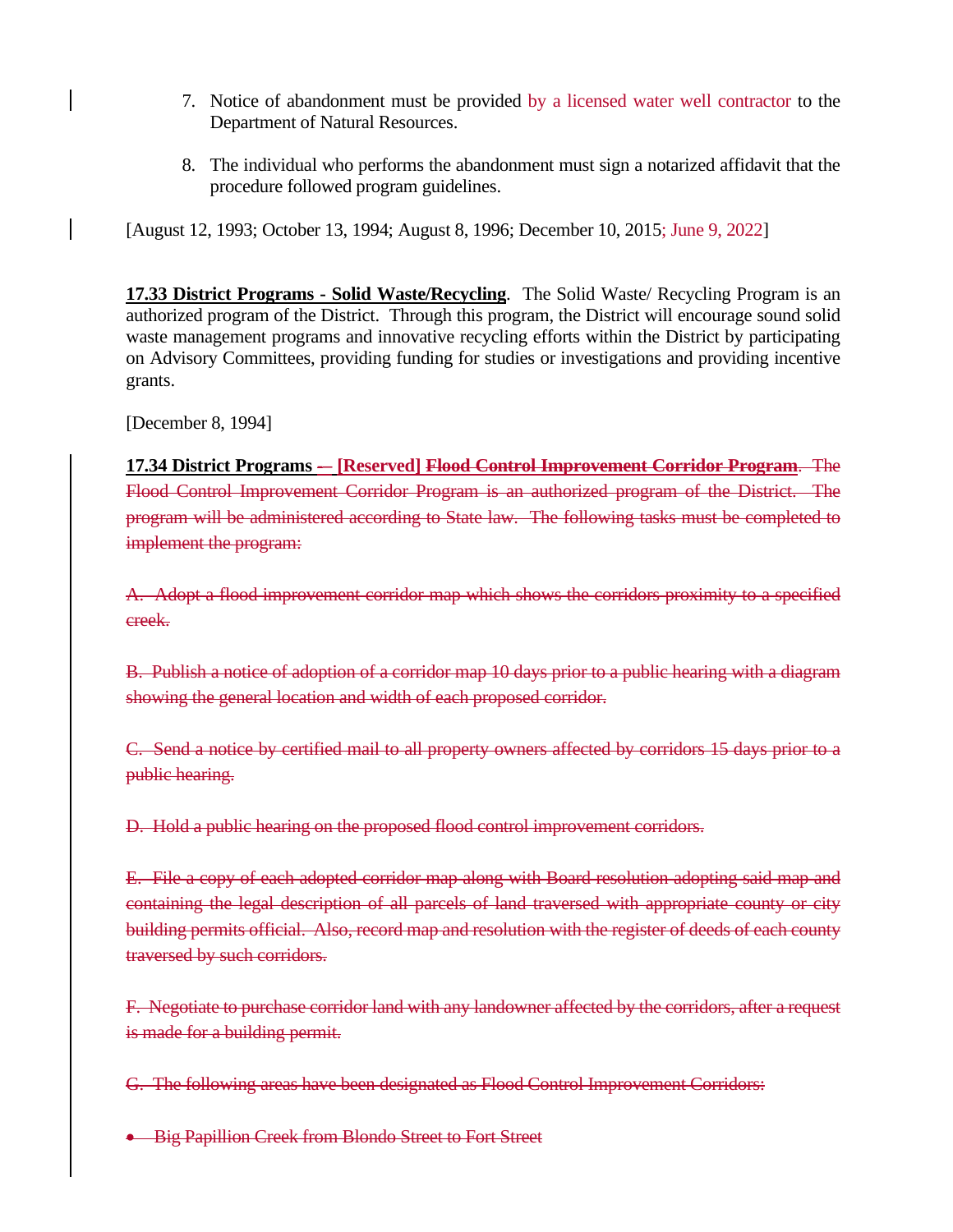7. Notice of abandonment must be provided by a licensed water well contractor to the Department of Natural Resources.

8. The individual who performs the abandonment must sign a notarized affidavit that the procedure followed program guidelines.

[August 12, 1993; October 13, 1994; August 8, 1996; December 10, 2015; June 9, 2022]

**17.33 District Programs - Solid Waste/Recycling**. The Solid Waste/ Recycling Program is an authorized program of the District. Through this program, the District will encourage sound solid waste management programs and innovative recycling efforts within the District by participating on Advisory Committees, providing funding for studies or investigations and providing incentive grants.

[December 8, 1994]

**17.34 District Programs ~~-~~ – [Reserved] ~~Flood Control Improvement Corridor Program~~**. ~~The Flood Control Improvement Corridor Program is an authorized program of the District. The program will be administered according to State law. The following tasks must be completed to implement the program:~~

~~A. Adopt a flood improvement corridor map which shows the corridors proximity to a specified creek.~~

~~B. Publish a notice of adoption of a corridor map 10 days prior to a public hearing with a diagram showing the general location and width of each proposed corridor.~~

~~C. Send a notice by certified mail to all property owners affected by corridors 15 days prior to a public hearing.~~

~~D. Hold a public hearing on the proposed flood control improvement corridors.~~

~~E. File a copy of each adopted corridor map along with Board resolution adopting said map and containing the legal description of all parcels of land traversed with appropriate county or city building permits official. Also, record map and resolution with the register of deeds of each county traversed by such corridors.~~

~~F. Negotiate to purchase corridor land with any landowner affected by the corridors, after a request is made for a building permit.~~

~~G. The following areas have been designated as Flood Control Improvement Corridors:~~

- ~~Big Papillion Creek from Blondo Street to Fort Street~~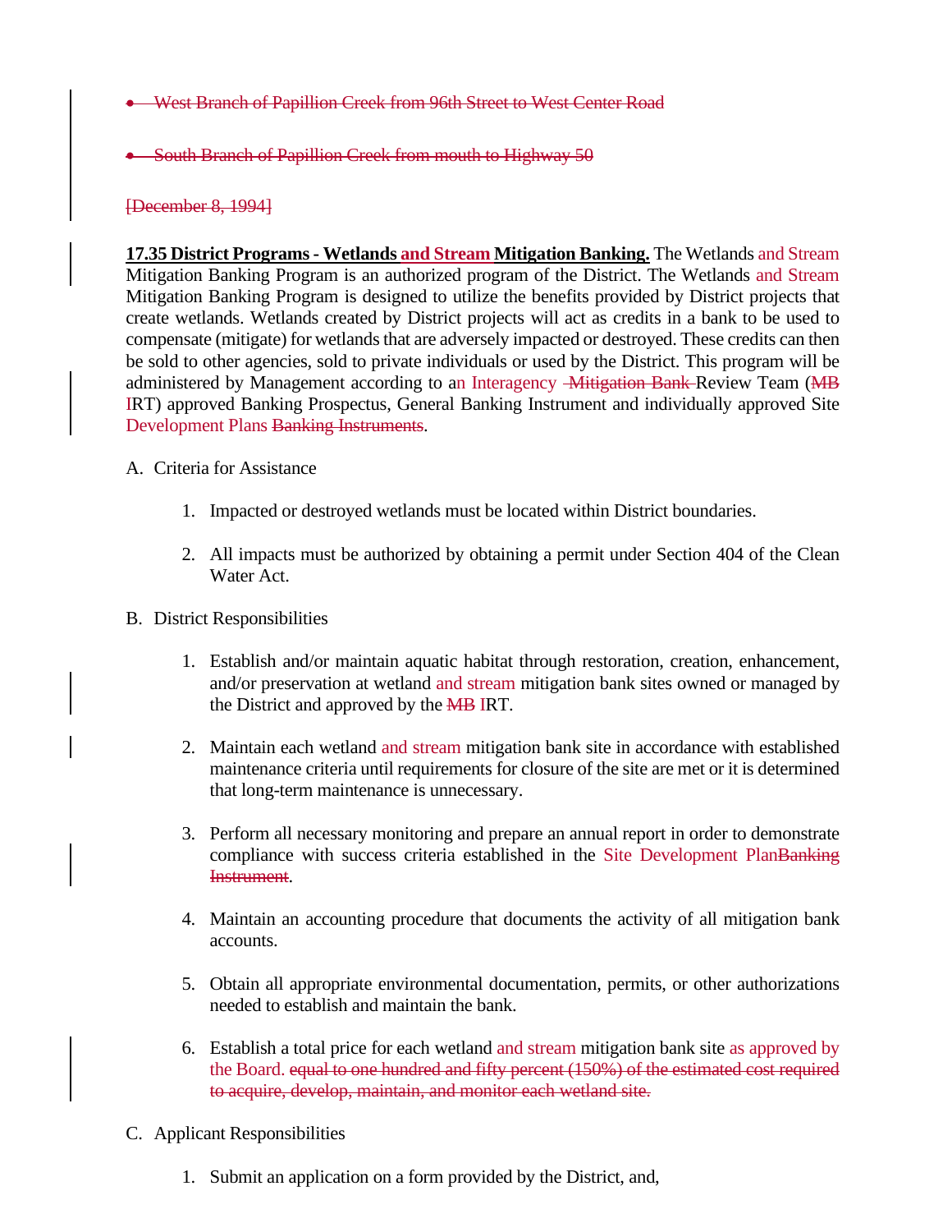- ~~West Branch of Papillion Creek from 96th Street to West Center Road~~

- ~~South Branch of Papillion Creek from mouth to Highway 50~~

~~[December 8, 1994]~~

**17.35 District Programs - Wetlands and Stream Mitigation Banking.** The Wetlands and Stream Mitigation Banking Program is an authorized program of the District. The Wetlands and Stream Mitigation Banking Program is designed to utilize the benefits provided by District projects that create wetlands. Wetlands created by District projects will act as credits in a bank to be used to compensate (mitigate) for wetlands that are adversely impacted or destroyed. These credits can then be sold to other agencies, sold to private individuals or used by the District. This program will be administered by Management according to an Interagency ~~Mitigation Bank~~ Review Team (~~MB~~ IRT) approved Banking Prospectus, General Banking Instrument and individually approved Site Development Plans ~~Banking Instruments~~.

A. Criteria for Assistance

   1. Impacted or destroyed wetlands must be located within District boundaries.

   2. All impacts must be authorized by obtaining a permit under Section 404 of the Clean Water Act.

B. District Responsibilities

   1. Establish and/or maintain aquatic habitat through restoration, creation, enhancement, and/or preservation at wetland and stream mitigation bank sites owned or managed by the District and approved by the ~~MB~~ IRT.

   2. Maintain each wetland and stream mitigation bank site in accordance with established maintenance criteria until requirements for closure of the site are met or it is determined that long-term maintenance is unnecessary.

   3. Perform all necessary monitoring and prepare an annual report in order to demonstrate compliance with success criteria established in the Site Development Plan~~Banking Instrument~~.

   4. Maintain an accounting procedure that documents the activity of all mitigation bank accounts.

   5. Obtain all appropriate environmental documentation, permits, or other authorizations needed to establish and maintain the bank.

   6. Establish a total price for each wetland and stream mitigation bank site as approved by the Board. ~~equal to one hundred and fifty percent (150%) of the estimated cost required to acquire, develop, maintain, and monitor each wetland site.~~

C. Applicant Responsibilities

   1. Submit an application on a form provided by the District, and,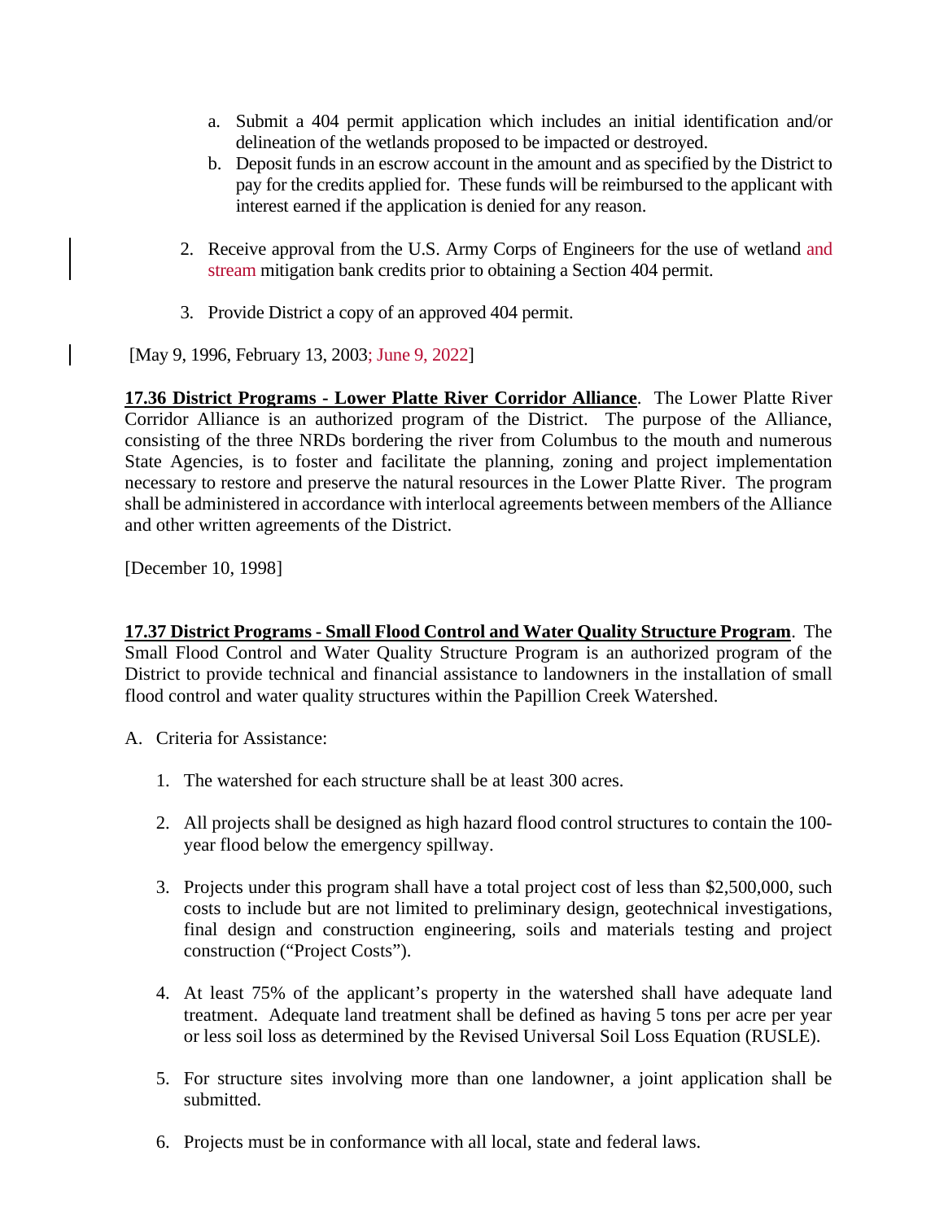a. Submit a 404 permit application which includes an initial identification and/or delineation of the wetlands proposed to be impacted or destroyed.
b. Deposit funds in an escrow account in the amount and as specified by the District to pay for the credits applied for. These funds will be reimbursed to the applicant with interest earned if the application is denied for any reason.

2. Receive approval from the U.S. Army Corps of Engineers for the use of wetland and stream mitigation bank credits prior to obtaining a Section 404 permit.

3. Provide District a copy of an approved 404 permit.

[May 9, 1996, February 13, 2003; June 9, 2022]

**17.36 District Programs - Lower Platte River Corridor Alliance**. The Lower Platte River Corridor Alliance is an authorized program of the District. The purpose of the Alliance, consisting of the three NRDs bordering the river from Columbus to the mouth and numerous State Agencies, is to foster and facilitate the planning, zoning and project implementation necessary to restore and preserve the natural resources in the Lower Platte River. The program shall be administered in accordance with interlocal agreements between members of the Alliance and other written agreements of the District.

[December 10, 1998]

**17.37 District Programs - Small Flood Control and Water Quality Structure Program**. The Small Flood Control and Water Quality Structure Program is an authorized program of the District to provide technical and financial assistance to landowners in the installation of small flood control and water quality structures within the Papillion Creek Watershed.

A. Criteria for Assistance:

1. The watershed for each structure shall be at least 300 acres.

2. All projects shall be designed as high hazard flood control structures to contain the 100-year flood below the emergency spillway.

3. Projects under this program shall have a total project cost of less than $2,500,000, such costs to include but are not limited to preliminary design, geotechnical investigations, final design and construction engineering, soils and materials testing and project construction ("Project Costs").

4. At least 75% of the applicant's property in the watershed shall have adequate land treatment. Adequate land treatment shall be defined as having 5 tons per acre per year or less soil loss as determined by the Revised Universal Soil Loss Equation (RUSLE).

5. For structure sites involving more than one landowner, a joint application shall be submitted.

6. Projects must be in conformance with all local, state and federal laws.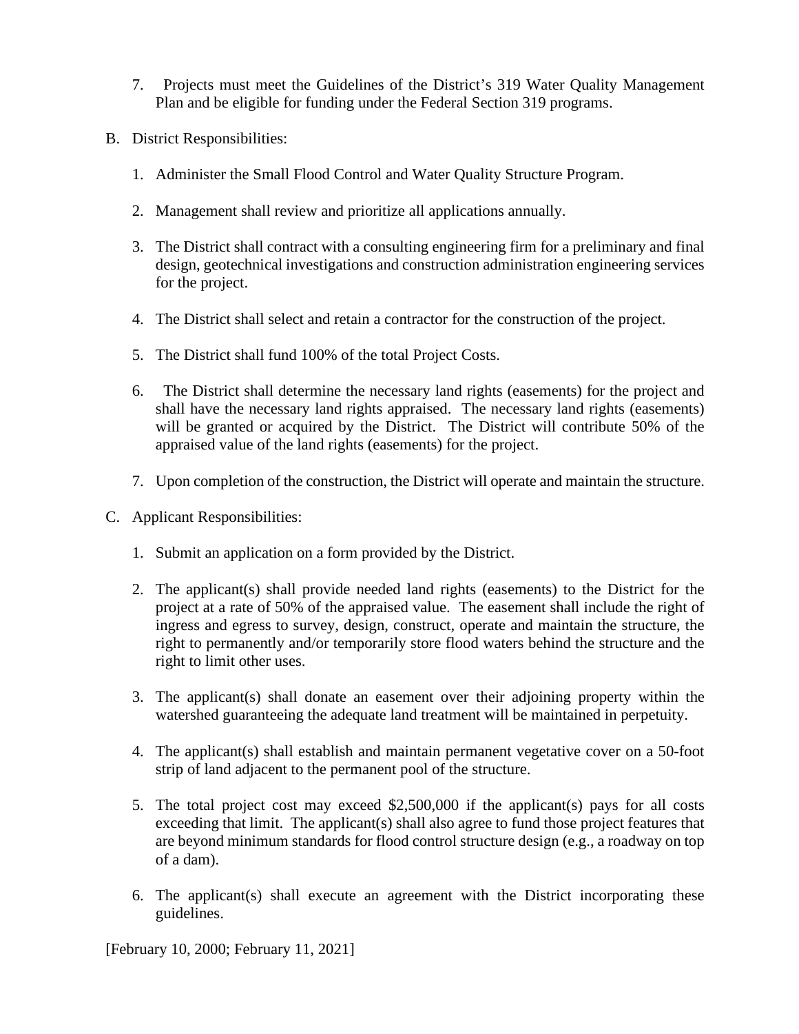7. Projects must meet the Guidelines of the District's 319 Water Quality Management Plan and be eligible for funding under the Federal Section 319 programs.

B. District Responsibilities:

1. Administer the Small Flood Control and Water Quality Structure Program.

2. Management shall review and prioritize all applications annually.

3. The District shall contract with a consulting engineering firm for a preliminary and final design, geotechnical investigations and construction administration engineering services for the project.

4. The District shall select and retain a contractor for the construction of the project.

5. The District shall fund 100% of the total Project Costs.

6. The District shall determine the necessary land rights (easements) for the project and shall have the necessary land rights appraised. The necessary land rights (easements) will be granted or acquired by the District. The District will contribute 50% of the appraised value of the land rights (easements) for the project.

7. Upon completion of the construction, the District will operate and maintain the structure.

C. Applicant Responsibilities:

1. Submit an application on a form provided by the District.

2. The applicant(s) shall provide needed land rights (easements) to the District for the project at a rate of 50% of the appraised value. The easement shall include the right of ingress and egress to survey, design, construct, operate and maintain the structure, the right to permanently and/or temporarily store flood waters behind the structure and the right to limit other uses.

3. The applicant(s) shall donate an easement over their adjoining property within the watershed guaranteeing the adequate land treatment will be maintained in perpetuity.

4. The applicant(s) shall establish and maintain permanent vegetative cover on a 50-foot strip of land adjacent to the permanent pool of the structure.

5. The total project cost may exceed $2,500,000 if the applicant(s) pays for all costs exceeding that limit. The applicant(s) shall also agree to fund those project features that are beyond minimum standards for flood control structure design (e.g., a roadway on top of a dam).

6. The applicant(s) shall execute an agreement with the District incorporating these guidelines.

[February 10, 2000; February 11, 2021]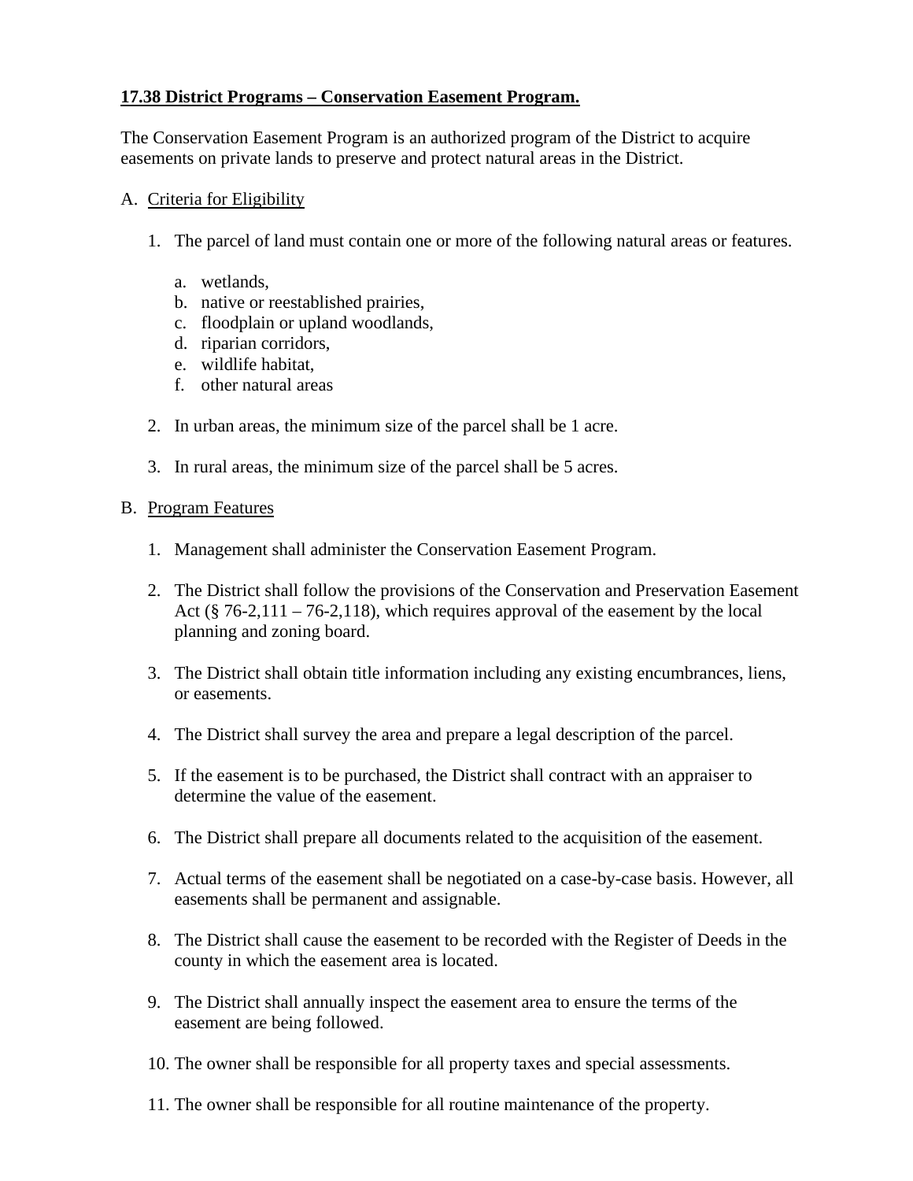## **17.38 District Programs – Conservation Easement Program.**

The Conservation Easement Program is an authorized program of the District to acquire easements on private lands to preserve and protect natural areas in the District.

A. Criteria for Eligibility

1. The parcel of land must contain one or more of the following natural areas or features.

   a. wetlands,
   b. native or reestablished prairies,
   c. floodplain or upland woodlands,
   d. riparian corridors,
   e. wildlife habitat,
   f. other natural areas

2. In urban areas, the minimum size of the parcel shall be 1 acre.

3. In rural areas, the minimum size of the parcel shall be 5 acres.

B. Program Features

1. Management shall administer the Conservation Easement Program.

2. The District shall follow the provisions of the Conservation and Preservation Easement Act (§ 76-2,111 – 76-2,118), which requires approval of the easement by the local planning and zoning board.

3. The District shall obtain title information including any existing encumbrances, liens, or easements.

4. The District shall survey the area and prepare a legal description of the parcel.

5. If the easement is to be purchased, the District shall contract with an appraiser to determine the value of the easement.

6. The District shall prepare all documents related to the acquisition of the easement.

7. Actual terms of the easement shall be negotiated on a case-by-case basis. However, all easements shall be permanent and assignable.

8. The District shall cause the easement to be recorded with the Register of Deeds in the county in which the easement area is located.

9. The District shall annually inspect the easement area to ensure the terms of the easement are being followed.

10. The owner shall be responsible for all property taxes and special assessments.

11. The owner shall be responsible for all routine maintenance of the property.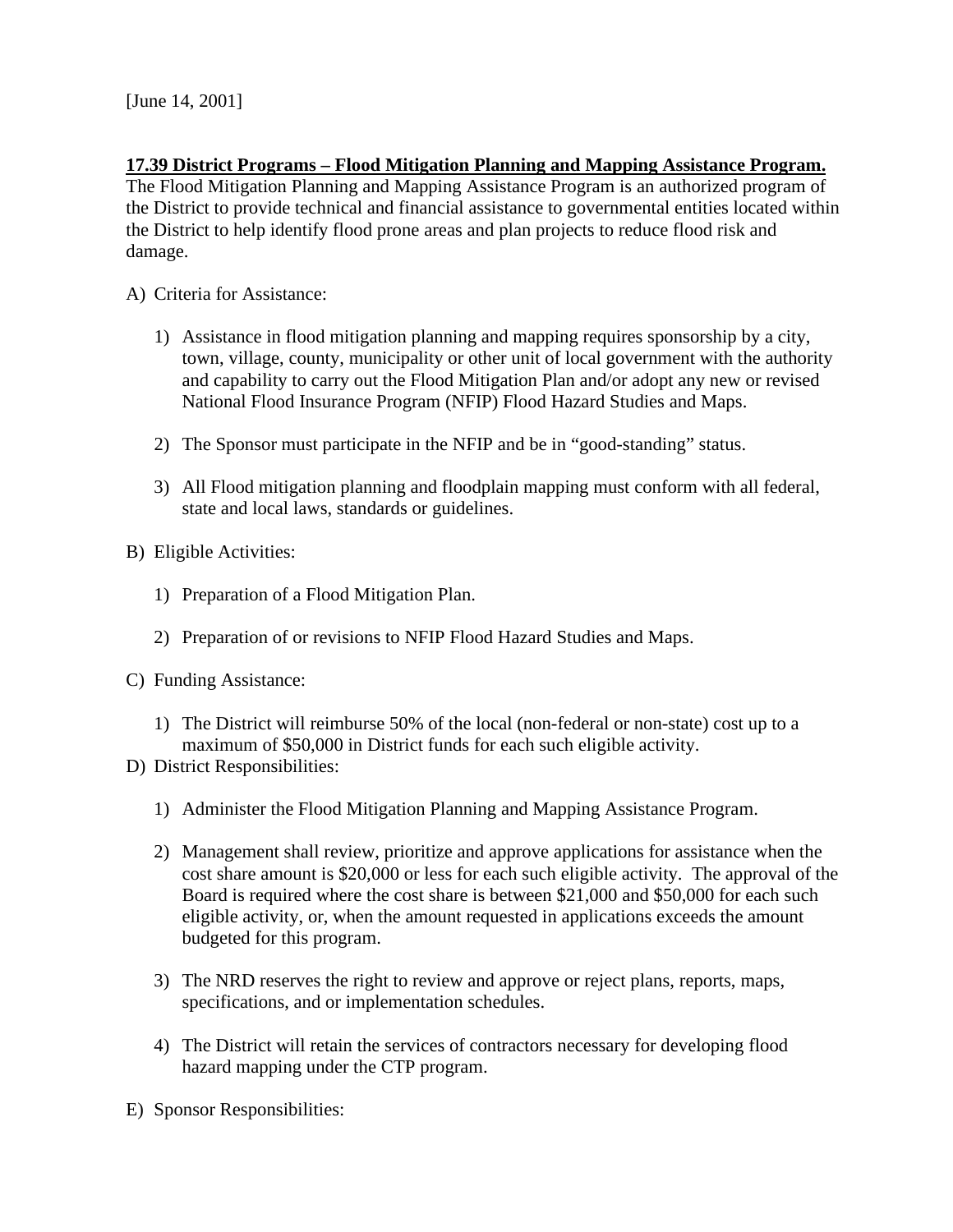[June 14, 2001]

**17.39 District Programs – Flood Mitigation Planning and Mapping Assistance Program.**
The Flood Mitigation Planning and Mapping Assistance Program is an authorized program of the District to provide technical and financial assistance to governmental entities located within the District to help identify flood prone areas and plan projects to reduce flood risk and damage.

A) Criteria for Assistance:

1) Assistance in flood mitigation planning and mapping requires sponsorship by a city, town, village, county, municipality or other unit of local government with the authority and capability to carry out the Flood Mitigation Plan and/or adopt any new or revised National Flood Insurance Program (NFIP) Flood Hazard Studies and Maps.

2) The Sponsor must participate in the NFIP and be in "good-standing" status.

3) All Flood mitigation planning and floodplain mapping must conform with all federal, state and local laws, standards or guidelines.

B) Eligible Activities:

1) Preparation of a Flood Mitigation Plan.

2) Preparation of or revisions to NFIP Flood Hazard Studies and Maps.

C) Funding Assistance:

1) The District will reimburse 50% of the local (non-federal or non-state) cost up to a maximum of $50,000 in District funds for each such eligible activity.

D) District Responsibilities:

1) Administer the Flood Mitigation Planning and Mapping Assistance Program.

2) Management shall review, prioritize and approve applications for assistance when the cost share amount is $20,000 or less for each such eligible activity. The approval of the Board is required where the cost share is between $21,000 and $50,000 for each such eligible activity, or, when the amount requested in applications exceeds the amount budgeted for this program.

3) The NRD reserves the right to review and approve or reject plans, reports, maps, specifications, and or implementation schedules.

4) The District will retain the services of contractors necessary for developing flood hazard mapping under the CTP program.

E) Sponsor Responsibilities: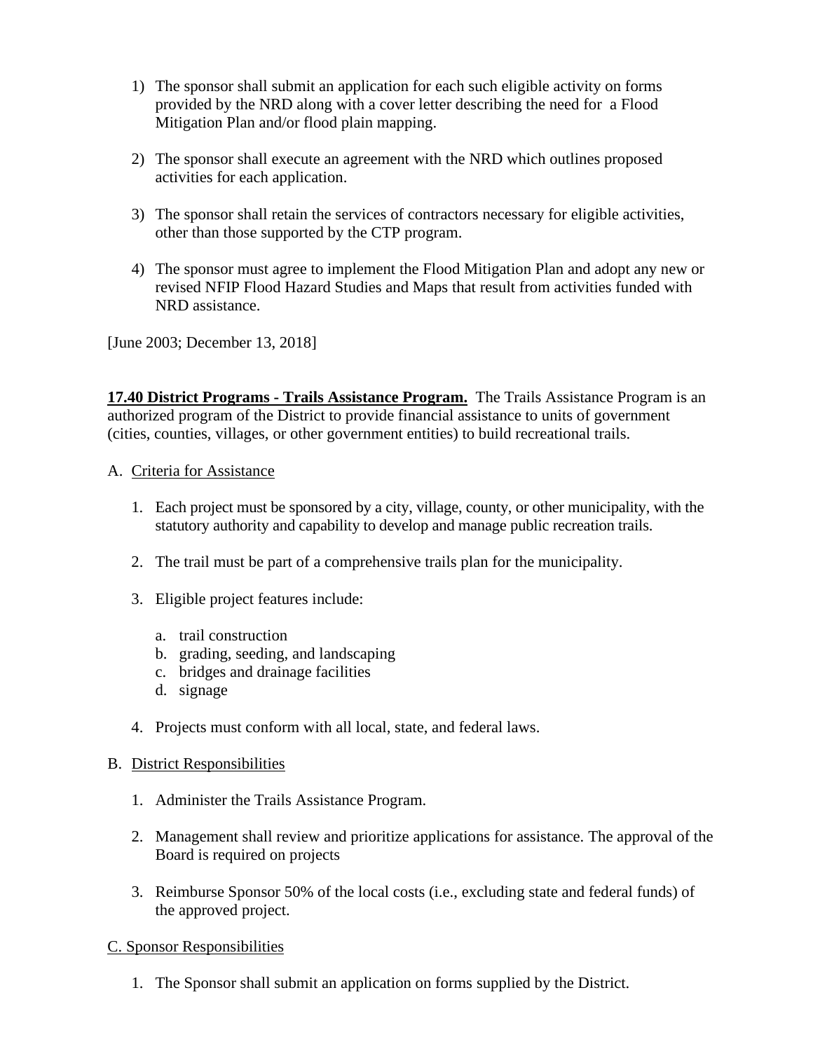1) The sponsor shall submit an application for each such eligible activity on forms provided by the NRD along with a cover letter describing the need for a Flood Mitigation Plan and/or flood plain mapping.

2) The sponsor shall execute an agreement with the NRD which outlines proposed activities for each application.

3) The sponsor shall retain the services of contractors necessary for eligible activities, other than those supported by the CTP program.

4) The sponsor must agree to implement the Flood Mitigation Plan and adopt any new or revised NFIP Flood Hazard Studies and Maps that result from activities funded with NRD assistance.

[June 2003; December 13, 2018]

**17.40 District Programs - Trails Assistance Program.** The Trails Assistance Program is an authorized program of the District to provide financial assistance to units of government (cities, counties, villages, or other government entities) to build recreational trails.

A. Criteria for Assistance

1. Each project must be sponsored by a city, village, county, or other municipality, with the statutory authority and capability to develop and manage public recreation trails.

2. The trail must be part of a comprehensive trails plan for the municipality.

3. Eligible project features include:

   a. trail construction
   b. grading, seeding, and landscaping
   c. bridges and drainage facilities
   d. signage

4. Projects must conform with all local, state, and federal laws.

B. District Responsibilities

1. Administer the Trails Assistance Program.

2. Management shall review and prioritize applications for assistance. The approval of the Board is required on projects

3. Reimburse Sponsor 50% of the local costs (i.e., excluding state and federal funds) of the approved project.

C. Sponsor Responsibilities

1. The Sponsor shall submit an application on forms supplied by the District.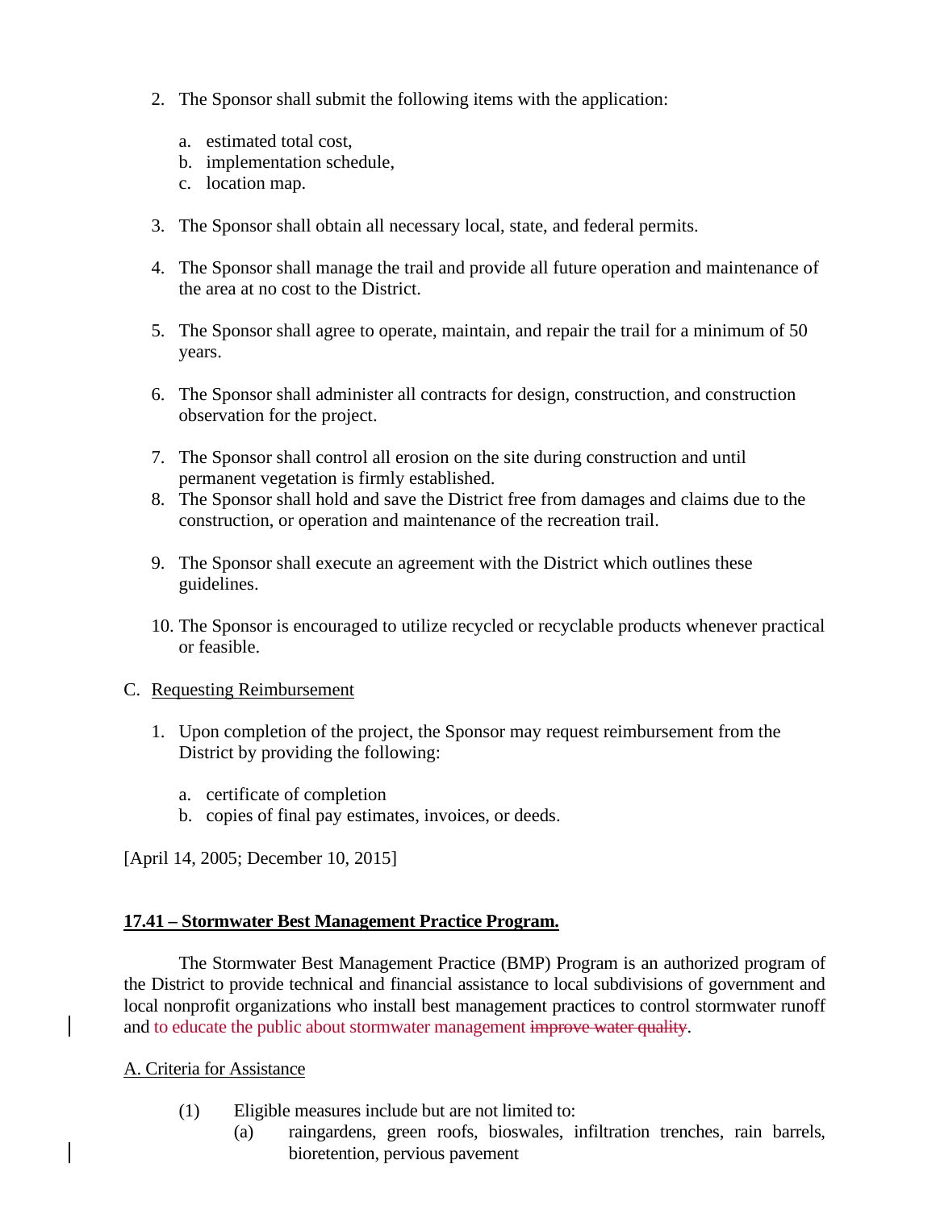2. The Sponsor shall submit the following items with the application:

   a. estimated total cost,
   b. implementation schedule,
   c. location map.

3. The Sponsor shall obtain all necessary local, state, and federal permits.

4. The Sponsor shall manage the trail and provide all future operation and maintenance of the area at no cost to the District.

5. The Sponsor shall agree to operate, maintain, and repair the trail for a minimum of 50 years.

6. The Sponsor shall administer all contracts for design, construction, and construction observation for the project.

7. The Sponsor shall control all erosion on the site during construction and until permanent vegetation is firmly established.
8. The Sponsor shall hold and save the District free from damages and claims due to the construction, or operation and maintenance of the recreation trail.

9. The Sponsor shall execute an agreement with the District which outlines these guidelines.

10. The Sponsor is encouraged to utilize recycled or recyclable products whenever practical or feasible.

C. Requesting Reimbursement

1. Upon completion of the project, the Sponsor may request reimbursement from the District by providing the following:

   a. certificate of completion
   b. copies of final pay estimates, invoices, or deeds.

[April 14, 2005; December 10, 2015]

**17.41 – Stormwater Best Management Practice Program.**

The Stormwater Best Management Practice (BMP) Program is an authorized program of the District to provide technical and financial assistance to local subdivisions of government and local nonprofit organizations who install best management practices to control stormwater runoff and to educate the public about stormwater management ~~improve water quality~~.

A. Criteria for Assistance

(1) Eligible measures include but are not limited to:
   (a) raingardens, green roofs, bioswales, infiltration trenches, rain barrels, bioretention, pervious pavement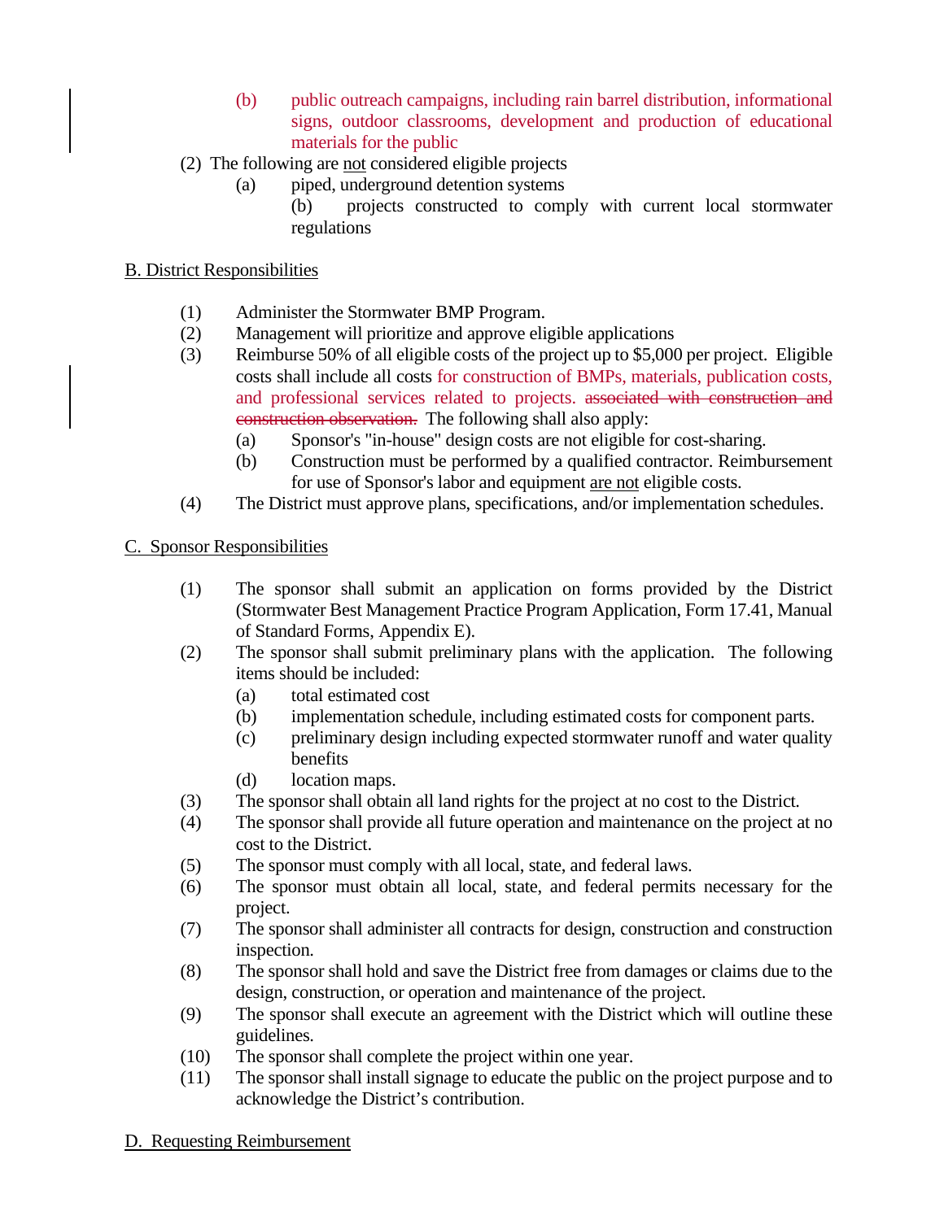(b) public outreach campaigns, including rain barrel distribution, informational signs, outdoor classrooms, development and production of educational materials for the public

(2) The following are not considered eligible projects
   (a) piped, underground detention systems
   (b) projects constructed to comply with current local stormwater regulations

B. District Responsibilities

(1) Administer the Stormwater BMP Program.
(2) Management will prioritize and approve eligible applications
(3) Reimburse 50% of all eligible costs of the project up to $5,000 per project. Eligible costs shall include all costs for construction of BMPs, materials, publication costs, and professional services related to projects. ~~associated with construction and construction observation.~~ The following shall also apply:
   (a) Sponsor's "in-house" design costs are not eligible for cost-sharing.
   (b) Construction must be performed by a qualified contractor. Reimbursement for use of Sponsor's labor and equipment are not eligible costs.
(4) The District must approve plans, specifications, and/or implementation schedules.

C. Sponsor Responsibilities

(1) The sponsor shall submit an application on forms provided by the District (Stormwater Best Management Practice Program Application, Form 17.41, Manual of Standard Forms, Appendix E).
(2) The sponsor shall submit preliminary plans with the application. The following items should be included:
   (a) total estimated cost
   (b) implementation schedule, including estimated costs for component parts.
   (c) preliminary design including expected stormwater runoff and water quality benefits
   (d) location maps.
(3) The sponsor shall obtain all land rights for the project at no cost to the District.
(4) The sponsor shall provide all future operation and maintenance on the project at no cost to the District.
(5) The sponsor must comply with all local, state, and federal laws.
(6) The sponsor must obtain all local, state, and federal permits necessary for the project.
(7) The sponsor shall administer all contracts for design, construction and construction inspection.
(8) The sponsor shall hold and save the District free from damages or claims due to the design, construction, or operation and maintenance of the project.
(9) The sponsor shall execute an agreement with the District which will outline these guidelines.
(10) The sponsor shall complete the project within one year.
(11) The sponsor shall install signage to educate the public on the project purpose and to acknowledge the District's contribution.

D. Requesting Reimbursement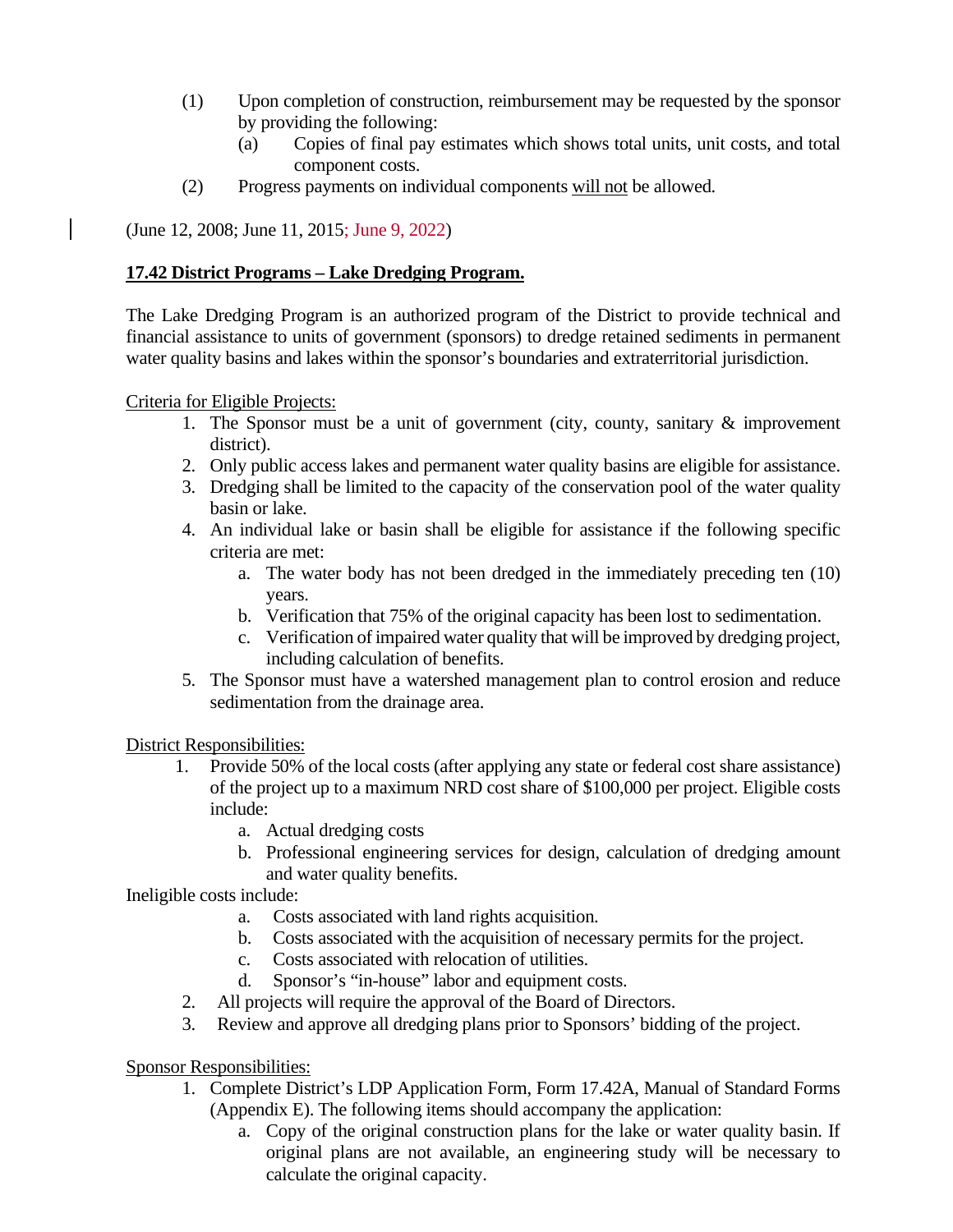(1) Upon completion of construction, reimbursement may be requested by the sponsor by providing the following:
    (a) Copies of final pay estimates which shows total units, unit costs, and total component costs.

(2) Progress payments on individual components <u>will not</u> be allowed.

(June 12, 2008; June 11, 2015; June 9, 2022)

**<u>17.42 District Programs – Lake Dredging Program.</u>**

The Lake Dredging Program is an authorized program of the District to provide technical and financial assistance to units of government (sponsors) to dredge retained sediments in permanent water quality basins and lakes within the sponsor's boundaries and extraterritorial jurisdiction.

<u>Criteria for Eligible Projects:</u>

1. The Sponsor must be a unit of government (city, county, sanitary & improvement district).
2. Only public access lakes and permanent water quality basins are eligible for assistance.
3. Dredging shall be limited to the capacity of the conservation pool of the water quality basin or lake.
4. An individual lake or basin shall be eligible for assistance if the following specific criteria are met:
    a. The water body has not been dredged in the immediately preceding ten (10) years.
    b. Verification that 75% of the original capacity has been lost to sedimentation.
    c. Verification of impaired water quality that will be improved by dredging project, including calculation of benefits.
5. The Sponsor must have a watershed management plan to control erosion and reduce sedimentation from the drainage area.

<u>District Responsibilities:</u>

1. Provide 50% of the local costs (after applying any state or federal cost share assistance) of the project up to a maximum NRD cost share of $100,000 per project. Eligible costs include:
    a. Actual dredging costs
    b. Professional engineering services for design, calculation of dredging amount and water quality benefits.

Ineligible costs include:

   a. Costs associated with land rights acquisition.
   b. Costs associated with the acquisition of necessary permits for the project.
   c. Costs associated with relocation of utilities.
   d. Sponsor's "in-house" labor and equipment costs.

2. All projects will require the approval of the Board of Directors.
3. Review and approve all dredging plans prior to Sponsors' bidding of the project.

<u>Sponsor Responsibilities:</u>

1. Complete District's LDP Application Form, Form 17.42A, Manual of Standard Forms (Appendix E). The following items should accompany the application:
    a. Copy of the original construction plans for the lake or water quality basin. If original plans are not available, an engineering study will be necessary to calculate the original capacity.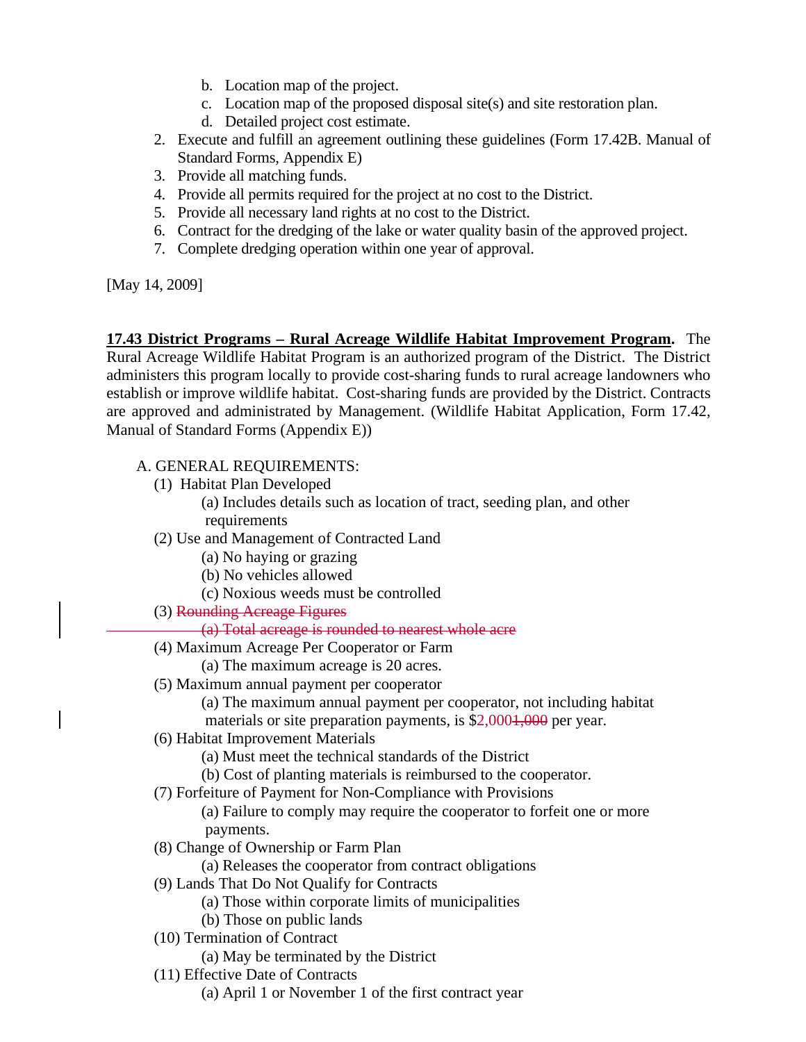b. Location map of the project.
   c. Location map of the proposed disposal site(s) and site restoration plan.
   d. Detailed project cost estimate.
2. Execute and fulfill an agreement outlining these guidelines (Form 17.42B. Manual of Standard Forms, Appendix E)
3. Provide all matching funds.
4. Provide all permits required for the project at no cost to the District.
5. Provide all necessary land rights at no cost to the District.
6. Contract for the dredging of the lake or water quality basin of the approved project.
7. Complete dredging operation within one year of approval.

[May 14, 2009]

**17.43 District Programs – Rural Acreage Wildlife Habitat Improvement Program.** The Rural Acreage Wildlife Habitat Program is an authorized program of the District. The District administers this program locally to provide cost-sharing funds to rural acreage landowners who establish or improve wildlife habitat. Cost-sharing funds are provided by the District. Contracts are approved and administrated by Management. (Wildlife Habitat Application, Form 17.42, Manual of Standard Forms (Appendix E))

A. GENERAL REQUIREMENTS:

(1) Habitat Plan Developed
   (a) Includes details such as location of tract, seeding plan, and other requirements

(2) Use and Management of Contracted Land
   (a) No haying or grazing
   (b) No vehicles allowed
   (c) Noxious weeds must be controlled

(3) ~~Rounding Acreage Figures~~
   ~~(a) Total acreage is rounded to nearest whole acre~~

(4) Maximum Acreage Per Cooperator or Farm
   (a) The maximum acreage is 20 acres.

(5) Maximum annual payment per cooperator
   (a) The maximum annual payment per cooperator, not including habitat materials or site preparation payments, is $2,000~~1,000~~ per year.

(6) Habitat Improvement Materials
   (a) Must meet the technical standards of the District
   (b) Cost of planting materials is reimbursed to the cooperator.

(7) Forfeiture of Payment for Non-Compliance with Provisions
   (a) Failure to comply may require the cooperator to forfeit one or more payments.

(8) Change of Ownership or Farm Plan
   (a) Releases the cooperator from contract obligations

(9) Lands That Do Not Qualify for Contracts
   (a) Those within corporate limits of municipalities
   (b) Those on public lands

(10) Termination of Contract
   (a) May be terminated by the District

(11) Effective Date of Contracts
   (a) April 1 or November 1 of the first contract year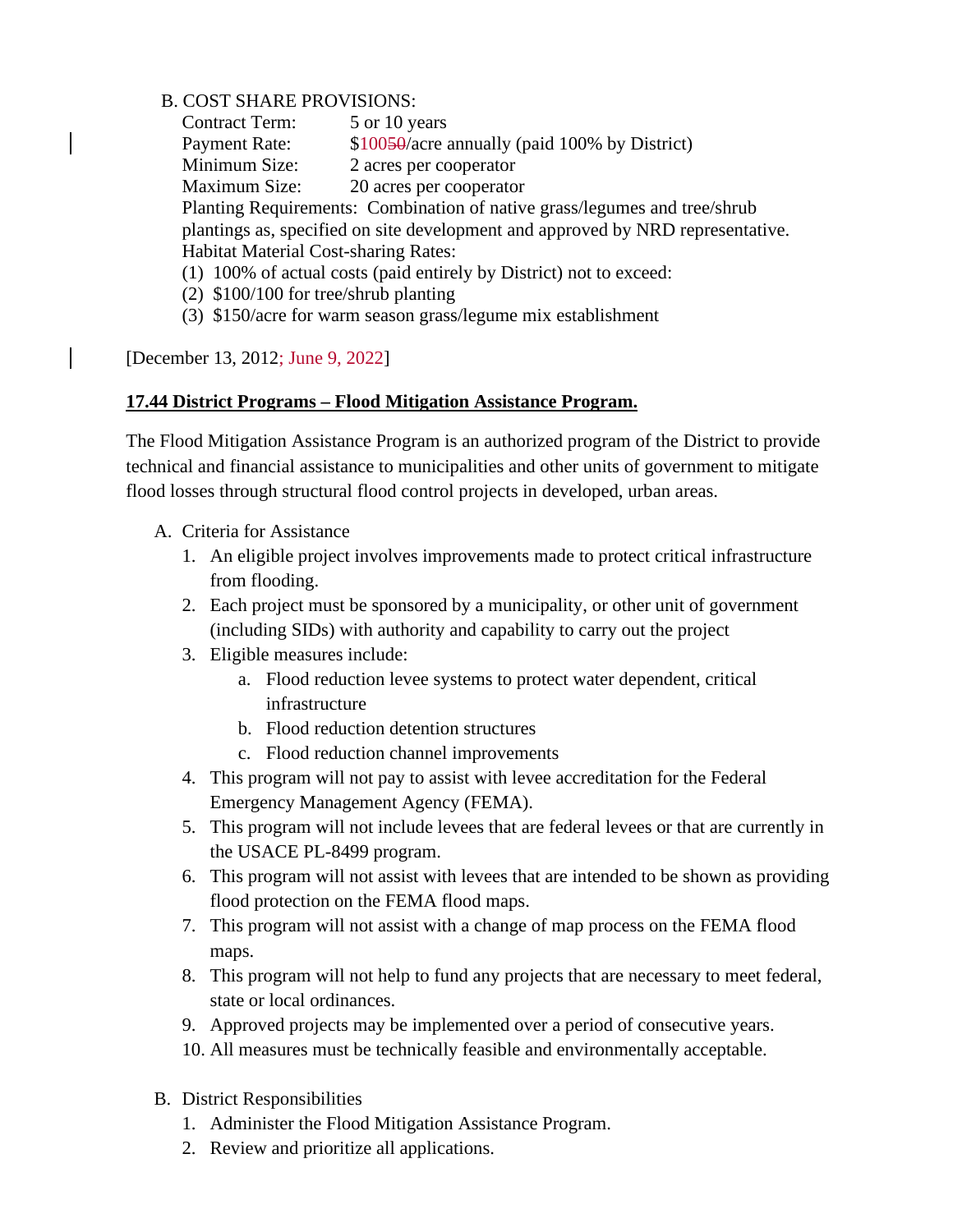B. COST SHARE PROVISIONS:

Contract Term: 5 or 10 years
Payment Rate: $10050/acre annually (paid 100% by District)
Minimum Size: 2 acres per cooperator
Maximum Size: 20 acres per cooperator
Planting Requirements: Combination of native grass/legumes and tree/shrub plantings as, specified on site development and approved by NRD representative.
Habitat Material Cost-sharing Rates:
(1) 100% of actual costs (paid entirely by District) not to exceed:
(2) $100/100 for tree/shrub planting
(3) $150/acre for warm season grass/legume mix establishment

[December 13, 2012; June 9, 2022]

**17.44 District Programs – Flood Mitigation Assistance Program.**

The Flood Mitigation Assistance Program is an authorized program of the District to provide technical and financial assistance to municipalities and other units of government to mitigate flood losses through structural flood control projects in developed, urban areas.

A. Criteria for Assistance
   1. An eligible project involves improvements made to protect critical infrastructure from flooding.
   2. Each project must be sponsored by a municipality, or other unit of government (including SIDs) with authority and capability to carry out the project
   3. Eligible measures include:
      a. Flood reduction levee systems to protect water dependent, critical infrastructure
      b. Flood reduction detention structures
      c. Flood reduction channel improvements
   4. This program will not pay to assist with levee accreditation for the Federal Emergency Management Agency (FEMA).
   5. This program will not include levees that are federal levees or that are currently in the USACE PL-8499 program.
   6. This program will not assist with levees that are intended to be shown as providing flood protection on the FEMA flood maps.
   7. This program will not assist with a change of map process on the FEMA flood maps.
   8. This program will not help to fund any projects that are necessary to meet federal, state or local ordinances.
   9. Approved projects may be implemented over a period of consecutive years.
   10. All measures must be technically feasible and environmentally acceptable.

B. District Responsibilities
   1. Administer the Flood Mitigation Assistance Program.
   2. Review and prioritize all applications.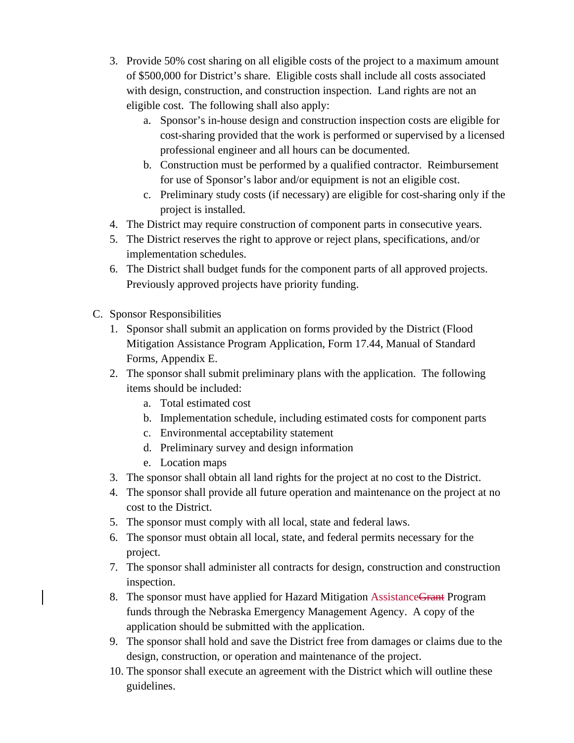3. Provide 50% cost sharing on all eligible costs of the project to a maximum amount of $500,000 for District's share. Eligible costs shall include all costs associated with design, construction, and construction inspection. Land rights are not an eligible cost. The following shall also apply:
   a. Sponsor's in-house design and construction inspection costs are eligible for cost-sharing provided that the work is performed or supervised by a licensed professional engineer and all hours can be documented.
   b. Construction must be performed by a qualified contractor. Reimbursement for use of Sponsor's labor and/or equipment is not an eligible cost.
   c. Preliminary study costs (if necessary) are eligible for cost-sharing only if the project is installed.
4. The District may require construction of component parts in consecutive years.
5. The District reserves the right to approve or reject plans, specifications, and/or implementation schedules.
6. The District shall budget funds for the component parts of all approved projects. Previously approved projects have priority funding.

C. Sponsor Responsibilities
1. Sponsor shall submit an application on forms provided by the District (Flood Mitigation Assistance Program Application, Form 17.44, Manual of Standard Forms, Appendix E.
2. The sponsor shall submit preliminary plans with the application. The following items should be included:
   a. Total estimated cost
   b. Implementation schedule, including estimated costs for component parts
   c. Environmental acceptability statement
   d. Preliminary survey and design information
   e. Location maps
3. The sponsor shall obtain all land rights for the project at no cost to the District.
4. The sponsor shall provide all future operation and maintenance on the project at no cost to the District.
5. The sponsor must comply with all local, state and federal laws.
6. The sponsor must obtain all local, state, and federal permits necessary for the project.
7. The sponsor shall administer all contracts for design, construction and construction inspection.
8. The sponsor must have applied for Hazard Mitigation Assistance~~Grant~~ Program funds through the Nebraska Emergency Management Agency. A copy of the application should be submitted with the application.
9. The sponsor shall hold and save the District free from damages or claims due to the design, construction, or operation and maintenance of the project.
10. The sponsor shall execute an agreement with the District which will outline these guidelines.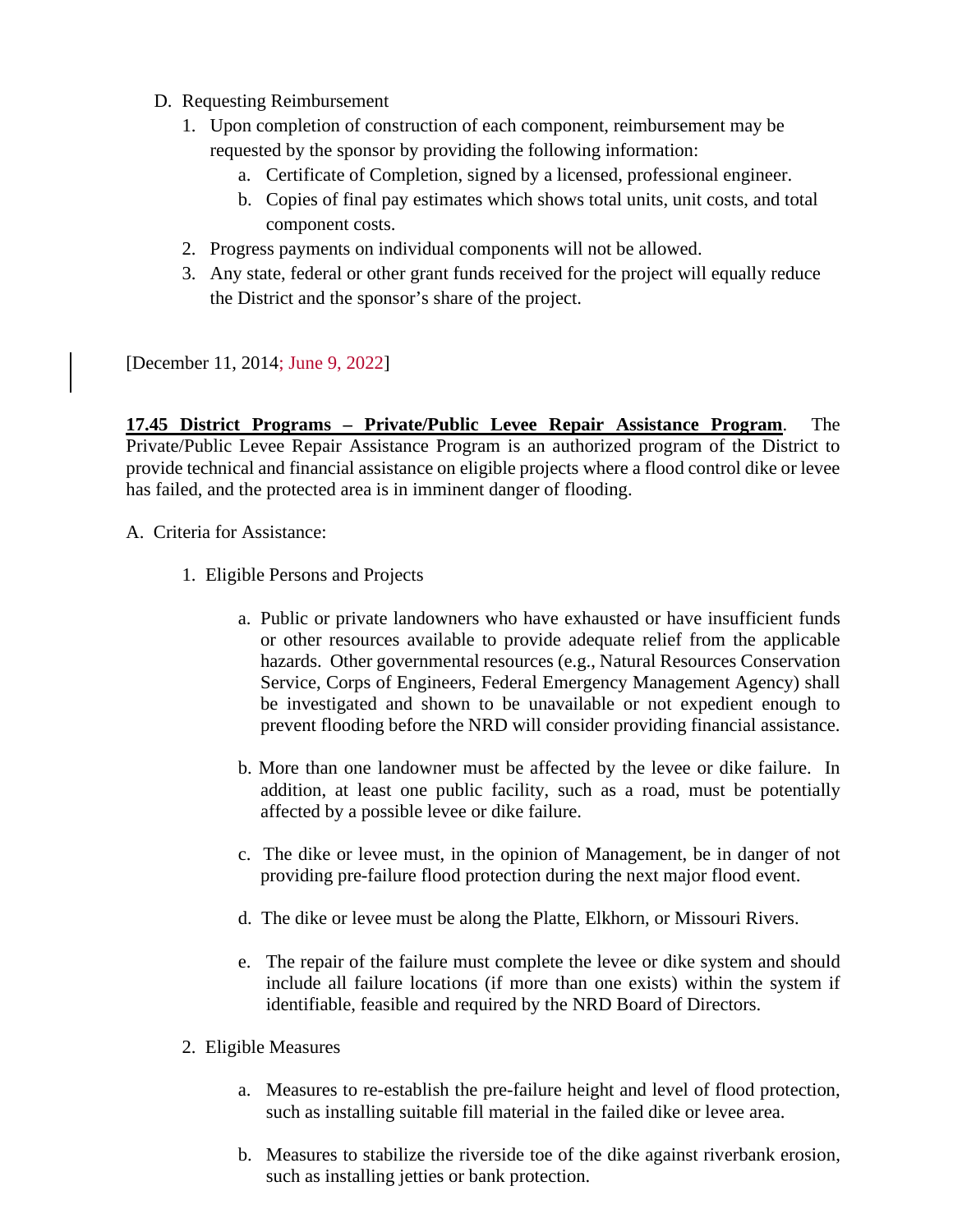D. Requesting Reimbursement

1. Upon completion of construction of each component, reimbursement may be requested by the sponsor by providing the following information:
    a. Certificate of Completion, signed by a licensed, professional engineer.
    b. Copies of final pay estimates which shows total units, unit costs, and total component costs.
2. Progress payments on individual components will not be allowed.
3. Any state, federal or other grant funds received for the project will equally reduce the District and the sponsor's share of the project.

[December 11, 2014; June 9, 2022]

**17.45 District Programs – Private/Public Levee Repair Assistance Program**. The Private/Public Levee Repair Assistance Program is an authorized program of the District to provide technical and financial assistance on eligible projects where a flood control dike or levee has failed, and the protected area is in imminent danger of flooding.

A. Criteria for Assistance:

1. Eligible Persons and Projects

    a. Public or private landowners who have exhausted or have insufficient funds or other resources available to provide adequate relief from the applicable hazards. Other governmental resources (e.g., Natural Resources Conservation Service, Corps of Engineers, Federal Emergency Management Agency) shall be investigated and shown to be unavailable or not expedient enough to prevent flooding before the NRD will consider providing financial assistance.

    b. More than one landowner must be affected by the levee or dike failure. In addition, at least one public facility, such as a road, must be potentially affected by a possible levee or dike failure.

    c. The dike or levee must, in the opinion of Management, be in danger of not providing pre-failure flood protection during the next major flood event.

    d. The dike or levee must be along the Platte, Elkhorn, or Missouri Rivers.

    e. The repair of the failure must complete the levee or dike system and should include all failure locations (if more than one exists) within the system if identifiable, feasible and required by the NRD Board of Directors.

2. Eligible Measures

    a. Measures to re-establish the pre-failure height and level of flood protection, such as installing suitable fill material in the failed dike or levee area.

    b. Measures to stabilize the riverside toe of the dike against riverbank erosion, such as installing jetties or bank protection.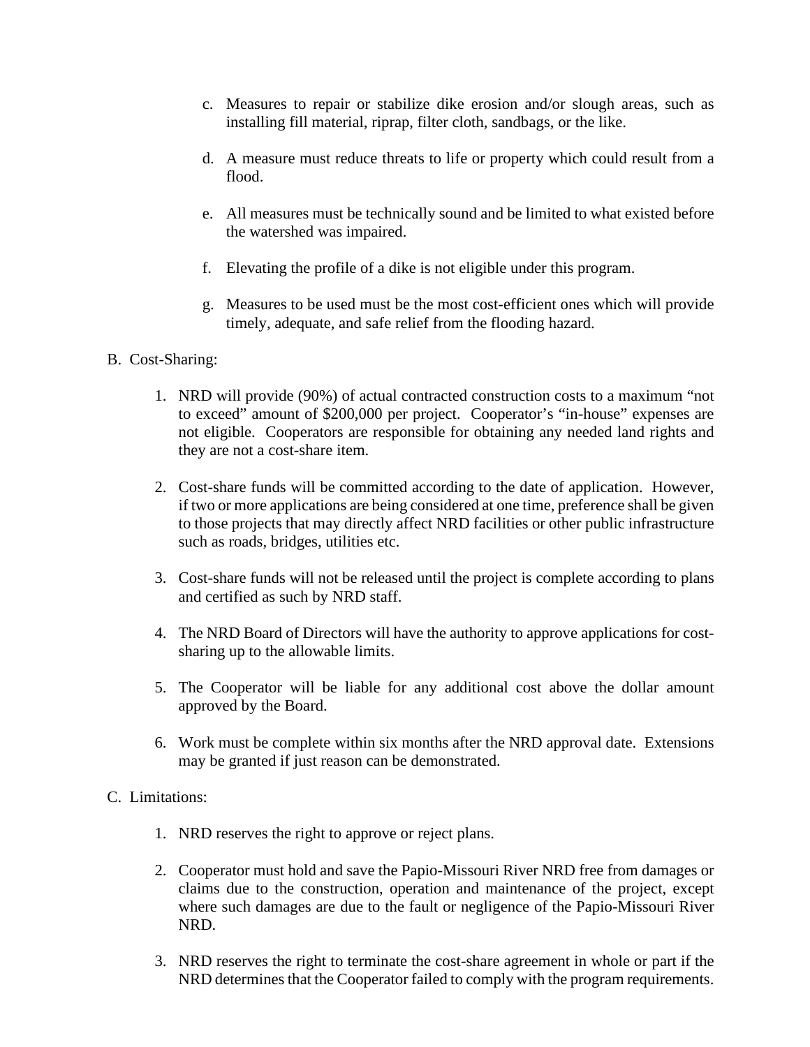c. Measures to repair or stabilize dike erosion and/or slough areas, such as installing fill material, riprap, filter cloth, sandbags, or the like.

d. A measure must reduce threats to life or property which could result from a flood.

e. All measures must be technically sound and be limited to what existed before the watershed was impaired.

f. Elevating the profile of a dike is not eligible under this program.

g. Measures to be used must be the most cost-efficient ones which will provide timely, adequate, and safe relief from the flooding hazard.

B. Cost-Sharing:

1. NRD will provide (90%) of actual contracted construction costs to a maximum "not to exceed" amount of $200,000 per project. Cooperator's "in-house" expenses are not eligible. Cooperators are responsible for obtaining any needed land rights and they are not a cost-share item.

2. Cost-share funds will be committed according to the date of application. However, if two or more applications are being considered at one time, preference shall be given to those projects that may directly affect NRD facilities or other public infrastructure such as roads, bridges, utilities etc.

3. Cost-share funds will not be released until the project is complete according to plans and certified as such by NRD staff.

4. The NRD Board of Directors will have the authority to approve applications for cost-sharing up to the allowable limits.

5. The Cooperator will be liable for any additional cost above the dollar amount approved by the Board.

6. Work must be complete within six months after the NRD approval date. Extensions may be granted if just reason can be demonstrated.

C. Limitations:

1. NRD reserves the right to approve or reject plans.

2. Cooperator must hold and save the Papio-Missouri River NRD free from damages or claims due to the construction, operation and maintenance of the project, except where such damages are due to the fault or negligence of the Papio-Missouri River NRD.

3. NRD reserves the right to terminate the cost-share agreement in whole or part if the NRD determines that the Cooperator failed to comply with the program requirements.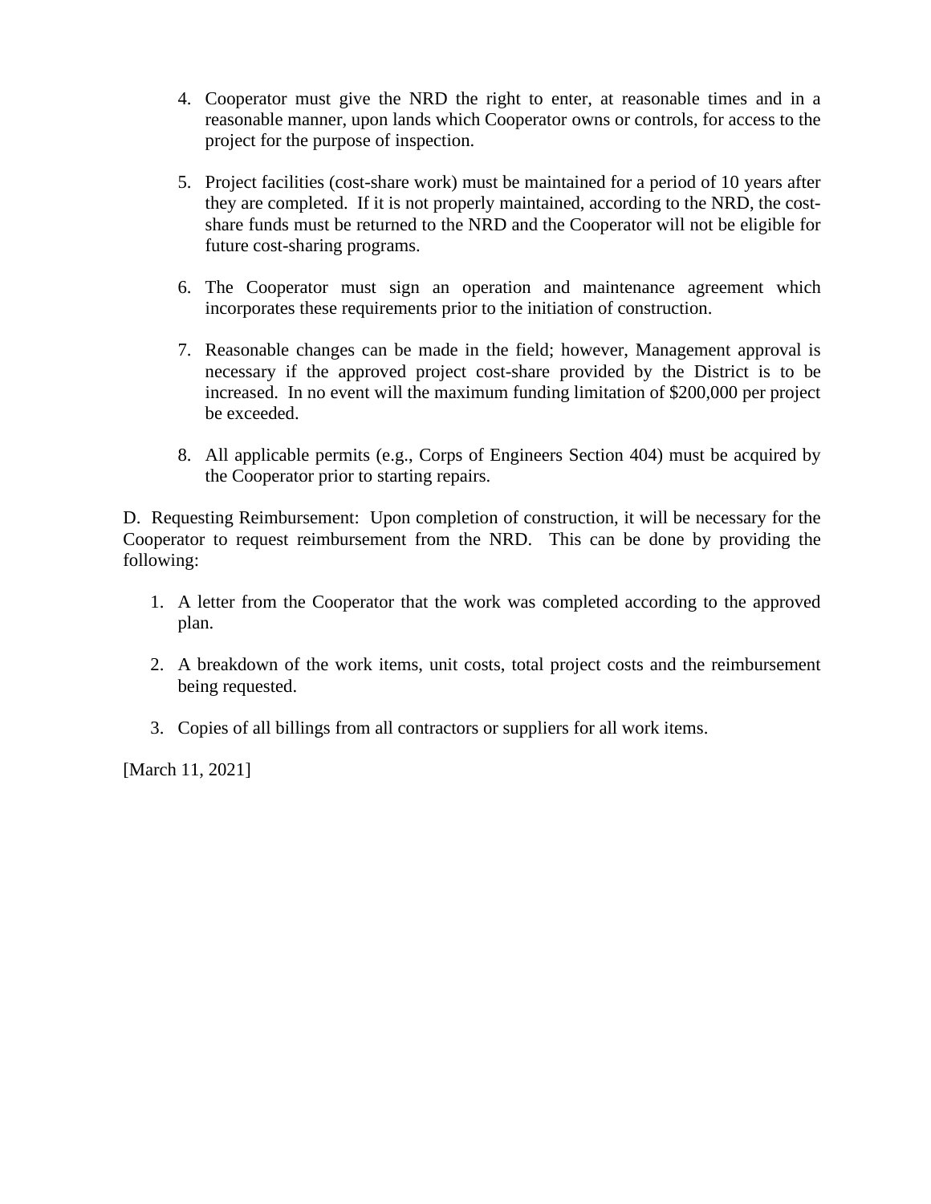4. Cooperator must give the NRD the right to enter, at reasonable times and in a reasonable manner, upon lands which Cooperator owns or controls, for access to the project for the purpose of inspection.

5. Project facilities (cost-share work) must be maintained for a period of 10 years after they are completed. If it is not properly maintained, according to the NRD, the cost-share funds must be returned to the NRD and the Cooperator will not be eligible for future cost-sharing programs.

6. The Cooperator must sign an operation and maintenance agreement which incorporates these requirements prior to the initiation of construction.

7. Reasonable changes can be made in the field; however, Management approval is necessary if the approved project cost-share provided by the District is to be increased. In no event will the maximum funding limitation of $200,000 per project be exceeded.

8. All applicable permits (e.g., Corps of Engineers Section 404) must be acquired by the Cooperator prior to starting repairs.

D. Requesting Reimbursement: Upon completion of construction, it will be necessary for the Cooperator to request reimbursement from the NRD. This can be done by providing the following:

1. A letter from the Cooperator that the work was completed according to the approved plan.

2. A breakdown of the work items, unit costs, total project costs and the reimbursement being requested.

3. Copies of all billings from all contractors or suppliers for all work items.

[March 11, 2021]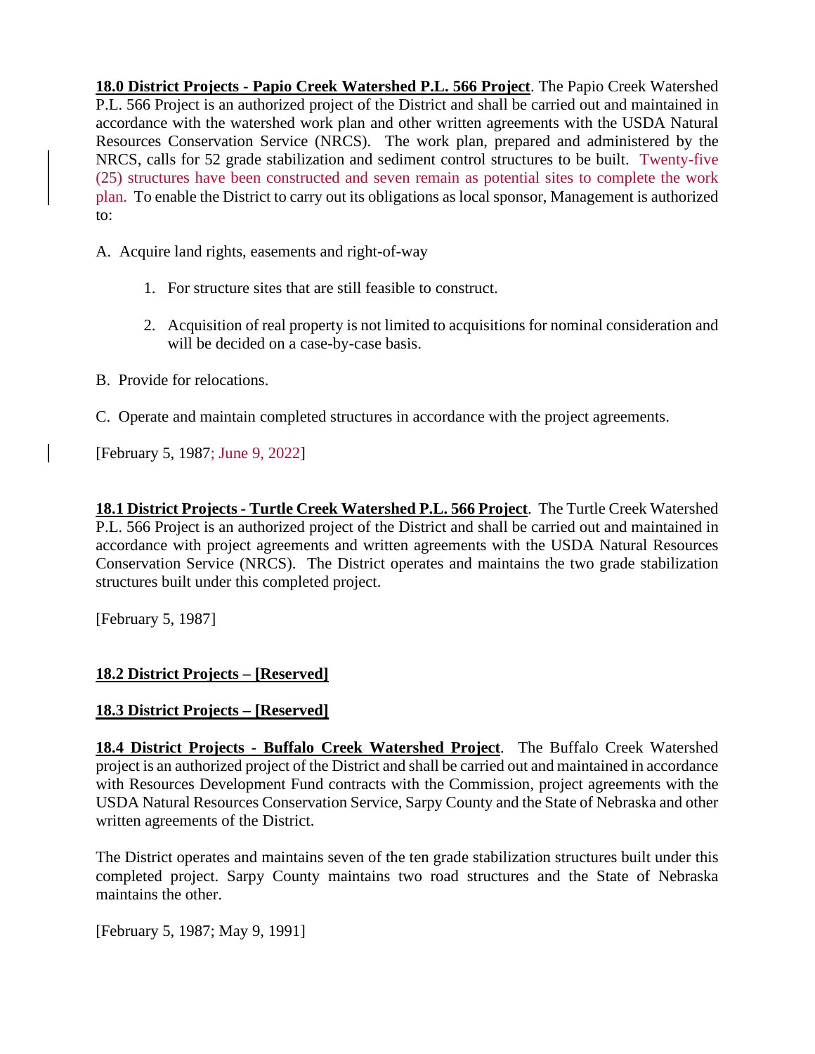**18.0 District Projects - Papio Creek Watershed P.L. 566 Project**. The Papio Creek Watershed P.L. 566 Project is an authorized project of the District and shall be carried out and maintained in accordance with the watershed work plan and other written agreements with the USDA Natural Resources Conservation Service (NRCS). The work plan, prepared and administered by the NRCS, calls for 52 grade stabilization and sediment control structures to be built. Twenty-five (25) structures have been constructed and seven remain as potential sites to complete the work plan. To enable the District to carry out its obligations as local sponsor, Management is authorized to:

A. Acquire land rights, easements and right-of-way

  1. For structure sites that are still feasible to construct.

  2. Acquisition of real property is not limited to acquisitions for nominal consideration and will be decided on a case-by-case basis.

B. Provide for relocations.

C. Operate and maintain completed structures in accordance with the project agreements.

[February 5, 1987; June 9, 2022]

**18.1 District Projects - Turtle Creek Watershed P.L. 566 Project**. The Turtle Creek Watershed P.L. 566 Project is an authorized project of the District and shall be carried out and maintained in accordance with project agreements and written agreements with the USDA Natural Resources Conservation Service (NRCS). The District operates and maintains the two grade stabilization structures built under this completed project.

[February 5, 1987]

**18.2 District Projects – [Reserved]**

**18.3 District Projects – [Reserved]**

**18.4 District Projects - Buffalo Creek Watershed Project**. The Buffalo Creek Watershed project is an authorized project of the District and shall be carried out and maintained in accordance with Resources Development Fund contracts with the Commission, project agreements with the USDA Natural Resources Conservation Service, Sarpy County and the State of Nebraska and other written agreements of the District.

The District operates and maintains seven of the ten grade stabilization structures built under this completed project. Sarpy County maintains two road structures and the State of Nebraska maintains the other.

[February 5, 1987; May 9, 1991]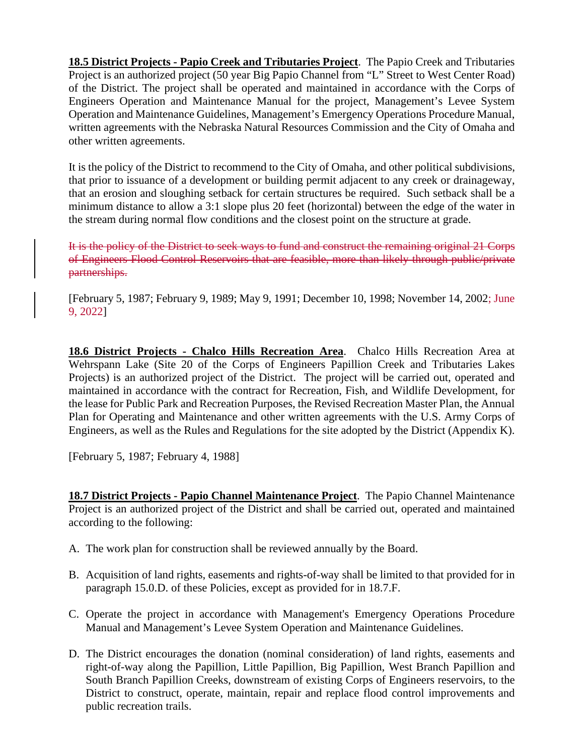**18.5 District Projects - Papio Creek and Tributaries Project**. The Papio Creek and Tributaries Project is an authorized project (50 year Big Papio Channel from "L" Street to West Center Road) of the District. The project shall be operated and maintained in accordance with the Corps of Engineers Operation and Maintenance Manual for the project, Management's Levee System Operation and Maintenance Guidelines, Management's Emergency Operations Procedure Manual, written agreements with the Nebraska Natural Resources Commission and the City of Omaha and other written agreements.

It is the policy of the District to recommend to the City of Omaha, and other political subdivisions, that prior to issuance of a development or building permit adjacent to any creek or drainageway, that an erosion and sloughing setback for certain structures be required. Such setback shall be a minimum distance to allow a 3:1 slope plus 20 feet (horizontal) between the edge of the water in the stream during normal flow conditions and the closest point on the structure at grade.

~~It is the policy of the District to seek ways to fund and construct the remaining original 21 Corps of Engineers Flood Control Reservoirs that are feasible, more than likely through public/private partnerships.~~

[February 5, 1987; February 9, 1989; May 9, 1991; December 10, 1998; November 14, 2002; June 9, 2022]

**18.6 District Projects - Chalco Hills Recreation Area**. Chalco Hills Recreation Area at Wehrspann Lake (Site 20 of the Corps of Engineers Papillion Creek and Tributaries Lakes Projects) is an authorized project of the District. The project will be carried out, operated and maintained in accordance with the contract for Recreation, Fish, and Wildlife Development, for the lease for Public Park and Recreation Purposes, the Revised Recreation Master Plan, the Annual Plan for Operating and Maintenance and other written agreements with the U.S. Army Corps of Engineers, as well as the Rules and Regulations for the site adopted by the District (Appendix K).

[February 5, 1987; February 4, 1988]

**18.7 District Projects - Papio Channel Maintenance Project**. The Papio Channel Maintenance Project is an authorized project of the District and shall be carried out, operated and maintained according to the following:

A. The work plan for construction shall be reviewed annually by the Board.

B. Acquisition of land rights, easements and rights-of-way shall be limited to that provided for in paragraph 15.0.D. of these Policies, except as provided for in 18.7.F.

C. Operate the project in accordance with Management's Emergency Operations Procedure Manual and Management's Levee System Operation and Maintenance Guidelines.

D. The District encourages the donation (nominal consideration) of land rights, easements and right-of-way along the Papillion, Little Papillion, Big Papillion, West Branch Papillion and South Branch Papillion Creeks, downstream of existing Corps of Engineers reservoirs, to the District to construct, operate, maintain, repair and replace flood control improvements and public recreation trails.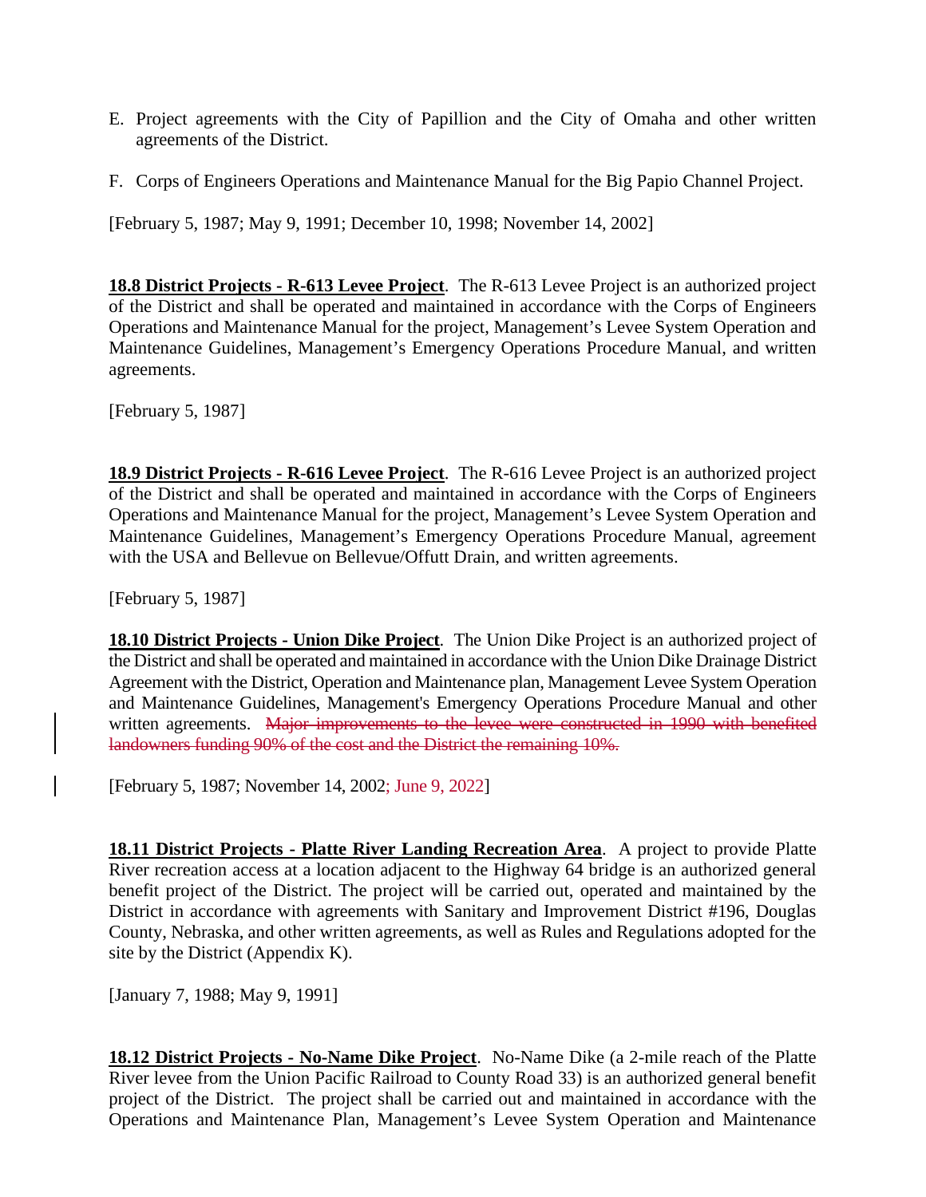E. Project agreements with the City of Papillion and the City of Omaha and other written agreements of the District.

F. Corps of Engineers Operations and Maintenance Manual for the Big Papio Channel Project.

[February 5, 1987; May 9, 1991; December 10, 1998; November 14, 2002]

**18.8 District Projects - R-613 Levee Project**. The R-613 Levee Project is an authorized project of the District and shall be operated and maintained in accordance with the Corps of Engineers Operations and Maintenance Manual for the project, Management's Levee System Operation and Maintenance Guidelines, Management's Emergency Operations Procedure Manual, and written agreements.

[February 5, 1987]

**18.9 District Projects - R-616 Levee Project**. The R-616 Levee Project is an authorized project of the District and shall be operated and maintained in accordance with the Corps of Engineers Operations and Maintenance Manual for the project, Management's Levee System Operation and Maintenance Guidelines, Management's Emergency Operations Procedure Manual, agreement with the USA and Bellevue on Bellevue/Offutt Drain, and written agreements.

[February 5, 1987]

**18.10 District Projects - Union Dike Project**. The Union Dike Project is an authorized project of the District and shall be operated and maintained in accordance with the Union Dike Drainage District Agreement with the District, Operation and Maintenance plan, Management Levee System Operation and Maintenance Guidelines, Management's Emergency Operations Procedure Manual and other written agreements. ~~Major improvements to the levee were constructed in 1990 with benefited landowners funding 90% of the cost and the District the remaining 10%.~~

[February 5, 1987; November 14, 2002; June 9, 2022]

**18.11 District Projects - Platte River Landing Recreation Area**. A project to provide Platte River recreation access at a location adjacent to the Highway 64 bridge is an authorized general benefit project of the District. The project will be carried out, operated and maintained by the District in accordance with agreements with Sanitary and Improvement District #196, Douglas County, Nebraska, and other written agreements, as well as Rules and Regulations adopted for the site by the District (Appendix K).

[January 7, 1988; May 9, 1991]

**18.12 District Projects - No-Name Dike Project**. No-Name Dike (a 2-mile reach of the Platte River levee from the Union Pacific Railroad to County Road 33) is an authorized general benefit project of the District. The project shall be carried out and maintained in accordance with the Operations and Maintenance Plan, Management's Levee System Operation and Maintenance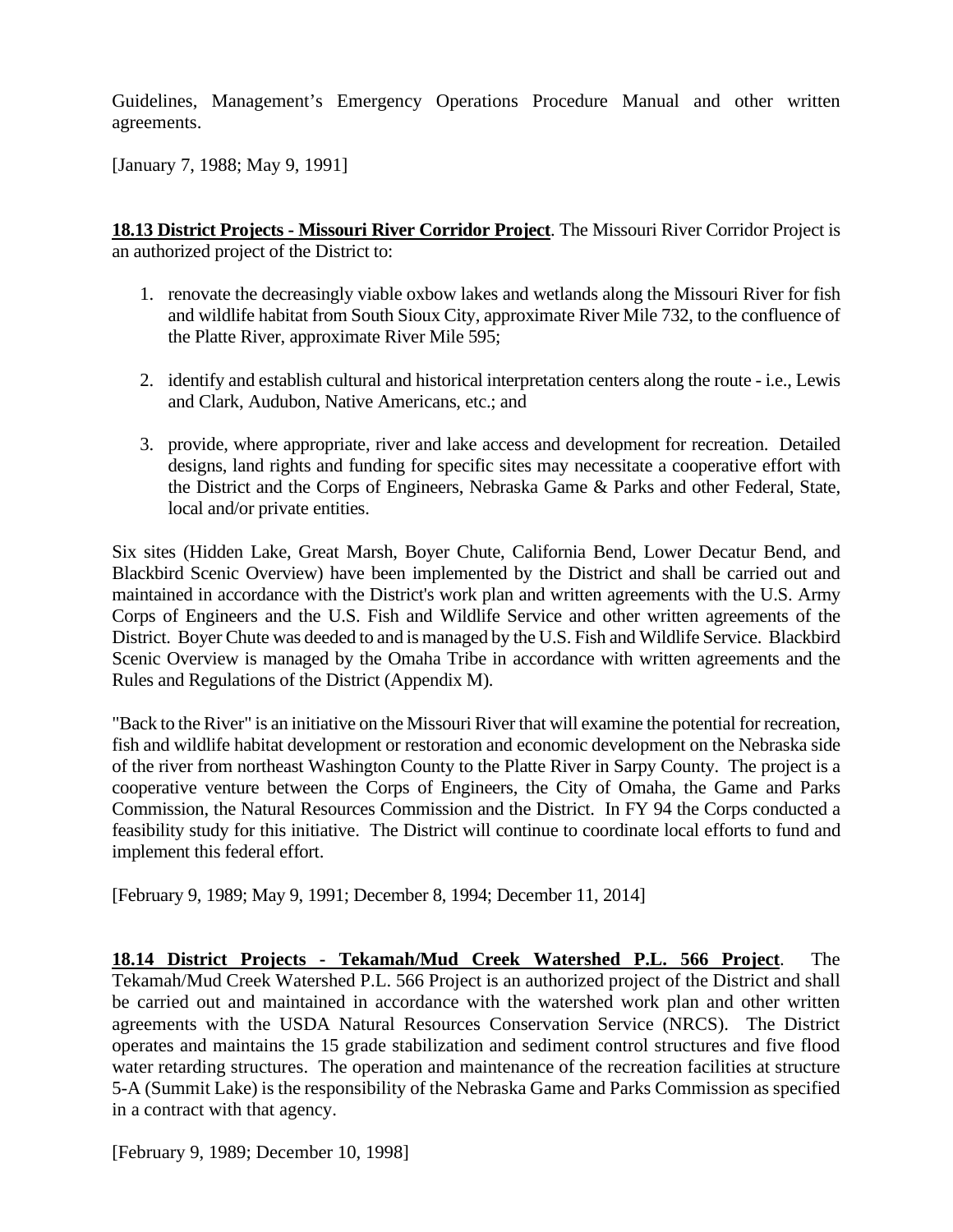Guidelines, Management's Emergency Operations Procedure Manual and other written agreements.

[January 7, 1988; May 9, 1991]

**18.13 District Projects - Missouri River Corridor Project**. The Missouri River Corridor Project is an authorized project of the District to:

1. renovate the decreasingly viable oxbow lakes and wetlands along the Missouri River for fish and wildlife habitat from South Sioux City, approximate River Mile 732, to the confluence of the Platte River, approximate River Mile 595;

2. identify and establish cultural and historical interpretation centers along the route - i.e., Lewis and Clark, Audubon, Native Americans, etc.; and

3. provide, where appropriate, river and lake access and development for recreation. Detailed designs, land rights and funding for specific sites may necessitate a cooperative effort with the District and the Corps of Engineers, Nebraska Game & Parks and other Federal, State, local and/or private entities.

Six sites (Hidden Lake, Great Marsh, Boyer Chute, California Bend, Lower Decatur Bend, and Blackbird Scenic Overview) have been implemented by the District and shall be carried out and maintained in accordance with the District's work plan and written agreements with the U.S. Army Corps of Engineers and the U.S. Fish and Wildlife Service and other written agreements of the District. Boyer Chute was deeded to and is managed by the U.S. Fish and Wildlife Service. Blackbird Scenic Overview is managed by the Omaha Tribe in accordance with written agreements and the Rules and Regulations of the District (Appendix M).

"Back to the River" is an initiative on the Missouri River that will examine the potential for recreation, fish and wildlife habitat development or restoration and economic development on the Nebraska side of the river from northeast Washington County to the Platte River in Sarpy County. The project is a cooperative venture between the Corps of Engineers, the City of Omaha, the Game and Parks Commission, the Natural Resources Commission and the District. In FY 94 the Corps conducted a feasibility study for this initiative. The District will continue to coordinate local efforts to fund and implement this federal effort.

[February 9, 1989; May 9, 1991; December 8, 1994; December 11, 2014]

**18.14 District Projects - Tekamah/Mud Creek Watershed P.L. 566 Project**. The Tekamah/Mud Creek Watershed P.L. 566 Project is an authorized project of the District and shall be carried out and maintained in accordance with the watershed work plan and other written agreements with the USDA Natural Resources Conservation Service (NRCS). The District operates and maintains the 15 grade stabilization and sediment control structures and five flood water retarding structures. The operation and maintenance of the recreation facilities at structure 5-A (Summit Lake) is the responsibility of the Nebraska Game and Parks Commission as specified in a contract with that agency.

[February 9, 1989; December 10, 1998]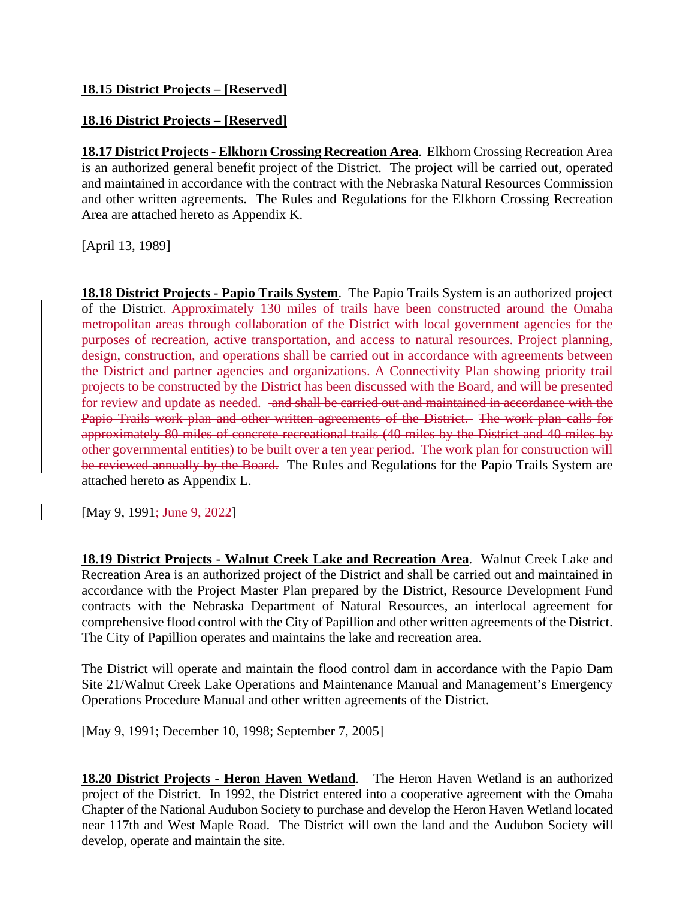**18.15 District Projects – [Reserved]**

**18.16 District Projects – [Reserved]**

**18.17 District Projects - Elkhorn Crossing Recreation Area**. Elkhorn Crossing Recreation Area is an authorized general benefit project of the District. The project will be carried out, operated and maintained in accordance with the contract with the Nebraska Natural Resources Commission and other written agreements. The Rules and Regulations for the Elkhorn Crossing Recreation Area are attached hereto as Appendix K.

[April 13, 1989]

**18.18 District Projects - Papio Trails System**. The Papio Trails System is an authorized project of the District. Approximately 130 miles of trails have been constructed around the Omaha metropolitan areas through collaboration of the District with local government agencies for the purposes of recreation, active transportation, and access to natural resources. Project planning, design, construction, and operations shall be carried out in accordance with agreements between the District and partner agencies and organizations. A Connectivity Plan showing priority trail projects to be constructed by the District has been discussed with the Board, and will be presented for review and update as needed. ~~and shall be carried out and maintained in accordance with the Papio Trails work plan and other written agreements of the District. The work plan calls for approximately 80 miles of concrete recreational trails (40 miles by the District and 40 miles by other governmental entities) to be built over a ten year period. The work plan for construction will be reviewed annually by the Board.~~ The Rules and Regulations for the Papio Trails System are attached hereto as Appendix L.

[May 9, 1991; June 9, 2022]

**18.19 District Projects - Walnut Creek Lake and Recreation Area**. Walnut Creek Lake and Recreation Area is an authorized project of the District and shall be carried out and maintained in accordance with the Project Master Plan prepared by the District, Resource Development Fund contracts with the Nebraska Department of Natural Resources, an interlocal agreement for comprehensive flood control with the City of Papillion and other written agreements of the District. The City of Papillion operates and maintains the lake and recreation area.

The District will operate and maintain the flood control dam in accordance with the Papio Dam Site 21/Walnut Creek Lake Operations and Maintenance Manual and Management's Emergency Operations Procedure Manual and other written agreements of the District.

[May 9, 1991; December 10, 1998; September 7, 2005]

**18.20 District Projects - Heron Haven Wetland**. The Heron Haven Wetland is an authorized project of the District. In 1992, the District entered into a cooperative agreement with the Omaha Chapter of the National Audubon Society to purchase and develop the Heron Haven Wetland located near 117th and West Maple Road. The District will own the land and the Audubon Society will develop, operate and maintain the site.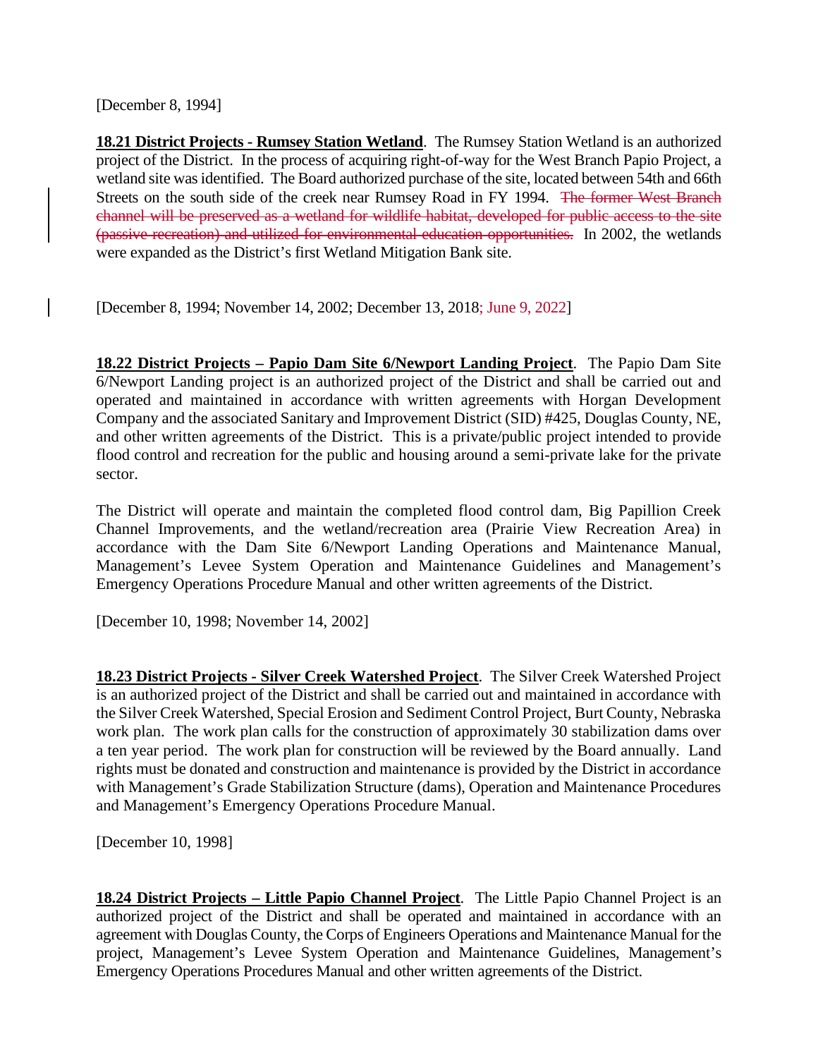[December 8, 1994]

**18.21 District Projects - Rumsey Station Wetland**. The Rumsey Station Wetland is an authorized project of the District. In the process of acquiring right-of-way for the West Branch Papio Project, a wetland site was identified. The Board authorized purchase of the site, located between 54th and 66th Streets on the south side of the creek near Rumsey Road in FY 1994. ~~The former West Branch channel will be preserved as a wetland for wildlife habitat, developed for public access to the site (passive recreation) and utilized for environmental education opportunities.~~ In 2002, the wetlands were expanded as the District's first Wetland Mitigation Bank site.

[December 8, 1994; November 14, 2002; December 13, 2018; June 9, 2022]

**18.22 District Projects – Papio Dam Site 6/Newport Landing Project**. The Papio Dam Site 6/Newport Landing project is an authorized project of the District and shall be carried out and operated and maintained in accordance with written agreements with Horgan Development Company and the associated Sanitary and Improvement District (SID) #425, Douglas County, NE, and other written agreements of the District. This is a private/public project intended to provide flood control and recreation for the public and housing around a semi-private lake for the private sector.

The District will operate and maintain the completed flood control dam, Big Papillion Creek Channel Improvements, and the wetland/recreation area (Prairie View Recreation Area) in accordance with the Dam Site 6/Newport Landing Operations and Maintenance Manual, Management's Levee System Operation and Maintenance Guidelines and Management's Emergency Operations Procedure Manual and other written agreements of the District.

[December 10, 1998; November 14, 2002]

**18.23 District Projects - Silver Creek Watershed Project**. The Silver Creek Watershed Project is an authorized project of the District and shall be carried out and maintained in accordance with the Silver Creek Watershed, Special Erosion and Sediment Control Project, Burt County, Nebraska work plan. The work plan calls for the construction of approximately 30 stabilization dams over a ten year period. The work plan for construction will be reviewed by the Board annually. Land rights must be donated and construction and maintenance is provided by the District in accordance with Management's Grade Stabilization Structure (dams), Operation and Maintenance Procedures and Management's Emergency Operations Procedure Manual.

[December 10, 1998]

**18.24 District Projects – Little Papio Channel Project**. The Little Papio Channel Project is an authorized project of the District and shall be operated and maintained in accordance with an agreement with Douglas County, the Corps of Engineers Operations and Maintenance Manual for the project, Management's Levee System Operation and Maintenance Guidelines, Management's Emergency Operations Procedures Manual and other written agreements of the District.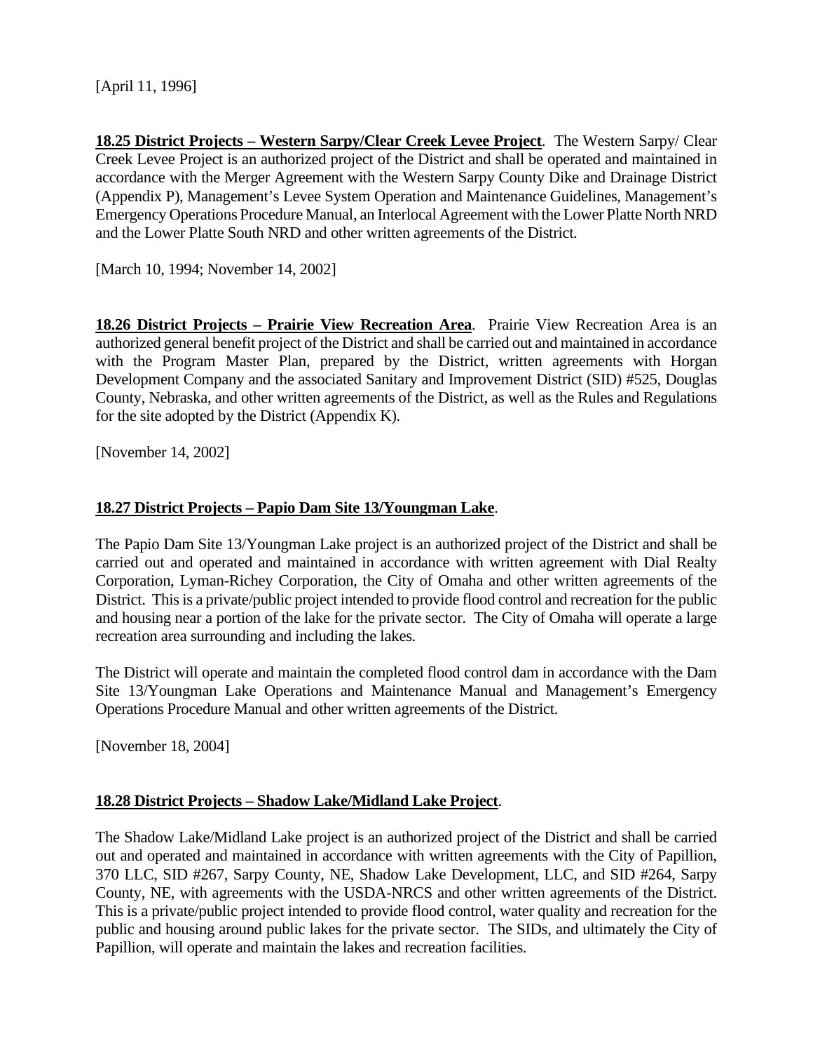[April 11, 1996]

**18.25 District Projects – Western Sarpy/Clear Creek Levee Project**. The Western Sarpy/ Clear Creek Levee Project is an authorized project of the District and shall be operated and maintained in accordance with the Merger Agreement with the Western Sarpy County Dike and Drainage District (Appendix P), Management's Levee System Operation and Maintenance Guidelines, Management's Emergency Operations Procedure Manual, an Interlocal Agreement with the Lower Platte North NRD and the Lower Platte South NRD and other written agreements of the District.

[March 10, 1994; November 14, 2002]

**18.26 District Projects – Prairie View Recreation Area**. Prairie View Recreation Area is an authorized general benefit project of the District and shall be carried out and maintained in accordance with the Program Master Plan, prepared by the District, written agreements with Horgan Development Company and the associated Sanitary and Improvement District (SID) #525, Douglas County, Nebraska, and other written agreements of the District, as well as the Rules and Regulations for the site adopted by the District (Appendix K).

[November 14, 2002]

**18.27 District Projects – Papio Dam Site 13/Youngman Lake**.

The Papio Dam Site 13/Youngman Lake project is an authorized project of the District and shall be carried out and operated and maintained in accordance with written agreement with Dial Realty Corporation, Lyman-Richey Corporation, the City of Omaha and other written agreements of the District. This is a private/public project intended to provide flood control and recreation for the public and housing near a portion of the lake for the private sector. The City of Omaha will operate a large recreation area surrounding and including the lakes.

The District will operate and maintain the completed flood control dam in accordance with the Dam Site 13/Youngman Lake Operations and Maintenance Manual and Management's Emergency Operations Procedure Manual and other written agreements of the District.

[November 18, 2004]

**18.28 District Projects – Shadow Lake/Midland Lake Project**.

The Shadow Lake/Midland Lake project is an authorized project of the District and shall be carried out and operated and maintained in accordance with written agreements with the City of Papillion, 370 LLC, SID #267, Sarpy County, NE, Shadow Lake Development, LLC, and SID #264, Sarpy County, NE, with agreements with the USDA-NRCS and other written agreements of the District. This is a private/public project intended to provide flood control, water quality and recreation for the public and housing around public lakes for the private sector. The SIDs, and ultimately the City of Papillion, will operate and maintain the lakes and recreation facilities.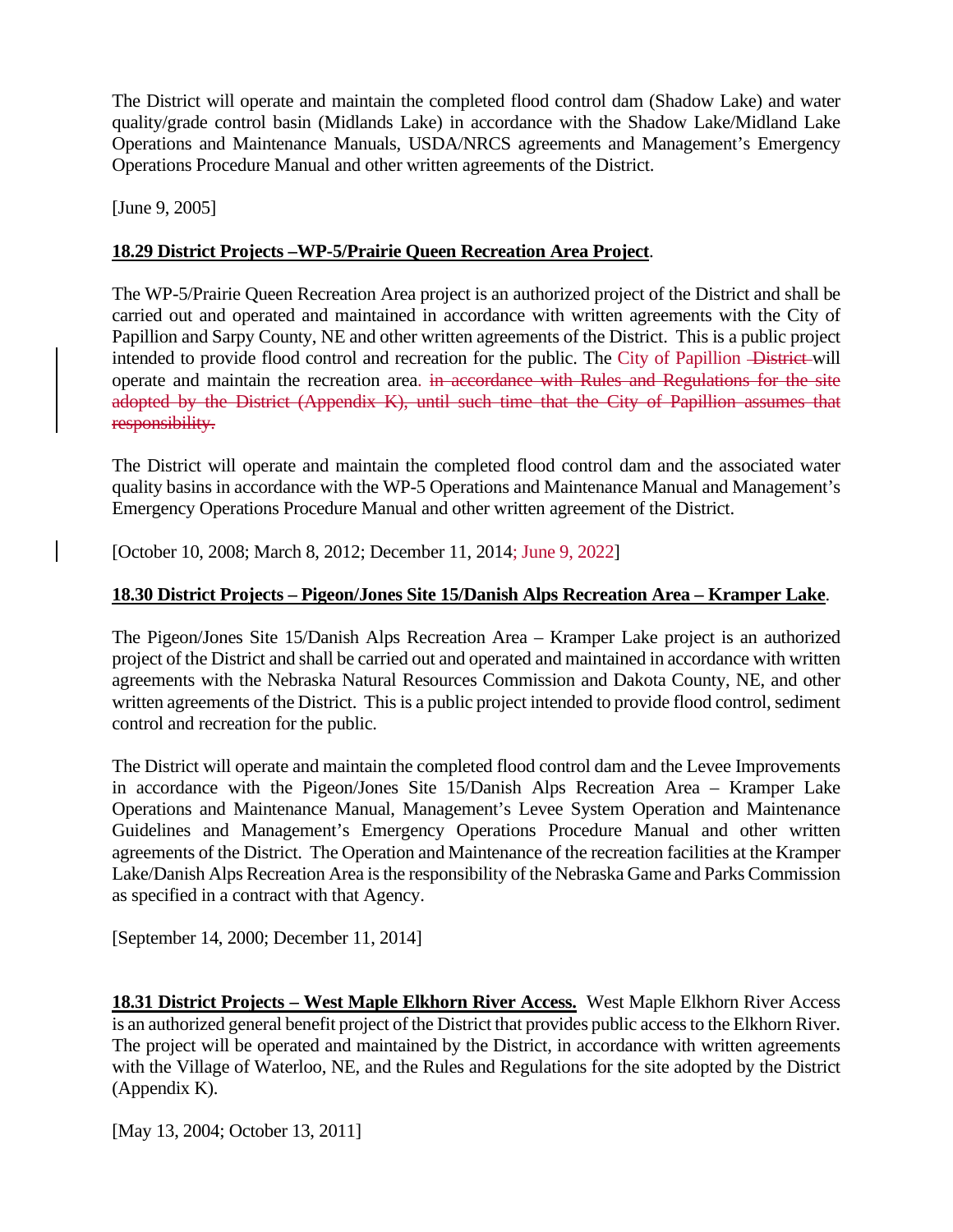The District will operate and maintain the completed flood control dam (Shadow Lake) and water quality/grade control basin (Midlands Lake) in accordance with the Shadow Lake/Midland Lake Operations and Maintenance Manuals, USDA/NRCS agreements and Management's Emergency Operations Procedure Manual and other written agreements of the District.

[June 9, 2005]

**18.29 District Projects –WP-5/Prairie Queen Recreation Area Project**.

The WP-5/Prairie Queen Recreation Area project is an authorized project of the District and shall be carried out and operated and maintained in accordance with written agreements with the City of Papillion and Sarpy County, NE and other written agreements of the District. This is a public project intended to provide flood control and recreation for the public. The City of Papillion ~~District~~ will operate and maintain the recreation area. ~~in accordance with Rules and Regulations for the site adopted by the District (Appendix K), until such time that the City of Papillion assumes that responsibility.~~

The District will operate and maintain the completed flood control dam and the associated water quality basins in accordance with the WP-5 Operations and Maintenance Manual and Management's Emergency Operations Procedure Manual and other written agreement of the District.

[October 10, 2008; March 8, 2012; December 11, 2014; June 9, 2022]

**18.30 District Projects – Pigeon/Jones Site 15/Danish Alps Recreation Area – Kramper Lake**.

The Pigeon/Jones Site 15/Danish Alps Recreation Area – Kramper Lake project is an authorized project of the District and shall be carried out and operated and maintained in accordance with written agreements with the Nebraska Natural Resources Commission and Dakota County, NE, and other written agreements of the District. This is a public project intended to provide flood control, sediment control and recreation for the public.

The District will operate and maintain the completed flood control dam and the Levee Improvements in accordance with the Pigeon/Jones Site 15/Danish Alps Recreation Area – Kramper Lake Operations and Maintenance Manual, Management's Levee System Operation and Maintenance Guidelines and Management's Emergency Operations Procedure Manual and other written agreements of the District. The Operation and Maintenance of the recreation facilities at the Kramper Lake/Danish Alps Recreation Area is the responsibility of the Nebraska Game and Parks Commission as specified in a contract with that Agency.

[September 14, 2000; December 11, 2014]

**18.31 District Projects – West Maple Elkhorn River Access.** West Maple Elkhorn River Access is an authorized general benefit project of the District that provides public access to the Elkhorn River. The project will be operated and maintained by the District, in accordance with written agreements with the Village of Waterloo, NE, and the Rules and Regulations for the site adopted by the District (Appendix K).

[May 13, 2004; October 13, 2011]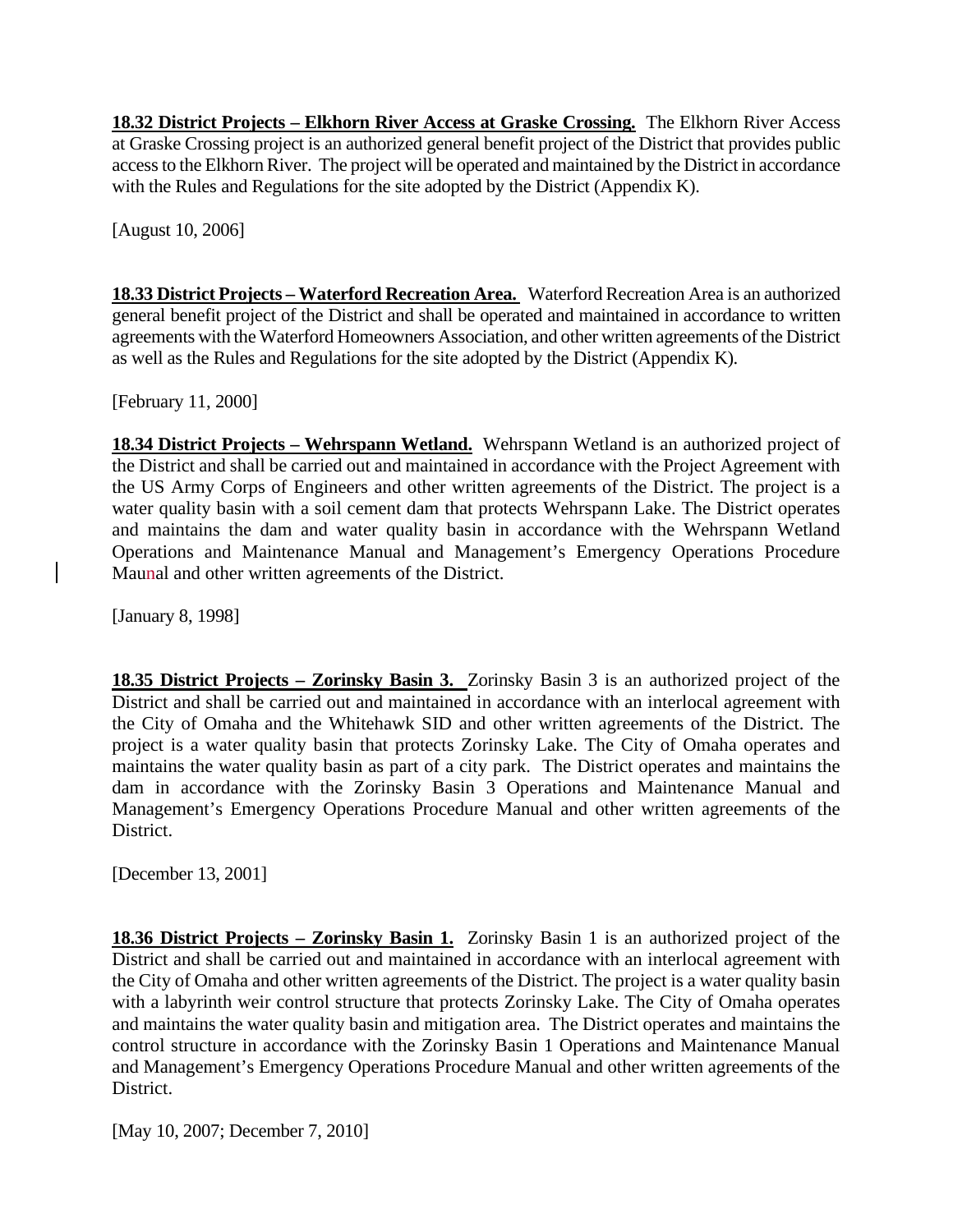**18.32 District Projects – Elkhorn River Access at Graske Crossing.** The Elkhorn River Access at Graske Crossing project is an authorized general benefit project of the District that provides public access to the Elkhorn River. The project will be operated and maintained by the District in accordance with the Rules and Regulations for the site adopted by the District (Appendix K).

[August 10, 2006]

**18.33 District Projects – Waterford Recreation Area.** Waterford Recreation Area is an authorized general benefit project of the District and shall be operated and maintained in accordance to written agreements with the Waterford Homeowners Association, and other written agreements of the District as well as the Rules and Regulations for the site adopted by the District (Appendix K).

[February 11, 2000]

**18.34 District Projects – Wehrspann Wetland.** Wehrspann Wetland is an authorized project of the District and shall be carried out and maintained in accordance with the Project Agreement with the US Army Corps of Engineers and other written agreements of the District. The project is a water quality basin with a soil cement dam that protects Wehrspann Lake. The District operates and maintains the dam and water quality basin in accordance with the Wehrspann Wetland Operations and Maintenance Manual and Management's Emergency Operations Procedure Maunal and other written agreements of the District.

[January 8, 1998]

**18.35 District Projects – Zorinsky Basin 3.** Zorinsky Basin 3 is an authorized project of the District and shall be carried out and maintained in accordance with an interlocal agreement with the City of Omaha and the Whitehawk SID and other written agreements of the District. The project is a water quality basin that protects Zorinsky Lake. The City of Omaha operates and maintains the water quality basin as part of a city park. The District operates and maintains the dam in accordance with the Zorinsky Basin 3 Operations and Maintenance Manual and Management's Emergency Operations Procedure Manual and other written agreements of the District.

[December 13, 2001]

**18.36 District Projects – Zorinsky Basin 1.** Zorinsky Basin 1 is an authorized project of the District and shall be carried out and maintained in accordance with an interlocal agreement with the City of Omaha and other written agreements of the District. The project is a water quality basin with a labyrinth weir control structure that protects Zorinsky Lake. The City of Omaha operates and maintains the water quality basin and mitigation area. The District operates and maintains the control structure in accordance with the Zorinsky Basin 1 Operations and Maintenance Manual and Management's Emergency Operations Procedure Manual and other written agreements of the District.

[May 10, 2007; December 7, 2010]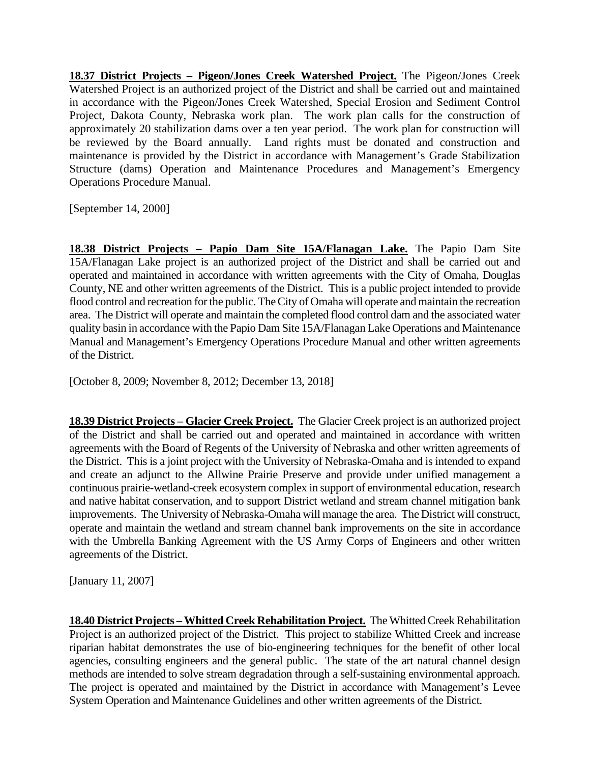**18.37 District Projects – Pigeon/Jones Creek Watershed Project.** The Pigeon/Jones Creek Watershed Project is an authorized project of the District and shall be carried out and maintained in accordance with the Pigeon/Jones Creek Watershed, Special Erosion and Sediment Control Project, Dakota County, Nebraska work plan. The work plan calls for the construction of approximately 20 stabilization dams over a ten year period. The work plan for construction will be reviewed by the Board annually. Land rights must be donated and construction and maintenance is provided by the District in accordance with Management's Grade Stabilization Structure (dams) Operation and Maintenance Procedures and Management's Emergency Operations Procedure Manual.

[September 14, 2000]

**18.38 District Projects – Papio Dam Site 15A/Flanagan Lake.** The Papio Dam Site 15A/Flanagan Lake project is an authorized project of the District and shall be carried out and operated and maintained in accordance with written agreements with the City of Omaha, Douglas County, NE and other written agreements of the District. This is a public project intended to provide flood control and recreation for the public. The City of Omaha will operate and maintain the recreation area. The District will operate and maintain the completed flood control dam and the associated water quality basin in accordance with the Papio Dam Site 15A/Flanagan Lake Operations and Maintenance Manual and Management's Emergency Operations Procedure Manual and other written agreements of the District.

[October 8, 2009; November 8, 2012; December 13, 2018]

**18.39 District Projects – Glacier Creek Project.** The Glacier Creek project is an authorized project of the District and shall be carried out and operated and maintained in accordance with written agreements with the Board of Regents of the University of Nebraska and other written agreements of the District. This is a joint project with the University of Nebraska-Omaha and is intended to expand and create an adjunct to the Allwine Prairie Preserve and provide under unified management a continuous prairie-wetland-creek ecosystem complex in support of environmental education, research and native habitat conservation, and to support District wetland and stream channel mitigation bank improvements. The University of Nebraska-Omaha will manage the area. The District will construct, operate and maintain the wetland and stream channel bank improvements on the site in accordance with the Umbrella Banking Agreement with the US Army Corps of Engineers and other written agreements of the District.

[January 11, 2007]

**18.40 District Projects – Whitted Creek Rehabilitation Project.** The Whitted Creek Rehabilitation Project is an authorized project of the District. This project to stabilize Whitted Creek and increase riparian habitat demonstrates the use of bio-engineering techniques for the benefit of other local agencies, consulting engineers and the general public. The state of the art natural channel design methods are intended to solve stream degradation through a self-sustaining environmental approach. The project is operated and maintained by the District in accordance with Management's Levee System Operation and Maintenance Guidelines and other written agreements of the District.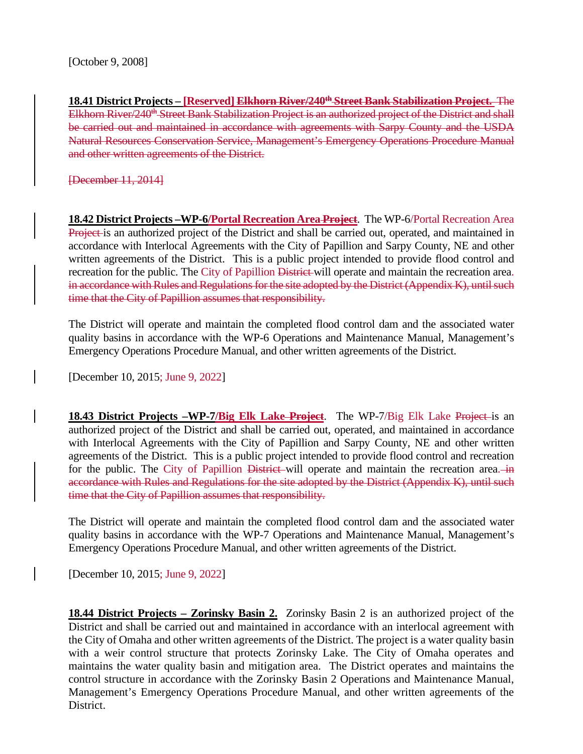[October 9, 2008]

**18.41 District Projects – [Reserved] ~~Elkhorn River/240th Street Bank Stabilization Project.~~** ~~The Elkhorn River/240th Street Bank Stabilization Project is an authorized project of the District and shall be carried out and maintained in accordance with agreements with Sarpy County and the USDA Natural Resources Conservation Service, Management's Emergency Operations Procedure Manual and other written agreements of the District.~~

~~[December 11, 2014]~~

**18.42 District Projects –WP-6/Portal Recreation Area ~~Project~~**. The WP-6/Portal Recreation Area ~~Project~~ is an authorized project of the District and shall be carried out, operated, and maintained in accordance with Interlocal Agreements with the City of Papillion and Sarpy County, NE and other written agreements of the District. This is a public project intended to provide flood control and recreation for the public. The City of Papillion ~~District~~ will operate and maintain the recreation area. ~~in accordance with Rules and Regulations for the site adopted by the District (Appendix K), until such time that the City of Papillion assumes that responsibility.~~

The District will operate and maintain the completed flood control dam and the associated water quality basins in accordance with the WP-6 Operations and Maintenance Manual, Management's Emergency Operations Procedure Manual, and other written agreements of the District.

[December 10, 2015; June 9, 2022]

**18.43 District Projects –WP-7/Big Elk Lake ~~Project~~**. The WP-7/Big Elk Lake ~~Project~~ is an authorized project of the District and shall be carried out, operated, and maintained in accordance with Interlocal Agreements with the City of Papillion and Sarpy County, NE and other written agreements of the District. This is a public project intended to provide flood control and recreation for the public. The City of Papillion ~~District~~ will operate and maintain the recreation area. ~~in accordance with Rules and Regulations for the site adopted by the District (Appendix K), until such time that the City of Papillion assumes that responsibility.~~

The District will operate and maintain the completed flood control dam and the associated water quality basins in accordance with the WP-7 Operations and Maintenance Manual, Management's Emergency Operations Procedure Manual, and other written agreements of the District.

[December 10, 2015; June 9, 2022]

**18.44 District Projects – Zorinsky Basin 2.** Zorinsky Basin 2 is an authorized project of the District and shall be carried out and maintained in accordance with an interlocal agreement with the City of Omaha and other written agreements of the District. The project is a water quality basin with a weir control structure that protects Zorinsky Lake. The City of Omaha operates and maintains the water quality basin and mitigation area. The District operates and maintains the control structure in accordance with the Zorinsky Basin 2 Operations and Maintenance Manual, Management's Emergency Operations Procedure Manual, and other written agreements of the District.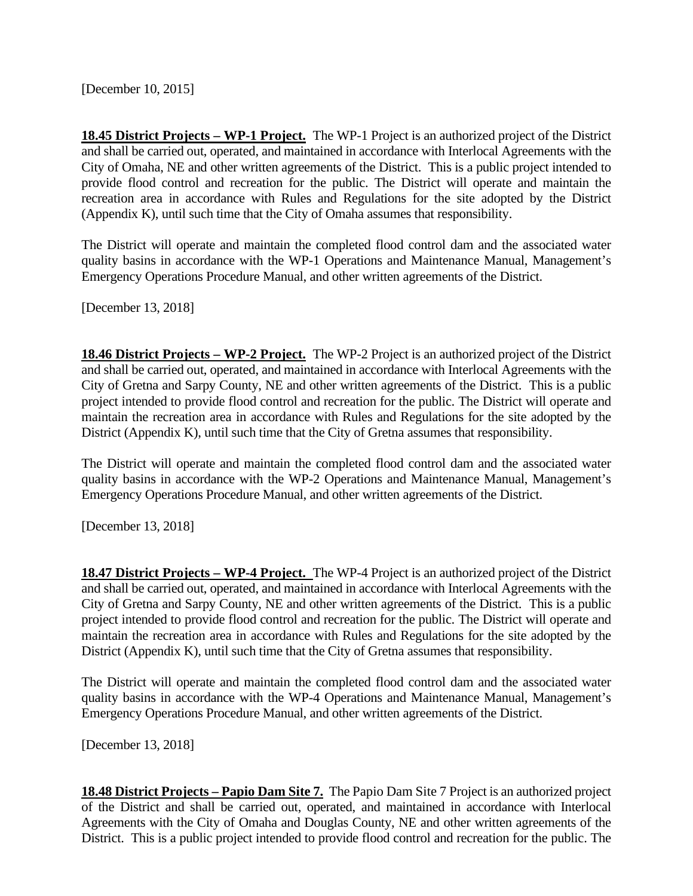[December 10, 2015]

**18.45 District Projects – WP-1 Project.** The WP-1 Project is an authorized project of the District and shall be carried out, operated, and maintained in accordance with Interlocal Agreements with the City of Omaha, NE and other written agreements of the District. This is a public project intended to provide flood control and recreation for the public. The District will operate and maintain the recreation area in accordance with Rules and Regulations for the site adopted by the District (Appendix K), until such time that the City of Omaha assumes that responsibility.

The District will operate and maintain the completed flood control dam and the associated water quality basins in accordance with the WP-1 Operations and Maintenance Manual, Management's Emergency Operations Procedure Manual, and other written agreements of the District.

[December 13, 2018]

**18.46 District Projects – WP-2 Project.** The WP-2 Project is an authorized project of the District and shall be carried out, operated, and maintained in accordance with Interlocal Agreements with the City of Gretna and Sarpy County, NE and other written agreements of the District. This is a public project intended to provide flood control and recreation for the public. The District will operate and maintain the recreation area in accordance with Rules and Regulations for the site adopted by the District (Appendix K), until such time that the City of Gretna assumes that responsibility.

The District will operate and maintain the completed flood control dam and the associated water quality basins in accordance with the WP-2 Operations and Maintenance Manual, Management's Emergency Operations Procedure Manual, and other written agreements of the District.

[December 13, 2018]

**18.47 District Projects – WP-4 Project.** The WP-4 Project is an authorized project of the District and shall be carried out, operated, and maintained in accordance with Interlocal Agreements with the City of Gretna and Sarpy County, NE and other written agreements of the District. This is a public project intended to provide flood control and recreation for the public. The District will operate and maintain the recreation area in accordance with Rules and Regulations for the site adopted by the District (Appendix K), until such time that the City of Gretna assumes that responsibility.

The District will operate and maintain the completed flood control dam and the associated water quality basins in accordance with the WP-4 Operations and Maintenance Manual, Management's Emergency Operations Procedure Manual, and other written agreements of the District.

[December 13, 2018]

**18.48 District Projects – Papio Dam Site 7.** The Papio Dam Site 7 Project is an authorized project of the District and shall be carried out, operated, and maintained in accordance with Interlocal Agreements with the City of Omaha and Douglas County, NE and other written agreements of the District. This is a public project intended to provide flood control and recreation for the public. The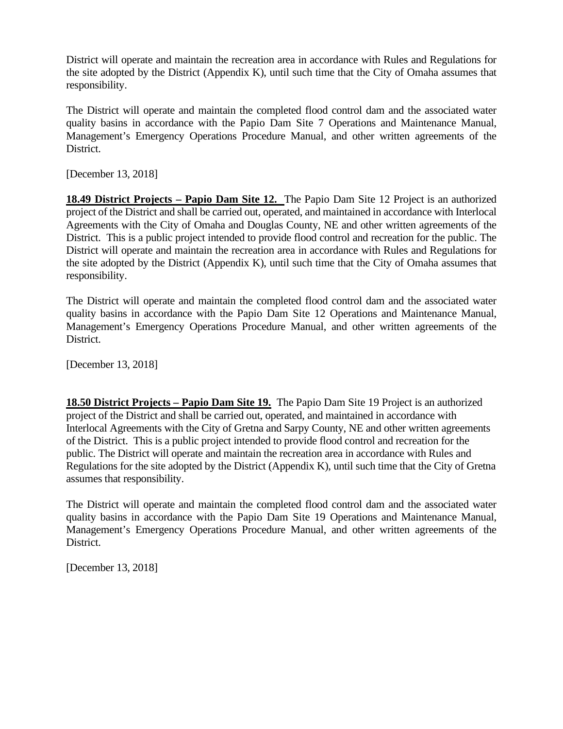District will operate and maintain the recreation area in accordance with Rules and Regulations for the site adopted by the District (Appendix K), until such time that the City of Omaha assumes that responsibility.

The District will operate and maintain the completed flood control dam and the associated water quality basins in accordance with the Papio Dam Site 7 Operations and Maintenance Manual, Management's Emergency Operations Procedure Manual, and other written agreements of the District.

[December 13, 2018]

**18.49 District Projects – Papio Dam Site 12.** The Papio Dam Site 12 Project is an authorized project of the District and shall be carried out, operated, and maintained in accordance with Interlocal Agreements with the City of Omaha and Douglas County, NE and other written agreements of the District. This is a public project intended to provide flood control and recreation for the public. The District will operate and maintain the recreation area in accordance with Rules and Regulations for the site adopted by the District (Appendix K), until such time that the City of Omaha assumes that responsibility.

The District will operate and maintain the completed flood control dam and the associated water quality basins in accordance with the Papio Dam Site 12 Operations and Maintenance Manual, Management's Emergency Operations Procedure Manual, and other written agreements of the District.

[December 13, 2018]

**18.50 District Projects – Papio Dam Site 19.** The Papio Dam Site 19 Project is an authorized project of the District and shall be carried out, operated, and maintained in accordance with Interlocal Agreements with the City of Gretna and Sarpy County, NE and other written agreements of the District. This is a public project intended to provide flood control and recreation for the public. The District will operate and maintain the recreation area in accordance with Rules and Regulations for the site adopted by the District (Appendix K), until such time that the City of Gretna assumes that responsibility.

The District will operate and maintain the completed flood control dam and the associated water quality basins in accordance with the Papio Dam Site 19 Operations and Maintenance Manual, Management's Emergency Operations Procedure Manual, and other written agreements of the District.

[December 13, 2018]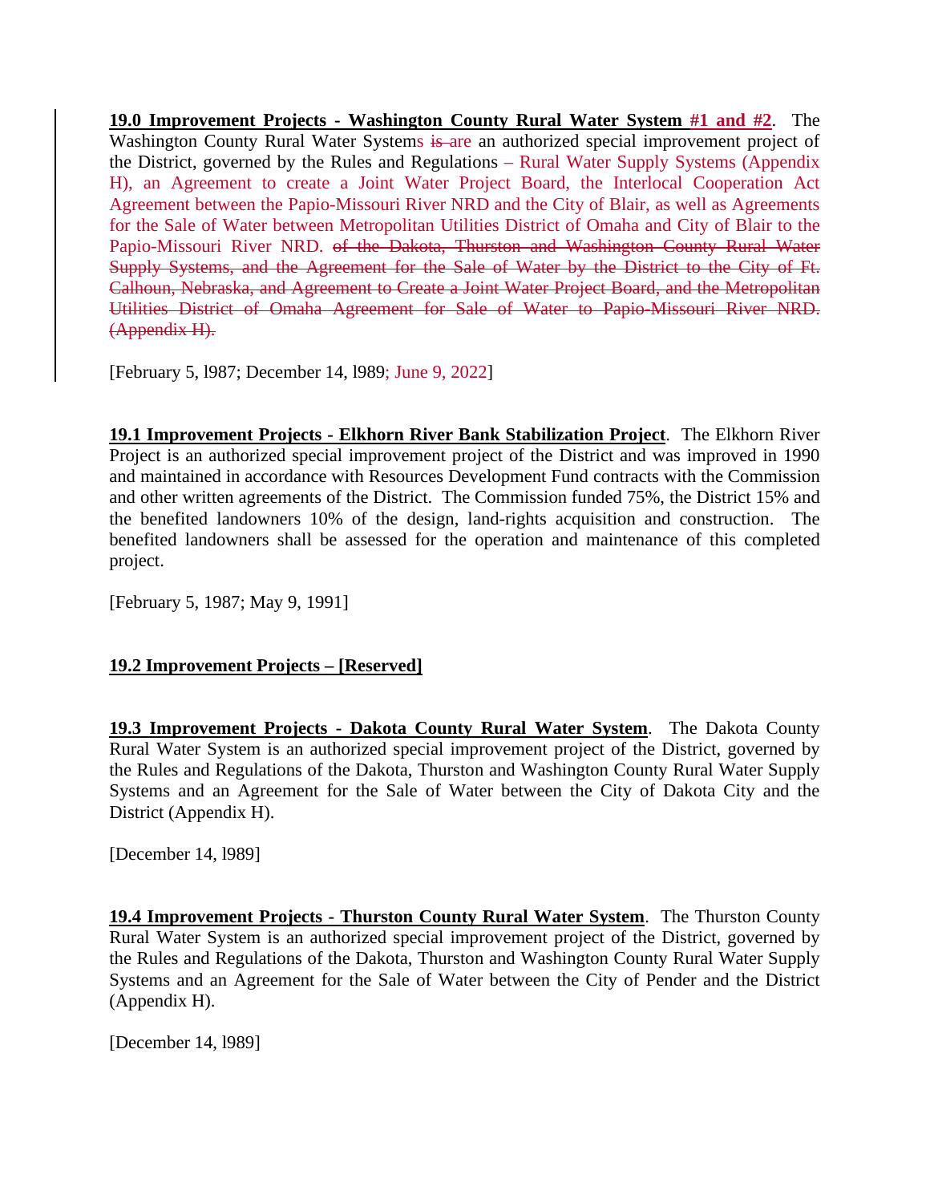**19.0 Improvement Projects - Washington County Rural Water System #1 and #2**. The Washington County Rural Water Systems ~~is~~ are an authorized special improvement project of the District, governed by the Rules and Regulations – Rural Water Supply Systems (Appendix H), an Agreement to create a Joint Water Project Board, the Interlocal Cooperation Act Agreement between the Papio-Missouri River NRD and the City of Blair, as well as Agreements for the Sale of Water between Metropolitan Utilities District of Omaha and City of Blair to the Papio-Missouri River NRD. ~~of the Dakota, Thurston and Washington County Rural Water Supply Systems, and the Agreement for the Sale of Water by the District to the City of Ft. Calhoun, Nebraska, and Agreement to Create a Joint Water Project Board, and the Metropolitan Utilities District of Omaha Agreement for Sale of Water to Papio-Missouri River NRD. (Appendix H).~~

[February 5, l987; December 14, l989; June 9, 2022]

**19.1 Improvement Projects - Elkhorn River Bank Stabilization Project**. The Elkhorn River Project is an authorized special improvement project of the District and was improved in 1990 and maintained in accordance with Resources Development Fund contracts with the Commission and other written agreements of the District. The Commission funded 75%, the District 15% and the benefited landowners 10% of the design, land-rights acquisition and construction. The benefited landowners shall be assessed for the operation and maintenance of this completed project.

[February 5, 1987; May 9, 1991]

**19.2 Improvement Projects – [Reserved]**

**19.3 Improvement Projects - Dakota County Rural Water System**. The Dakota County Rural Water System is an authorized special improvement project of the District, governed by the Rules and Regulations of the Dakota, Thurston and Washington County Rural Water Supply Systems and an Agreement for the Sale of Water between the City of Dakota City and the District (Appendix H).

[December 14, l989]

**19.4 Improvement Projects - Thurston County Rural Water System**. The Thurston County Rural Water System is an authorized special improvement project of the District, governed by the Rules and Regulations of the Dakota, Thurston and Washington County Rural Water Supply Systems and an Agreement for the Sale of Water between the City of Pender and the District (Appendix H).

[December 14, l989]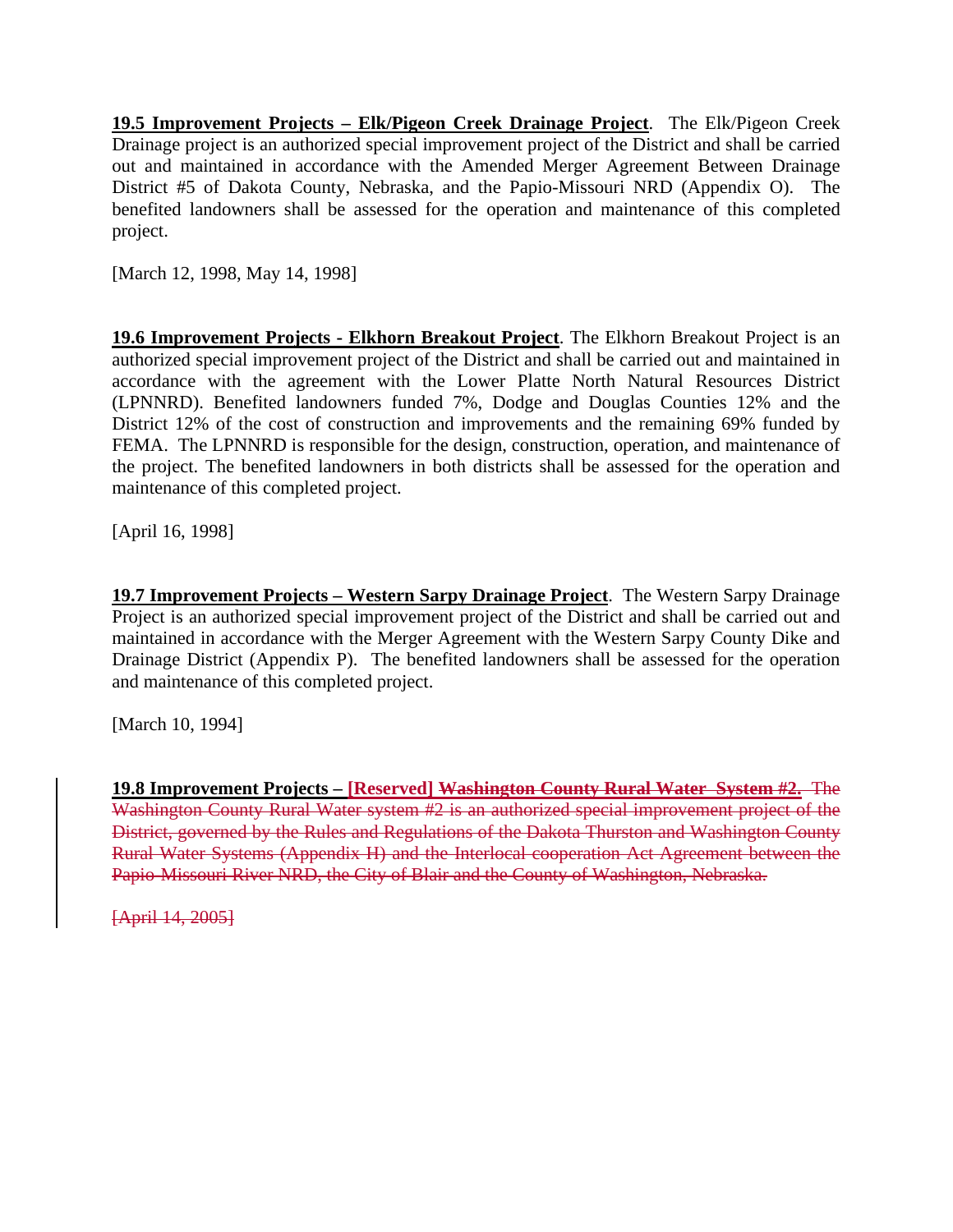**19.5 Improvement Projects – Elk/Pigeon Creek Drainage Project**. The Elk/Pigeon Creek Drainage project is an authorized special improvement project of the District and shall be carried out and maintained in accordance with the Amended Merger Agreement Between Drainage District #5 of Dakota County, Nebraska, and the Papio-Missouri NRD (Appendix O). The benefited landowners shall be assessed for the operation and maintenance of this completed project.

[March 12, 1998, May 14, 1998]

**19.6 Improvement Projects - Elkhorn Breakout Project**. The Elkhorn Breakout Project is an authorized special improvement project of the District and shall be carried out and maintained in accordance with the agreement with the Lower Platte North Natural Resources District (LPNNRD). Benefited landowners funded 7%, Dodge and Douglas Counties 12% and the District 12% of the cost of construction and improvements and the remaining 69% funded by FEMA. The LPNNRD is responsible for the design, construction, operation, and maintenance of the project. The benefited landowners in both districts shall be assessed for the operation and maintenance of this completed project.

[April 16, 1998]

**19.7 Improvement Projects – Western Sarpy Drainage Project**. The Western Sarpy Drainage Project is an authorized special improvement project of the District and shall be carried out and maintained in accordance with the Merger Agreement with the Western Sarpy County Dike and Drainage District (Appendix P). The benefited landowners shall be assessed for the operation and maintenance of this completed project.

[March 10, 1994]

**19.8 Improvement Projects – [Reserved] ~~Washington County Rural Water System #2.~~** ~~The Washington County Rural Water system #2 is an authorized special improvement project of the District, governed by the Rules and Regulations of the Dakota Thurston and Washington County Rural Water Systems (Appendix H) and the Interlocal cooperation Act Agreement between the Papio-Missouri River NRD, the City of Blair and the County of Washington, Nebraska.~~

~~[April 14, 2005]~~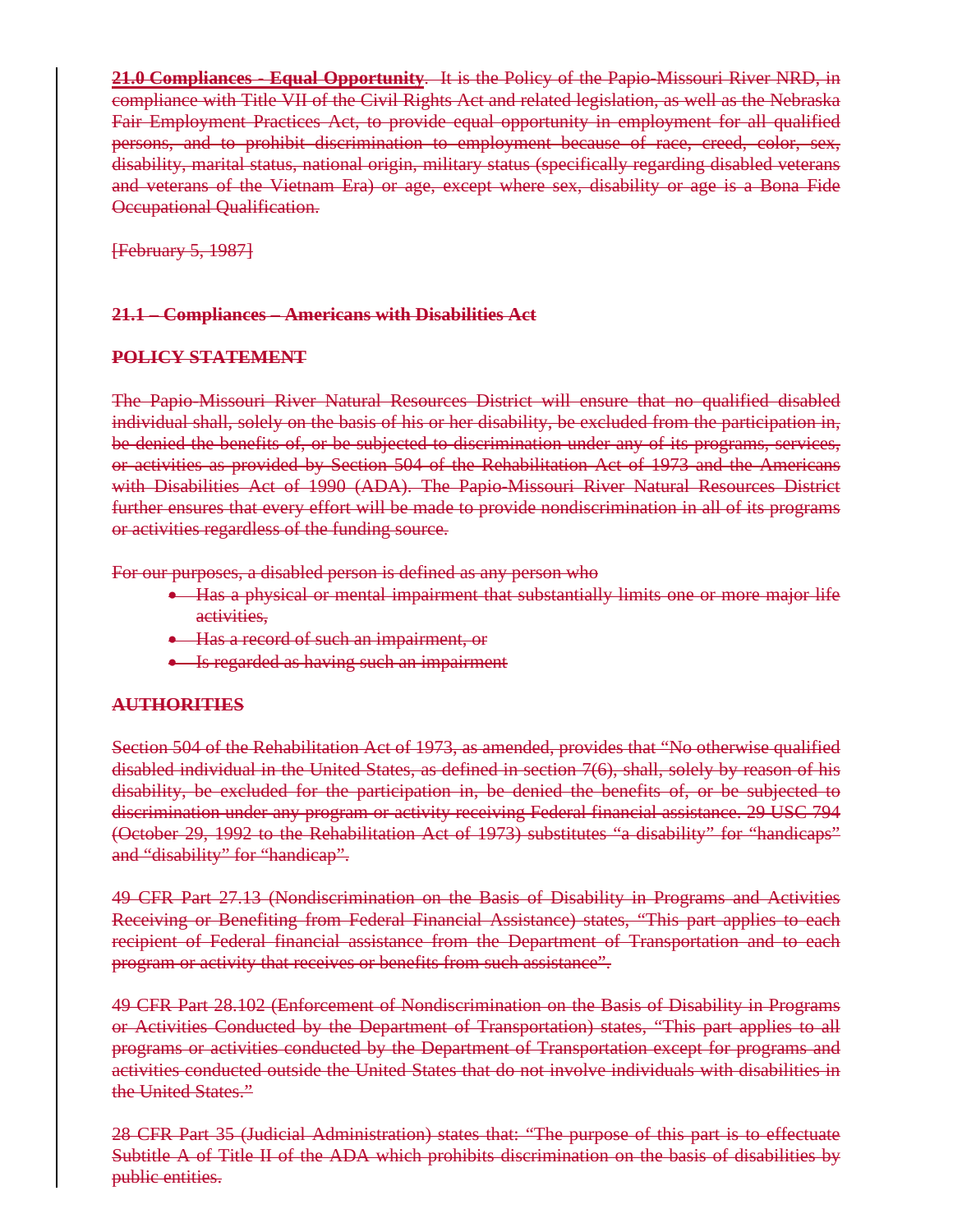**21.0 Compliances - Equal Opportunity**. It is the Policy of the Papio-Missouri River NRD, in compliance with Title VII of the Civil Rights Act and related legislation, as well as the Nebraska Fair Employment Practices Act, to provide equal opportunity in employment for all qualified persons, and to prohibit discrimination to employment because of race, creed, color, sex, disability, marital status, national origin, military status (specifically regarding disabled veterans and veterans of the Vietnam Era) or age, except where sex, disability or age is a Bona Fide Occupational Qualification.

[February 5, 1987]

**21.1 – Compliances – Americans with Disabilities Act**

**POLICY STATEMENT**

The Papio-Missouri River Natural Resources District will ensure that no qualified disabled individual shall, solely on the basis of his or her disability, be excluded from the participation in, be denied the benefits of, or be subjected to discrimination under any of its programs, services, or activities as provided by Section 504 of the Rehabilitation Act of 1973 and the Americans with Disabilities Act of 1990 (ADA). The Papio-Missouri River Natural Resources District further ensures that every effort will be made to provide nondiscrimination in all of its programs or activities regardless of the funding source.

For our purposes, a disabled person is defined as any person who

- Has a physical or mental impairment that substantially limits one or more major life activities,
- Has a record of such an impairment, or
- Is regarded as having such an impairment

**AUTHORITIES**

Section 504 of the Rehabilitation Act of 1973, as amended, provides that "No otherwise qualified disabled individual in the United States, as defined in section 7(6), shall, solely by reason of his disability, be excluded for the participation in, be denied the benefits of, or be subjected to discrimination under any program or activity receiving Federal financial assistance. 29 USC 794 (October 29, 1992 to the Rehabilitation Act of 1973) substitutes "a disability" for "handicaps" and "disability" for "handicap".

49 CFR Part 27.13 (Nondiscrimination on the Basis of Disability in Programs and Activities Receiving or Benefiting from Federal Financial Assistance) states, "This part applies to each recipient of Federal financial assistance from the Department of Transportation and to each program or activity that receives or benefits from such assistance".

49 CFR Part 28.102 (Enforcement of Nondiscrimination on the Basis of Disability in Programs or Activities Conducted by the Department of Transportation) states, "This part applies to all programs or activities conducted by the Department of Transportation except for programs and activities conducted outside the United States that do not involve individuals with disabilities in the United States."

28 CFR Part 35 (Judicial Administration) states that: "The purpose of this part is to effectuate Subtitle A of Title II of the ADA which prohibits discrimination on the basis of disabilities by public entities.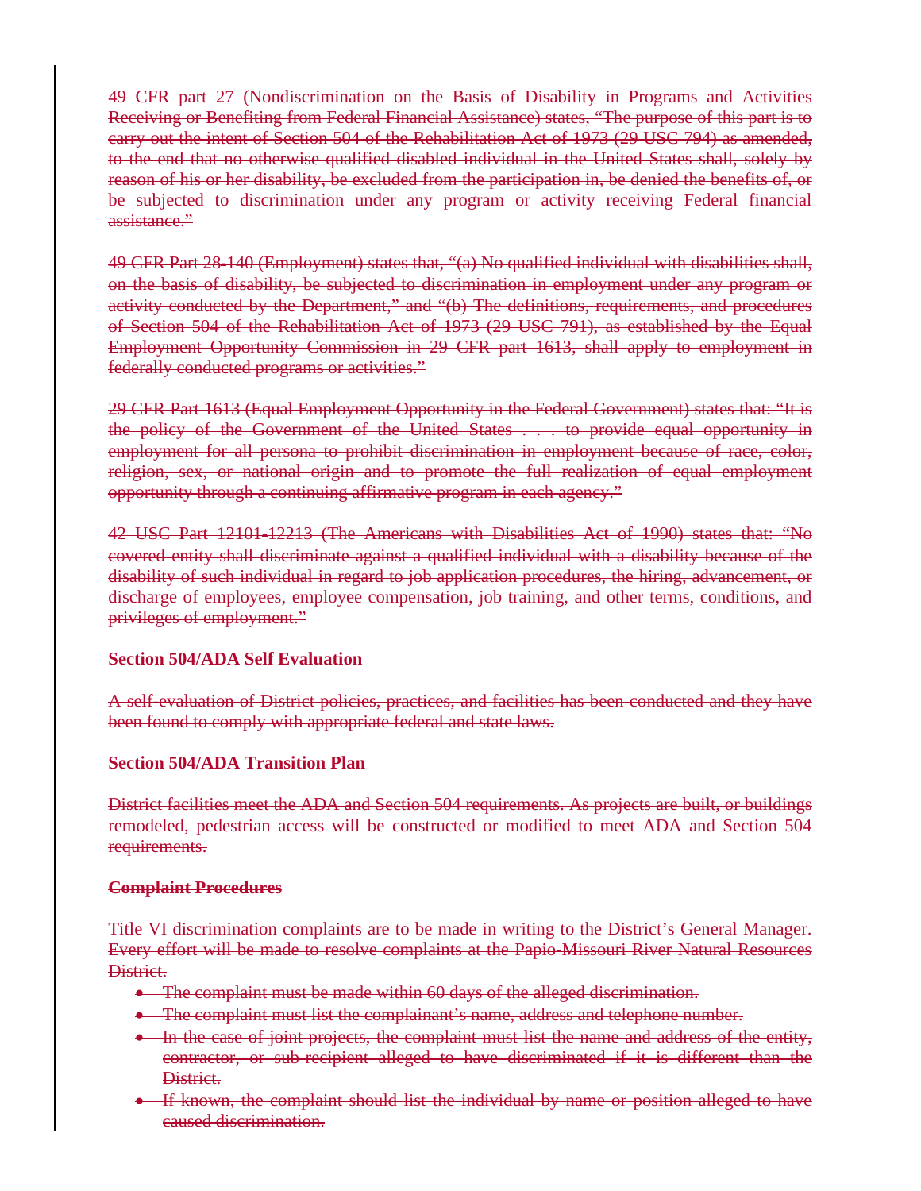~~49 CFR part 27 (Nondiscrimination on the Basis of Disability in Programs and Activities Receiving or Benefiting from Federal Financial Assistance) states, "The purpose of this part is to carry out the intent of Section 504 of the Rehabilitation Act of 1973 (29 USC 794) as amended, to the end that no otherwise qualified disabled individual in the United States shall, solely by reason of his or her disability, be excluded from the participation in, be denied the benefits of, or be subjected to discrimination under any program or activity receiving Federal financial assistance."~~

~~49 CFR Part 28-140 (Employment) states that, "(a) No qualified individual with disabilities shall, on the basis of disability, be subjected to discrimination in employment under any program or activity conducted by the Department," and "(b) The definitions, requirements, and procedures of Section 504 of the Rehabilitation Act of 1973 (29 USC 791), as established by the Equal Employment Opportunity Commission in 29 CFR part 1613, shall apply to employment in federally conducted programs or activities."~~

~~29 CFR Part 1613 (Equal Employment Opportunity in the Federal Government) states that: "It is the policy of the Government of the United States . . . to provide equal opportunity in employment for all persona to prohibit discrimination in employment because of race, color, religion, sex, or national origin and to promote the full realization of equal employment opportunity through a continuing affirmative program in each agency."~~

~~42 USC Part 12101-12213 (The Americans with Disabilities Act of 1990) states that: "No covered entity shall discriminate against a qualified individual with a disability because of the disability of such individual in regard to job application procedures, the hiring, advancement, or discharge of employees, employee compensation, job training, and other terms, conditions, and privileges of employment."~~

**~~Section 504/ADA Self Evaluation~~**

~~A self-evaluation of District policies, practices, and facilities has been conducted and they have been found to comply with appropriate federal and state laws.~~

**~~Section 504/ADA Transition Plan~~**

~~District facilities meet the ADA and Section 504 requirements. As projects are built, or buildings remodeled, pedestrian access will be constructed or modified to meet ADA and Section 504 requirements.~~

**~~Complaint Procedures~~**

~~Title VI discrimination complaints are to be made in writing to the District's General Manager. Every effort will be made to resolve complaints at the Papio-Missouri River Natural Resources District.~~

- ~~The complaint must be made within 60 days of the alleged discrimination.~~
- ~~The complaint must list the complainant's name, address and telephone number.~~
- ~~In the case of joint projects, the complaint must list the name and address of the entity, contractor, or sub-recipient alleged to have discriminated if it is different than the District.~~
- ~~If known, the complaint should list the individual by name or position alleged to have caused discrimination.~~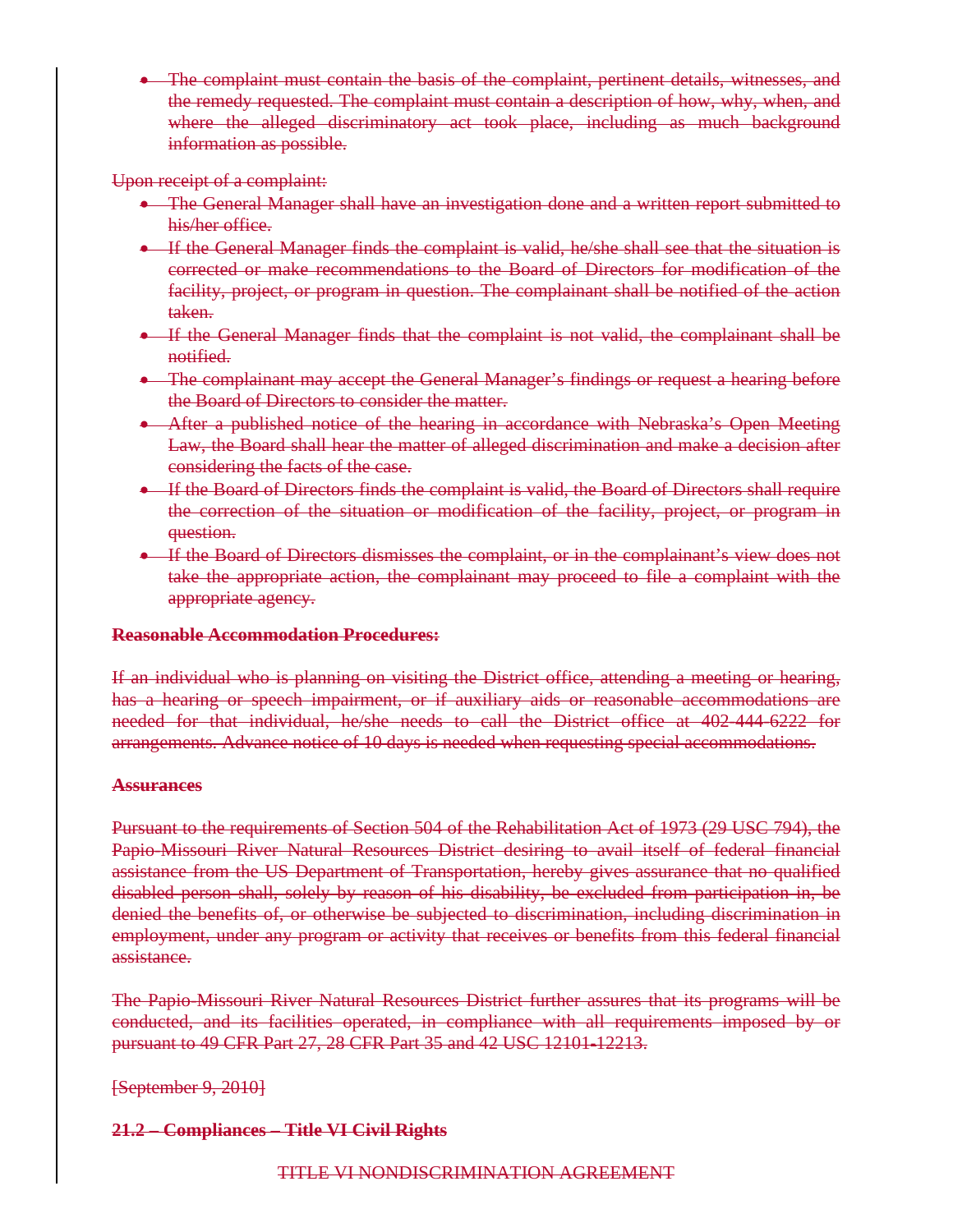- ~~The complaint must contain the basis of the complaint, pertinent details, witnesses, and the remedy requested. The complaint must contain a description of how, why, when, and where the alleged discriminatory act took place, including as much background information as possible.~~

~~Upon receipt of a complaint:~~

- ~~The General Manager shall have an investigation done and a written report submitted to his/her office.~~
- ~~If the General Manager finds the complaint is valid, he/she shall see that the situation is corrected or make recommendations to the Board of Directors for modification of the facility, project, or program in question. The complainant shall be notified of the action taken.~~
- ~~If the General Manager finds that the complaint is not valid, the complainant shall be notified.~~
- ~~The complainant may accept the General Manager's findings or request a hearing before the Board of Directors to consider the matter.~~
- ~~After a published notice of the hearing in accordance with Nebraska's Open Meeting Law, the Board shall hear the matter of alleged discrimination and make a decision after considering the facts of the case.~~
- ~~If the Board of Directors finds the complaint is valid, the Board of Directors shall require the correction of the situation or modification of the facility, project, or program in question.~~
- ~~If the Board of Directors dismisses the complaint, or in the complainant's view does not take the appropriate action, the complainant may proceed to file a complaint with the appropriate agency.~~

**~~Reasonable Accommodation Procedures:~~**

~~If an individual who is planning on visiting the District office, attending a meeting or hearing, has a hearing or speech impairment, or if auxiliary aids or reasonable accommodations are needed for that individual, he/she needs to call the District office at 402-444-6222 for arrangements. Advance notice of 10 days is needed when requesting special accommodations.~~

**~~Assurances~~**

~~Pursuant to the requirements of Section 504 of the Rehabilitation Act of 1973 (29 USC 794), the Papio-Missouri River Natural Resources District desiring to avail itself of federal financial assistance from the US Department of Transportation, hereby gives assurance that no qualified disabled person shall, solely by reason of his disability, be excluded from participation in, be denied the benefits of, or otherwise be subjected to discrimination, including discrimination in employment, under any program or activity that receives or benefits from this federal financial assistance.~~

~~The Papio-Missouri River Natural Resources District further assures that its programs will be conducted, and its facilities operated, in compliance with all requirements imposed by or pursuant to 49 CFR Part 27, 28 CFR Part 35 and 42 USC 12101-12213.~~

~~[September 9, 2010]~~

**~~21.2 – Compliances – Title VI Civil Rights~~**

~~TITLE VI NONDISCRIMINATION AGREEMENT~~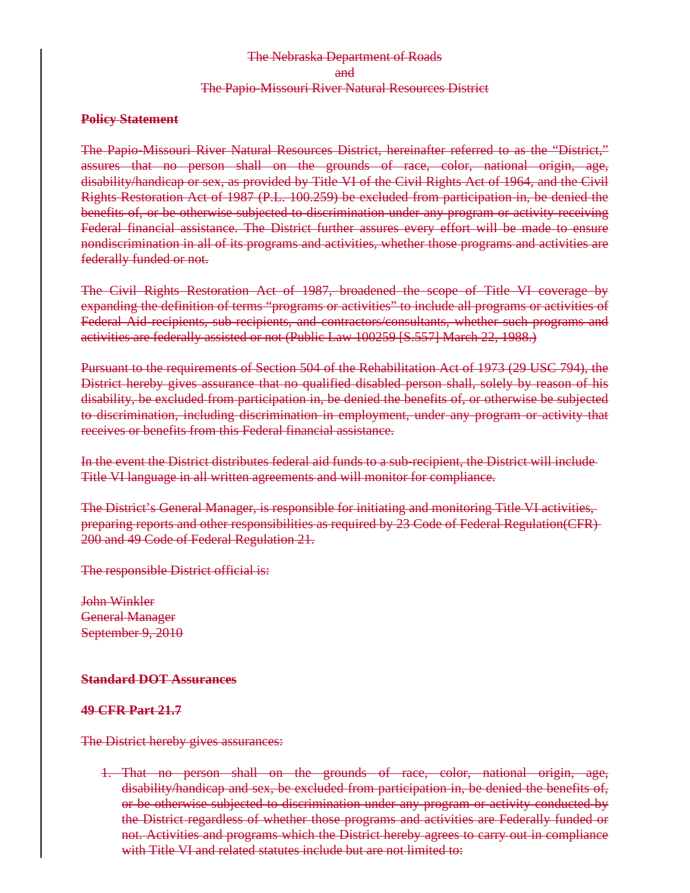The Nebraska Department of Roads
and
The Papio-Missouri River Natural Resources District

**Policy Statement**

The Papio-Missouri River Natural Resources District, hereinafter referred to as the "District," assures that no person shall on the grounds of race, color, national origin, age, disability/handicap or sex, as provided by Title VI of the Civil Rights Act of 1964, and the Civil Rights Restoration Act of 1987 (P.L. 100.259) be excluded from participation in, be denied the benefits of, or be otherwise subjected to discrimination under any program or activity receiving Federal financial assistance. The District further assures every effort will be made to ensure nondiscrimination in all of its programs and activities, whether those programs and activities are federally funded or not.

The Civil Rights Restoration Act of 1987, broadened the scope of Title VI coverage by expanding the definition of terms "programs or activities" to include all programs or activities of Federal Aid recipients, sub-recipients, and contractors/consultants, whether such programs and activities are federally assisted or not (Public Law 100259 [S.557] March 22, 1988.)

Pursuant to the requirements of Section 504 of the Rehabilitation Act of 1973 (29 USC 794), the District hereby gives assurance that no qualified disabled person shall, solely by reason of his disability, be excluded from participation in, be denied the benefits of, or otherwise be subjected to discrimination, including discrimination in employment, under any program or activity that receives or benefits from this Federal financial assistance.

In the event the District distributes federal aid funds to a sub-recipient, the District will include Title VI language in all written agreements and will monitor for compliance.

The District's General Manager, is responsible for initiating and monitoring Title VI activities, preparing reports and other responsibilities as required by 23 Code of Federal Regulation(CFR) 200 and 49 Code of Federal Regulation 21.

The responsible District official is:

John Winkler
General Manager
September 9, 2010

**Standard DOT Assurances**

**49 CFR Part 21.7**

The District hereby gives assurances:

1. That no person shall on the grounds of race, color, national origin, age, disability/handicap and sex, be excluded from participation in, be denied the benefits of, or be otherwise subjected to discrimination under any program or activity conducted by the District regardless of whether those programs and activities are Federally funded or not. Activities and programs which the District hereby agrees to carry out in compliance with Title VI and related statutes include but are not limited to: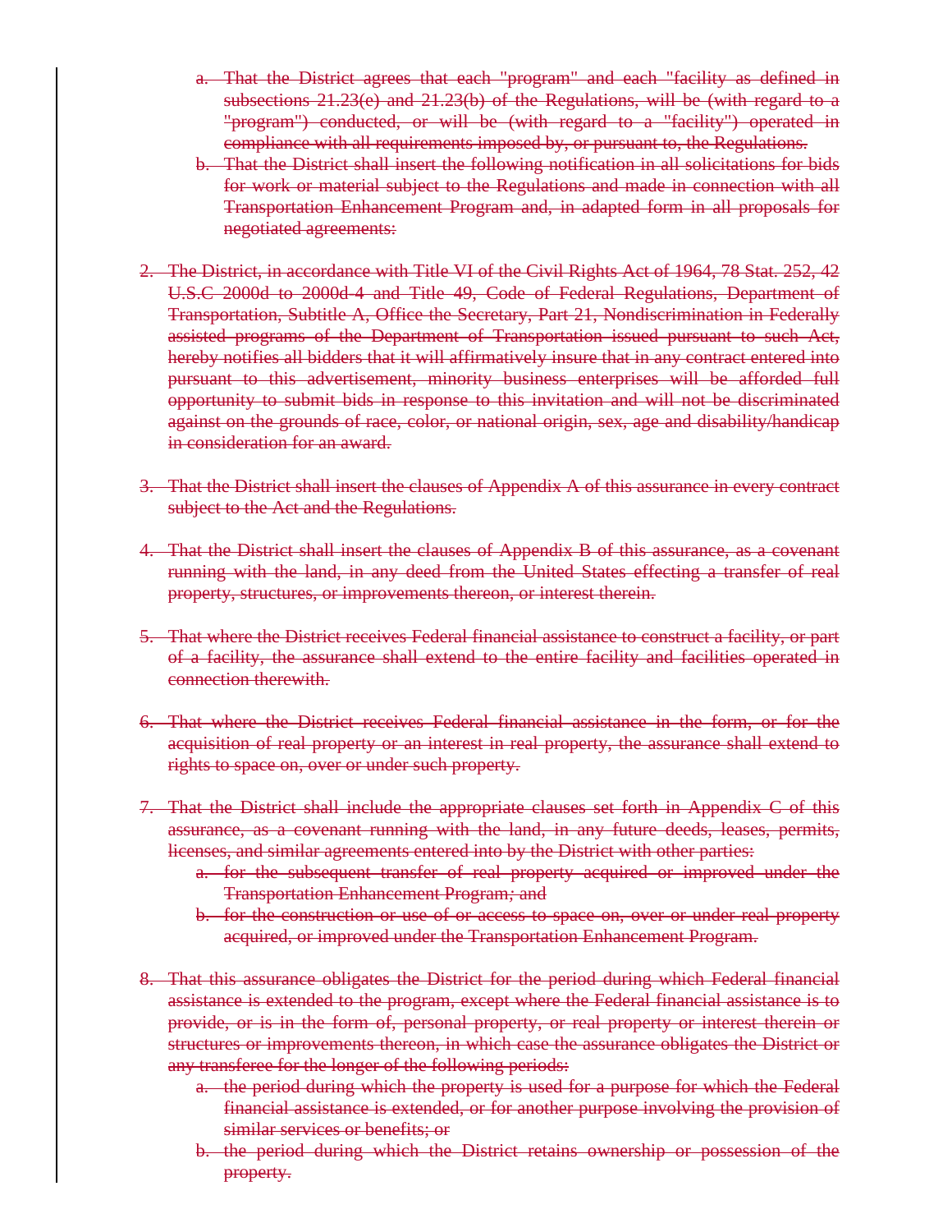a. That the District agrees that each "program" and each "facility as defined in subsections 21.23(e) and 21.23(b) of the Regulations, will be (with regard to a "program") conducted, or will be (with regard to a "facility") operated in compliance with all requirements imposed by, or pursuant to, the Regulations.
b. That the District shall insert the following notification in all solicitations for bids for work or material subject to the Regulations and made in connection with all Transportation Enhancement Program and, in adapted form in all proposals for negotiated agreements:

2. The District, in accordance with Title VI of the Civil Rights Act of 1964, 78 Stat. 252, 42 U.S.C 2000d to 2000d-4 and Title 49, Code of Federal Regulations, Department of Transportation, Subtitle A, Office the Secretary, Part 21, Nondiscrimination in Federally assisted programs of the Department of Transportation issued pursuant to such Act, hereby notifies all bidders that it will affirmatively insure that in any contract entered into pursuant to this advertisement, minority business enterprises will be afforded full opportunity to submit bids in response to this invitation and will not be discriminated against on the grounds of race, color, or national origin, sex, age and disability/handicap in consideration for an award.

3. That the District shall insert the clauses of Appendix A of this assurance in every contract subject to the Act and the Regulations.

4. That the District shall insert the clauses of Appendix B of this assurance, as a covenant running with the land, in any deed from the United States effecting a transfer of real property, structures, or improvements thereon, or interest therein.

5. That where the District receives Federal financial assistance to construct a facility, or part of a facility, the assurance shall extend to the entire facility and facilities operated in connection therewith.

6. That where the District receives Federal financial assistance in the form, or for the acquisition of real property or an interest in real property, the assurance shall extend to rights to space on, over or under such property.

7. That the District shall include the appropriate clauses set forth in Appendix C of this assurance, as a covenant running with the land, in any future deeds, leases, permits, licenses, and similar agreements entered into by the District with other parties:
   a. for the subsequent transfer of real property acquired or improved under the Transportation Enhancement Program; and
   b. for the construction or use of or access to space on, over or under real property acquired, or improved under the Transportation Enhancement Program.

8. That this assurance obligates the District for the period during which Federal financial assistance is extended to the program, except where the Federal financial assistance is to provide, or is in the form of, personal property, or real property or interest therein or structures or improvements thereon, in which case the assurance obligates the District or any transferee for the longer of the following periods:
   a. the period during which the property is used for a purpose for which the Federal financial assistance is extended, or for another purpose involving the provision of similar services or benefits; or
   b. the period during which the District retains ownership or possession of the property.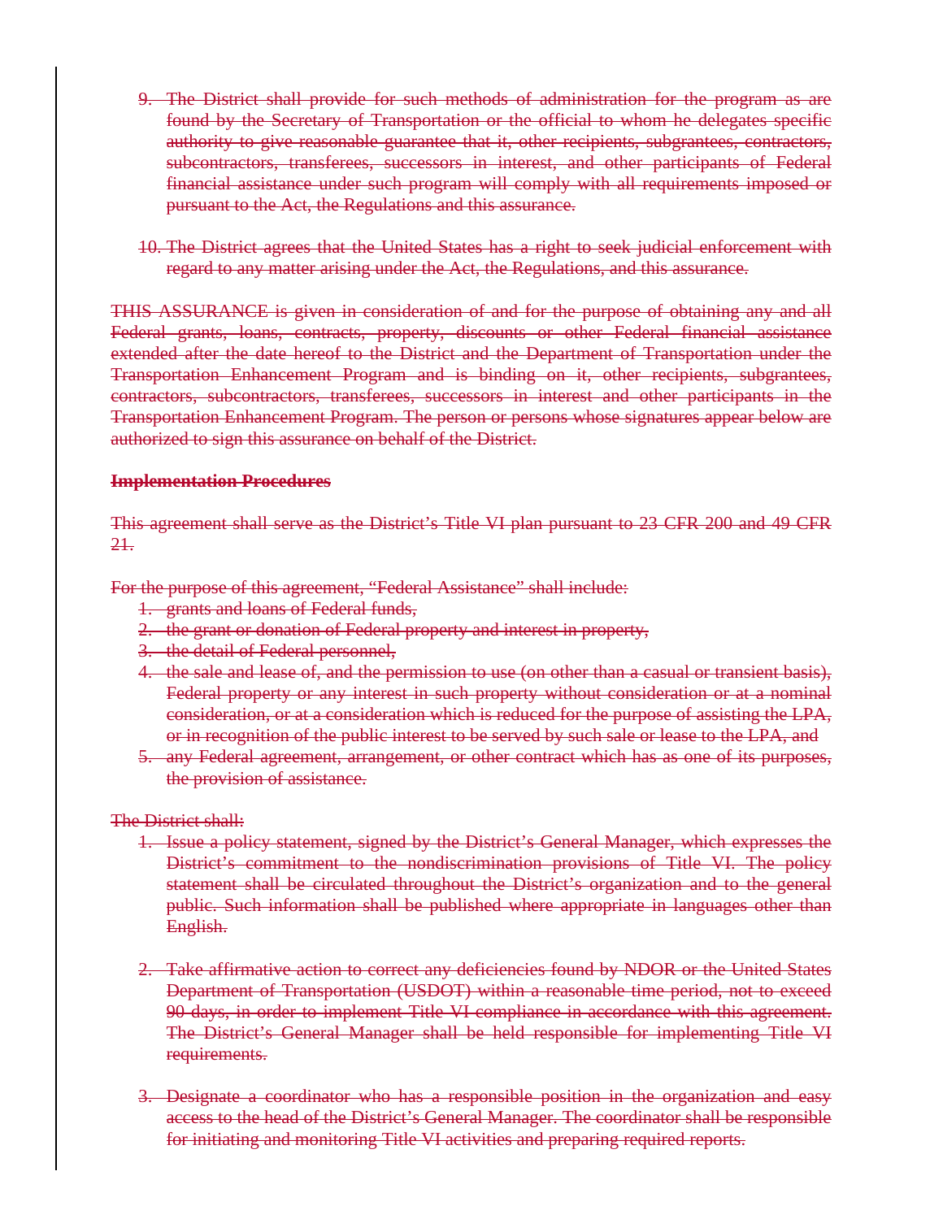~~9. The District shall provide for such methods of administration for the program as are found by the Secretary of Transportation or the official to whom he delegates specific authority to give reasonable guarantee that it, other recipients, subgrantees, contractors, subcontractors, transferees, successors in interest, and other participants of Federal financial assistance under such program will comply with all requirements imposed or pursuant to the Act, the Regulations and this assurance.~~

~~10. The District agrees that the United States has a right to seek judicial enforcement with regard to any matter arising under the Act, the Regulations, and this assurance.~~

~~THIS ASSURANCE is given in consideration of and for the purpose of obtaining any and all Federal grants, loans, contracts, property, discounts or other Federal financial assistance extended after the date hereof to the District and the Department of Transportation under the Transportation Enhancement Program and is binding on it, other recipients, subgrantees, contractors, subcontractors, transferees, successors in interest and other participants in the Transportation Enhancement Program. The person or persons whose signatures appear below are authorized to sign this assurance on behalf of the District.~~

~~**Implementation Procedures**~~

~~This agreement shall serve as the District's Title VI plan pursuant to 23 CFR 200 and 49 CFR 21.~~

~~For the purpose of this agreement, "Federal Assistance" shall include:~~

1. ~~grants and loans of Federal funds,~~
2. ~~the grant or donation of Federal property and interest in property,~~
3. ~~the detail of Federal personnel,~~
4. ~~the sale and lease of, and the permission to use (on other than a casual or transient basis), Federal property or any interest in such property without consideration or at a nominal consideration, or at a consideration which is reduced for the purpose of assisting the LPA, or in recognition of the public interest to be served by such sale or lease to the LPA, and~~
5. ~~any Federal agreement, arrangement, or other contract which has as one of its purposes, the provision of assistance.~~

~~The District shall:~~

1. ~~Issue a policy statement, signed by the District's General Manager, which expresses the District's commitment to the nondiscrimination provisions of Title VI. The policy statement shall be circulated throughout the District's organization and to the general public. Such information shall be published where appropriate in languages other than English.~~

2. ~~Take affirmative action to correct any deficiencies found by NDOR or the United States Department of Transportation (USDOT) within a reasonable time period, not to exceed 90 days, in order to implement Title VI compliance in accordance with this agreement. The District's General Manager shall be held responsible for implementing Title VI requirements.~~

3. ~~Designate a coordinator who has a responsible position in the organization and easy access to the head of the District's General Manager. The coordinator shall be responsible for initiating and monitoring Title VI activities and preparing required reports.~~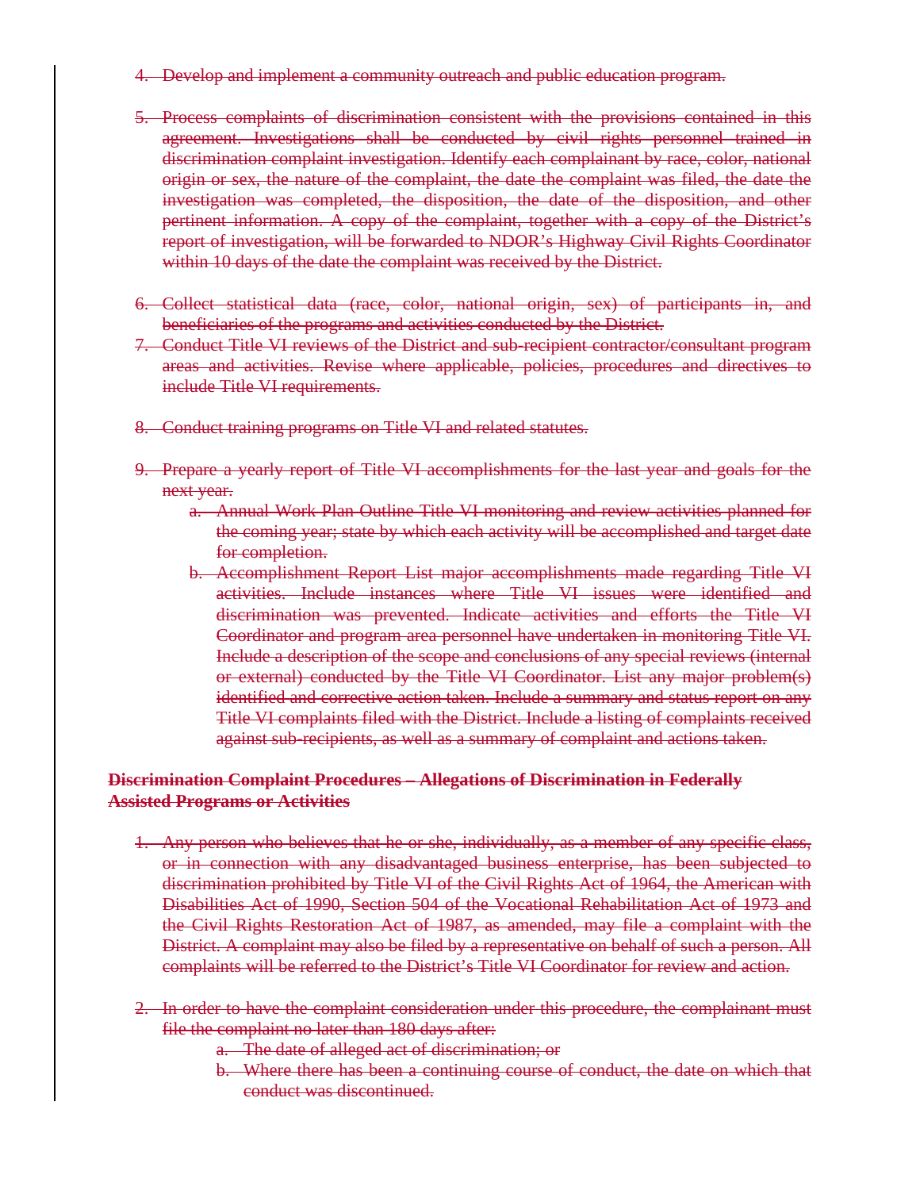4. ~~Develop and implement a community outreach and public education program.~~

5. ~~Process complaints of discrimination consistent with the provisions contained in this agreement. Investigations shall be conducted by civil rights personnel trained in discrimination complaint investigation. Identify each complainant by race, color, national origin or sex, the nature of the complaint, the date the complaint was filed, the date the investigation was completed, the disposition, the date of the disposition, and other pertinent information. A copy of the complaint, together with a copy of the District's report of investigation, will be forwarded to NDOR's Highway Civil Rights Coordinator within 10 days of the date the complaint was received by the District.~~

6. ~~Collect statistical data (race, color, national origin, sex) of participants in, and beneficiaries of the programs and activities conducted by the District.~~
7. ~~Conduct Title VI reviews of the District and sub-recipient contractor/consultant program areas and activities. Revise where applicable, policies, procedures and directives to include Title VI requirements.~~

8. ~~Conduct training programs on Title VI and related statutes.~~

9. ~~Prepare a yearly report of Title VI accomplishments for the last year and goals for the next year.~~
   a. ~~Annual Work Plan Outline Title VI monitoring and review activities planned for the coming year; state by which each activity will be accomplished and target date for completion.~~
   b. ~~Accomplishment Report List major accomplishments made regarding Title VI activities. Include instances where Title VI issues were identified and discrimination was prevented. Indicate activities and efforts the Title VI Coordinator and program area personnel have undertaken in monitoring Title VI. Include a description of the scope and conclusions of any special reviews (internal or external) conducted by the Title VI Coordinator. List any major problem(s) identified and corrective action taken. Include a summary and status report on any Title VI complaints filed with the District. Include a listing of complaints received against sub-recipients, as well as a summary of complaint and actions taken.~~

**~~Discrimination Complaint Procedures – Allegations of Discrimination in Federally Assisted Programs or Activities~~**

1. ~~Any person who believes that he or she, individually, as a member of any specific class, or in connection with any disadvantaged business enterprise, has been subjected to discrimination prohibited by Title VI of the Civil Rights Act of 1964, the American with Disabilities Act of 1990, Section 504 of the Vocational Rehabilitation Act of 1973 and the Civil Rights Restoration Act of 1987, as amended, may file a complaint with the District. A complaint may also be filed by a representative on behalf of such a person. All complaints will be referred to the District's Title VI Coordinator for review and action.~~

2. ~~In order to have the complaint consideration under this procedure, the complainant must file the complaint no later than 180 days after:~~
   a. ~~The date of alleged act of discrimination; or~~
   b. ~~Where there has been a continuing course of conduct, the date on which that conduct was discontinued.~~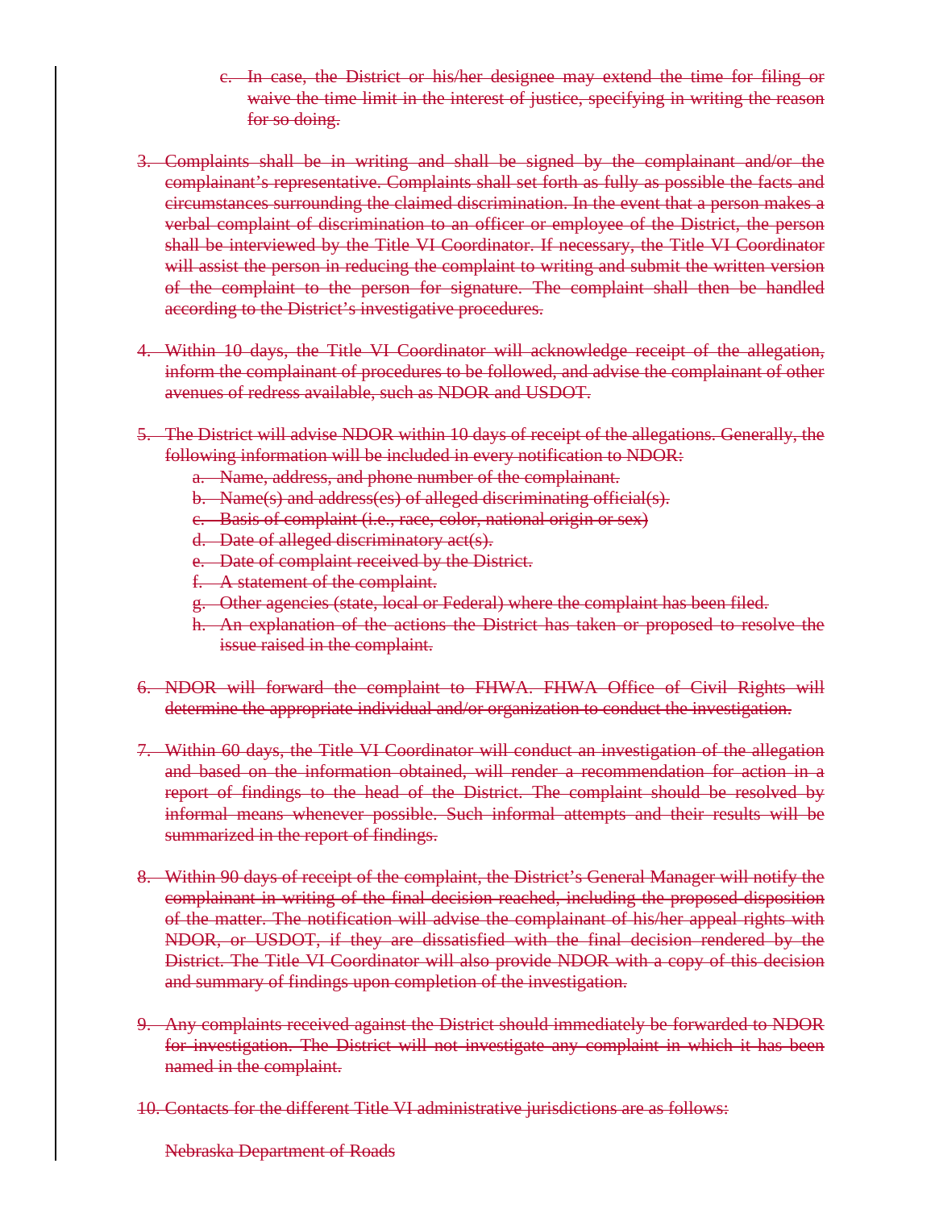c. ~~In case, the District or his/her designee may extend the time for filing or waive the time limit in the interest of justice, specifying in writing the reason for so doing.~~

3. ~~Complaints shall be in writing and shall be signed by the complainant and/or the complainant's representative. Complaints shall set forth as fully as possible the facts and circumstances surrounding the claimed discrimination. In the event that a person makes a verbal complaint of discrimination to an officer or employee of the District, the person shall be interviewed by the Title VI Coordinator. If necessary, the Title VI Coordinator will assist the person in reducing the complaint to writing and submit the written version of the complaint to the person for signature. The complaint shall then be handled according to the District's investigative procedures.~~

4. ~~Within 10 days, the Title VI Coordinator will acknowledge receipt of the allegation, inform the complainant of procedures to be followed, and advise the complainant of other avenues of redress available, such as NDOR and USDOT.~~

5. ~~The District will advise NDOR within 10 days of receipt of the allegations. Generally, the following information will be included in every notification to NDOR:~~
   a. ~~Name, address, and phone number of the complainant.~~
   b. ~~Name(s) and address(es) of alleged discriminating official(s).~~
   c. ~~Basis of complaint (i.e., race, color, national origin or sex)~~
   d. ~~Date of alleged discriminatory act(s).~~
   e. ~~Date of complaint received by the District.~~
   f. ~~A statement of the complaint.~~
   g. ~~Other agencies (state, local or Federal) where the complaint has been filed.~~
   h. ~~An explanation of the actions the District has taken or proposed to resolve the issue raised in the complaint.~~

6. ~~NDOR will forward the complaint to FHWA. FHWA Office of Civil Rights will determine the appropriate individual and/or organization to conduct the investigation.~~

7. ~~Within 60 days, the Title VI Coordinator will conduct an investigation of the allegation and based on the information obtained, will render a recommendation for action in a report of findings to the head of the District. The complaint should be resolved by informal means whenever possible. Such informal attempts and their results will be summarized in the report of findings.~~

8. ~~Within 90 days of receipt of the complaint, the District's General Manager will notify the complainant in writing of the final decision reached, including the proposed disposition of the matter. The notification will advise the complainant of his/her appeal rights with NDOR, or USDOT, if they are dissatisfied with the final decision rendered by the District. The Title VI Coordinator will also provide NDOR with a copy of this decision and summary of findings upon completion of the investigation.~~

9. ~~Any complaints received against the District should immediately be forwarded to NDOR for investigation. The District will not investigate any complaint in which it has been named in the complaint.~~

10. ~~Contacts for the different Title VI administrative jurisdictions are as follows:~~

    ~~Nebraska Department of Roads~~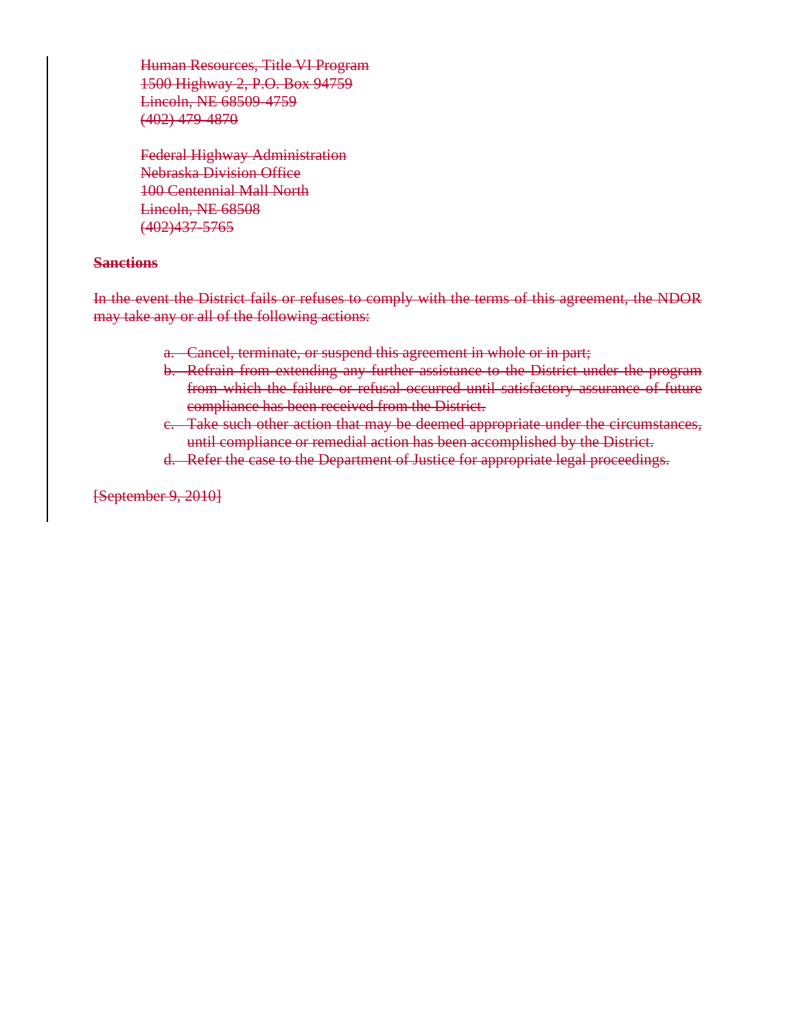Human Resources, Title VI Program
1500 Highway 2, P.O. Box 94759
Lincoln, NE 68509-4759
(402) 479-4870

Federal Highway Administration
Nebraska Division Office
100 Centennial Mall North
Lincoln, NE 68508
(402)437-5765

**Sanctions**

In the event the District fails or refuses to comply with the terms of this agreement, the NDOR may take any or all of the following actions:

a. Cancel, terminate, or suspend this agreement in whole or in part;
b. Refrain from extending any further assistance to the District under the program from which the failure or refusal occurred until satisfactory assurance of future compliance has been received from the District.
c. Take such other action that may be deemed appropriate under the circumstances, until compliance or remedial action has been accomplished by the District.
d. Refer the case to the Department of Justice for appropriate legal proceedings.

[September 9, 2010]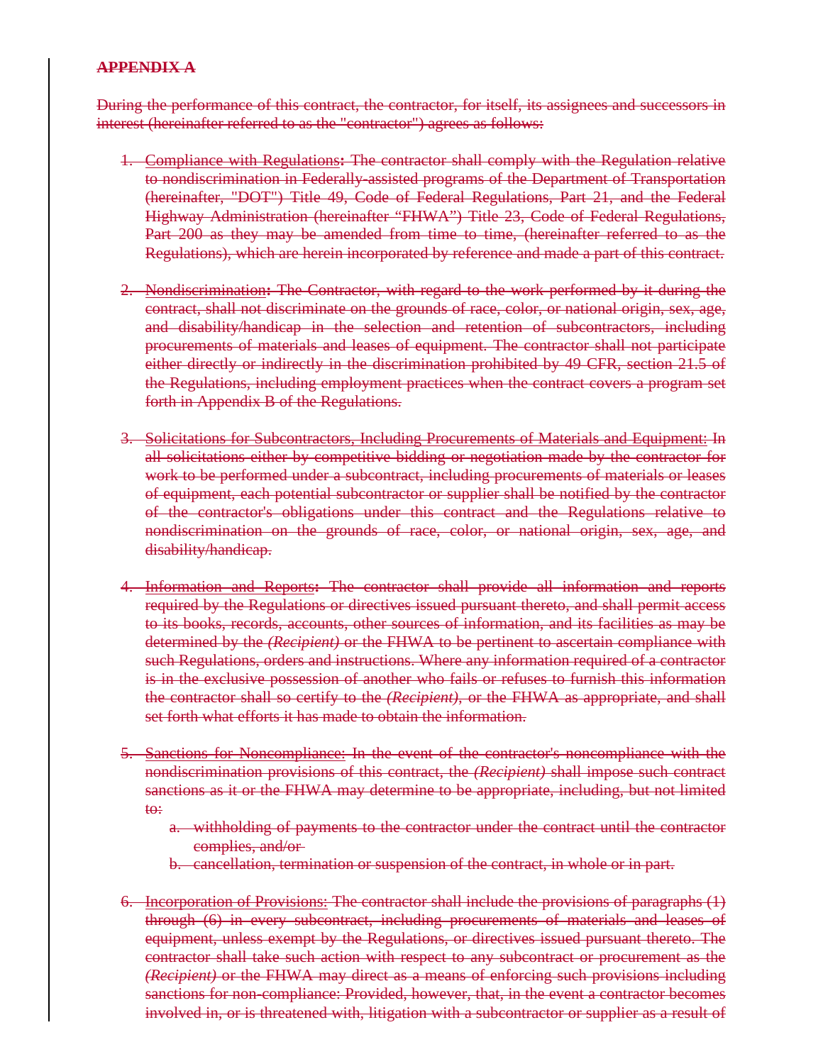**APPENDIX A**

During the performance of this contract, the contractor, for itself, its assignees and successors in interest (hereinafter referred to as the "contractor") agrees as follows:

1. Compliance with Regulations**:** The contractor shall comply with the Regulation relative to nondiscrimination in Federally-assisted programs of the Department of Transportation (hereinafter, "DOT") Title 49, Code of Federal Regulations, Part 21, and the Federal Highway Administration (hereinafter "FHWA") Title 23, Code of Federal Regulations, Part 200 as they may be amended from time to time, (hereinafter referred to as the Regulations), which are herein incorporated by reference and made a part of this contract.

2. Nondiscrimination**:** The Contractor, with regard to the work performed by it during the contract, shall not discriminate on the grounds of race, color, or national origin, sex, age, and disability/handicap in the selection and retention of subcontractors, including procurements of materials and leases of equipment. The contractor shall not participate either directly or indirectly in the discrimination prohibited by 49 CFR, section 21.5 of the Regulations, including employment practices when the contract covers a program set forth in Appendix B of the Regulations.

3. Solicitations for Subcontractors, Including Procurements of Materials and Equipment: In all solicitations either by competitive bidding or negotiation made by the contractor for work to be performed under a subcontract, including procurements of materials or leases of equipment, each potential subcontractor or supplier shall be notified by the contractor of the contractor's obligations under this contract and the Regulations relative to nondiscrimination on the grounds of race, color, or national origin, sex, age, and disability/handicap.

4. Information and Reports**:** The contractor shall provide all information and reports required by the Regulations or directives issued pursuant thereto, and shall permit access to its books, records, accounts, other sources of information, and its facilities as may be determined by the *(Recipient)* or the FHWA to be pertinent to ascertain compliance with such Regulations, orders and instructions. Where any information required of a contractor is in the exclusive possession of another who fails or refuses to furnish this information the contractor shall so certify to the *(Recipient)*, or the FHWA as appropriate, and shall set forth what efforts it has made to obtain the information.

5. Sanctions for Noncompliance: In the event of the contractor's noncompliance with the nondiscrimination provisions of this contract, the *(Recipient)* shall impose such contract sanctions as it or the FHWA may determine to be appropriate, including, but not limited to:
   a. withholding of payments to the contractor under the contract until the contractor complies, and/or
   b. cancellation, termination or suspension of the contract, in whole or in part.

6. Incorporation of Provisions: The contractor shall include the provisions of paragraphs (1) through (6) in every subcontract, including procurements of materials and leases of equipment, unless exempt by the Regulations, or directives issued pursuant thereto. The contractor shall take such action with respect to any subcontract or procurement as the *(Recipient)* or the FHWA may direct as a means of enforcing such provisions including sanctions for non-compliance: Provided, however, that, in the event a contractor becomes involved in, or is threatened with, litigation with a subcontractor or supplier as a result of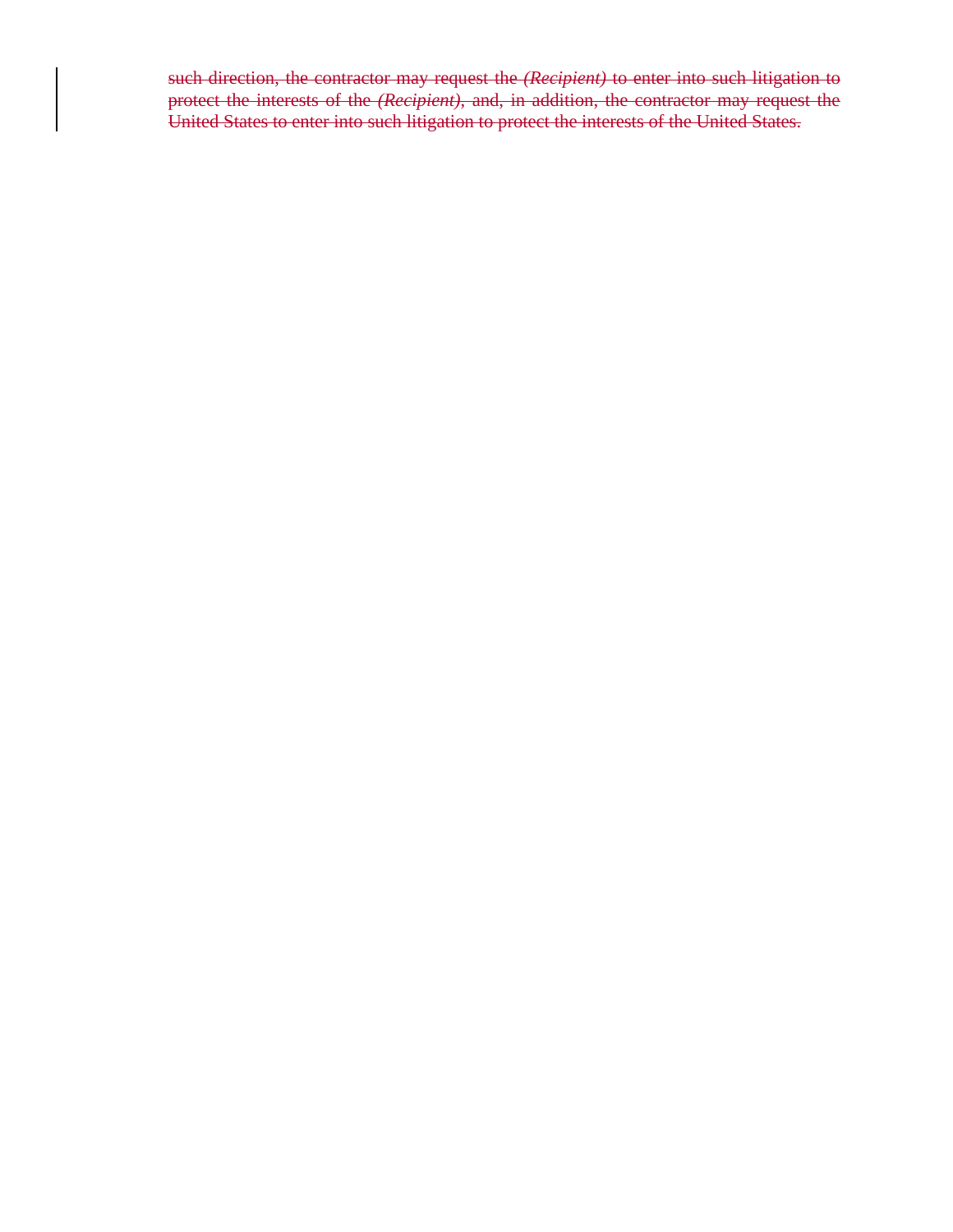~~such direction, the contractor may request the *(Recipient)* to enter into such litigation to protect the interests of the *(Recipient)*, and, in addition, the contractor may request the United States to enter into such litigation to protect the interests of the United States.~~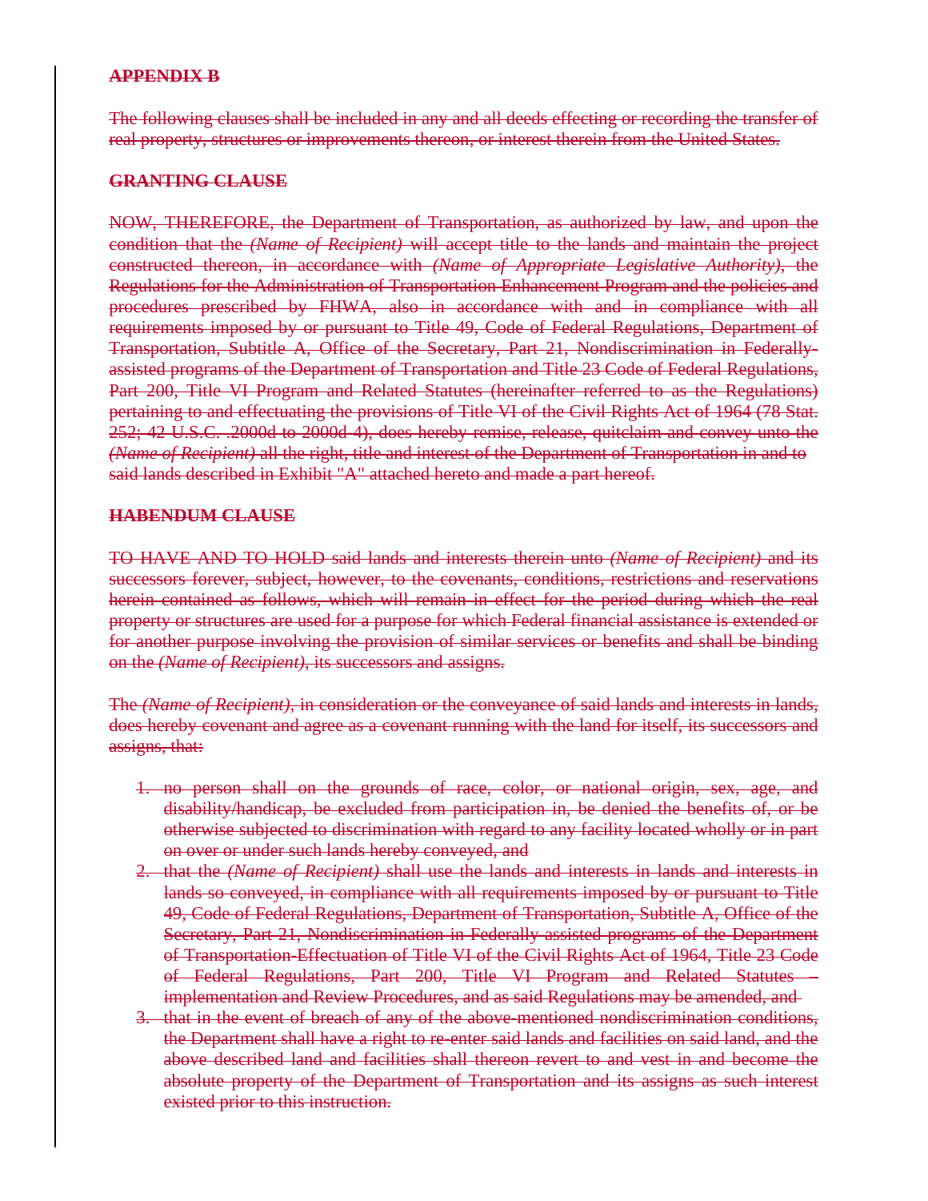**APPENDIX B**

The following clauses shall be included in any and all deeds effecting or recording the transfer of real property, structures or improvements thereon, or interest therein from the United States.

**GRANTING CLAUSE**

NOW, THEREFORE, the Department of Transportation, as authorized by law, and upon the condition that the *(Name of Recipient)* will accept title to the lands and maintain the project constructed thereon, in accordance with *(Name of Appropriate Legislative Authority)*, the Regulations for the Administration of Transportation Enhancement Program and the policies and procedures prescribed by FHWA, also in accordance with and in compliance with all requirements imposed by or pursuant to Title 49, Code of Federal Regulations, Department of Transportation, Subtitle A, Office of the Secretary, Part 21, Nondiscrimination in Federally-assisted programs of the Department of Transportation and Title 23 Code of Federal Regulations, Part 200, Title VI Program and Related Statutes (hereinafter referred to as the Regulations) pertaining to and effectuating the provisions of Title VI of the Civil Rights Act of 1964 (78 Stat. 252; 42 U.S.C. .2000d to 2000d-4), does hereby remise, release, quitclaim and convey unto the *(Name of Recipient)* all the right, title and interest of the Department of Transportation in and to said lands described in Exhibit "A" attached hereto and made a part hereof.

**HABENDUM CLAUSE**

TO HAVE AND TO HOLD said lands and interests therein unto *(Name of Recipient)* and its successors forever, subject, however, to the covenants, conditions, restrictions and reservations herein contained as follows, which will remain in effect for the period during which the real property or structures are used for a purpose for which Federal financial assistance is extended or for another purpose involving the provision of similar services or benefits and shall be binding on the *(Name of Recipient)*, its successors and assigns.

The *(Name of Recipient)*, in consideration or the conveyance of said lands and interests in lands, does hereby covenant and agree as a covenant running with the land for itself, its successors and assigns, that:

1. no person shall on the grounds of race, color, or national origin, sex, age, and disability/handicap, be excluded from participation in, be denied the benefits of, or be otherwise subjected to discrimination with regard to any facility located wholly or in part on over or under such lands hereby conveyed, and
2. that the *(Name of Recipient)* shall use the lands and interests in lands and interests in lands so conveyed, in compliance with all requirements imposed by or pursuant to Title 49, Code of Federal Regulations, Department of Transportation, Subtitle A, Office of the Secretary, Part 21, Nondiscrimination in Federally-assisted programs of the Department of Transportation-Effectuation of Title VI of the Civil Rights Act of 1964, Title 23 Code of Federal Regulations, Part 200, Title VI Program and Related Statutes – implementation and Review Procedures, and as said Regulations may be amended, and
3. that in the event of breach of any of the above-mentioned nondiscrimination conditions, the Department shall have a right to re-enter said lands and facilities on said land, and the above described land and facilities shall thereon revert to and vest in and become the absolute property of the Department of Transportation and its assigns as such interest existed prior to this instruction.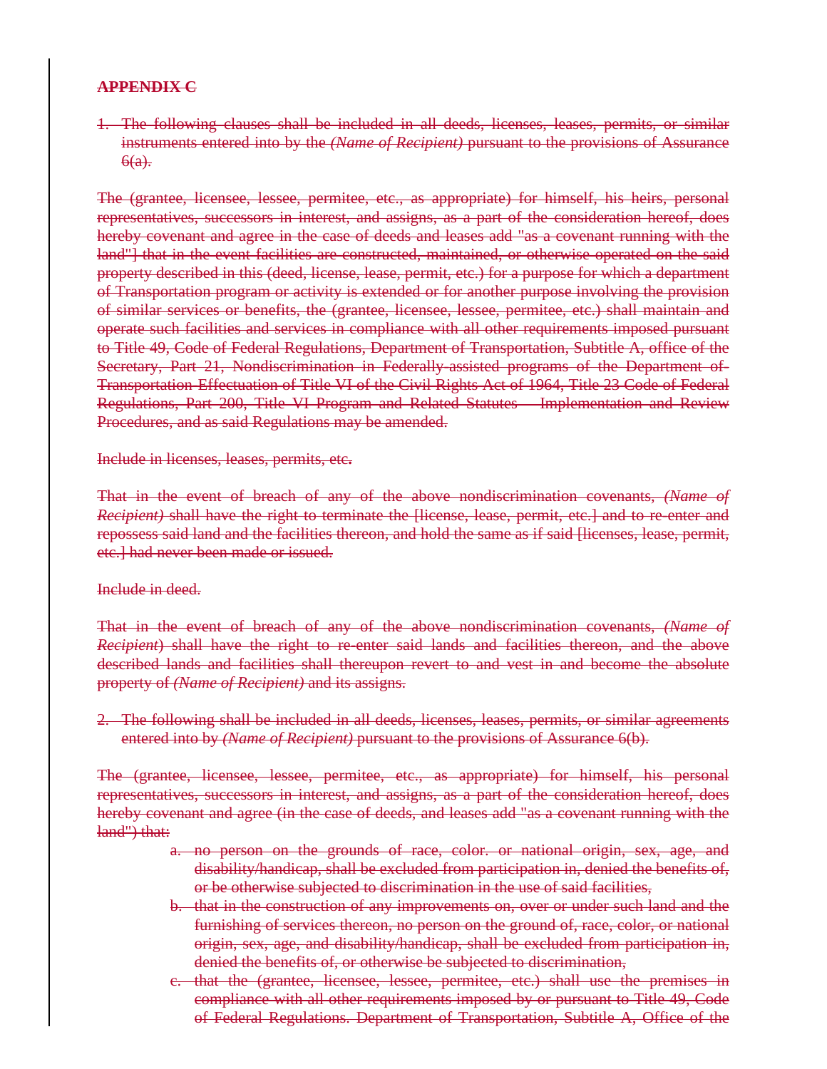**APPENDIX C**

1. The following clauses shall be included in all deeds, licenses, leases, permits, or similar instruments entered into by the *(Name of Recipient)* pursuant to the provisions of Assurance 6(a).

The (grantee, licensee, lessee, permitee, etc., as appropriate) for himself, his heirs, personal representatives, successors in interest, and assigns, as a part of the consideration hereof, does hereby covenant and agree in the case of deeds and leases add "as a covenant running with the land"] that in the event facilities are constructed, maintained, or otherwise operated on the said property described in this (deed, license, lease, permit, etc.) for a purpose for which a department of Transportation program or activity is extended or for another purpose involving the provision of similar services or benefits, the (grantee, licensee, lessee, permitee, etc.) shall maintain and operate such facilities and services in compliance with all other requirements imposed pursuant to Title 49, Code of Federal Regulations, Department of Transportation, Subtitle A, office of the Secretary, Part 21, Nondiscrimination in Federally-assisted programs of the Department of Transportation-Effectuation of Title VI of the Civil Rights Act of 1964, Title 23 Code of Federal Regulations, Part 200, Title VI Program and Related Statutes – Implementation and Review Procedures, and as said Regulations may be amended.

Include in licenses, leases, permits, etc.

That in the event of breach of any of the above nondiscrimination covenants, *(Name of Recipient)* shall have the right to terminate the [license, lease, permit, etc.] and to re-enter and repossess said land and the facilities thereon, and hold the same as if said [licenses, lease, permit, etc.] had never been made or issued.

Include in deed.

That in the event of breach of any of the above nondiscrimination covenants, *(Name of Recipient)* shall have the right to re-enter said lands and facilities thereon, and the above described lands and facilities shall thereupon revert to and vest in and become the absolute property of *(Name of Recipient)* and its assigns.

2. The following shall be included in all deeds, licenses, leases, permits, or similar agreements entered into by *(Name of Recipient)* pursuant to the provisions of Assurance 6(b).

The (grantee, licensee, lessee, permitee, etc., as appropriate) for himself, his personal representatives, successors in interest, and assigns, as a part of the consideration hereof, does hereby covenant and agree (in the case of deeds, and leases add "as a covenant running with the land") that:

   a. no person on the grounds of race, color. or national origin, sex, age, and disability/handicap, shall be excluded from participation in, denied the benefits of, or be otherwise subjected to discrimination in the use of said facilities,
   b. that in the construction of any improvements on, over or under such land and the furnishing of services thereon, no person on the ground of, race, color, or national origin, sex, age, and disability/handicap, shall be excluded from participation in, denied the benefits of, or otherwise be subjected to discrimination,
   c. that the (grantee, licensee, lessee, permitee, etc.) shall use the premises in compliance with all other requirements imposed by or pursuant to Title 49, Code of Federal Regulations. Department of Transportation, Subtitle A, Office of the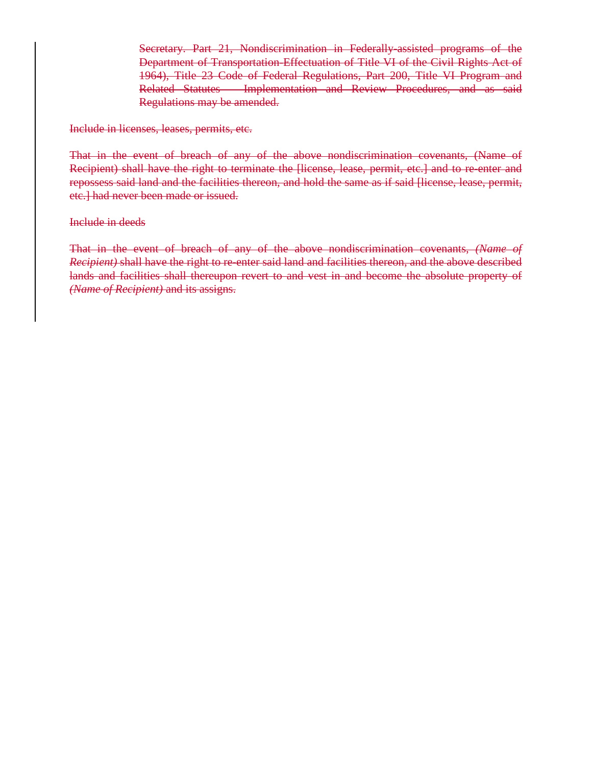~~Secretary. Part 21, Nondiscrimination in Federally-assisted programs of the Department of Transportation-Effectuation of Title VI of the Civil Rights Act of 1964), Title 23 Code of Federal Regulations, Part 200, Title VI Program and Related Statutes – Implementation and Review Procedures, and as said Regulations may be amended.~~

~~Include in licenses, leases, permits, etc.~~

~~That in the event of breach of any of the above nondiscrimination covenants, (Name of Recipient) shall have the right to terminate the [license, lease, permit, etc.] and to re-enter and repossess said land and the facilities thereon, and hold the same as if said [license, lease, permit, etc.] had never been made or issued.~~

~~Include in deeds~~

~~That in the event of breach of any of the above nondiscrimination covenants, *(Name of Recipient)* shall have the right to re-enter said land and facilities thereon, and the above described lands and facilities shall thereupon revert to and vest in and become the absolute property of *(Name of Recipient)* and its assigns.~~